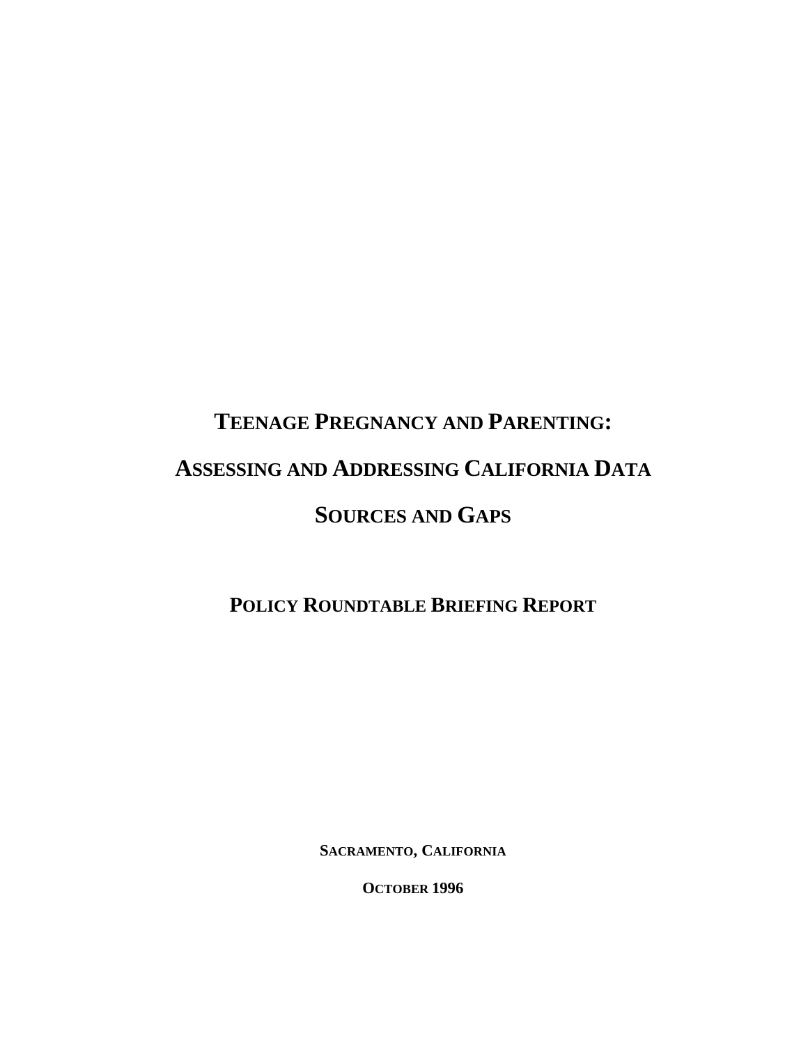# Teenage Pregnancy and Parenting: Assessing and Addressing California Data Sources and Gaps

## Policy Roundtable Briefing Report

**Sacramento, California**

**October 1996**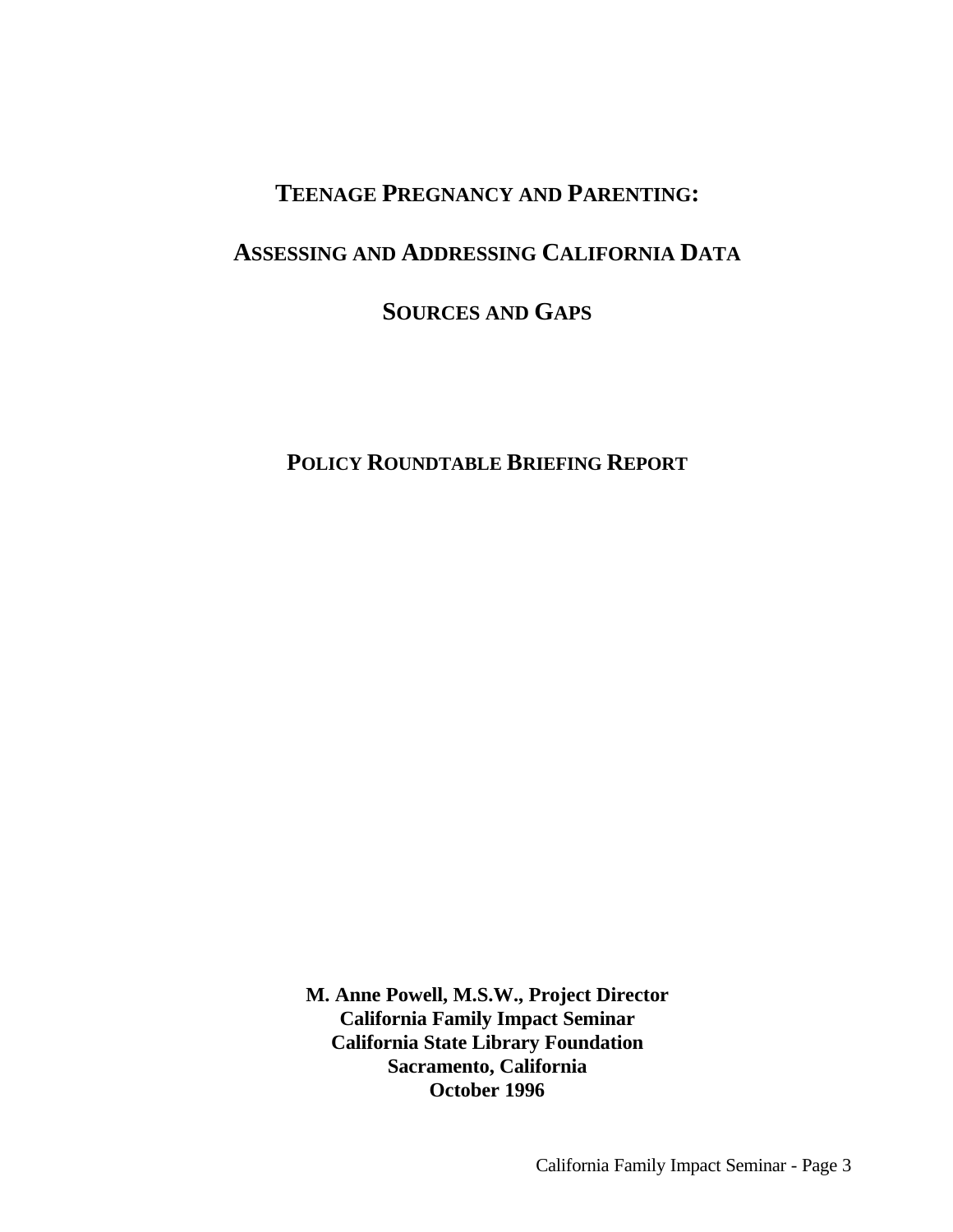# TEENAGE PREGNANCY AND PARENTING:

# ASSESSING AND ADDRESSING CALIFORNIA DATA SOURCES AND GAPS

## POLICY ROUNDTABLE BRIEFING REPORT

**M. Anne Powell, M.S.W., Project Director**
**California Family Impact Seminar**
**California State Library Foundation**
**Sacramento, California**
**October 1996**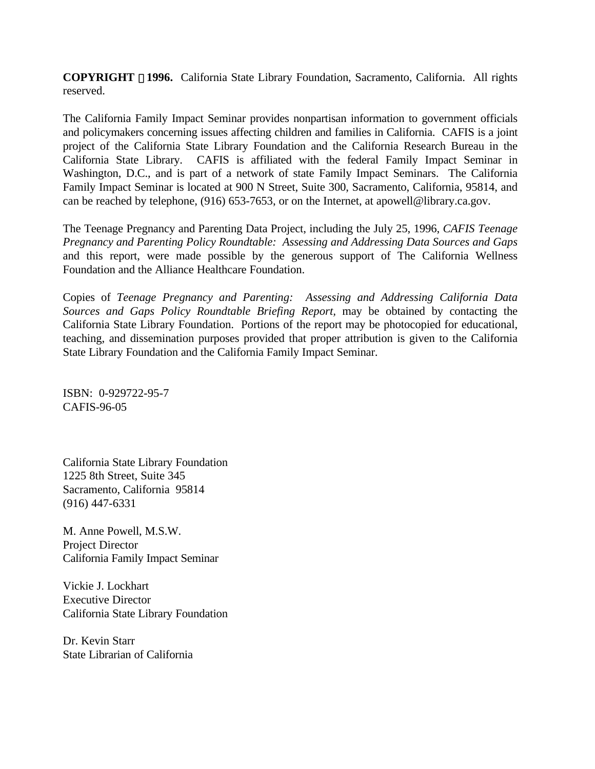**COPYRIGHT © 1996.** California State Library Foundation, Sacramento, California. All rights reserved.

The California Family Impact Seminar provides nonpartisan information to government officials and policymakers concerning issues affecting children and families in California. CAFIS is a joint project of the California State Library Foundation and the California Research Bureau in the California State Library. CAFIS is affiliated with the federal Family Impact Seminar in Washington, D.C., and is part of a network of state Family Impact Seminars. The California Family Impact Seminar is located at 900 N Street, Suite 300, Sacramento, California, 95814, and can be reached by telephone, (916) 653-7653, or on the Internet, at apowell@library.ca.gov.

The Teenage Pregnancy and Parenting Data Project, including the July 25, 1996, *CAFIS Teenage Pregnancy and Parenting Policy Roundtable: Assessing and Addressing Data Sources and Gaps* and this report, were made possible by the generous support of The California Wellness Foundation and the Alliance Healthcare Foundation.

Copies of *Teenage Pregnancy and Parenting: Assessing and Addressing California Data Sources and Gaps Policy Roundtable Briefing Report*, may be obtained by contacting the California State Library Foundation. Portions of the report may be photocopied for educational, teaching, and dissemination purposes provided that proper attribution is given to the California State Library Foundation and the California Family Impact Seminar.

ISBN: 0-929722-95-7
CAFIS-96-05

California State Library Foundation
1225 8th Street, Suite 345
Sacramento, California 95814
(916) 447-6331

M. Anne Powell, M.S.W.
Project Director
California Family Impact Seminar

Vickie J. Lockhart
Executive Director
California State Library Foundation

Dr. Kevin Starr
State Librarian of California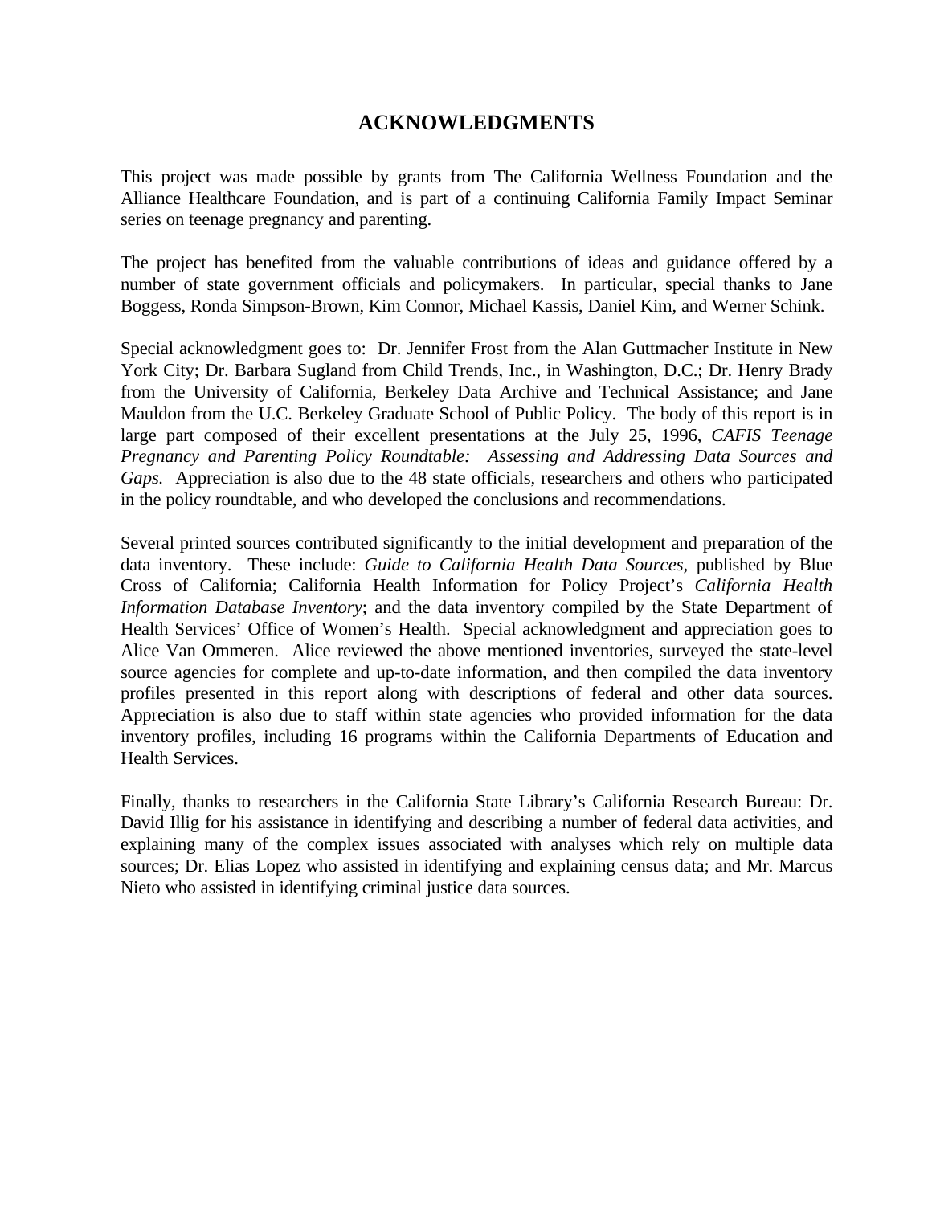# ACKNOWLEDGMENTS

This project was made possible by grants from The California Wellness Foundation and the Alliance Healthcare Foundation, and is part of a continuing California Family Impact Seminar series on teenage pregnancy and parenting.

The project has benefited from the valuable contributions of ideas and guidance offered by a number of state government officials and policymakers. In particular, special thanks to Jane Boggess, Ronda Simpson-Brown, Kim Connor, Michael Kassis, Daniel Kim, and Werner Schink.

Special acknowledgment goes to: Dr. Jennifer Frost from the Alan Guttmacher Institute in New York City; Dr. Barbara Sugland from Child Trends, Inc., in Washington, D.C.; Dr. Henry Brady from the University of California, Berkeley Data Archive and Technical Assistance; and Jane Mauldon from the U.C. Berkeley Graduate School of Public Policy. The body of this report is in large part composed of their excellent presentations at the July 25, 1996, *CAFIS Teenage Pregnancy and Parenting Policy Roundtable: Assessing and Addressing Data Sources and Gaps.* Appreciation is also due to the 48 state officials, researchers and others who participated in the policy roundtable, and who developed the conclusions and recommendations.

Several printed sources contributed significantly to the initial development and preparation of the data inventory. These include: *Guide to California Health Data Sources,* published by Blue Cross of California; California Health Information for Policy Project's *California Health Information Database Inventory*; and the data inventory compiled by the State Department of Health Services' Office of Women's Health. Special acknowledgment and appreciation goes to Alice Van Ommeren. Alice reviewed the above mentioned inventories, surveyed the state-level source agencies for complete and up-to-date information, and then compiled the data inventory profiles presented in this report along with descriptions of federal and other data sources. Appreciation is also due to staff within state agencies who provided information for the data inventory profiles, including 16 programs within the California Departments of Education and Health Services.

Finally, thanks to researchers in the California State Library's California Research Bureau: Dr. David Illig for his assistance in identifying and describing a number of federal data activities, and explaining many of the complex issues associated with analyses which rely on multiple data sources; Dr. Elias Lopez who assisted in identifying and explaining census data; and Mr. Marcus Nieto who assisted in identifying criminal justice data sources.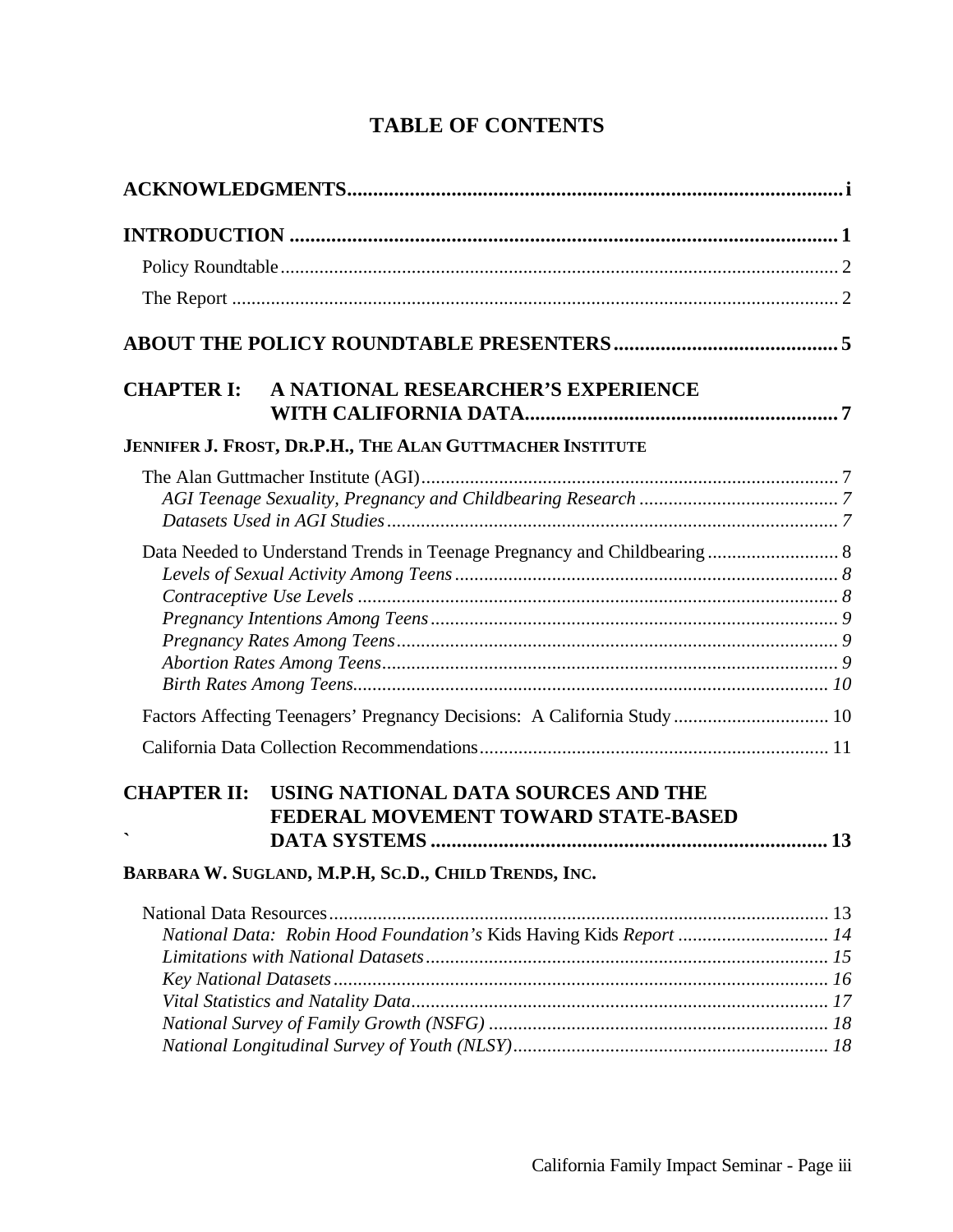# TABLE OF CONTENTS

**ACKNOWLEDGMENTS....................................................................................................i**

**INTRODUCTION .........................................................................................................1**

- Policy Roundtable....................................................................................................2
- The Report ...............................................................................................................2

**ABOUT THE POLICY ROUNDTABLE PRESENTERS ..........................................5**

**CHAPTER I: A NATIONAL RESEARCHER'S EXPERIENCE WITH CALIFORNIA DATA..........................................................7**

**JENNIFER J. FROST, DR.P.H., THE ALAN GUTTMACHER INSTITUTE**

- The Alan Guttmacher Institute (AGI).......................................................................7
  - *AGI Teenage Sexuality, Pregnancy and Childbearing Research .......................................7*
  - *Datasets Used in AGI Studies.............................................................................7*
- Data Needed to Understand Trends in Teenage Pregnancy and Childbearing ........................8
  - *Levels of Sexual Activity Among Teens ..............................................................8*
  - *Contraceptive Use Levels ....................................................................................8*
  - *Pregnancy Intentions Among Teens.....................................................................9*
  - *Pregnancy Rates Among Teens............................................................................9*
  - *Abortion Rates Among Teens..............................................................................9*
  - *Birth Rates Among Teens..................................................................................10*
- Factors Affecting Teenagers' Pregnancy Decisions: A California Study ...............................10
- California Data Collection Recommendations........................................................................11

**CHAPTER II: USING NATIONAL DATA SOURCES AND THE FEDERAL MOVEMENT TOWARD STATE-BASED DATA SYSTEMS ..........................................................................13**

**BARBARA W. SUGLAND, M.P.H, SC.D., CHILD TRENDS, INC.**

- National Data Resources.......................................................................................13
  - *National Data: Robin Hood Foundation's* Kids Having Kids *Report ...............................14*
  - *Limitations with National Datasets...................................................................15*
  - *Key National Datasets......................................................................................16*
  - *Vital Statistics and Natality Data......................................................................17*
  - *National Survey of Family Growth (NSFG) ......................................................18*
  - *National Longitudinal Survey of Youth (NLSY).................................................18*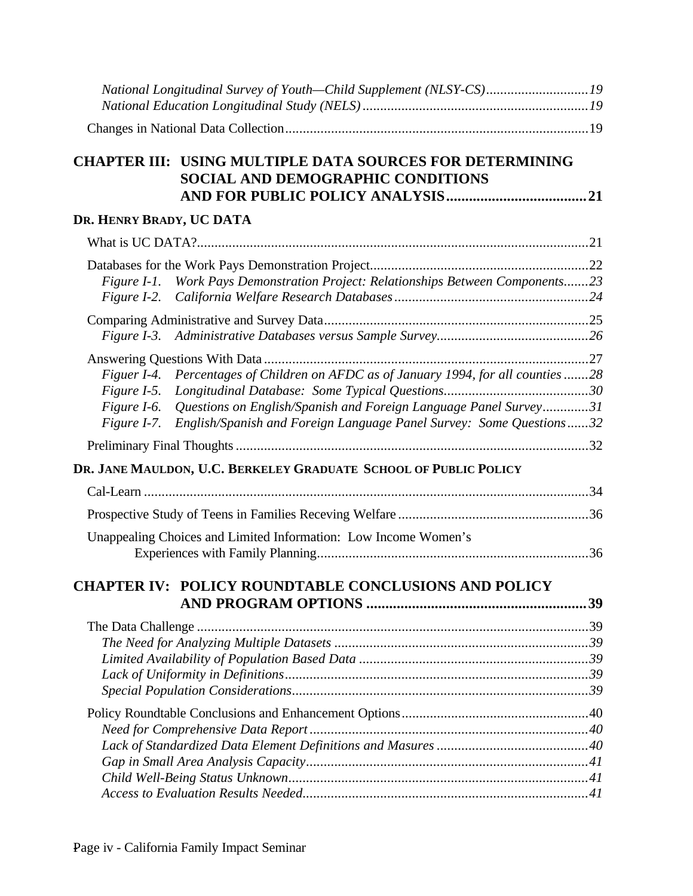*National Longitudinal Survey of Youth—Child Supplement (NLSY-CS)* ............................. *19*
*National Education Longitudinal Study (NELS)* ................................................................ *19*

Changes in National Data Collection ...................................................................................... 19

## CHAPTER III: USING MULTIPLE DATA SOURCES FOR DETERMINING SOCIAL AND DEMOGRAPHIC CONDITIONS AND FOR PUBLIC POLICY ANALYSIS ..................................... 21

### DR. HENRY BRADY, UC DATA

What is UC DATA? ............................................................................................................. 21

Databases for the Work Pays Demonstration Project ............................................................. 22
*Figure I-1. Work Pays Demonstration Project: Relationships Between Components* ....... *23*
*Figure I-2. California Welfare Research Databases* ....................................................... *24*

Comparing Administrative and Survey Data ........................................................................... 25
*Figure I-3. Administrative Databases versus Sample Survey* ........................................... *26*

Answering Questions With Data ............................................................................................ 27
*Figuer I-4. Percentages of Children on AFDC as of January 1994, for all counties* ........ *28*
*Figure I-5. Longitudinal Database: Some Typical Questions* ......................................... *30*
*Figure I-6. Questions on English/Spanish and Foreign Language Panel Survey* ............. *31*
*Figure I-7. English/Spanish and Foreign Language Panel Survey: Some Questions* ...... *32*

Preliminary Final Thoughts .................................................................................................... 32

### DR. JANE MAULDON, U.C. BERKELEY GRADUATE SCHOOL OF PUBLIC POLICY

Cal-Learn ............................................................................................................................. 34

Prospective Study of Teens in Families Receving Welfare ...................................................... 36

Unappealing Choices and Limited Information: Low Income Women's Experiences with Family Planning ............................................................................. 36

## CHAPTER IV: POLICY ROUNDTABLE CONCLUSIONS AND POLICY AND PROGRAM OPTIONS .......................................................... 39

The Data Challenge ............................................................................................................... 39
*The Need for Analyzing Multiple Datasets* ........................................................................ *39*
*Limited Availability of Population Based Data* ................................................................. *39*
*Lack of Uniformity in Definitions* ...................................................................................... *39*
*Special Population Considerations* .................................................................................... *39*

Policy Roundtable Conclusions and Enhancement Options ..................................................... 40
*Need for Comprehensive Data Report* ............................................................................... *40*
*Lack of Standardized Data Element Definitions and Masures* ........................................... *40*
*Gap in Small Area Analysis Capacity* ............................................................................... *41*
*Child Well-Being Status Unknown* .................................................................................... *41*
*Access to Evaluation Results Needed* ................................................................................ *41*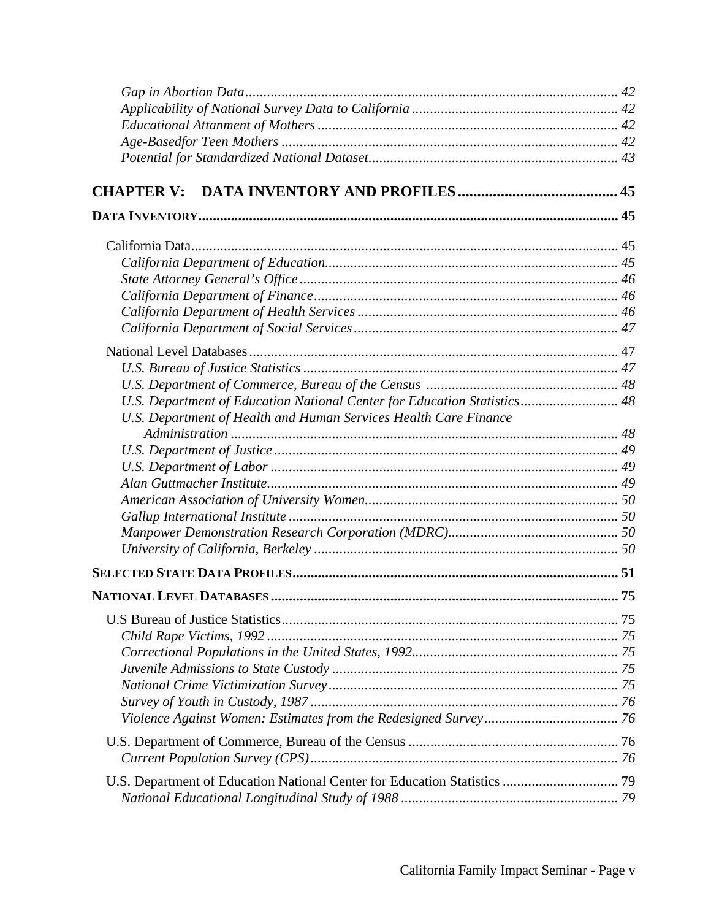*Gap in Abortion Data* ........ 42
*Applicability of National Survey Data to California* ........ 42
*Educational Attanment of Mothers* ........ 42
*Age-Basedfor Teen Mothers* ........ 42
*Potential for Standardized National Dataset* ........ 43

**CHAPTER V: DATA INVENTORY AND PROFILES** ........ **45**

**DATA INVENTORY** ........ **45**

California Data ........ 45
*California Department of Education* ........ 45
*State Attorney General's Office* ........ 46
*California Department of Finance* ........ 46
*California Department of Health Services* ........ 46
*California Department of Social Services* ........ 47

National Level Databases ........ 47
*U.S. Bureau of Justice Statistics* ........ 47
*U.S. Department of Commerce, Bureau of the Census* ........ 48
*U.S. Department of Education National Center for Education Statistics* ........ 48
*U.S. Department of Health and Human Services Health Care Finance Administration* ........ 48
*U.S. Department of Justice* ........ 49
*U.S. Department of Labor* ........ 49
*Alan Guttmacher Institute* ........ 49
*American Association of University Women* ........ 50
*Gallup International Institute* ........ 50
*Manpower Demonstration Research Corporation (MDRC)* ........ 50
*University of California, Berkeley* ........ 50

**SELECTED STATE DATA PROFILES** ........ **51**

**NATIONAL LEVEL DATABASES** ........ **75**

U.S Bureau of Justice Statistics ........ 75
*Child Rape Victims, 1992* ........ 75
*Correctional Populations in the United States, 1992* ........ 75
*Juvenile Admissions to State Custody* ........ 75
*National Crime Victimization Survey* ........ 75
*Survey of Youth in Custody, 1987* ........ 76
*Violence Against Women: Estimates from the Redesigned Survey* ........ 76

U.S. Department of Commerce, Bureau of the Census ........ 76
*Current Population Survey (CPS)* ........ 76

U.S. Department of Education National Center for Education Statistics ........ 79
*National Educational Longitudinal Study of 1988* ........ 79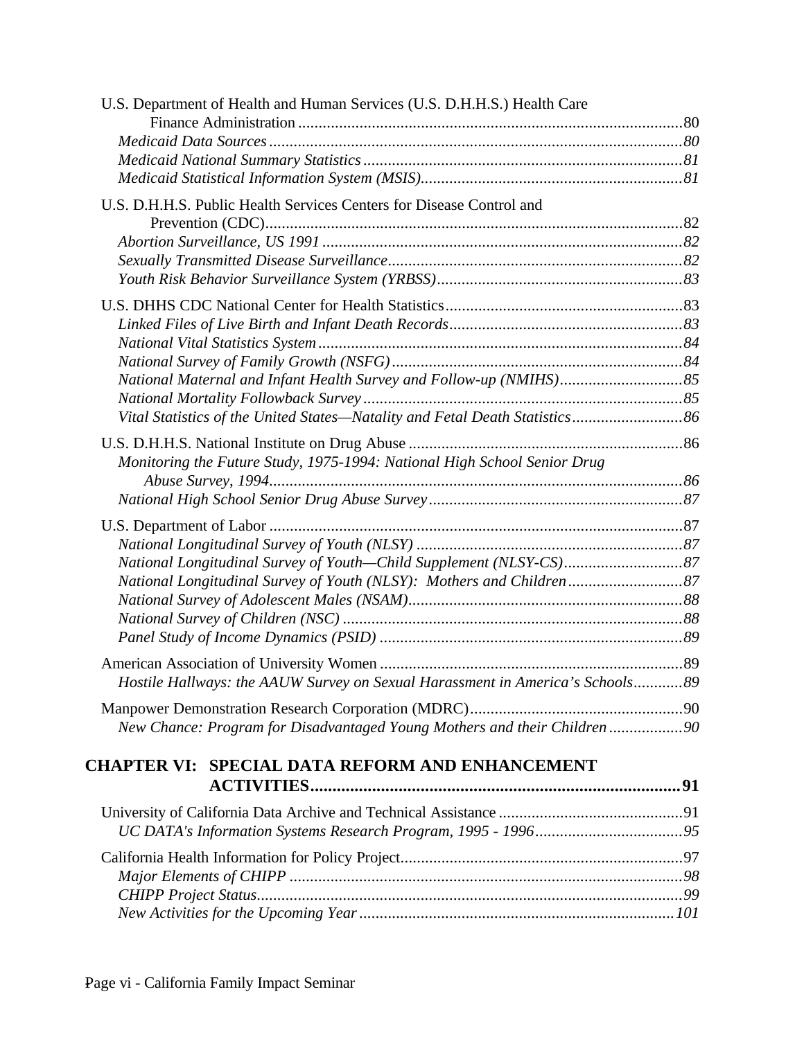U.S. Department of Health and Human Services (U.S. D.H.H.S.) Health Care Finance Administration .......................................................................................80

*Medicaid Data Sources* ....................................................................................................*80*

*Medicaid National Summary Statistics* ..............................................................................*81*

*Medicaid Statistical Information System (MSIS)*................................................................*81*

U.S. D.H.H.S. Public Health Services Centers for Disease Control and Prevention (CDC)....................................................................................................82

*Abortion Surveillance, US 1991* .......................................................................................*82*

*Sexually Transmitted Disease Surveillance*........................................................................*82*

*Youth Risk Behavior Surveillance System (YRBSS)*...........................................................*83*

U.S. DHHS CDC National Center for Health Statistics.........................................................83

*Linked Files of Live Birth and Infant Death Records*........................................................*83*

*National Vital Statistics System*........................................................................................*84*

*National Survey of Family Growth (NSFG)*.......................................................................*84*

*National Maternal and Infant Health Survey and Follow-up (NMIHS)*..............................*85*

*National Mortality Followback Survey*..............................................................................*85*

*Vital Statistics of the United States—Natality and Fetal Death Statistics*...........................*86*

U.S. D.H.H.S. National Institute on Drug Abuse ..................................................................86

*Monitoring the Future Study, 1975-1994: National High School Senior Drug Abuse Survey, 1994*......................................................................................................*86*

*National High School Senior Drug Abuse Survey*..............................................................*87*

U.S. Department of Labor .....................................................................................................87

*National Longitudinal Survey of Youth (NLSY)* ................................................................*87*

*National Longitudinal Survey of Youth—Child Supplement (NLSY-CS)*............................*87*

*National Longitudinal Survey of Youth (NLSY): Mothers and Children*............................*87*

*National Survey of Adolescent Males (NSAM)*..................................................................*88*

*National Survey of Children (NSC)* ..................................................................................*88*

*Panel Study of Income Dynamics (PSID)* ..........................................................................*89*

American Association of University Women .........................................................................89

*Hostile Hallways: the AAUW Survey on Sexual Harassment in America's Schools*............*89*

Manpower Demonstration Research Corporation (MDRC)....................................................90

*New Chance: Program for Disadvantaged Young Mothers and their Children*..................*90*

## CHAPTER VI: SPECIAL DATA REFORM AND ENHANCEMENT ACTIVITIES..................................................................................91

University of California Data Archive and Technical Assistance.............................................91

*UC DATA's Information Systems Research Program, 1995 - 1996*....................................*95*

California Health Information for Policy Project....................................................................97

*Major Elements of CHIPP* ................................................................................................*98*

*CHIPP Project Status*.........................................................................................................*99*

*New Activities for the Upcoming Year*.............................................................................*101*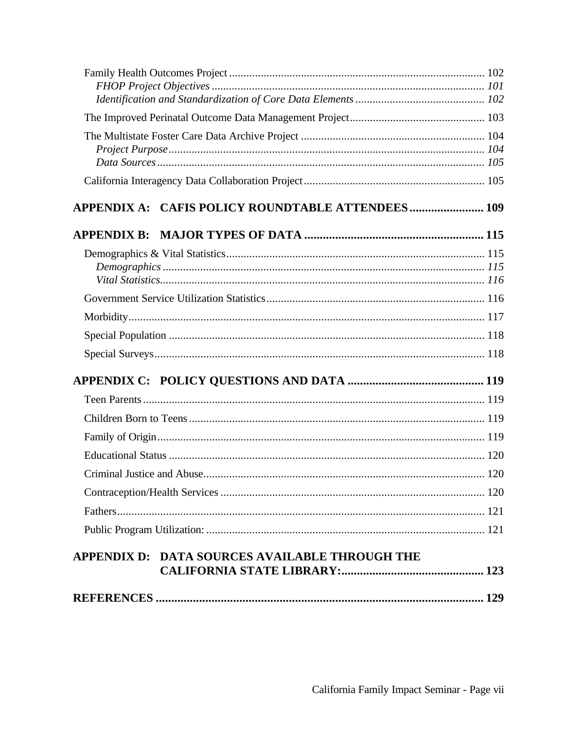Family Health Outcomes Project ........................................................................................ 102

*FHOP Project Objectives .............................................................................................. 101*

*Identification and Standardization of Core Data Elements ............................................. 102*

The Improved Perinatal Outcome Data Management Project............................................... 103

The Multistate Foster Care Data Archive Project ............................................................... 104

*Project Purpose............................................................................................................. 104*

*Data Sources ................................................................................................................. 105*

California Interagency Data Collaboration Project............................................................... 105

**APPENDIX A: CAFIS POLICY ROUNDTABLE ATTENDEES ........................ 109**

**APPENDIX B: MAJOR TYPES OF DATA .......................................................... 115**

Demographics & Vital Statistics......................................................................................... 115

*Demographics ............................................................................................................... 115*

*Vital Statistics................................................................................................................ 116*

Government Service Utilization Statistics........................................................................... 116

Morbidity........................................................................................................................... 117

Special Population ............................................................................................................. 118

Special Surveys.................................................................................................................. 118

**APPENDIX C: POLICY QUESTIONS AND DATA ............................................ 119**

Teen Parents...................................................................................................................... 119

Children Born to Teens...................................................................................................... 119

Family of Origin................................................................................................................. 119

Educational Status ............................................................................................................. 120

Criminal Justice and Abuse................................................................................................. 120

Contraception/Health Services ........................................................................................... 120

Fathers............................................................................................................................... 121

Public Program Utilization: ................................................................................................ 121

**APPENDIX D: DATA SOURCES AVAILABLE THROUGH THE CALIFORNIA STATE LIBRARY:............................................. 123**

**REFERENCES .......................................................................................................... 129**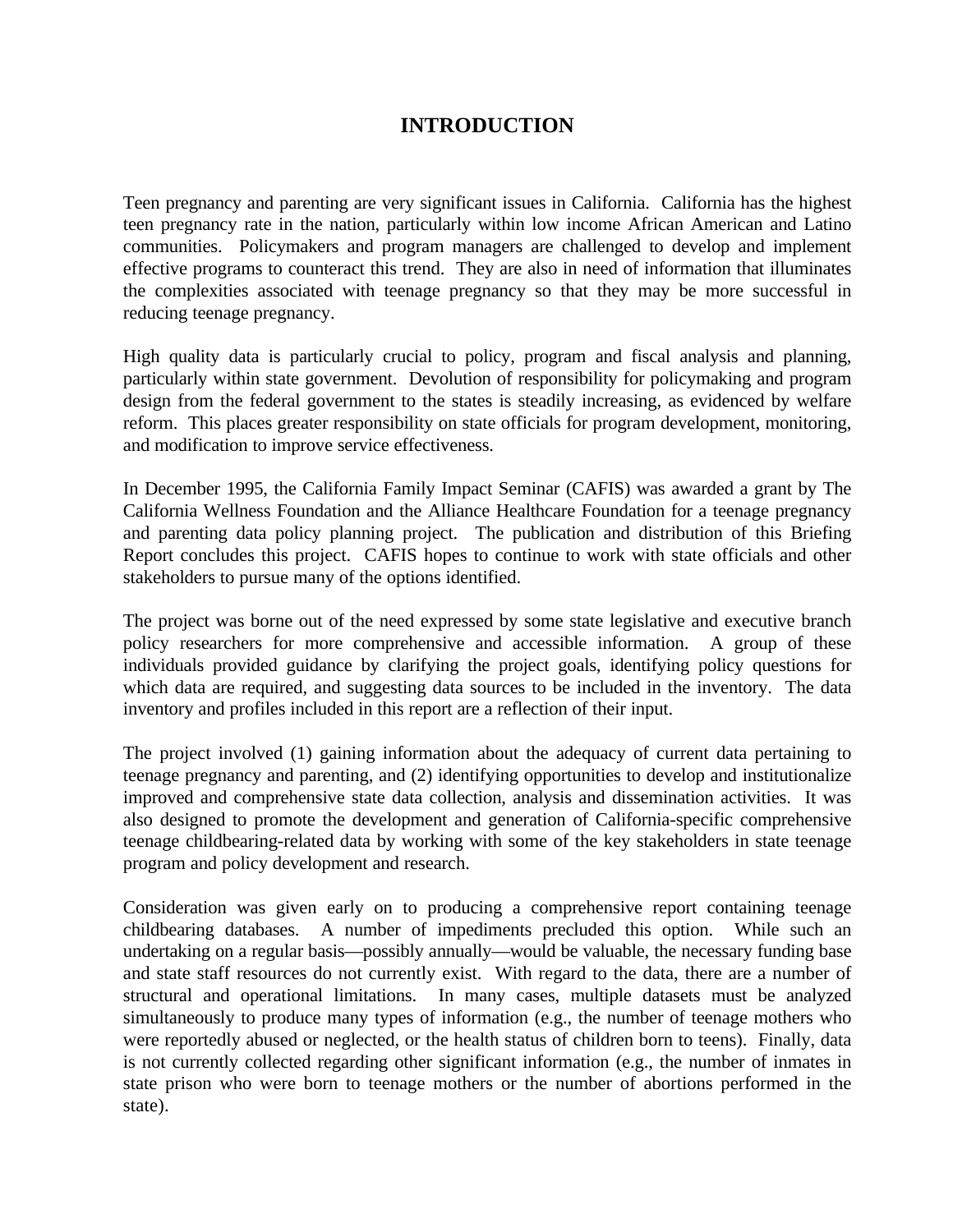# INTRODUCTION

Teen pregnancy and parenting are very significant issues in California. California has the highest teen pregnancy rate in the nation, particularly within low income African American and Latino communities. Policymakers and program managers are challenged to develop and implement effective programs to counteract this trend. They are also in need of information that illuminates the complexities associated with teenage pregnancy so that they may be more successful in reducing teenage pregnancy.

High quality data is particularly crucial to policy, program and fiscal analysis and planning, particularly within state government. Devolution of responsibility for policymaking and program design from the federal government to the states is steadily increasing, as evidenced by welfare reform. This places greater responsibility on state officials for program development, monitoring, and modification to improve service effectiveness.

In December 1995, the California Family Impact Seminar (CAFIS) was awarded a grant by The California Wellness Foundation and the Alliance Healthcare Foundation for a teenage pregnancy and parenting data policy planning project. The publication and distribution of this Briefing Report concludes this project. CAFIS hopes to continue to work with state officials and other stakeholders to pursue many of the options identified.

The project was borne out of the need expressed by some state legislative and executive branch policy researchers for more comprehensive and accessible information. A group of these individuals provided guidance by clarifying the project goals, identifying policy questions for which data are required, and suggesting data sources to be included in the inventory. The data inventory and profiles included in this report are a reflection of their input.

The project involved (1) gaining information about the adequacy of current data pertaining to teenage pregnancy and parenting, and (2) identifying opportunities to develop and institutionalize improved and comprehensive state data collection, analysis and dissemination activities. It was also designed to promote the development and generation of California-specific comprehensive teenage childbearing-related data by working with some of the key stakeholders in state teenage program and policy development and research.

Consideration was given early on to producing a comprehensive report containing teenage childbearing databases. A number of impediments precluded this option. While such an undertaking on a regular basis—possibly annually—would be valuable, the necessary funding base and state staff resources do not currently exist. With regard to the data, there are a number of structural and operational limitations. In many cases, multiple datasets must be analyzed simultaneously to produce many types of information (e.g., the number of teenage mothers who were reportedly abused or neglected, or the health status of children born to teens). Finally, data is not currently collected regarding other significant information (e.g., the number of inmates in state prison who were born to teenage mothers or the number of abortions performed in the state).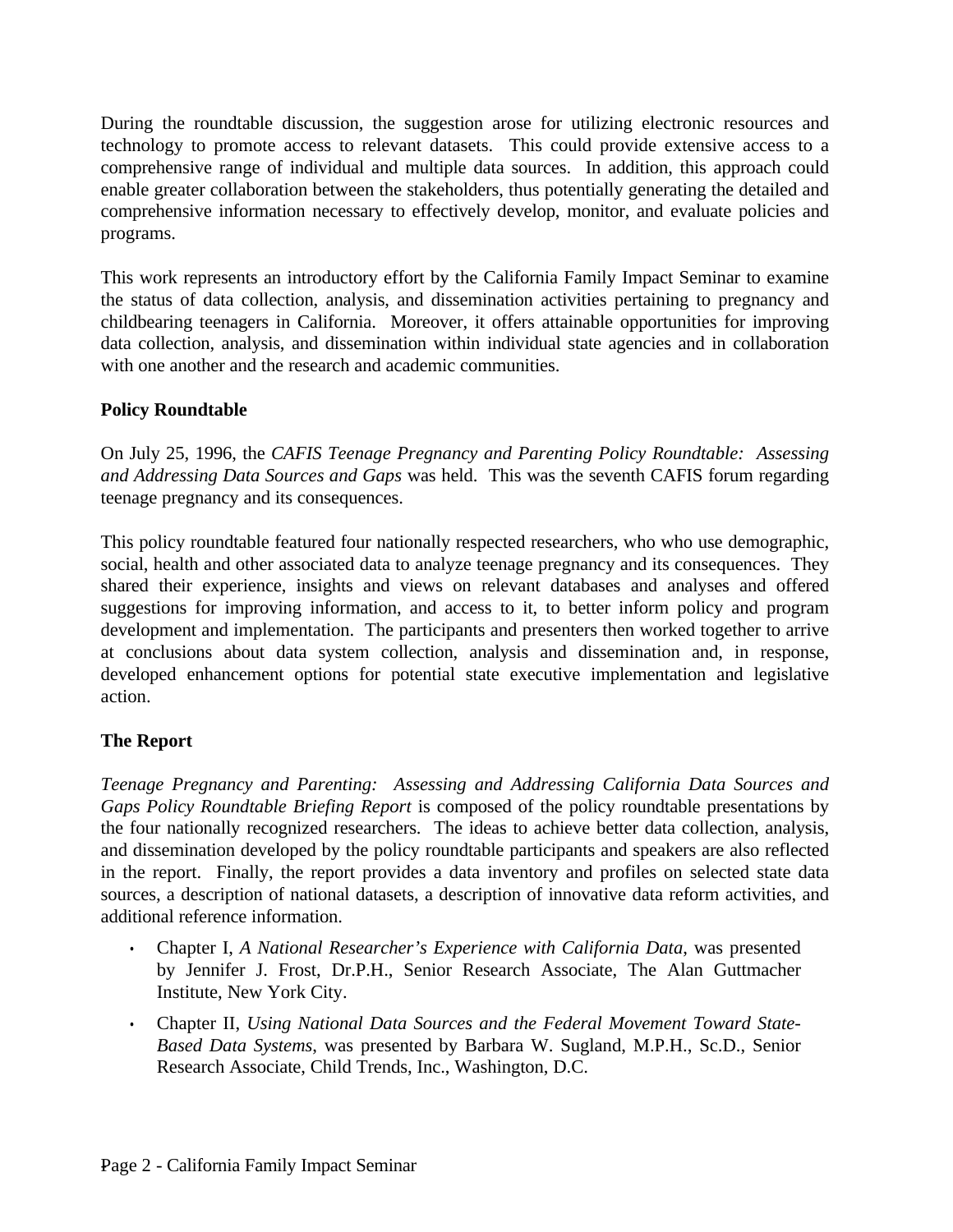During the roundtable discussion, the suggestion arose for utilizing electronic resources and technology to promote access to relevant datasets. This could provide extensive access to a comprehensive range of individual and multiple data sources. In addition, this approach could enable greater collaboration between the stakeholders, thus potentially generating the detailed and comprehensive information necessary to effectively develop, monitor, and evaluate policies and programs.

This work represents an introductory effort by the California Family Impact Seminar to examine the status of data collection, analysis, and dissemination activities pertaining to pregnancy and childbearing teenagers in California. Moreover, it offers attainable opportunities for improving data collection, analysis, and dissemination within individual state agencies and in collaboration with one another and the research and academic communities.

**Policy Roundtable**

On July 25, 1996, the *CAFIS Teenage Pregnancy and Parenting Policy Roundtable: Assessing and Addressing Data Sources and Gaps* was held. This was the seventh CAFIS forum regarding teenage pregnancy and its consequences.

This policy roundtable featured four nationally respected researchers, who who use demographic, social, health and other associated data to analyze teenage pregnancy and its consequences. They shared their experience, insights and views on relevant databases and analyses and offered suggestions for improving information, and access to it, to better inform policy and program development and implementation. The participants and presenters then worked together to arrive at conclusions about data system collection, analysis and dissemination and, in response, developed enhancement options for potential state executive implementation and legislative action.

**The Report**

*Teenage Pregnancy and Parenting: Assessing and Addressing California Data Sources and Gaps Policy Roundtable Briefing Report* is composed of the policy roundtable presentations by the four nationally recognized researchers. The ideas to achieve better data collection, analysis, and dissemination developed by the policy roundtable participants and speakers are also reflected in the report. Finally, the report provides a data inventory and profiles on selected state data sources, a description of national datasets, a description of innovative data reform activities, and additional reference information.

- Chapter I, *A National Researcher's Experience with California Data*, was presented by Jennifer J. Frost, Dr.P.H., Senior Research Associate, The Alan Guttmacher Institute, New York City.
- Chapter II, *Using National Data Sources and the Federal Movement Toward State-Based Data Systems*, was presented by Barbara W. Sugland, M.P.H., Sc.D., Senior Research Associate, Child Trends, Inc., Washington, D.C.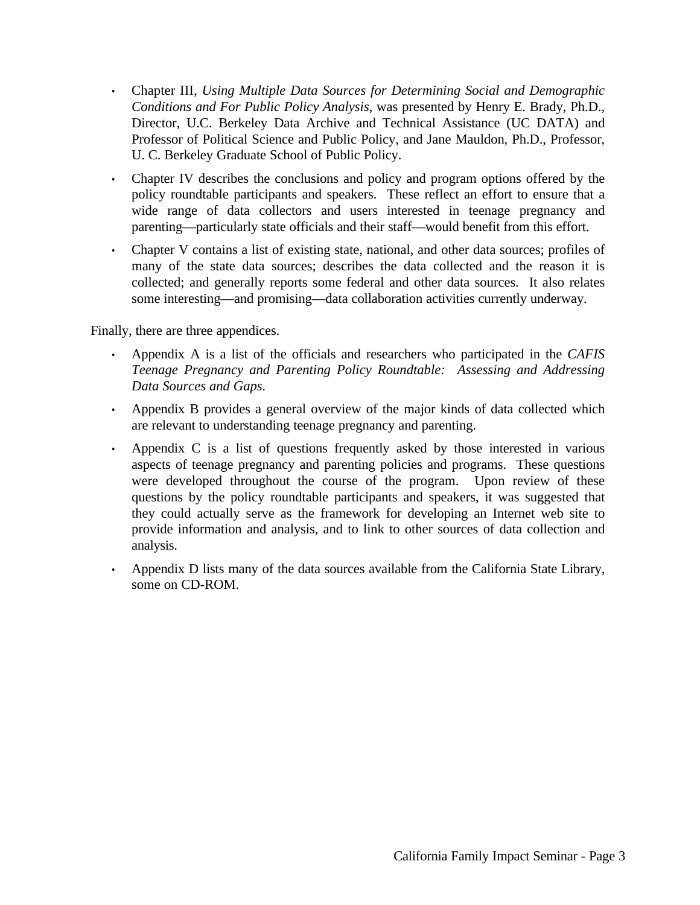- Chapter III, *Using Multiple Data Sources for Determining Social and Demographic Conditions and For Public Policy Analysis*, was presented by Henry E. Brady, Ph.D., Director, U.C. Berkeley Data Archive and Technical Assistance (UC DATA) and Professor of Political Science and Public Policy, and Jane Mauldon, Ph.D., Professor, U. C. Berkeley Graduate School of Public Policy.
- Chapter IV describes the conclusions and policy and program options offered by the policy roundtable participants and speakers. These reflect an effort to ensure that a wide range of data collectors and users interested in teenage pregnancy and parenting—particularly state officials and their staff—would benefit from this effort.
- Chapter V contains a list of existing state, national, and other data sources; profiles of many of the state data sources; describes the data collected and the reason it is collected; and generally reports some federal and other data sources. It also relates some interesting—and promising—data collaboration activities currently underway.

Finally, there are three appendices.

- Appendix A is a list of the officials and researchers who participated in the *CAFIS Teenage Pregnancy and Parenting Policy Roundtable: Assessing and Addressing Data Sources and Gaps.*
- Appendix B provides a general overview of the major kinds of data collected which are relevant to understanding teenage pregnancy and parenting.
- Appendix C is a list of questions frequently asked by those interested in various aspects of teenage pregnancy and parenting policies and programs. These questions were developed throughout the course of the program. Upon review of these questions by the policy roundtable participants and speakers, it was suggested that they could actually serve as the framework for developing an Internet web site to provide information and analysis, and to link to other sources of data collection and analysis.
- Appendix D lists many of the data sources available from the California State Library, some on CD-ROM.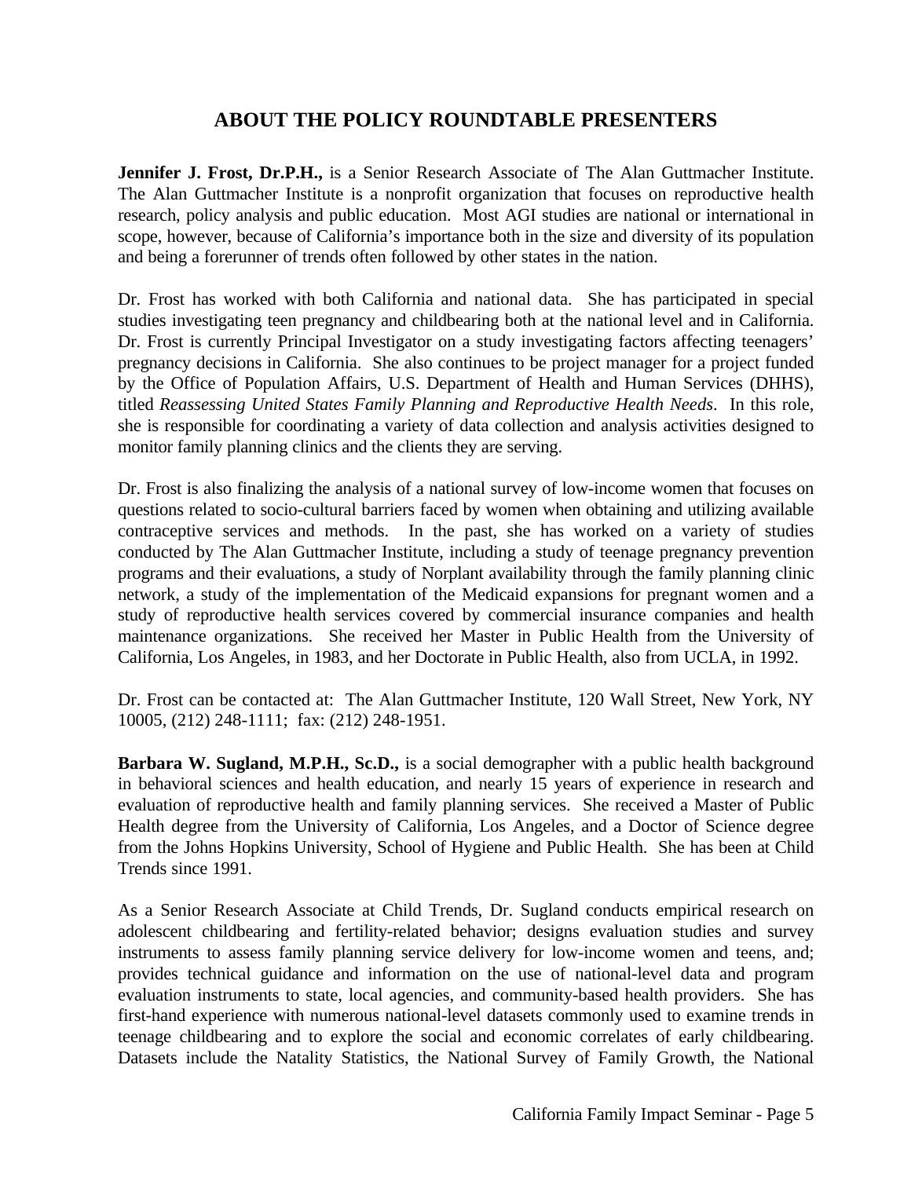## ABOUT THE POLICY ROUNDTABLE PRESENTERS

**Jennifer J. Frost, Dr.P.H.,** is a Senior Research Associate of The Alan Guttmacher Institute. The Alan Guttmacher Institute is a nonprofit organization that focuses on reproductive health research, policy analysis and public education. Most AGI studies are national or international in scope, however, because of California's importance both in the size and diversity of its population and being a forerunner of trends often followed by other states in the nation.

Dr. Frost has worked with both California and national data. She has participated in special studies investigating teen pregnancy and childbearing both at the national level and in California. Dr. Frost is currently Principal Investigator on a study investigating factors affecting teenagers' pregnancy decisions in California. She also continues to be project manager for a project funded by the Office of Population Affairs, U.S. Department of Health and Human Services (DHHS), titled *Reassessing United States Family Planning and Reproductive Health Needs*. In this role, she is responsible for coordinating a variety of data collection and analysis activities designed to monitor family planning clinics and the clients they are serving.

Dr. Frost is also finalizing the analysis of a national survey of low-income women that focuses on questions related to socio-cultural barriers faced by women when obtaining and utilizing available contraceptive services and methods. In the past, she has worked on a variety of studies conducted by The Alan Guttmacher Institute, including a study of teenage pregnancy prevention programs and their evaluations, a study of Norplant availability through the family planning clinic network, a study of the implementation of the Medicaid expansions for pregnant women and a study of reproductive health services covered by commercial insurance companies and health maintenance organizations. She received her Master in Public Health from the University of California, Los Angeles, in 1983, and her Doctorate in Public Health, also from UCLA, in 1992.

Dr. Frost can be contacted at: The Alan Guttmacher Institute, 120 Wall Street, New York, NY 10005, (212) 248-1111; fax: (212) 248-1951.

**Barbara W. Sugland, M.P.H., Sc.D.,** is a social demographer with a public health background in behavioral sciences and health education, and nearly 15 years of experience in research and evaluation of reproductive health and family planning services. She received a Master of Public Health degree from the University of California, Los Angeles, and a Doctor of Science degree from the Johns Hopkins University, School of Hygiene and Public Health. She has been at Child Trends since 1991.

As a Senior Research Associate at Child Trends, Dr. Sugland conducts empirical research on adolescent childbearing and fertility-related behavior; designs evaluation studies and survey instruments to assess family planning service delivery for low-income women and teens, and; provides technical guidance and information on the use of national-level data and program evaluation instruments to state, local agencies, and community-based health providers. She has first-hand experience with numerous national-level datasets commonly used to examine trends in teenage childbearing and to explore the social and economic correlates of early childbearing. Datasets include the Natality Statistics, the National Survey of Family Growth, the National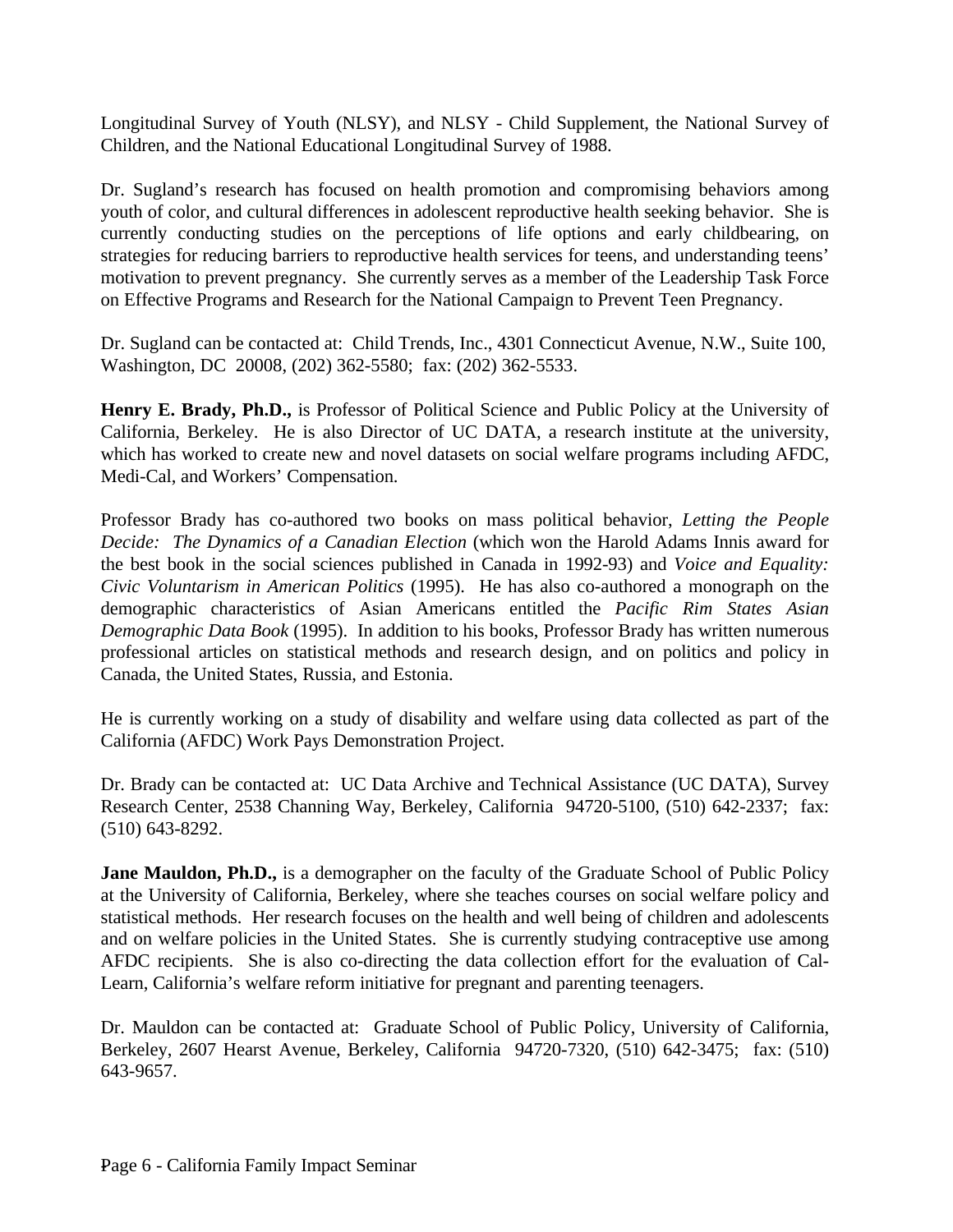Longitudinal Survey of Youth (NLSY), and NLSY - Child Supplement, the National Survey of Children, and the National Educational Longitudinal Survey of 1988.

Dr. Sugland's research has focused on health promotion and compromising behaviors among youth of color, and cultural differences in adolescent reproductive health seeking behavior. She is currently conducting studies on the perceptions of life options and early childbearing, on strategies for reducing barriers to reproductive health services for teens, and understanding teens' motivation to prevent pregnancy. She currently serves as a member of the Leadership Task Force on Effective Programs and Research for the National Campaign to Prevent Teen Pregnancy.

Dr. Sugland can be contacted at: Child Trends, Inc., 4301 Connecticut Avenue, N.W., Suite 100, Washington, DC 20008, (202) 362-5580; fax: (202) 362-5533.

**Henry E. Brady, Ph.D.,** is Professor of Political Science and Public Policy at the University of California, Berkeley. He is also Director of UC DATA, a research institute at the university, which has worked to create new and novel datasets on social welfare programs including AFDC, Medi-Cal, and Workers' Compensation.

Professor Brady has co-authored two books on mass political behavior, *Letting the People Decide: The Dynamics of a Canadian Election* (which won the Harold Adams Innis award for the best book in the social sciences published in Canada in 1992-93) and *Voice and Equality: Civic Voluntarism in American Politics* (1995). He has also co-authored a monograph on the demographic characteristics of Asian Americans entitled the *Pacific Rim States Asian Demographic Data Book* (1995). In addition to his books, Professor Brady has written numerous professional articles on statistical methods and research design, and on politics and policy in Canada, the United States, Russia, and Estonia.

He is currently working on a study of disability and welfare using data collected as part of the California (AFDC) Work Pays Demonstration Project.

Dr. Brady can be contacted at: UC Data Archive and Technical Assistance (UC DATA), Survey Research Center, 2538 Channing Way, Berkeley, California 94720-5100, (510) 642-2337; fax: (510) 643-8292.

**Jane Mauldon, Ph.D.,** is a demographer on the faculty of the Graduate School of Public Policy at the University of California, Berkeley, where she teaches courses on social welfare policy and statistical methods. Her research focuses on the health and well being of children and adolescents and on welfare policies in the United States. She is currently studying contraceptive use among AFDC recipients. She is also co-directing the data collection effort for the evaluation of Cal-Learn, California's welfare reform initiative for pregnant and parenting teenagers.

Dr. Mauldon can be contacted at: Graduate School of Public Policy, University of California, Berkeley, 2607 Hearst Avenue, Berkeley, California 94720-7320, (510) 642-3475; fax: (510) 643-9657.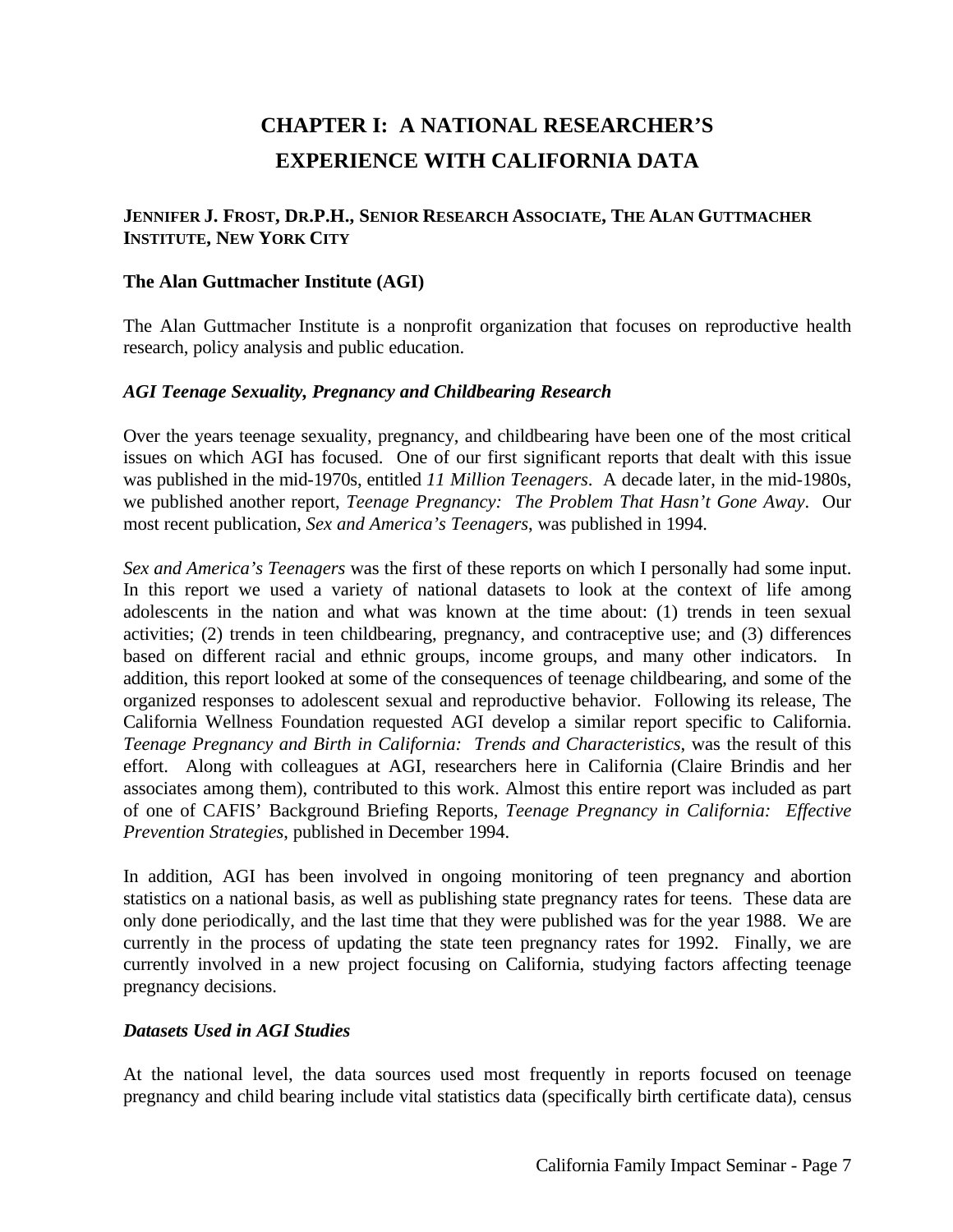# CHAPTER I: A NATIONAL RESEARCHER'S EXPERIENCE WITH CALIFORNIA DATA

**JENNIFER J. FROST, DR.P.H., SENIOR RESEARCH ASSOCIATE, THE ALAN GUTTMACHER INSTITUTE, NEW YORK CITY**

### The Alan Guttmacher Institute (AGI)

The Alan Guttmacher Institute is a nonprofit organization that focuses on reproductive health research, policy analysis and public education.

#### *AGI Teenage Sexuality, Pregnancy and Childbearing Research*

Over the years teenage sexuality, pregnancy, and childbearing have been one of the most critical issues on which AGI has focused. One of our first significant reports that dealt with this issue was published in the mid-1970s, entitled *11 Million Teenagers*. A decade later, in the mid-1980s, we published another report, *Teenage Pregnancy: The Problem That Hasn't Gone Away*. Our most recent publication, *Sex and America's Teenagers*, was published in 1994.

*Sex and America's Teenagers* was the first of these reports on which I personally had some input. In this report we used a variety of national datasets to look at the context of life among adolescents in the nation and what was known at the time about: (1) trends in teen sexual activities; (2) trends in teen childbearing, pregnancy, and contraceptive use; and (3) differences based on different racial and ethnic groups, income groups, and many other indicators. In addition, this report looked at some of the consequences of teenage childbearing, and some of the organized responses to adolescent sexual and reproductive behavior. Following its release, The California Wellness Foundation requested AGI develop a similar report specific to California. *Teenage Pregnancy and Birth in California: Trends and Characteristics*, was the result of this effort. Along with colleagues at AGI, researchers here in California (Claire Brindis and her associates among them), contributed to this work. Almost this entire report was included as part of one of CAFIS' Background Briefing Reports, *Teenage Pregnancy in California: Effective Prevention Strategies*, published in December 1994.

In addition, AGI has been involved in ongoing monitoring of teen pregnancy and abortion statistics on a national basis, as well as publishing state pregnancy rates for teens. These data are only done periodically, and the last time that they were published was for the year 1988. We are currently in the process of updating the state teen pregnancy rates for 1992. Finally, we are currently involved in a new project focusing on California, studying factors affecting teenage pregnancy decisions.

#### *Datasets Used in AGI Studies*

At the national level, the data sources used most frequently in reports focused on teenage pregnancy and child bearing include vital statistics data (specifically birth certificate data), census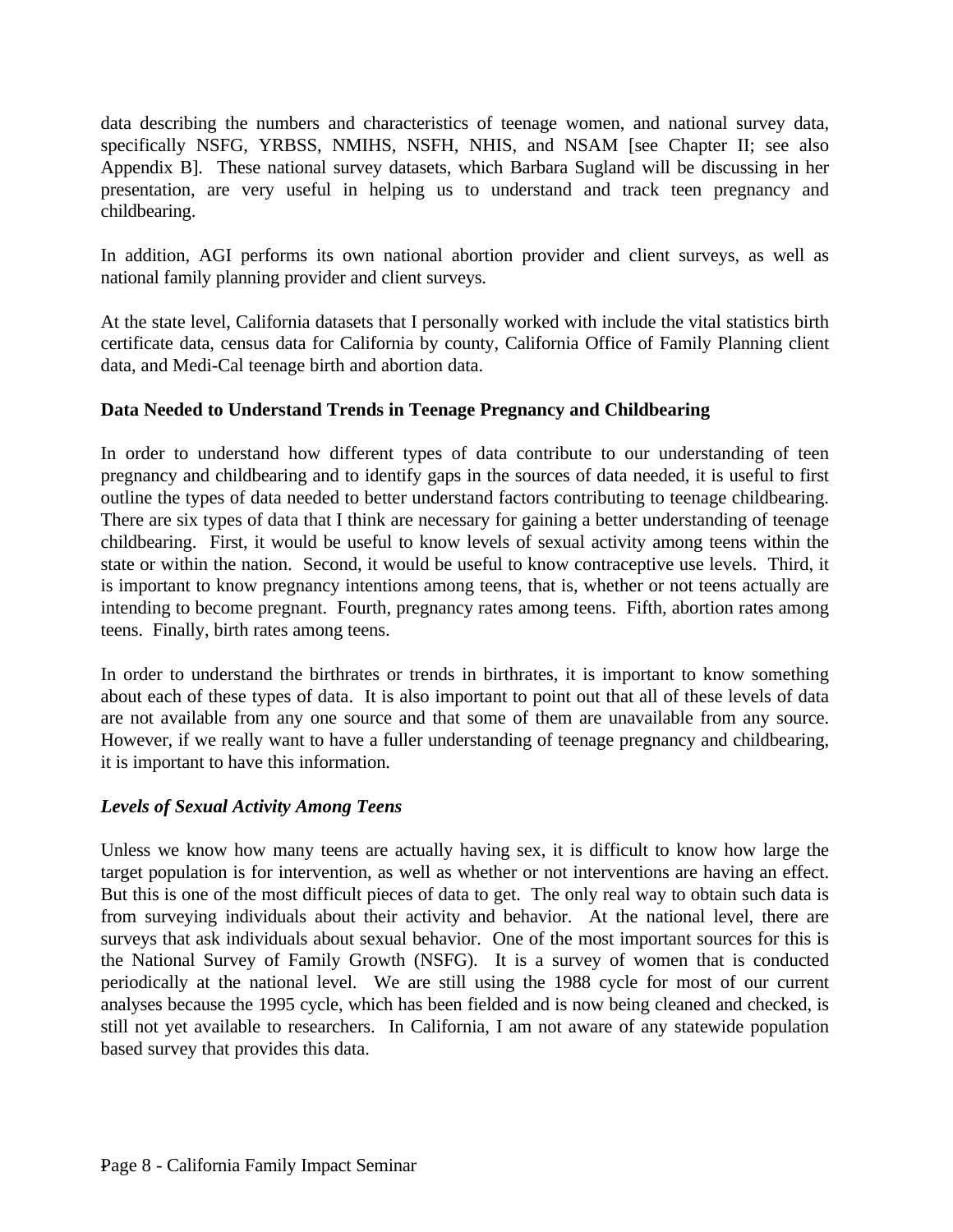data describing the numbers and characteristics of teenage women, and national survey data, specifically NSFG, YRBSS, NMIHS, NSFH, NHIS, and NSAM [see Chapter II; see also Appendix B]. These national survey datasets, which Barbara Sugland will be discussing in her presentation, are very useful in helping us to understand and track teen pregnancy and childbearing.

In addition, AGI performs its own national abortion provider and client surveys, as well as national family planning provider and client surveys.

At the state level, California datasets that I personally worked with include the vital statistics birth certificate data, census data for California by county, California Office of Family Planning client data, and Medi-Cal teenage birth and abortion data.

**Data Needed to Understand Trends in Teenage Pregnancy and Childbearing**

In order to understand how different types of data contribute to our understanding of teen pregnancy and childbearing and to identify gaps in the sources of data needed, it is useful to first outline the types of data needed to better understand factors contributing to teenage childbearing. There are six types of data that I think are necessary for gaining a better understanding of teenage childbearing. First, it would be useful to know levels of sexual activity among teens within the state or within the nation. Second, it would be useful to know contraceptive use levels. Third, it is important to know pregnancy intentions among teens, that is, whether or not teens actually are intending to become pregnant. Fourth, pregnancy rates among teens. Fifth, abortion rates among teens. Finally, birth rates among teens.

In order to understand the birthrates or trends in birthrates, it is important to know something about each of these types of data. It is also important to point out that all of these levels of data are not available from any one source and that some of them are unavailable from any source. However, if we really want to have a fuller understanding of teenage pregnancy and childbearing, it is important to have this information.

***Levels of Sexual Activity Among Teens***

Unless we know how many teens are actually having sex, it is difficult to know how large the target population is for intervention, as well as whether or not interventions are having an effect. But this is one of the most difficult pieces of data to get. The only real way to obtain such data is from surveying individuals about their activity and behavior. At the national level, there are surveys that ask individuals about sexual behavior. One of the most important sources for this is the National Survey of Family Growth (NSFG). It is a survey of women that is conducted periodically at the national level. We are still using the 1988 cycle for most of our current analyses because the 1995 cycle, which has been fielded and is now being cleaned and checked, is still not yet available to researchers. In California, I am not aware of any statewide population based survey that provides this data.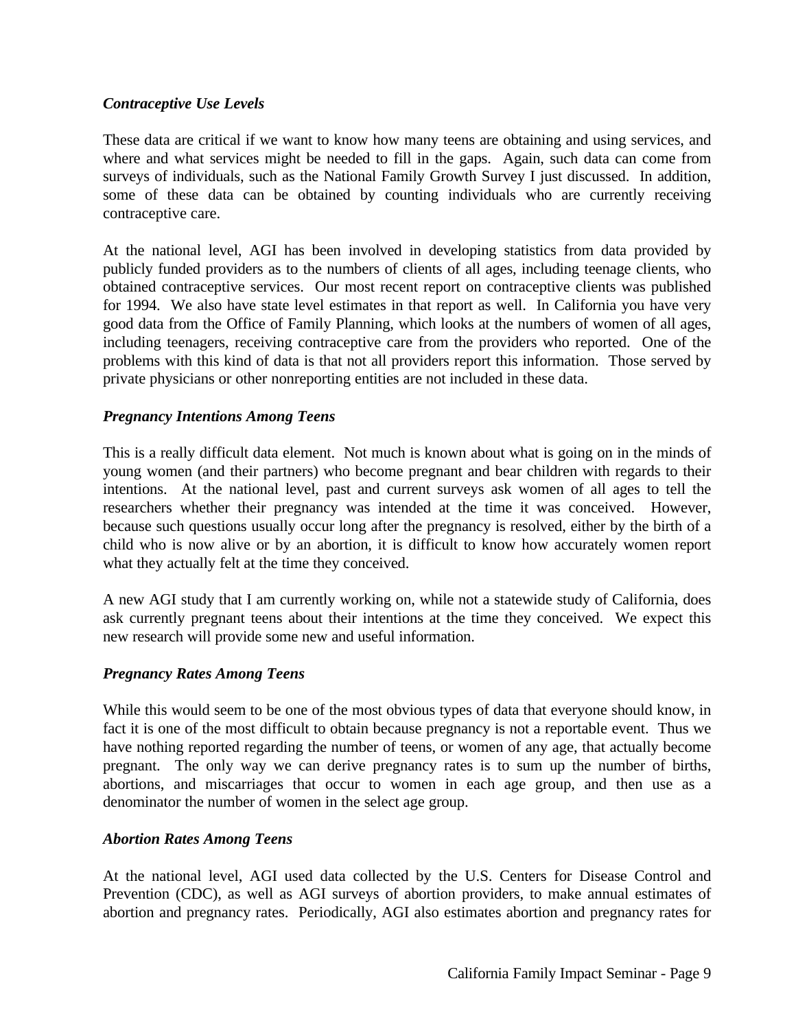***Contraceptive Use Levels***

These data are critical if we want to know how many teens are obtaining and using services, and where and what services might be needed to fill in the gaps. Again, such data can come from surveys of individuals, such as the National Family Growth Survey I just discussed. In addition, some of these data can be obtained by counting individuals who are currently receiving contraceptive care.

At the national level, AGI has been involved in developing statistics from data provided by publicly funded providers as to the numbers of clients of all ages, including teenage clients, who obtained contraceptive services. Our most recent report on contraceptive clients was published for 1994. We also have state level estimates in that report as well. In California you have very good data from the Office of Family Planning, which looks at the numbers of women of all ages, including teenagers, receiving contraceptive care from the providers who reported. One of the problems with this kind of data is that not all providers report this information. Those served by private physicians or other nonreporting entities are not included in these data.

***Pregnancy Intentions Among Teens***

This is a really difficult data element. Not much is known about what is going on in the minds of young women (and their partners) who become pregnant and bear children with regards to their intentions. At the national level, past and current surveys ask women of all ages to tell the researchers whether their pregnancy was intended at the time it was conceived. However, because such questions usually occur long after the pregnancy is resolved, either by the birth of a child who is now alive or by an abortion, it is difficult to know how accurately women report what they actually felt at the time they conceived.

A new AGI study that I am currently working on, while not a statewide study of California, does ask currently pregnant teens about their intentions at the time they conceived. We expect this new research will provide some new and useful information.

***Pregnancy Rates Among Teens***

While this would seem to be one of the most obvious types of data that everyone should know, in fact it is one of the most difficult to obtain because pregnancy is not a reportable event. Thus we have nothing reported regarding the number of teens, or women of any age, that actually become pregnant. The only way we can derive pregnancy rates is to sum up the number of births, abortions, and miscarriages that occur to women in each age group, and then use as a denominator the number of women in the select age group.

***Abortion Rates Among Teens***

At the national level, AGI used data collected by the U.S. Centers for Disease Control and Prevention (CDC), as well as AGI surveys of abortion providers, to make annual estimates of abortion and pregnancy rates. Periodically, AGI also estimates abortion and pregnancy rates for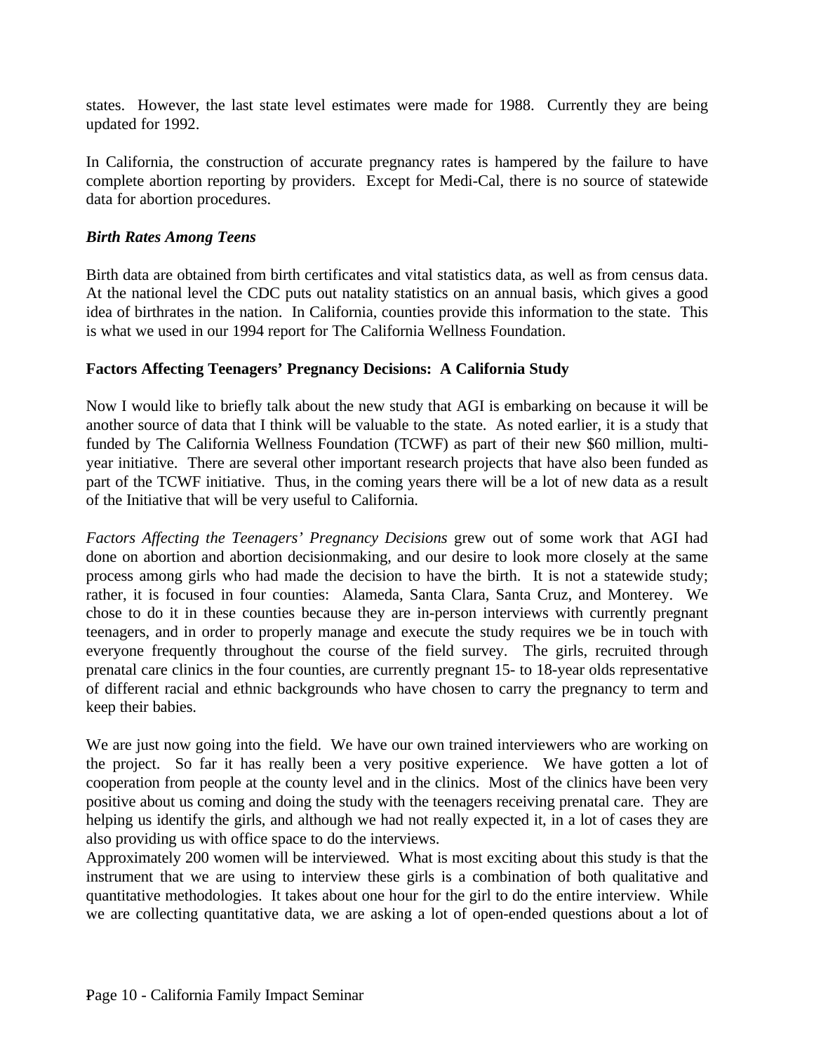states. However, the last state level estimates were made for 1988. Currently they are being updated for 1992.

In California, the construction of accurate pregnancy rates is hampered by the failure to have complete abortion reporting by providers. Except for Medi-Cal, there is no source of statewide data for abortion procedures.

***Birth Rates Among Teens***

Birth data are obtained from birth certificates and vital statistics data, as well as from census data. At the national level the CDC puts out natality statistics on an annual basis, which gives a good idea of birthrates in the nation. In California, counties provide this information to the state. This is what we used in our 1994 report for The California Wellness Foundation.

**Factors Affecting Teenagers' Pregnancy Decisions: A California Study**

Now I would like to briefly talk about the new study that AGI is embarking on because it will be another source of data that I think will be valuable to the state. As noted earlier, it is a study that funded by The California Wellness Foundation (TCWF) as part of their new $60 million, multi-year initiative. There are several other important research projects that have also been funded as part of the TCWF initiative. Thus, in the coming years there will be a lot of new data as a result of the Initiative that will be very useful to California.

*Factors Affecting the Teenagers' Pregnancy Decisions* grew out of some work that AGI had done on abortion and abortion decisionmaking, and our desire to look more closely at the same process among girls who had made the decision to have the birth. It is not a statewide study; rather, it is focused in four counties: Alameda, Santa Clara, Santa Cruz, and Monterey. We chose to do it in these counties because they are in-person interviews with currently pregnant teenagers, and in order to properly manage and execute the study requires we be in touch with everyone frequently throughout the course of the field survey. The girls, recruited through prenatal care clinics in the four counties, are currently pregnant 15- to 18-year olds representative of different racial and ethnic backgrounds who have chosen to carry the pregnancy to term and keep their babies.

We are just now going into the field. We have our own trained interviewers who are working on the project. So far it has really been a very positive experience. We have gotten a lot of cooperation from people at the county level and in the clinics. Most of the clinics have been very positive about us coming and doing the study with the teenagers receiving prenatal care. They are helping us identify the girls, and although we had not really expected it, in a lot of cases they are also providing us with office space to do the interviews.

Approximately 200 women will be interviewed. What is most exciting about this study is that the instrument that we are using to interview these girls is a combination of both qualitative and quantitative methodologies. It takes about one hour for the girl to do the entire interview. While we are collecting quantitative data, we are asking a lot of open-ended questions about a lot of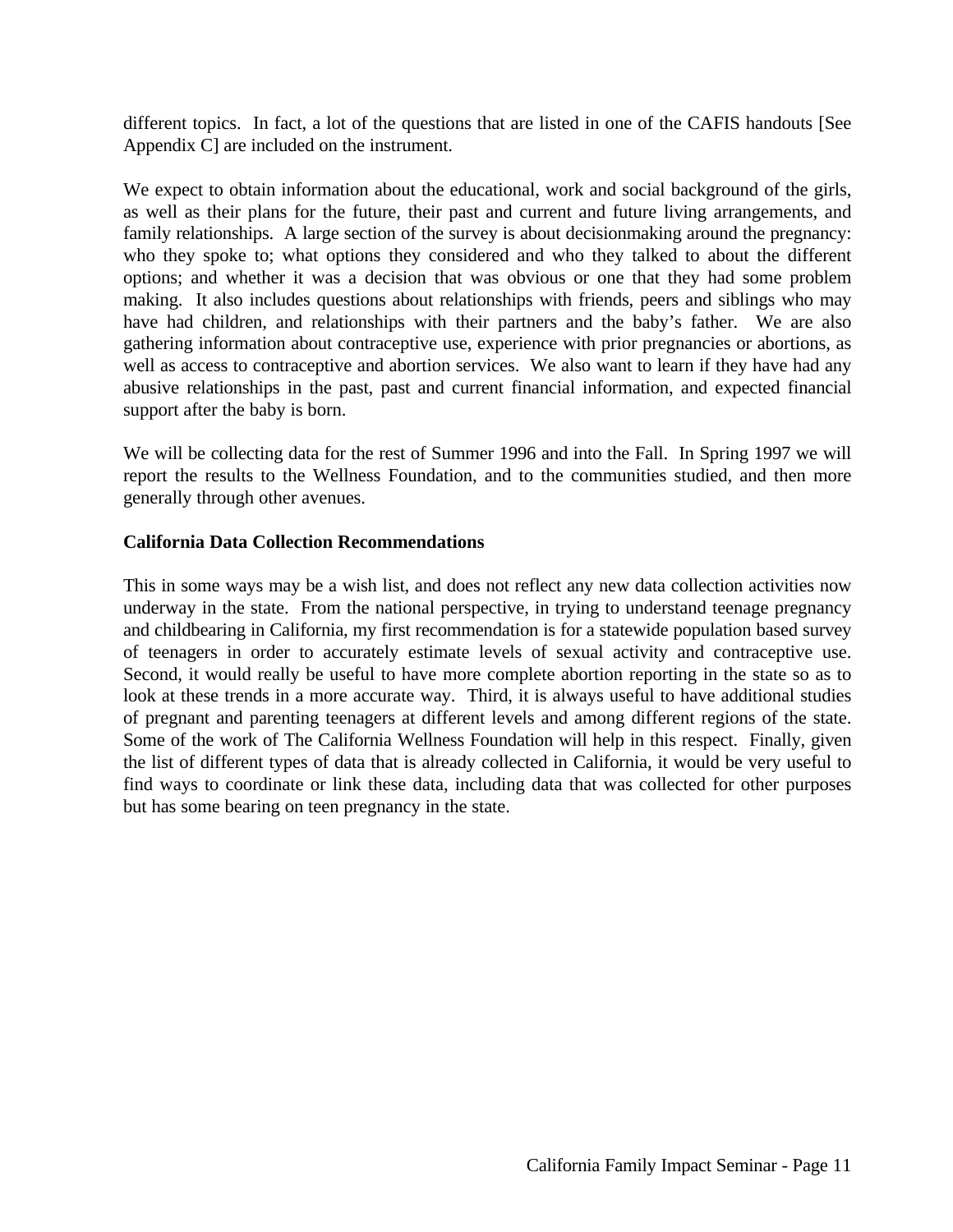different topics.  In fact, a lot of the questions that are listed in one of the CAFIS handouts [See Appendix C] are included on the instrument.

We expect to obtain information about the educational, work and social background of the girls, as well as their plans for the future, their past and current and future living arrangements, and family relationships.  A large section of the survey is about decisionmaking around the pregnancy: who they spoke to; what options they considered and who they talked to about the different options; and whether it was a decision that was obvious or one that they had some problem making.  It also includes questions about relationships with friends, peers and siblings who may have had children, and relationships with their partners and the baby's father.  We are also gathering information about contraceptive use, experience with prior pregnancies or abortions, as well as access to contraceptive and abortion services.  We also want to learn if they have had any abusive relationships in the past, past and current financial information, and expected financial support after the baby is born.

We will be collecting data for the rest of Summer 1996 and into the Fall.  In Spring 1997 we will report the results to the Wellness Foundation, and to the communities studied, and then more generally through other avenues.

**California Data Collection Recommendations**

This in some ways may be a wish list, and does not reflect any new data collection activities now underway in the state.  From the national perspective, in trying to understand teenage pregnancy and childbearing in California, my first recommendation is for a statewide population based survey of teenagers in order to accurately estimate levels of sexual activity and contraceptive use.  Second, it would really be useful to have more complete abortion reporting in the state so as to look at these trends in a more accurate way.  Third, it is always useful to have additional studies of pregnant and parenting teenagers at different levels and among different regions of the state.  Some of the work of The California Wellness Foundation will help in this respect.  Finally, given the list of different types of data that is already collected in California, it would be very useful to find ways to coordinate or link these data, including data that was collected for other purposes but has some bearing on teen pregnancy in the state.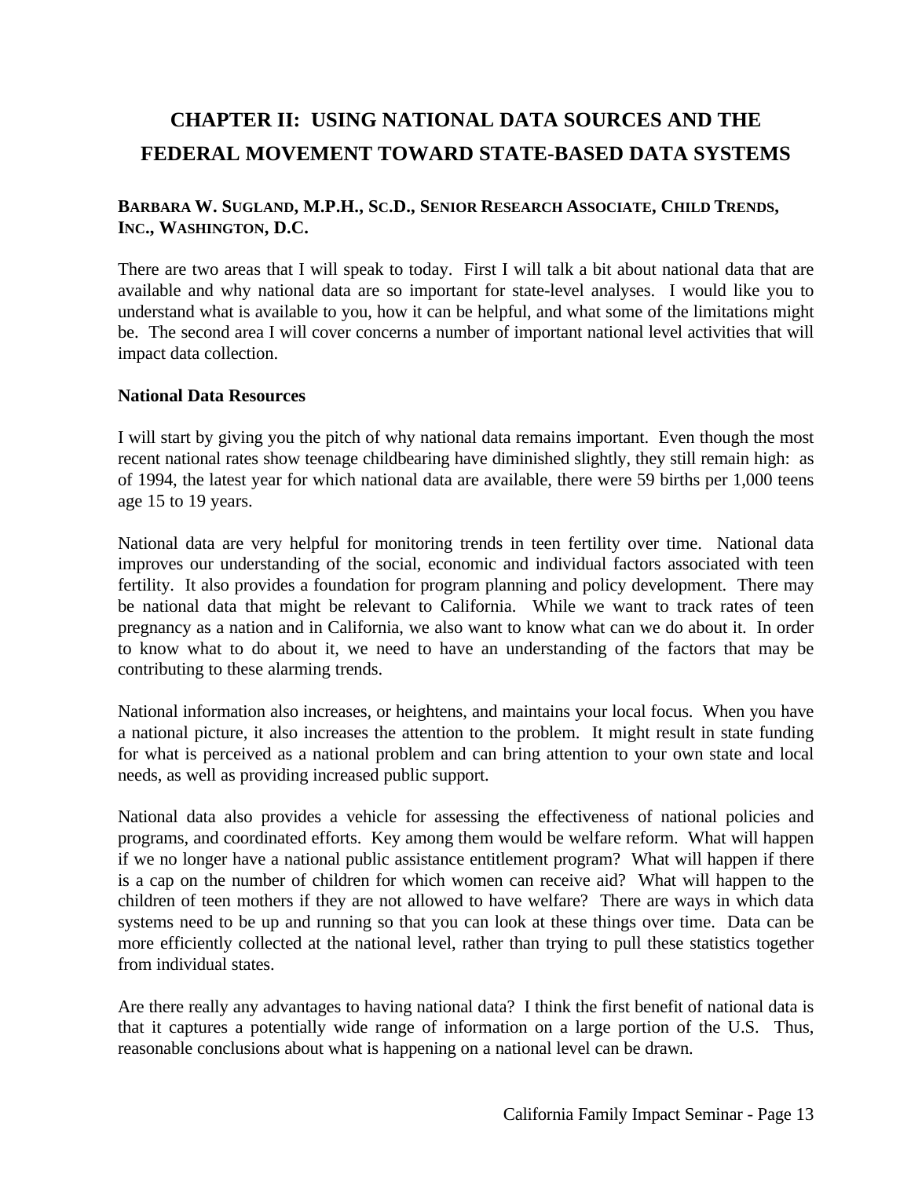# CHAPTER II: USING NATIONAL DATA SOURCES AND THE FEDERAL MOVEMENT TOWARD STATE-BASED DATA SYSTEMS

**BARBARA W. SUGLAND, M.P.H., SC.D., SENIOR RESEARCH ASSOCIATE, CHILD TRENDS, INC., WASHINGTON, D.C.**

There are two areas that I will speak to today. First I will talk a bit about national data that are available and why national data are so important for state-level analyses. I would like you to understand what is available to you, how it can be helpful, and what some of the limitations might be. The second area I will cover concerns a number of important national level activities that will impact data collection.

**National Data Resources**

I will start by giving you the pitch of why national data remains important. Even though the most recent national rates show teenage childbearing have diminished slightly, they still remain high: as of 1994, the latest year for which national data are available, there were 59 births per 1,000 teens age 15 to 19 years.

National data are very helpful for monitoring trends in teen fertility over time. National data improves our understanding of the social, economic and individual factors associated with teen fertility. It also provides a foundation for program planning and policy development. There may be national data that might be relevant to California. While we want to track rates of teen pregnancy as a nation and in California, we also want to know what can we do about it. In order to know what to do about it, we need to have an understanding of the factors that may be contributing to these alarming trends.

National information also increases, or heightens, and maintains your local focus. When you have a national picture, it also increases the attention to the problem. It might result in state funding for what is perceived as a national problem and can bring attention to your own state and local needs, as well as providing increased public support.

National data also provides a vehicle for assessing the effectiveness of national policies and programs, and coordinated efforts. Key among them would be welfare reform. What will happen if we no longer have a national public assistance entitlement program? What will happen if there is a cap on the number of children for which women can receive aid? What will happen to the children of teen mothers if they are not allowed to have welfare? There are ways in which data systems need to be up and running so that you can look at these things over time. Data can be more efficiently collected at the national level, rather than trying to pull these statistics together from individual states.

Are there really any advantages to having national data? I think the first benefit of national data is that it captures a potentially wide range of information on a large portion of the U.S. Thus, reasonable conclusions about what is happening on a national level can be drawn.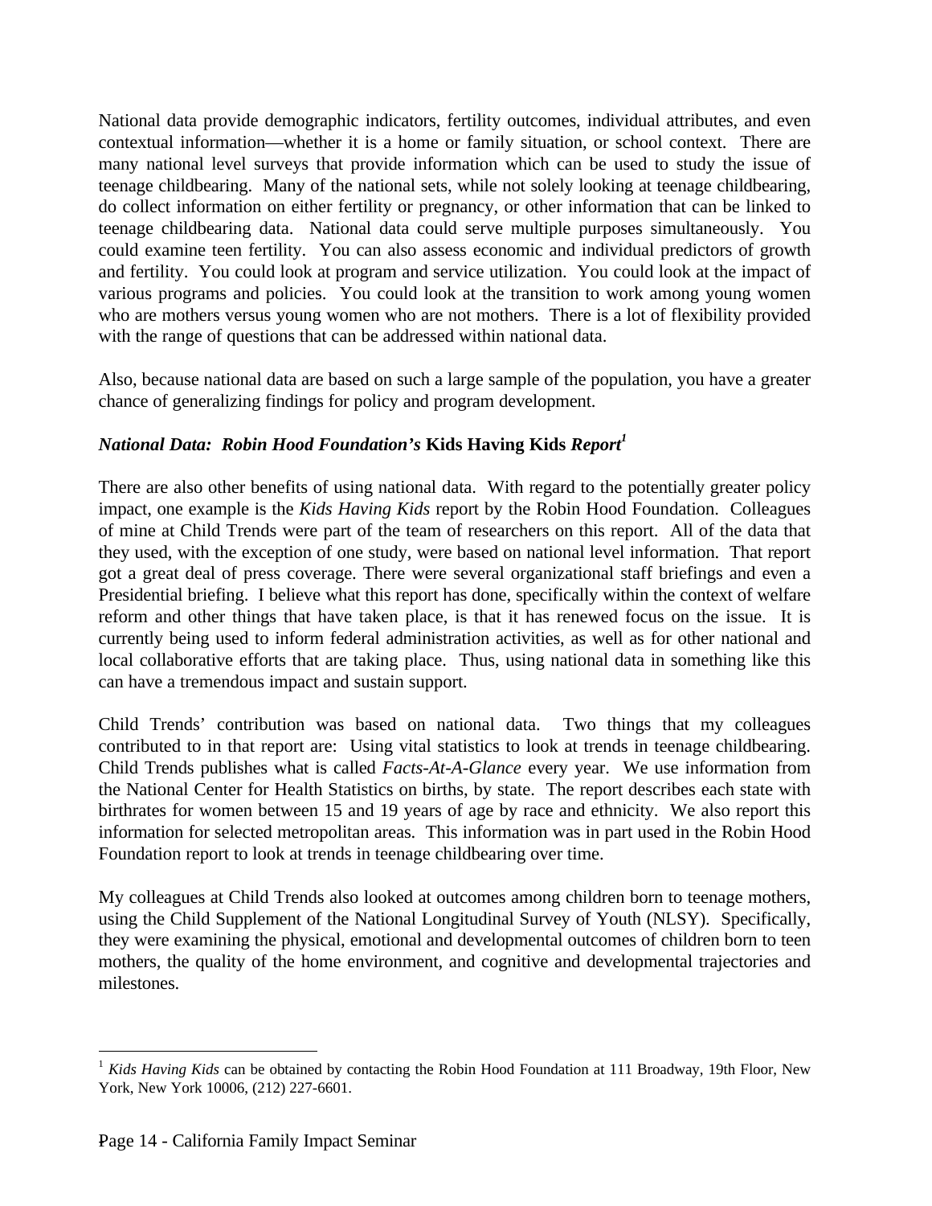National data provide demographic indicators, fertility outcomes, individual attributes, and even contextual information—whether it is a home or family situation, or school context. There are many national level surveys that provide information which can be used to study the issue of teenage childbearing. Many of the national sets, while not solely looking at teenage childbearing, do collect information on either fertility or pregnancy, or other information that can be linked to teenage childbearing data. National data could serve multiple purposes simultaneously. You could examine teen fertility. You can also assess economic and individual predictors of growth and fertility. You could look at program and service utilization. You could look at the impact of various programs and policies. You could look at the transition to work among young women who are mothers versus young women who are not mothers. There is a lot of flexibility provided with the range of questions that can be addressed within national data.

Also, because national data are based on such a large sample of the population, you have a greater chance of generalizing findings for policy and program development.

### *National Data: Robin Hood Foundation's* Kids Having Kids *Report*[1]

There are also other benefits of using national data. With regard to the potentially greater policy impact, one example is the *Kids Having Kids* report by the Robin Hood Foundation. Colleagues of mine at Child Trends were part of the team of researchers on this report. All of the data that they used, with the exception of one study, were based on national level information. That report got a great deal of press coverage. There were several organizational staff briefings and even a Presidential briefing. I believe what this report has done, specifically within the context of welfare reform and other things that have taken place, is that it has renewed focus on the issue. It is currently being used to inform federal administration activities, as well as for other national and local collaborative efforts that are taking place. Thus, using national data in something like this can have a tremendous impact and sustain support.

Child Trends' contribution was based on national data. Two things that my colleagues contributed to in that report are: Using vital statistics to look at trends in teenage childbearing. Child Trends publishes what is called *Facts-At-A-Glance* every year. We use information from the National Center for Health Statistics on births, by state. The report describes each state with birthrates for women between 15 and 19 years of age by race and ethnicity. We also report this information for selected metropolitan areas. This information was in part used in the Robin Hood Foundation report to look at trends in teenage childbearing over time.

My colleagues at Child Trends also looked at outcomes among children born to teenage mothers, using the Child Supplement of the National Longitudinal Survey of Youth (NLSY). Specifically, they were examining the physical, emotional and developmental outcomes of children born to teen mothers, the quality of the home environment, and cognitive and developmental trajectories and milestones.

---

[1] *Kids Having Kids* can be obtained by contacting the Robin Hood Foundation at 111 Broadway, 19th Floor, New York, New York 10006, (212) 227-6601.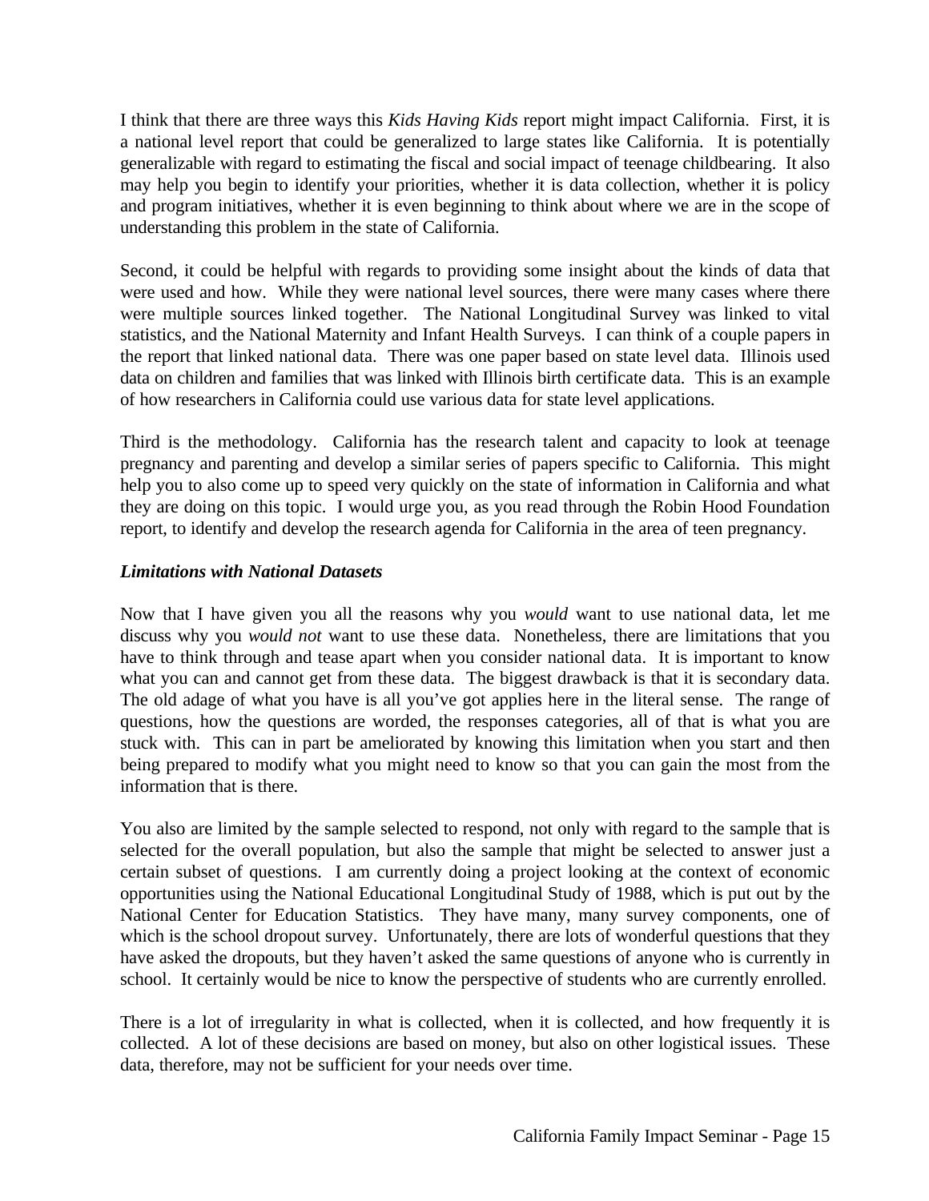I think that there are three ways this *Kids Having Kids* report might impact California. First, it is a national level report that could be generalized to large states like California. It is potentially generalizable with regard to estimating the fiscal and social impact of teenage childbearing. It also may help you begin to identify your priorities, whether it is data collection, whether it is policy and program initiatives, whether it is even beginning to think about where we are in the scope of understanding this problem in the state of California.

Second, it could be helpful with regards to providing some insight about the kinds of data that were used and how. While they were national level sources, there were many cases where there were multiple sources linked together. The National Longitudinal Survey was linked to vital statistics, and the National Maternity and Infant Health Surveys. I can think of a couple papers in the report that linked national data. There was one paper based on state level data. Illinois used data on children and families that was linked with Illinois birth certificate data. This is an example of how researchers in California could use various data for state level applications.

Third is the methodology. California has the research talent and capacity to look at teenage pregnancy and parenting and develop a similar series of papers specific to California. This might help you to also come up to speed very quickly on the state of information in California and what they are doing on this topic. I would urge you, as you read through the Robin Hood Foundation report, to identify and develop the research agenda for California in the area of teen pregnancy.

### *Limitations with National Datasets*

Now that I have given you all the reasons why you *would* want to use national data, let me discuss why you *would not* want to use these data. Nonetheless, there are limitations that you have to think through and tease apart when you consider national data. It is important to know what you can and cannot get from these data. The biggest drawback is that it is secondary data. The old adage of what you have is all you've got applies here in the literal sense. The range of questions, how the questions are worded, the responses categories, all of that is what you are stuck with. This can in part be ameliorated by knowing this limitation when you start and then being prepared to modify what you might need to know so that you can gain the most from the information that is there.

You also are limited by the sample selected to respond, not only with regard to the sample that is selected for the overall population, but also the sample that might be selected to answer just a certain subset of questions. I am currently doing a project looking at the context of economic opportunities using the National Educational Longitudinal Study of 1988, which is put out by the National Center for Education Statistics. They have many, many survey components, one of which is the school dropout survey. Unfortunately, there are lots of wonderful questions that they have asked the dropouts, but they haven't asked the same questions of anyone who is currently in school. It certainly would be nice to know the perspective of students who are currently enrolled.

There is a lot of irregularity in what is collected, when it is collected, and how frequently it is collected. A lot of these decisions are based on money, but also on other logistical issues. These data, therefore, may not be sufficient for your needs over time.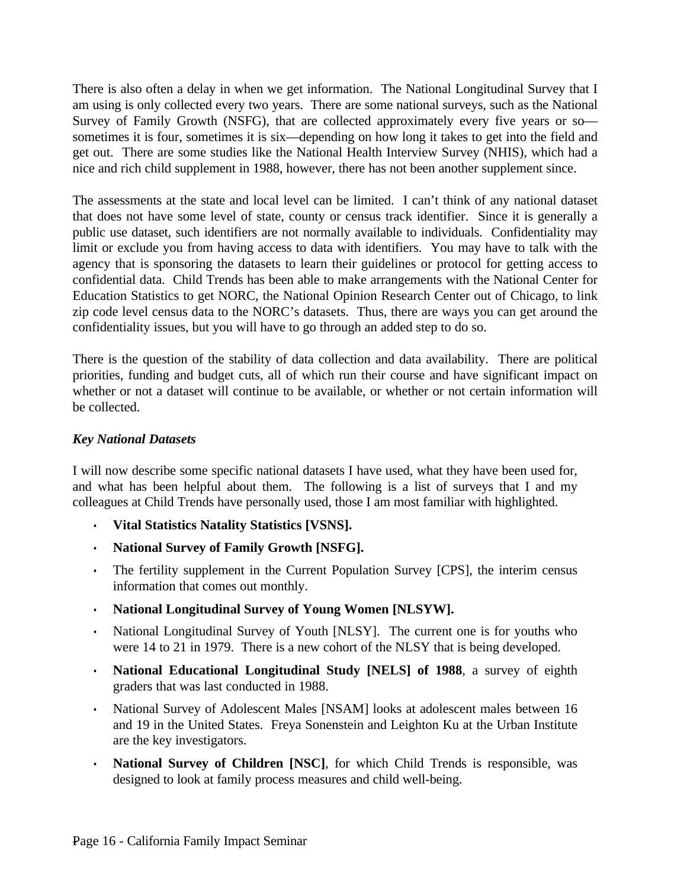There is also often a delay in when we get information. The National Longitudinal Survey that I am using is only collected every two years. There are some national surveys, such as the National Survey of Family Growth (NSFG), that are collected approximately every five years or so—sometimes it is four, sometimes it is six—depending on how long it takes to get into the field and get out. There are some studies like the National Health Interview Survey (NHIS), which had a nice and rich child supplement in 1988, however, there has not been another supplement since.

The assessments at the state and local level can be limited. I can't think of any national dataset that does not have some level of state, county or census track identifier. Since it is generally a public use dataset, such identifiers are not normally available to individuals. Confidentiality may limit or exclude you from having access to data with identifiers. You may have to talk with the agency that is sponsoring the datasets to learn their guidelines or protocol for getting access to confidential data. Child Trends has been able to make arrangements with the National Center for Education Statistics to get NORC, the National Opinion Research Center out of Chicago, to link zip code level census data to the NORC's datasets. Thus, there are ways you can get around the confidentiality issues, but you will have to go through an added step to do so.

There is the question of the stability of data collection and data availability. There are political priorities, funding and budget cuts, all of which run their course and have significant impact on whether or not a dataset will continue to be available, or whether or not certain information will be collected.

### *Key National Datasets*

I will now describe some specific national datasets I have used, what they have been used for, and what has been helpful about them. The following is a list of surveys that I and my colleagues at Child Trends have personally used, those I am most familiar with highlighted.

- **Vital Statistics Natality Statistics [VSNS].**
- **National Survey of Family Growth [NSFG].**
- The fertility supplement in the Current Population Survey [CPS], the interim census information that comes out monthly.
- **National Longitudinal Survey of Young Women [NLSYW].**
- National Longitudinal Survey of Youth [NLSY]. The current one is for youths who were 14 to 21 in 1979. There is a new cohort of the NLSY that is being developed.
- **National Educational Longitudinal Study [NELS] of 1988**, a survey of eighth graders that was last conducted in 1988.
- National Survey of Adolescent Males [NSAM] looks at adolescent males between 16 and 19 in the United States. Freya Sonenstein and Leighton Ku at the Urban Institute are the key investigators.
- **National Survey of Children [NSC]**, for which Child Trends is responsible, was designed to look at family process measures and child well-being.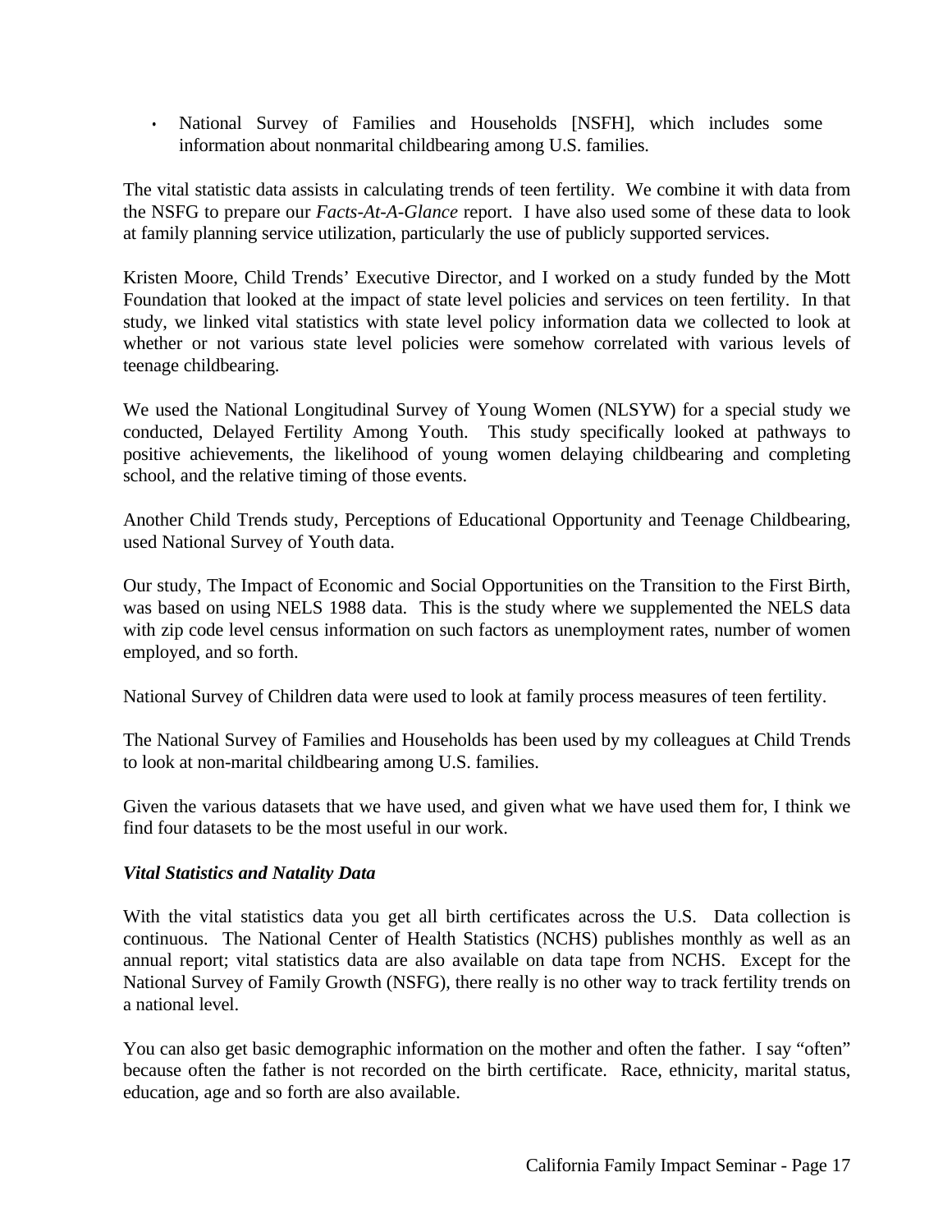- National Survey of Families and Households [NSFH], which includes some information about nonmarital childbearing among U.S. families.

The vital statistic data assists in calculating trends of teen fertility. We combine it with data from the NSFG to prepare our *Facts-At-A-Glance* report. I have also used some of these data to look at family planning service utilization, particularly the use of publicly supported services.

Kristen Moore, Child Trends' Executive Director, and I worked on a study funded by the Mott Foundation that looked at the impact of state level policies and services on teen fertility. In that study, we linked vital statistics with state level policy information data we collected to look at whether or not various state level policies were somehow correlated with various levels of teenage childbearing.

We used the National Longitudinal Survey of Young Women (NLSYW) for a special study we conducted, Delayed Fertility Among Youth. This study specifically looked at pathways to positive achievements, the likelihood of young women delaying childbearing and completing school, and the relative timing of those events.

Another Child Trends study, Perceptions of Educational Opportunity and Teenage Childbearing, used National Survey of Youth data.

Our study, The Impact of Economic and Social Opportunities on the Transition to the First Birth, was based on using NELS 1988 data. This is the study where we supplemented the NELS data with zip code level census information on such factors as unemployment rates, number of women employed, and so forth.

National Survey of Children data were used to look at family process measures of teen fertility.

The National Survey of Families and Households has been used by my colleagues at Child Trends to look at non-marital childbearing among U.S. families.

Given the various datasets that we have used, and given what we have used them for, I think we find four datasets to be the most useful in our work.

***Vital Statistics and Natality Data***

With the vital statistics data you get all birth certificates across the U.S. Data collection is continuous. The National Center of Health Statistics (NCHS) publishes monthly as well as an annual report; vital statistics data are also available on data tape from NCHS. Except for the National Survey of Family Growth (NSFG), there really is no other way to track fertility trends on a national level.

You can also get basic demographic information on the mother and often the father. I say "often" because often the father is not recorded on the birth certificate. Race, ethnicity, marital status, education, age and so forth are also available.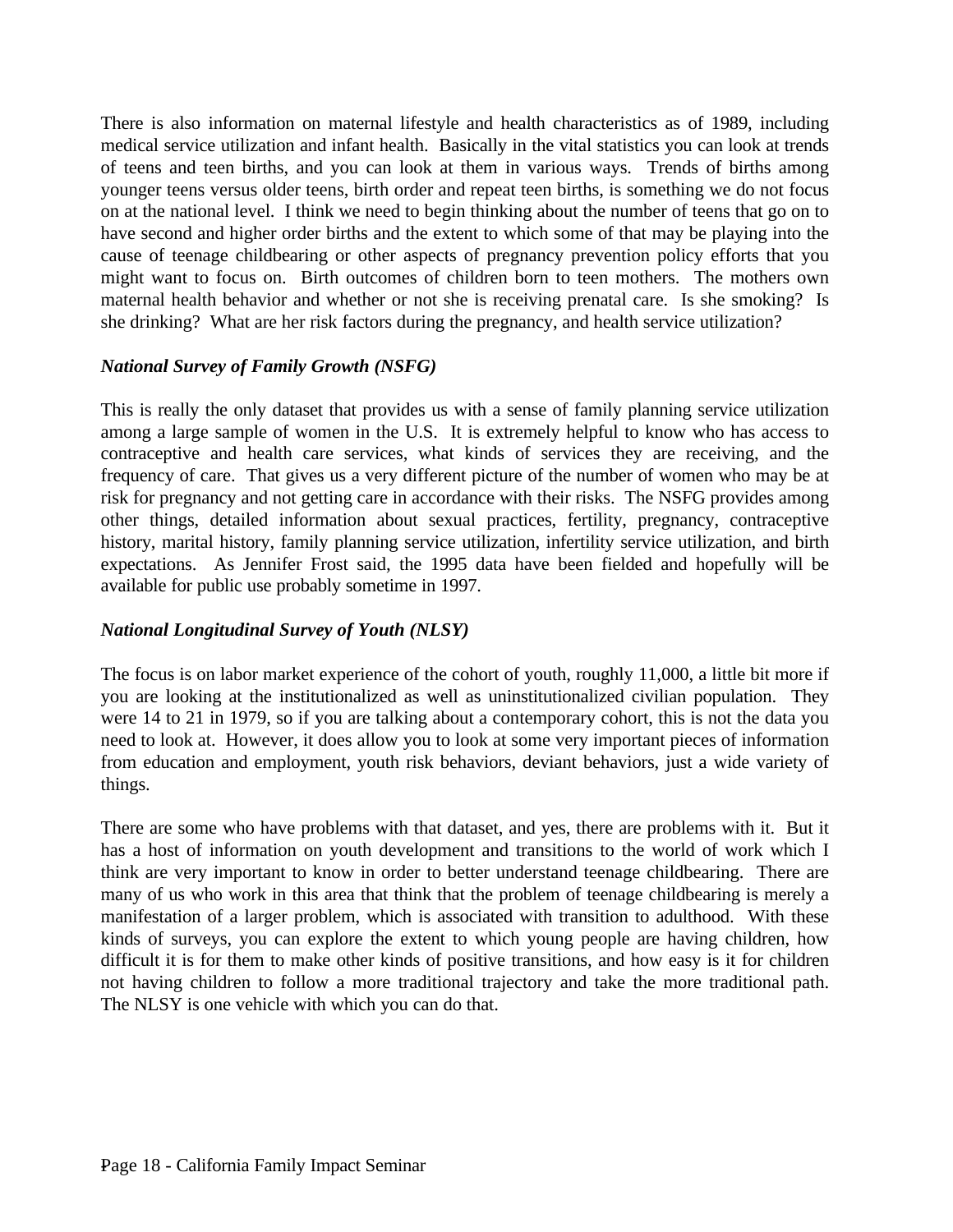There is also information on maternal lifestyle and health characteristics as of 1989, including medical service utilization and infant health. Basically in the vital statistics you can look at trends of teens and teen births, and you can look at them in various ways. Trends of births among younger teens versus older teens, birth order and repeat teen births, is something we do not focus on at the national level. I think we need to begin thinking about the number of teens that go on to have second and higher order births and the extent to which some of that may be playing into the cause of teenage childbearing or other aspects of pregnancy prevention policy efforts that you might want to focus on. Birth outcomes of children born to teen mothers. The mothers own maternal health behavior and whether or not she is receiving prenatal care. Is she smoking? Is she drinking? What are her risk factors during the pregnancy, and health service utilization?

***National Survey of Family Growth (NSFG)***

This is really the only dataset that provides us with a sense of family planning service utilization among a large sample of women in the U.S. It is extremely helpful to know who has access to contraceptive and health care services, what kinds of services they are receiving, and the frequency of care. That gives us a very different picture of the number of women who may be at risk for pregnancy and not getting care in accordance with their risks. The NSFG provides among other things, detailed information about sexual practices, fertility, pregnancy, contraceptive history, marital history, family planning service utilization, infertility service utilization, and birth expectations. As Jennifer Frost said, the 1995 data have been fielded and hopefully will be available for public use probably sometime in 1997.

***National Longitudinal Survey of Youth (NLSY)***

The focus is on labor market experience of the cohort of youth, roughly 11,000, a little bit more if you are looking at the institutionalized as well as uninstitutionalized civilian population. They were 14 to 21 in 1979, so if you are talking about a contemporary cohort, this is not the data you need to look at. However, it does allow you to look at some very important pieces of information from education and employment, youth risk behaviors, deviant behaviors, just a wide variety of things.

There are some who have problems with that dataset, and yes, there are problems with it. But it has a host of information on youth development and transitions to the world of work which I think are very important to know in order to better understand teenage childbearing. There are many of us who work in this area that think that the problem of teenage childbearing is merely a manifestation of a larger problem, which is associated with transition to adulthood. With these kinds of surveys, you can explore the extent to which young people are having children, how difficult it is for them to make other kinds of positive transitions, and how easy is it for children not having children to follow a more traditional trajectory and take the more traditional path. The NLSY is one vehicle with which you can do that.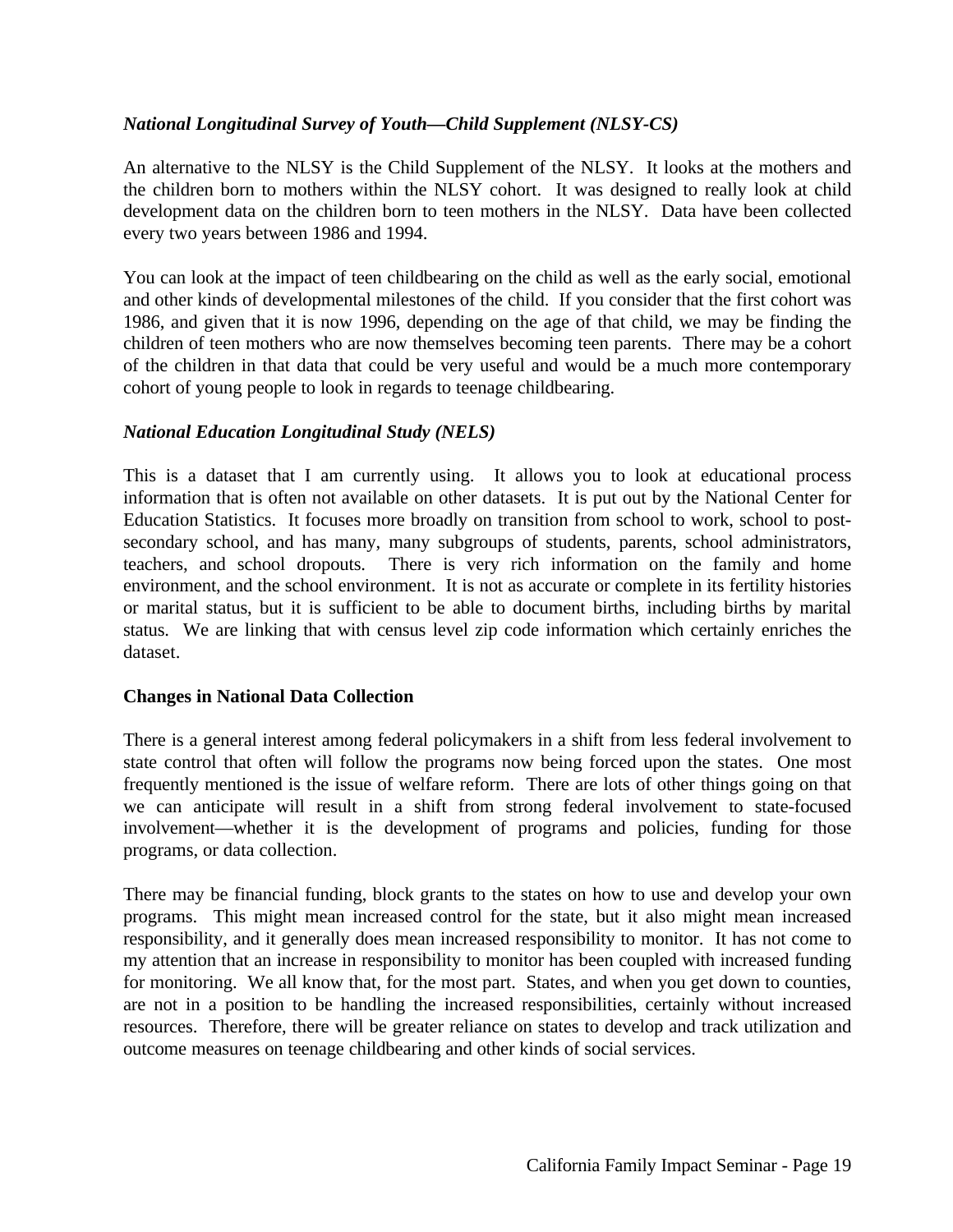### *National Longitudinal Survey of Youth—Child Supplement (NLSY-CS)*

An alternative to the NLSY is the Child Supplement of the NLSY. It looks at the mothers and the children born to mothers within the NLSY cohort. It was designed to really look at child development data on the children born to teen mothers in the NLSY. Data have been collected every two years between 1986 and 1994.

You can look at the impact of teen childbearing on the child as well as the early social, emotional and other kinds of developmental milestones of the child. If you consider that the first cohort was 1986, and given that it is now 1996, depending on the age of that child, we may be finding the children of teen mothers who are now themselves becoming teen parents. There may be a cohort of the children in that data that could be very useful and would be a much more contemporary cohort of young people to look in regards to teenage childbearing.

### *National Education Longitudinal Study (NELS)*

This is a dataset that I am currently using. It allows you to look at educational process information that is often not available on other datasets. It is put out by the National Center for Education Statistics. It focuses more broadly on transition from school to work, school to post-secondary school, and has many, many subgroups of students, parents, school administrators, teachers, and school dropouts. There is very rich information on the family and home environment, and the school environment. It is not as accurate or complete in its fertility histories or marital status, but it is sufficient to be able to document births, including births by marital status. We are linking that with census level zip code information which certainly enriches the dataset.

## Changes in National Data Collection

There is a general interest among federal policymakers in a shift from less federal involvement to state control that often will follow the programs now being forced upon the states. One most frequently mentioned is the issue of welfare reform. There are lots of other things going on that we can anticipate will result in a shift from strong federal involvement to state-focused involvement—whether it is the development of programs and policies, funding for those programs, or data collection.

There may be financial funding, block grants to the states on how to use and develop your own programs. This might mean increased control for the state, but it also might mean increased responsibility, and it generally does mean increased responsibility to monitor. It has not come to my attention that an increase in responsibility to monitor has been coupled with increased funding for monitoring. We all know that, for the most part. States, and when you get down to counties, are not in a position to be handling the increased responsibilities, certainly without increased resources. Therefore, there will be greater reliance on states to develop and track utilization and outcome measures on teenage childbearing and other kinds of social services.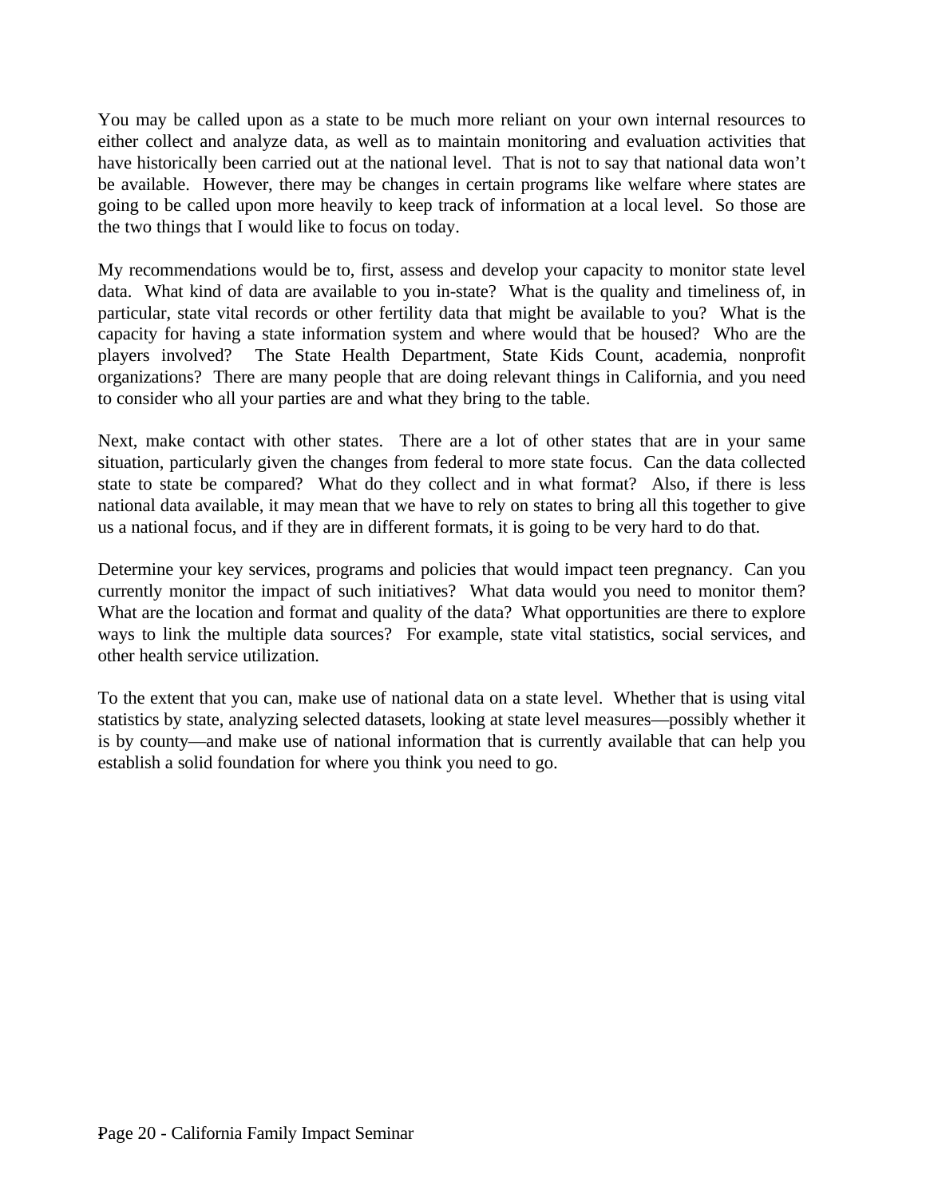You may be called upon as a state to be much more reliant on your own internal resources to either collect and analyze data, as well as to maintain monitoring and evaluation activities that have historically been carried out at the national level. That is not to say that national data won't be available. However, there may be changes in certain programs like welfare where states are going to be called upon more heavily to keep track of information at a local level. So those are the two things that I would like to focus on today.

My recommendations would be to, first, assess and develop your capacity to monitor state level data. What kind of data are available to you in-state? What is the quality and timeliness of, in particular, state vital records or other fertility data that might be available to you? What is the capacity for having a state information system and where would that be housed? Who are the players involved? The State Health Department, State Kids Count, academia, nonprofit organizations? There are many people that are doing relevant things in California, and you need to consider who all your parties are and what they bring to the table.

Next, make contact with other states. There are a lot of other states that are in your same situation, particularly given the changes from federal to more state focus. Can the data collected state to state be compared? What do they collect and in what format? Also, if there is less national data available, it may mean that we have to rely on states to bring all this together to give us a national focus, and if they are in different formats, it is going to be very hard to do that.

Determine your key services, programs and policies that would impact teen pregnancy. Can you currently monitor the impact of such initiatives? What data would you need to monitor them? What are the location and format and quality of the data? What opportunities are there to explore ways to link the multiple data sources? For example, state vital statistics, social services, and other health service utilization.

To the extent that you can, make use of national data on a state level. Whether that is using vital statistics by state, analyzing selected datasets, looking at state level measures—possibly whether it is by county—and make use of national information that is currently available that can help you establish a solid foundation for where you think you need to go.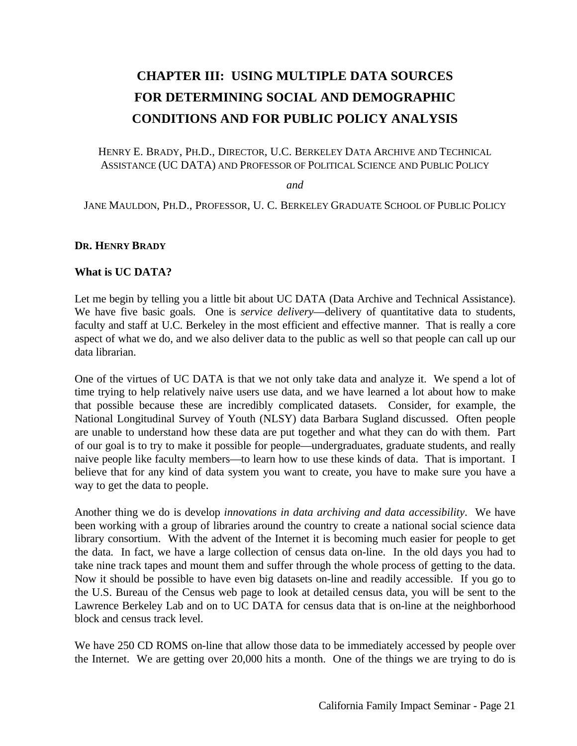# CHAPTER III: USING MULTIPLE DATA SOURCES FOR DETERMINING SOCIAL AND DEMOGRAPHIC CONDITIONS AND FOR PUBLIC POLICY ANALYSIS

HENRY E. BRADY, PH.D., DIRECTOR, U.C. BERKELEY DATA ARCHIVE AND TECHNICAL ASSISTANCE (UC DATA) AND PROFESSOR OF POLITICAL SCIENCE AND PUBLIC POLICY

*and*

JANE MAULDON, PH.D., PROFESSOR, U. C. BERKELEY GRADUATE SCHOOL OF PUBLIC POLICY

**DR. HENRY BRADY**

### What is UC DATA?

Let me begin by telling you a little bit about UC DATA (Data Archive and Technical Assistance). We have five basic goals. One is *service delivery*—delivery of quantitative data to students, faculty and staff at U.C. Berkeley in the most efficient and effective manner. That is really a core aspect of what we do, and we also deliver data to the public as well so that people can call up our data librarian.

One of the virtues of UC DATA is that we not only take data and analyze it. We spend a lot of time trying to help relatively naive users use data, and we have learned a lot about how to make that possible because these are incredibly complicated datasets. Consider, for example, the National Longitudinal Survey of Youth (NLSY) data Barbara Sugland discussed. Often people are unable to understand how these data are put together and what they can do with them. Part of our goal is to try to make it possible for people—undergraduates, graduate students, and really naive people like faculty members—to learn how to use these kinds of data. That is important. I believe that for any kind of data system you want to create, you have to make sure you have a way to get the data to people.

Another thing we do is develop *innovations in data archiving and data accessibility*. We have been working with a group of libraries around the country to create a national social science data library consortium. With the advent of the Internet it is becoming much easier for people to get the data. In fact, we have a large collection of census data on-line. In the old days you had to take nine track tapes and mount them and suffer through the whole process of getting to the data. Now it should be possible to have even big datasets on-line and readily accessible. If you go to the U.S. Bureau of the Census web page to look at detailed census data, you will be sent to the Lawrence Berkeley Lab and on to UC DATA for census data that is on-line at the neighborhood block and census track level.

We have 250 CD ROMS on-line that allow those data to be immediately accessed by people over the Internet. We are getting over 20,000 hits a month. One of the things we are trying to do is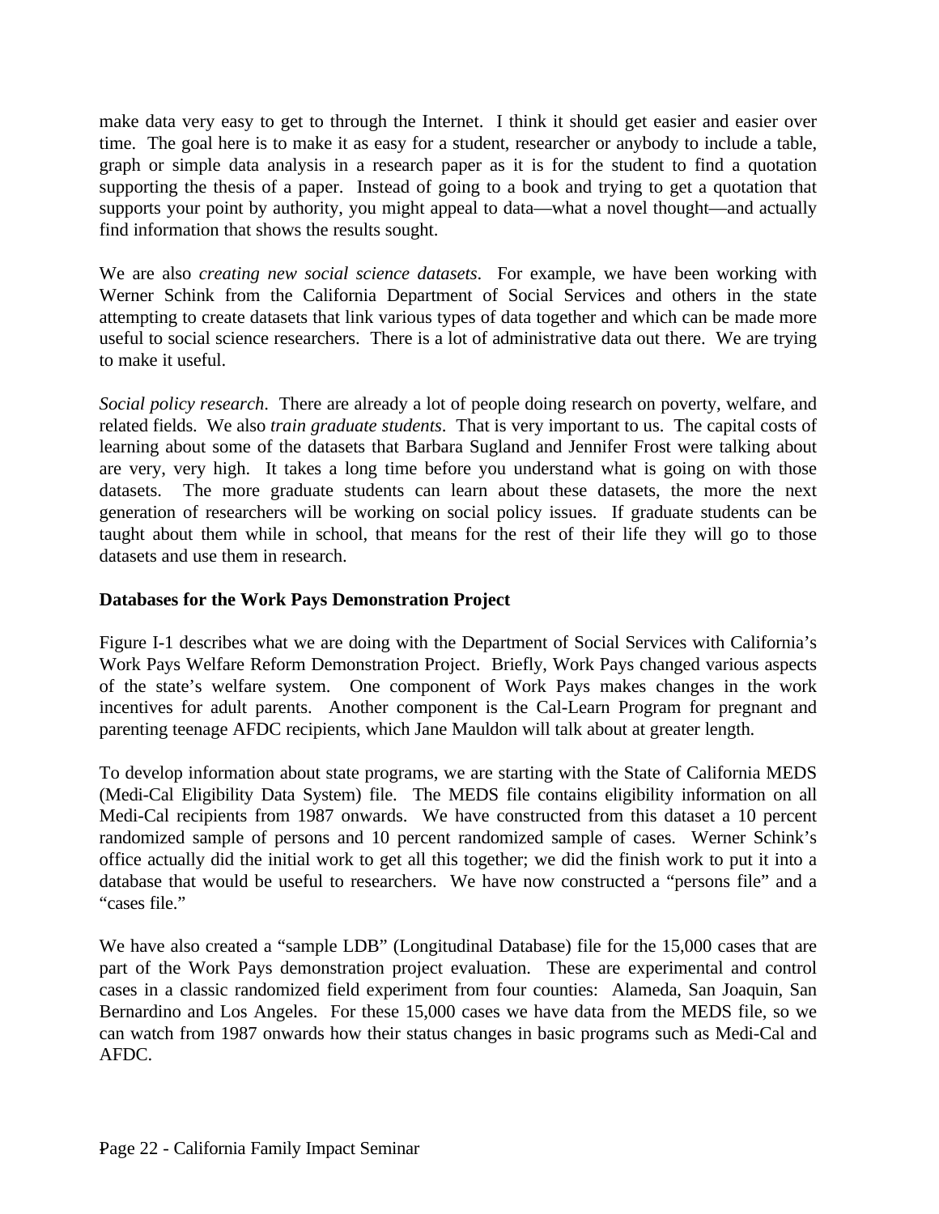make data very easy to get to through the Internet. I think it should get easier and easier over time. The goal here is to make it as easy for a student, researcher or anybody to include a table, graph or simple data analysis in a research paper as it is for the student to find a quotation supporting the thesis of a paper. Instead of going to a book and trying to get a quotation that supports your point by authority, you might appeal to data—what a novel thought—and actually find information that shows the results sought.

We are also *creating new social science datasets*. For example, we have been working with Werner Schink from the California Department of Social Services and others in the state attempting to create datasets that link various types of data together and which can be made more useful to social science researchers. There is a lot of administrative data out there. We are trying to make it useful.

*Social policy research*. There are already a lot of people doing research on poverty, welfare, and related fields. We also *train graduate students*. That is very important to us. The capital costs of learning about some of the datasets that Barbara Sugland and Jennifer Frost were talking about are very, very high. It takes a long time before you understand what is going on with those datasets. The more graduate students can learn about these datasets, the more the next generation of researchers will be working on social policy issues. If graduate students can be taught about them while in school, that means for the rest of their life they will go to those datasets and use them in research.

**Databases for the Work Pays Demonstration Project**

Figure I-1 describes what we are doing with the Department of Social Services with California's Work Pays Welfare Reform Demonstration Project. Briefly, Work Pays changed various aspects of the state's welfare system. One component of Work Pays makes changes in the work incentives for adult parents. Another component is the Cal-Learn Program for pregnant and parenting teenage AFDC recipients, which Jane Mauldon will talk about at greater length.

To develop information about state programs, we are starting with the State of California MEDS (Medi-Cal Eligibility Data System) file. The MEDS file contains eligibility information on all Medi-Cal recipients from 1987 onwards. We have constructed from this dataset a 10 percent randomized sample of persons and 10 percent randomized sample of cases. Werner Schink's office actually did the initial work to get all this together; we did the finish work to put it into a database that would be useful to researchers. We have now constructed a "persons file" and a "cases file."

We have also created a "sample LDB" (Longitudinal Database) file for the 15,000 cases that are part of the Work Pays demonstration project evaluation. These are experimental and control cases in a classic randomized field experiment from four counties: Alameda, San Joaquin, San Bernardino and Los Angeles. For these 15,000 cases we have data from the MEDS file, so we can watch from 1987 onwards how their status changes in basic programs such as Medi-Cal and AFDC.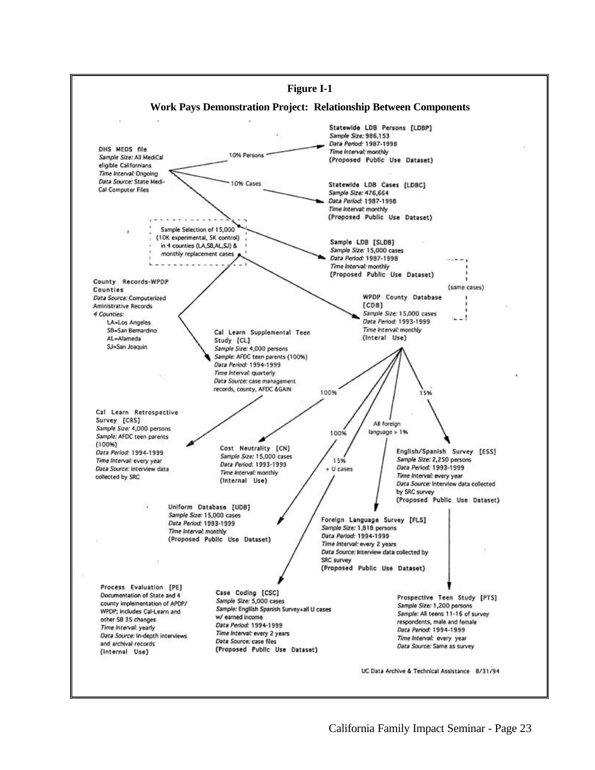**Figure I-1**

**Work Pays Demonstration Project: Relationship Between Components**

**DHS MEDS file**
*Sample Size:* All MediCal eligible Californians
*Time Interval:* Ongoing
*Data Source:* State Medi-Cal Computer Files

→ 10% Persons → **Statewide LDB Persons [LDBP]**
*Sample Size:* 986,153
*Data Period:* 1987-1998
*Time Interval:* monthly
(Proposed Public Use Dataset)

→ 10% Cases → **Statewide LDB Cases [LDBC]**
*Sample Size:* 476,664
*Data Period:* 1987-1998
*Time Interval:* monthly
(Proposed Public Use Dataset)

Sample Selection of 15,000 (10K experimental, 5K control) in 4 counties (LA,SB,AL,SJ) & monthly replacement cases

→ **Sample LDB [SLDB]**
*Sample Size:* 15,000 cases
*Data Period:* 1987-1998
*Time Interval:* monthly
(Proposed Public Use Dataset)

(same cases)

**County Records-WPDP Counties**
*Data Source:* Computerized Administrative Records
*4 Counties:*
- LA=Los Angeles
- SB=San Bernardino
- AL=Alameda
- SJ=San Joaquin

**WPDP County Database [CDB]**
*Sample Size:* 15,000 cases
*Data Period:* 1993-1999
*Time Interval:* monthly
(Interal Use)

**Cal Learn Supplemental Teen Study [CL]**
*Sample Size:* 4,000 persons
*Sample:* AFDC teen parents (100%)
*Data Period:* 1994-1999
*Time Interval:* quarterly
*Data Source:* case management records, county, AFDC &GAIN

**Cal Learn Retrospective Survey [CRS]**
*Sample Size:* 4,000 persons
*Sample:* AFDC teen parents (100%)
*Data Period:* 1994-1999
*Time Interval:* every year
*Data Source:* Interview data collected by SRC

100% → **Cost Neutrality [CN]**
*Sample Size:* 15,000 cases
*Data Period:* 1993-1999
*Time Interval:* monthly
(Internal Use)

100% → **Uniform Database [UDB]**
*Sample Size:* 15,000 cases
*Data Period:* 1993-1999
*Time Interval:* monthly
(Proposed Public Use Dataset)

15% + U cases → **Case Coding [CSC]**
*Sample Size:* 5,000 cases
*Sample:* English Spanish Survey+all U cases w/ earned income
*Data Period:* 1994-1999
*Time Interval:* every 2 years
*Data Source:* case files
(Proposed Public Use Dataset)

All foreign language > 1% → **Foreign Language Survey [FLS]**
*Sample Size:* 1,818 persons
*Data Period:* 1994-1999
*Time Interval:* every 2 years
*Data Source:* Interview data collected by SRC survey
(Proposed Public Use Dataset)

15% → **English/Spanish Survey [ESS]**
*Sample Size:* 2,250 persons
*Data Period:* 1993-1999
*Time Interval:* every year
*Data Source:* Interview data collected by SRC survey
(Proposed Public Use Dataset)

→ **Prospective Teen Study [PTS]**
*Sample Size:* 1,200 persons
*Sample:* All teens 11-16 of survey respondents, male and female
*Data Period:* 1994-1999
*Time Interval:* every year
*Data Source:* Same as survey

**Process Evaluation [PE]**
Documentation of State and 4 county implementation of APDP/WPDP; includes Cal-Learn and other SB 35 changes
*Time Interval:* yearly
*Data Source:* In-depth interviews and archival records
(Internal Use)

UC Data Archive & Technical Assistance 8/31/94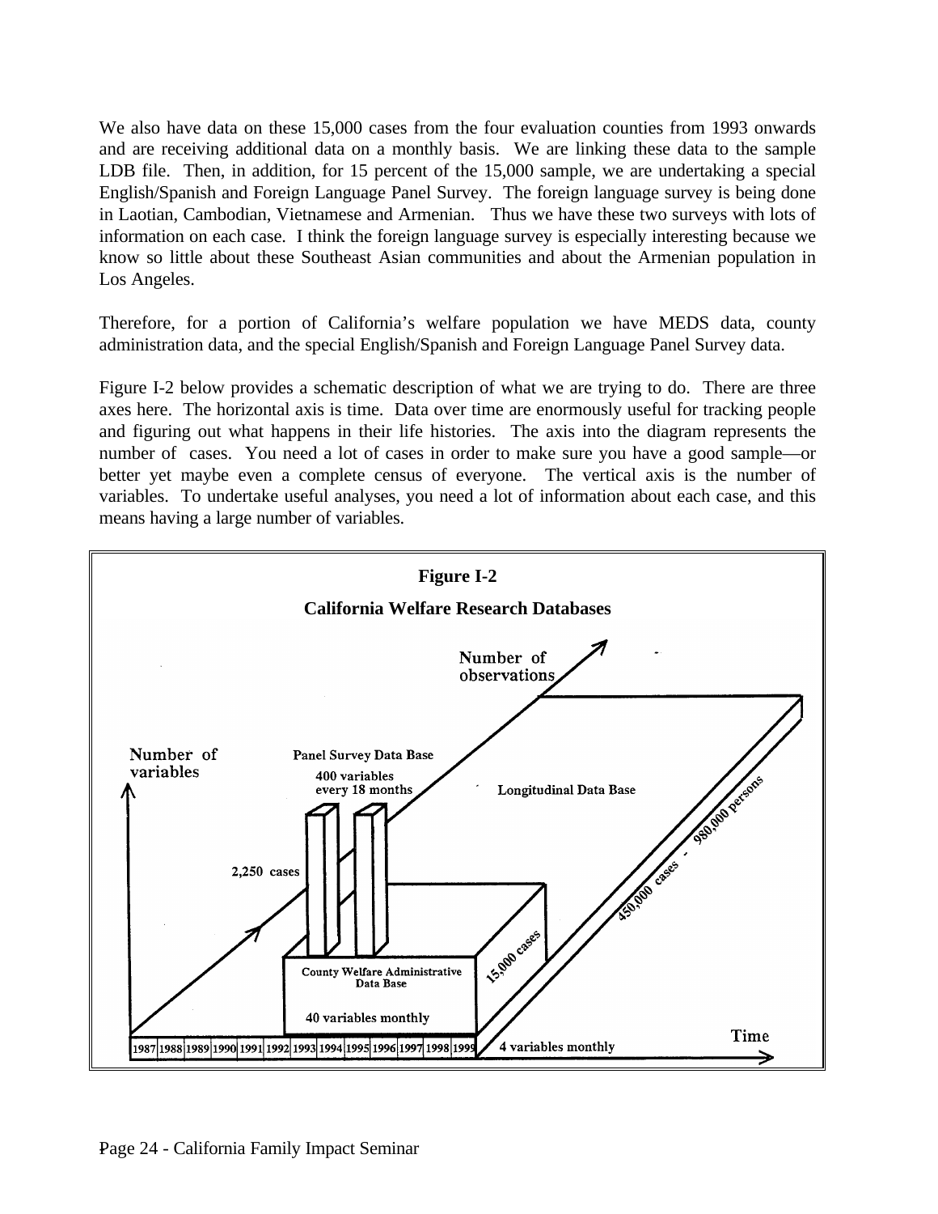We also have data on these 15,000 cases from the four evaluation counties from 1993 onwards and are receiving additional data on a monthly basis. We are linking these data to the sample LDB file. Then, in addition, for 15 percent of the 15,000 sample, we are undertaking a special English/Spanish and Foreign Language Panel Survey. The foreign language survey is being done in Laotian, Cambodian, Vietnamese and Armenian. Thus we have these two surveys with lots of information on each case. I think the foreign language survey is especially interesting because we know so little about these Southeast Asian communities and about the Armenian population in Los Angeles.

Therefore, for a portion of California's welfare population we have MEDS data, county administration data, and the special English/Spanish and Foreign Language Panel Survey data.

Figure I-2 below provides a schematic description of what we are trying to do. There are three axes here. The horizontal axis is time. Data over time are enormously useful for tracking people and figuring out what happens in their life histories. The axis into the diagram represents the number of cases. You need a lot of cases in order to make sure you have a good sample—or better yet maybe even a complete census of everyone. The vertical axis is the number of variables. To undertake useful analyses, you need a lot of information about each case, and this means having a large number of variables.

**Figure I-2**

**California Welfare Research Databases**

Number of observations

Number of variables

Panel Survey Data Base

400 variables every 18 months

Longitudinal Data Base

2,250 cases

450,000 cases - 980,000 persons

15,000 cases

County Welfare Administrative Data Base

40 variables monthly

1987 1988 1989 1990 1991 1992 1993 1994 1995 1996 1997 1998 1999

4 variables monthly

Time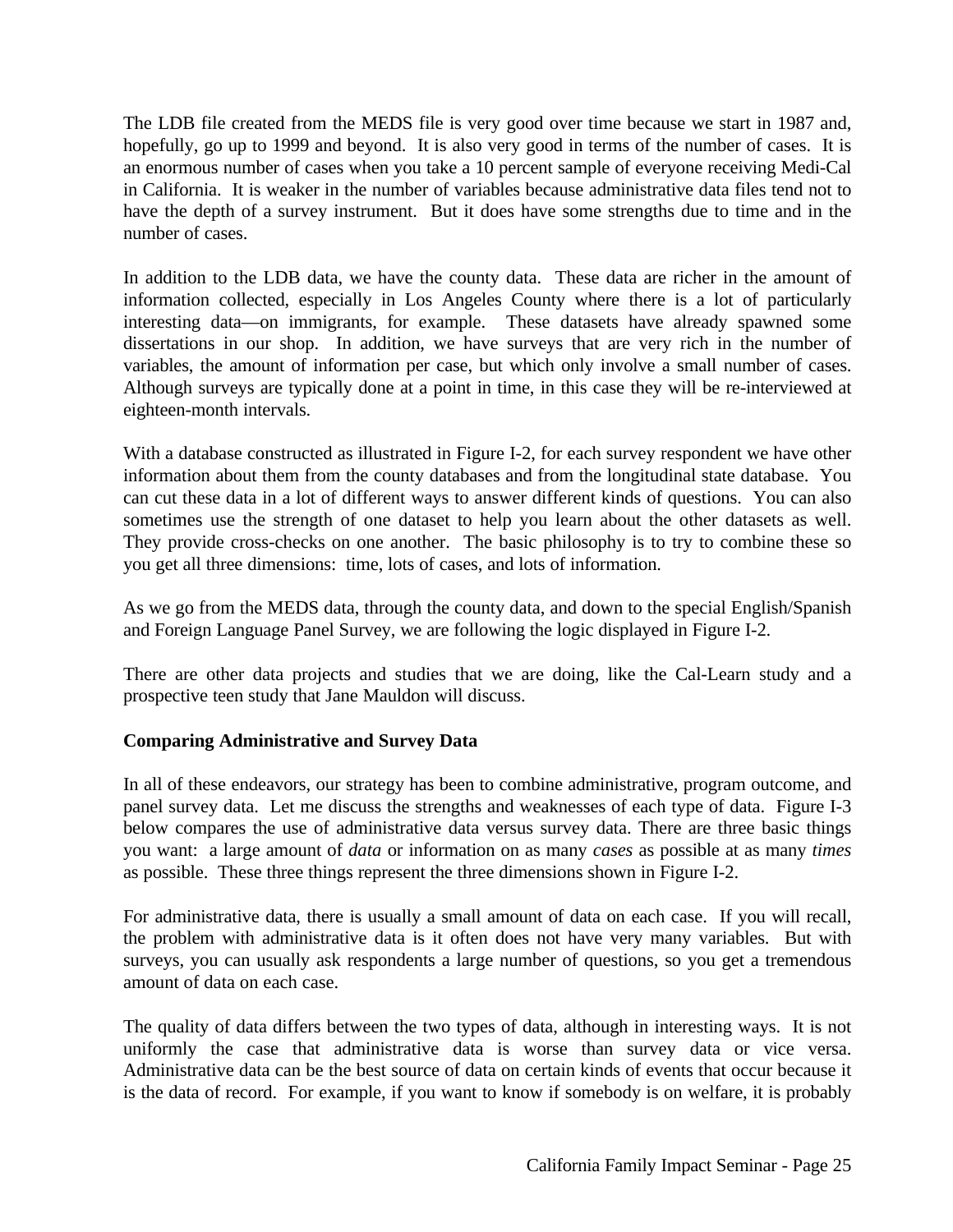The LDB file created from the MEDS file is very good over time because we start in 1987 and, hopefully, go up to 1999 and beyond. It is also very good in terms of the number of cases. It is an enormous number of cases when you take a 10 percent sample of everyone receiving Medi-Cal in California. It is weaker in the number of variables because administrative data files tend not to have the depth of a survey instrument. But it does have some strengths due to time and in the number of cases.

In addition to the LDB data, we have the county data. These data are richer in the amount of information collected, especially in Los Angeles County where there is a lot of particularly interesting data—on immigrants, for example. These datasets have already spawned some dissertations in our shop. In addition, we have surveys that are very rich in the number of variables, the amount of information per case, but which only involve a small number of cases. Although surveys are typically done at a point in time, in this case they will be re-interviewed at eighteen-month intervals.

With a database constructed as illustrated in Figure I-2, for each survey respondent we have other information about them from the county databases and from the longitudinal state database. You can cut these data in a lot of different ways to answer different kinds of questions. You can also sometimes use the strength of one dataset to help you learn about the other datasets as well. They provide cross-checks on one another. The basic philosophy is to try to combine these so you get all three dimensions: time, lots of cases, and lots of information.

As we go from the MEDS data, through the county data, and down to the special English/Spanish and Foreign Language Panel Survey, we are following the logic displayed in Figure I-2.

There are other data projects and studies that we are doing, like the Cal-Learn study and a prospective teen study that Jane Mauldon will discuss.

**Comparing Administrative and Survey Data**

In all of these endeavors, our strategy has been to combine administrative, program outcome, and panel survey data. Let me discuss the strengths and weaknesses of each type of data. Figure I-3 below compares the use of administrative data versus survey data. There are three basic things you want: a large amount of *data* or information on as many *cases* as possible at as many *times* as possible. These three things represent the three dimensions shown in Figure I-2.

For administrative data, there is usually a small amount of data on each case. If you will recall, the problem with administrative data is it often does not have very many variables. But with surveys, you can usually ask respondents a large number of questions, so you get a tremendous amount of data on each case.

The quality of data differs between the two types of data, although in interesting ways. It is not uniformly the case that administrative data is worse than survey data or vice versa. Administrative data can be the best source of data on certain kinds of events that occur because it is the data of record. For example, if you want to know if somebody is on welfare, it is probably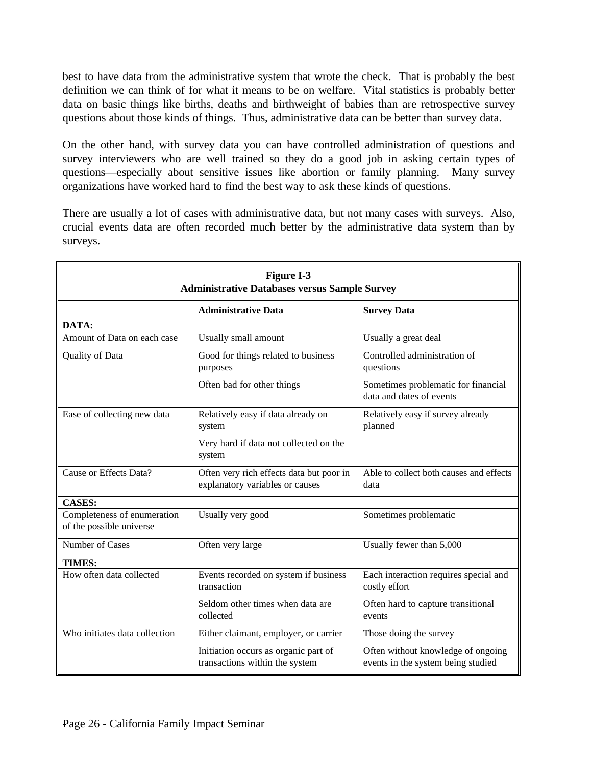best to have data from the administrative system that wrote the check. That is probably the best definition we can think of for what it means to be on welfare. Vital statistics is probably better data on basic things like births, deaths and birthweight of babies than are retrospective survey questions about those kinds of things. Thus, administrative data can be better than survey data.

On the other hand, with survey data you can have controlled administration of questions and survey interviewers who are well trained so they do a good job in asking certain types of questions—especially about sensitive issues like abortion or family planning. Many survey organizations have worked hard to find the best way to ask these kinds of questions.

There are usually a lot of cases with administrative data, but not many cases with surveys. Also, crucial events data are often recorded much better by the administrative data system than by surveys.

**Figure I-3**
**Administrative Databases versus Sample Survey**

| | **Administrative Data** | **Survey Data** |
|---|---|---|
| **DATA:** | | |
| Amount of Data on each case | Usually small amount | Usually a great deal |
| Quality of Data | Good for things related to business purposes<br><br>Often bad for other things | Controlled administration of questions<br><br>Sometimes problematic for financial data and dates of events |
| Ease of collecting new data | Relatively easy if data already on system<br><br>Very hard if data not collected on the system | Relatively easy if survey already planned |
| Cause or Effects Data? | Often very rich effects data but poor in explanatory variables or causes | Able to collect both causes and effects data |
| **CASES:** | | |
| Completeness of enumeration of the possible universe | Usually very good | Sometimes problematic |
| Number of Cases | Often very large | Usually fewer than 5,000 |
| **TIMES:** | | |
| How often data collected | Events recorded on system if business transaction<br><br>Seldom other times when data are collected | Each interaction requires special and costly effort<br><br>Often hard to capture transitional events |
| Who initiates data collection | Either claimant, employer, or carrier<br><br>Initiation occurs as organic part of transactions within the system | Those doing the survey<br><br>Often without knowledge of ongoing events in the system being studied |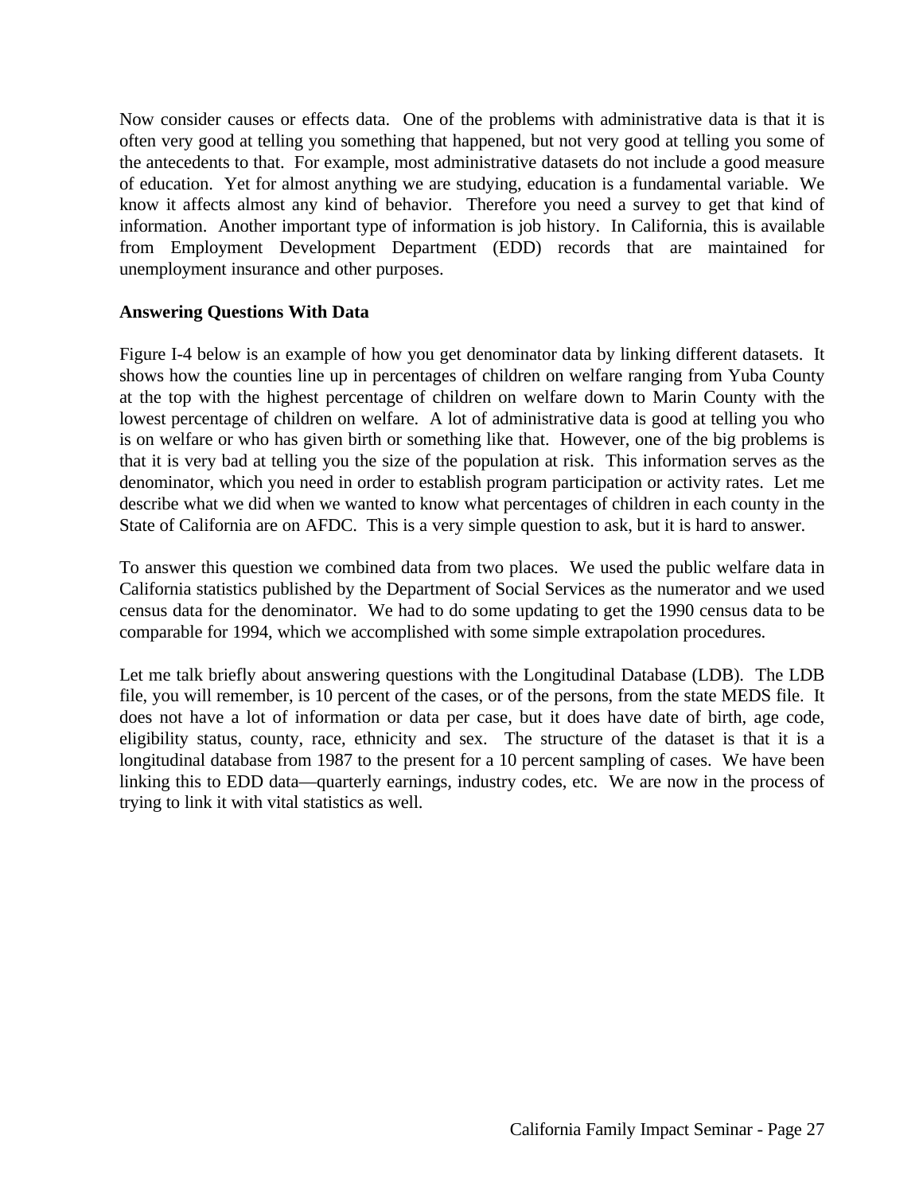Now consider causes or effects data. One of the problems with administrative data is that it is often very good at telling you something that happened, but not very good at telling you some of the antecedents to that. For example, most administrative datasets do not include a good measure of education. Yet for almost anything we are studying, education is a fundamental variable. We know it affects almost any kind of behavior. Therefore you need a survey to get that kind of information. Another important type of information is job history. In California, this is available from Employment Development Department (EDD) records that are maintained for unemployment insurance and other purposes.

**Answering Questions With Data**

Figure I-4 below is an example of how you get denominator data by linking different datasets. It shows how the counties line up in percentages of children on welfare ranging from Yuba County at the top with the highest percentage of children on welfare down to Marin County with the lowest percentage of children on welfare. A lot of administrative data is good at telling you who is on welfare or who has given birth or something like that. However, one of the big problems is that it is very bad at telling you the size of the population at risk. This information serves as the denominator, which you need in order to establish program participation or activity rates. Let me describe what we did when we wanted to know what percentages of children in each county in the State of California are on AFDC. This is a very simple question to ask, but it is hard to answer.

To answer this question we combined data from two places. We used the public welfare data in California statistics published by the Department of Social Services as the numerator and we used census data for the denominator. We had to do some updating to get the 1990 census data to be comparable for 1994, which we accomplished with some simple extrapolation procedures.

Let me talk briefly about answering questions with the Longitudinal Database (LDB). The LDB file, you will remember, is 10 percent of the cases, or of the persons, from the state MEDS file. It does not have a lot of information or data per case, but it does have date of birth, age code, eligibility status, county, race, ethnicity and sex. The structure of the dataset is that it is a longitudinal database from 1987 to the present for a 10 percent sampling of cases. We have been linking this to EDD data—quarterly earnings, industry codes, etc. We are now in the process of trying to link it with vital statistics as well.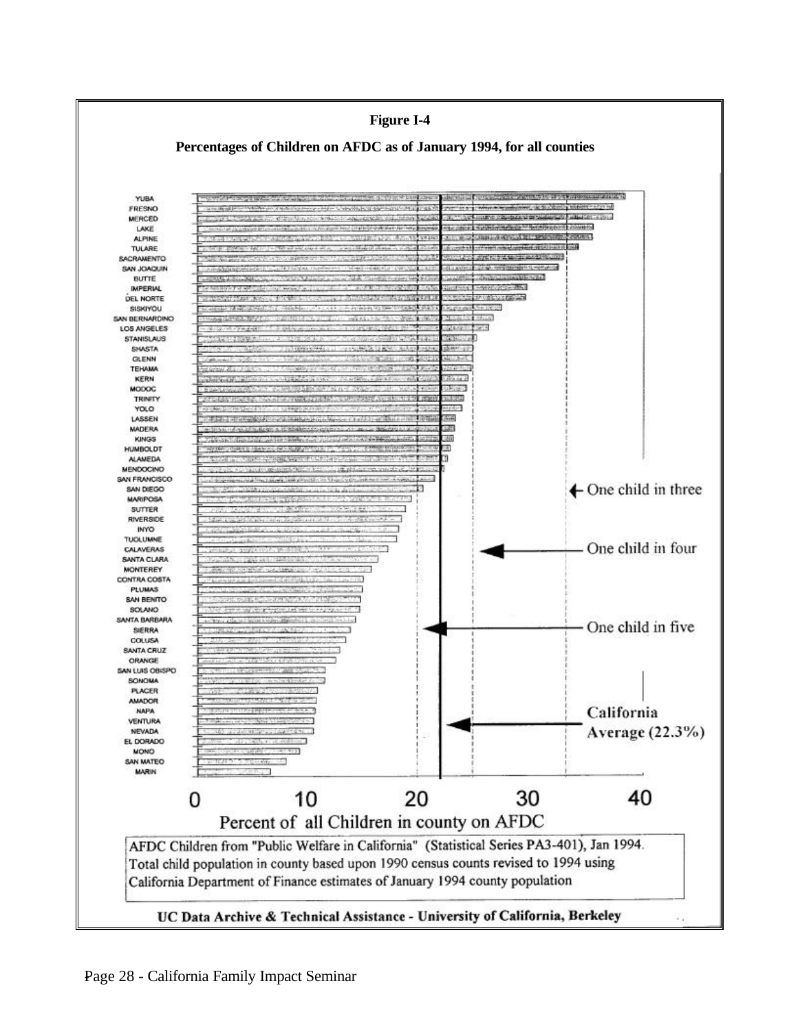**Figure I-4**

**Percentages of Children on AFDC as of January 1994, for all counties**

YUBA
FRESNO
MERCED
LAKE
ALPINE
TULARE
SACRAMENTO
SAN JOAQUIN
BUTTE
IMPERIAL
DEL NORTE
SISKIYOU
SAN BERNARDINO
LOS ANGELES
STANISLAUS
SHASTA
GLENN
TEHAMA
KERN
MODOC
TRINITY
YOLO
LASSEN
MADERA
KINGS
HUMBOLDT
ALAMEDA
MENDOCINO
SAN FRANCISCO
SAN DIEGO
MARIPOSA
SUTTER
RIVERSIDE
INYO
TUOLUMNE
CALAVERAS
SANTA CLARA
MONTEREY
CONTRA COSTA
PLUMAS
SAN BENITO
SOLANO
SANTA BARBARA
SIERRA
COLUSA
SANTA CRUZ
ORANGE
SAN LUIS OBISPO
SONOMA
PLACER
AMADOR
NAPA
VENTURA
NEVADA
EL DORADO
MONO
SAN MATEO
MARIN

← One child in three

One child in four

One child in five

California Average (22.3%)

0 10 20 30 40

Percent of all Children in county on AFDC

AFDC Children from "Public Welfare in California" (Statistical Series PA3-401), Jan 1994. Total child population in county based upon 1990 census counts revised to 1994 using California Department of Finance estimates of January 1994 county population

UC Data Archive & Technical Assistance - University of California, Berkeley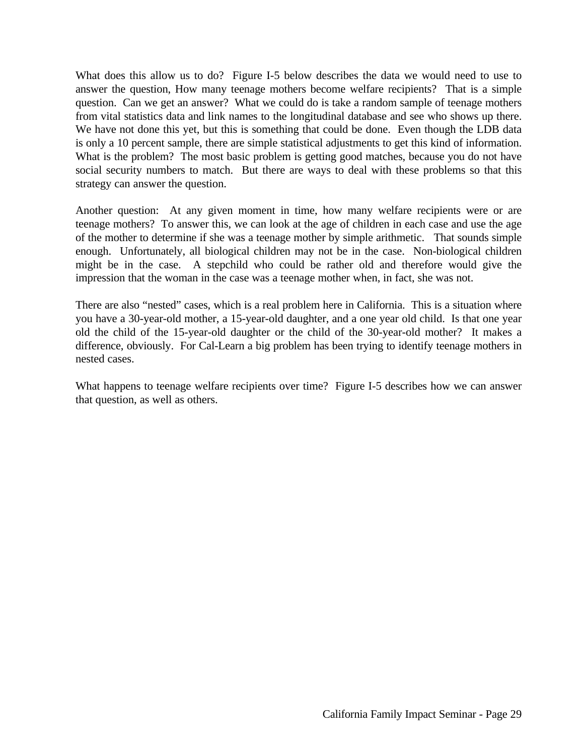What does this allow us to do? Figure I-5 below describes the data we would need to use to answer the question, How many teenage mothers become welfare recipients? That is a simple question. Can we get an answer? What we could do is take a random sample of teenage mothers from vital statistics data and link names to the longitudinal database and see who shows up there. We have not done this yet, but this is something that could be done. Even though the LDB data is only a 10 percent sample, there are simple statistical adjustments to get this kind of information. What is the problem? The most basic problem is getting good matches, because you do not have social security numbers to match. But there are ways to deal with these problems so that this strategy can answer the question.

Another question: At any given moment in time, how many welfare recipients were or are teenage mothers? To answer this, we can look at the age of children in each case and use the age of the mother to determine if she was a teenage mother by simple arithmetic. That sounds simple enough. Unfortunately, all biological children may not be in the case. Non-biological children might be in the case. A stepchild who could be rather old and therefore would give the impression that the woman in the case was a teenage mother when, in fact, she was not.

There are also "nested" cases, which is a real problem here in California. This is a situation where you have a 30-year-old mother, a 15-year-old daughter, and a one year old child. Is that one year old the child of the 15-year-old daughter or the child of the 30-year-old mother? It makes a difference, obviously. For Cal-Learn a big problem has been trying to identify teenage mothers in nested cases.

What happens to teenage welfare recipients over time? Figure I-5 describes how we can answer that question, as well as others.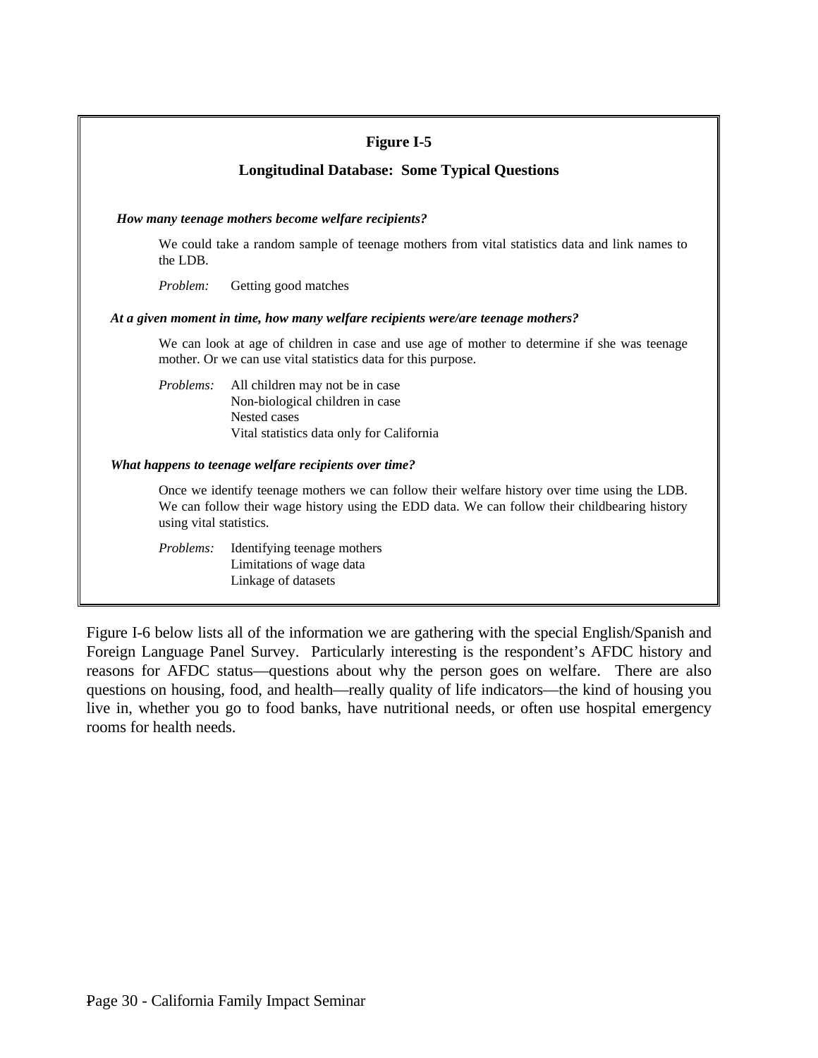**Figure I-5**

**Longitudinal Database: Some Typical Questions**

***How many teenage mothers become welfare recipients?***

We could take a random sample of teenage mothers from vital statistics data and link names to the LDB.

*Problem:* Getting good matches

***At a given moment in time, how many welfare recipients were/are teenage mothers?***

We can look at age of children in case and use age of mother to determine if she was teenage mother. Or we can use vital statistics data for this purpose.

*Problems:*
- All children may not be in case
- Non-biological children in case
- Nested cases
- Vital statistics data only for California

***What happens to teenage welfare recipients over time?***

Once we identify teenage mothers we can follow their welfare history over time using the LDB. We can follow their wage history using the EDD data. We can follow their childbearing history using vital statistics.

*Problems:*
- Identifying teenage mothers
- Limitations of wage data
- Linkage of datasets

Figure I-6 below lists all of the information we are gathering with the special English/Spanish and Foreign Language Panel Survey. Particularly interesting is the respondent's AFDC history and reasons for AFDC status—questions about why the person goes on welfare. There are also questions on housing, food, and health—really quality of life indicators—the kind of housing you live in, whether you go to food banks, have nutritional needs, or often use hospital emergency rooms for health needs.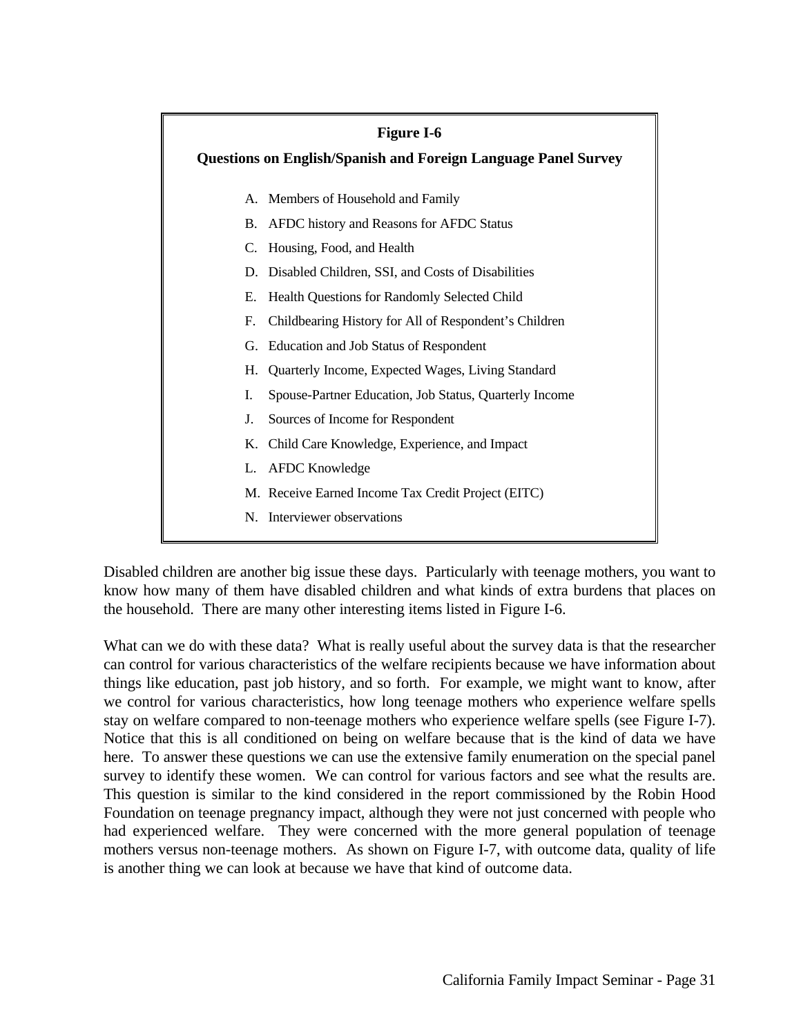**Figure I-6**

**Questions on English/Spanish and Foreign Language Panel Survey**

A. Members of Household and Family
B. AFDC history and Reasons for AFDC Status
C. Housing, Food, and Health
D. Disabled Children, SSI, and Costs of Disabilities
E. Health Questions for Randomly Selected Child
F. Childbearing History for All of Respondent's Children
G. Education and Job Status of Respondent
H. Quarterly Income, Expected Wages, Living Standard
I. Spouse-Partner Education, Job Status, Quarterly Income
J. Sources of Income for Respondent
K. Child Care Knowledge, Experience, and Impact
L. AFDC Knowledge
M. Receive Earned Income Tax Credit Project (EITC)
N. Interviewer observations

Disabled children are another big issue these days. Particularly with teenage mothers, you want to know how many of them have disabled children and what kinds of extra burdens that places on the household. There are many other interesting items listed in Figure I-6.

What can we do with these data? What is really useful about the survey data is that the researcher can control for various characteristics of the welfare recipients because we have information about things like education, past job history, and so forth. For example, we might want to know, after we control for various characteristics, how long teenage mothers who experience welfare spells stay on welfare compared to non-teenage mothers who experience welfare spells (see Figure I-7). Notice that this is all conditioned on being on welfare because that is the kind of data we have here. To answer these questions we can use the extensive family enumeration on the special panel survey to identify these women. We can control for various factors and see what the results are. This question is similar to the kind considered in the report commissioned by the Robin Hood Foundation on teenage pregnancy impact, although they were not just concerned with people who had experienced welfare. They were concerned with the more general population of teenage mothers versus non-teenage mothers. As shown on Figure I-7, with outcome data, quality of life is another thing we can look at because we have that kind of outcome data.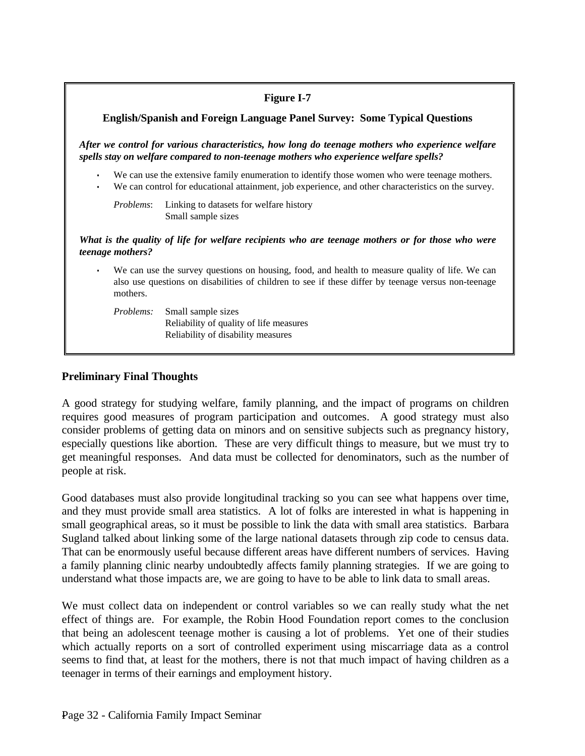**Figure I-7**

**English/Spanish and Foreign Language Panel Survey: Some Typical Questions**

***After we control for various characteristics, how long do teenage mothers who experience welfare spells stay on welfare compared to non-teenage mothers who experience welfare spells?***

- We can use the extensive family enumeration to identify those women who were teenage mothers.
- We can control for educational attainment, job experience, and other characteristics on the survey.

*Problems*: Linking to datasets for welfare history
Small sample sizes

***What is the quality of life for welfare recipients who are teenage mothers or for those who were teenage mothers?***

- We can use the survey questions on housing, food, and health to measure quality of life. We can also use questions on disabilities of children to see if these differ by teenage versus non-teenage mothers.

*Problems:* Small sample sizes
Reliability of quality of life measures
Reliability of disability measures

## Preliminary Final Thoughts

A good strategy for studying welfare, family planning, and the impact of programs on children requires good measures of program participation and outcomes. A good strategy must also consider problems of getting data on minors and on sensitive subjects such as pregnancy history, especially questions like abortion. These are very difficult things to measure, but we must try to get meaningful responses. And data must be collected for denominators, such as the number of people at risk.

Good databases must also provide longitudinal tracking so you can see what happens over time, and they must provide small area statistics. A lot of folks are interested in what is happening in small geographical areas, so it must be possible to link the data with small area statistics. Barbara Sugland talked about linking some of the large national datasets through zip code to census data. That can be enormously useful because different areas have different numbers of services. Having a family planning clinic nearby undoubtedly affects family planning strategies. If we are going to understand what those impacts are, we are going to have to be able to link data to small areas.

We must collect data on independent or control variables so we can really study what the net effect of things are. For example, the Robin Hood Foundation report comes to the conclusion that being an adolescent teenage mother is causing a lot of problems. Yet one of their studies which actually reports on a sort of controlled experiment using miscarriage data as a control seems to find that, at least for the mothers, there is not that much impact of having children as a teenager in terms of their earnings and employment history.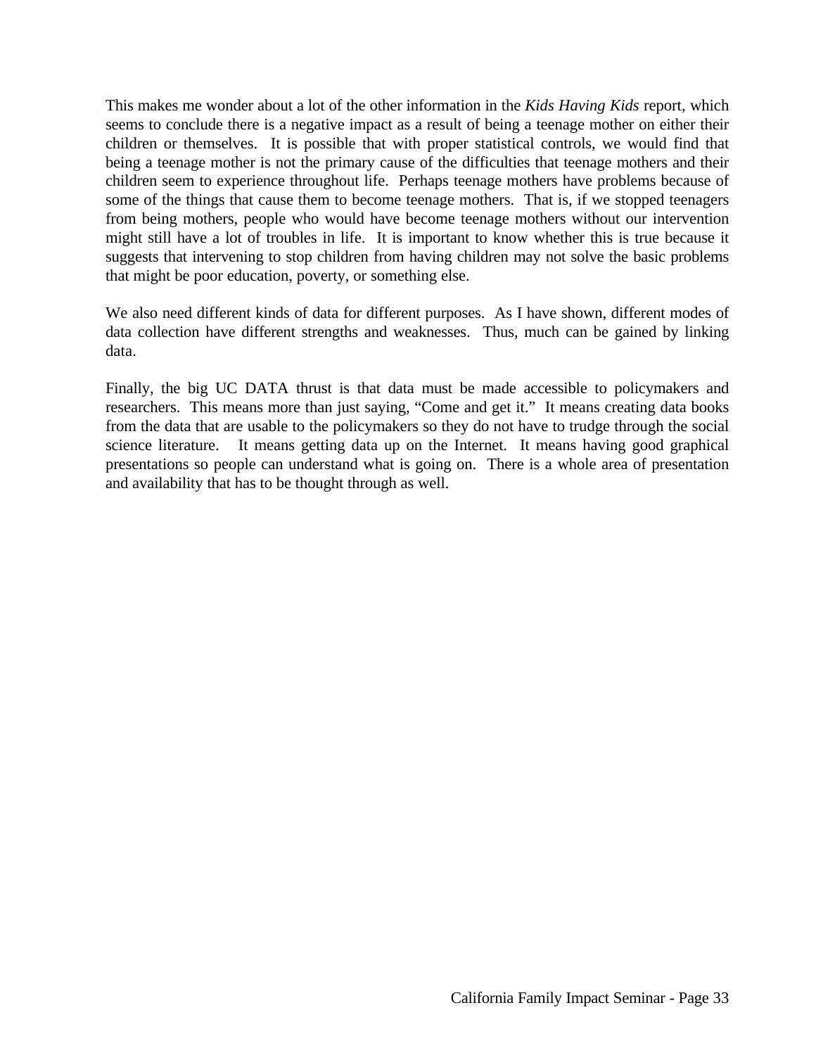This makes me wonder about a lot of the other information in the *Kids Having Kids* report, which seems to conclude there is a negative impact as a result of being a teenage mother on either their children or themselves. It is possible that with proper statistical controls, we would find that being a teenage mother is not the primary cause of the difficulties that teenage mothers and their children seem to experience throughout life. Perhaps teenage mothers have problems because of some of the things that cause them to become teenage mothers. That is, if we stopped teenagers from being mothers, people who would have become teenage mothers without our intervention might still have a lot of troubles in life. It is important to know whether this is true because it suggests that intervening to stop children from having children may not solve the basic problems that might be poor education, poverty, or something else.

We also need different kinds of data for different purposes. As I have shown, different modes of data collection have different strengths and weaknesses. Thus, much can be gained by linking data.

Finally, the big UC DATA thrust is that data must be made accessible to policymakers and researchers. This means more than just saying, "Come and get it." It means creating data books from the data that are usable to the policymakers so they do not have to trudge through the social science literature. It means getting data up on the Internet. It means having good graphical presentations so people can understand what is going on. There is a whole area of presentation and availability that has to be thought through as well.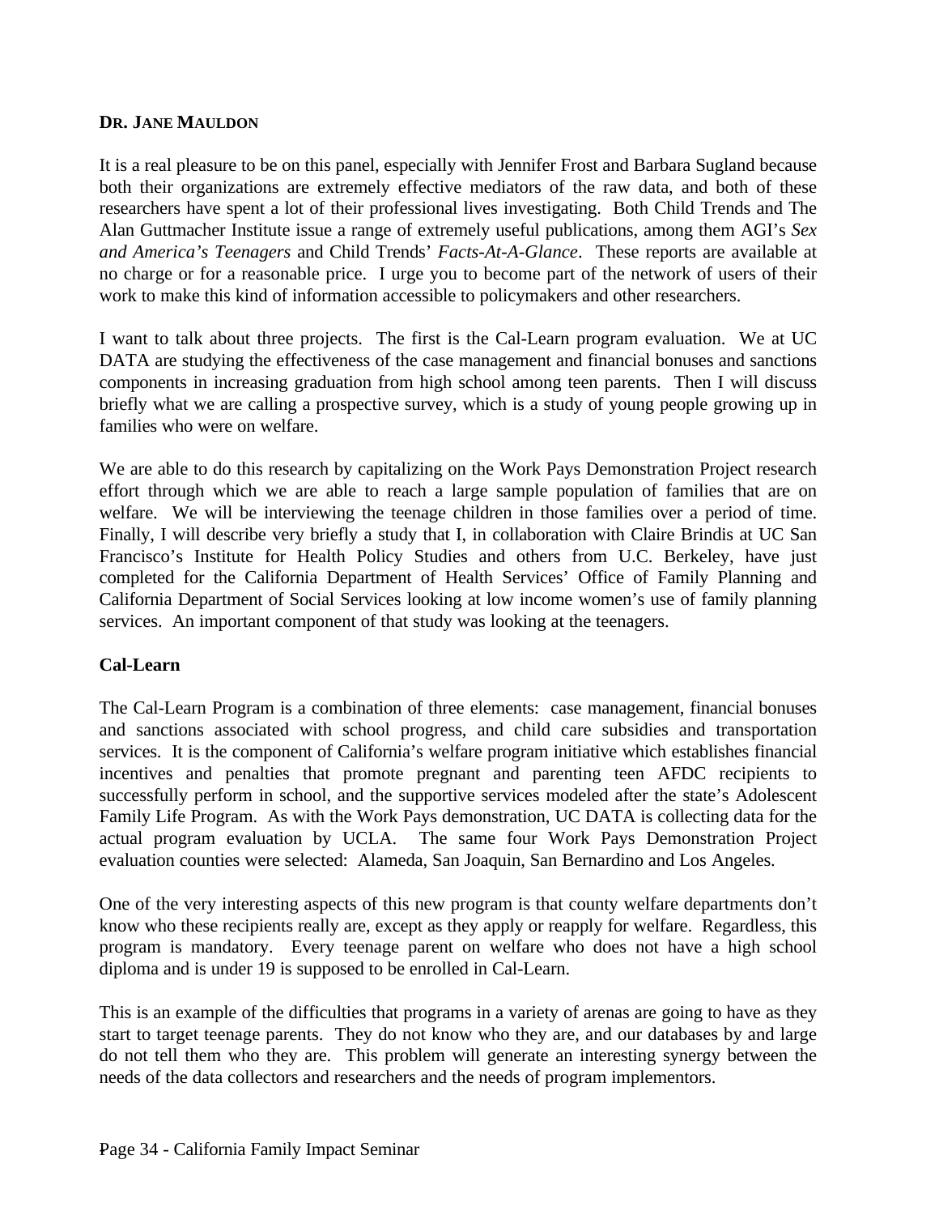**DR. JANE MAULDON**

It is a real pleasure to be on this panel, especially with Jennifer Frost and Barbara Sugland because both their organizations are extremely effective mediators of the raw data, and both of these researchers have spent a lot of their professional lives investigating. Both Child Trends and The Alan Guttmacher Institute issue a range of extremely useful publications, among them AGI's *Sex and America's Teenagers* and Child Trends' *Facts-At-A-Glance*. These reports are available at no charge or for a reasonable price. I urge you to become part of the network of users of their work to make this kind of information accessible to policymakers and other researchers.

I want to talk about three projects. The first is the Cal-Learn program evaluation. We at UC DATA are studying the effectiveness of the case management and financial bonuses and sanctions components in increasing graduation from high school among teen parents. Then I will discuss briefly what we are calling a prospective survey, which is a study of young people growing up in families who were on welfare.

We are able to do this research by capitalizing on the Work Pays Demonstration Project research effort through which we are able to reach a large sample population of families that are on welfare. We will be interviewing the teenage children in those families over a period of time. Finally, I will describe very briefly a study that I, in collaboration with Claire Brindis at UC San Francisco's Institute for Health Policy Studies and others from U.C. Berkeley, have just completed for the California Department of Health Services' Office of Family Planning and California Department of Social Services looking at low income women's use of family planning services. An important component of that study was looking at the teenagers.

**Cal-Learn**

The Cal-Learn Program is a combination of three elements: case management, financial bonuses and sanctions associated with school progress, and child care subsidies and transportation services. It is the component of California's welfare program initiative which establishes financial incentives and penalties that promote pregnant and parenting teen AFDC recipients to successfully perform in school, and the supportive services modeled after the state's Adolescent Family Life Program. As with the Work Pays demonstration, UC DATA is collecting data for the actual program evaluation by UCLA. The same four Work Pays Demonstration Project evaluation counties were selected: Alameda, San Joaquin, San Bernardino and Los Angeles.

One of the very interesting aspects of this new program is that county welfare departments don't know who these recipients really are, except as they apply or reapply for welfare. Regardless, this program is mandatory. Every teenage parent on welfare who does not have a high school diploma and is under 19 is supposed to be enrolled in Cal-Learn.

This is an example of the difficulties that programs in a variety of arenas are going to have as they start to target teenage parents. They do not know who they are, and our databases by and large do not tell them who they are. This problem will generate an interesting synergy between the needs of the data collectors and researchers and the needs of program implementors.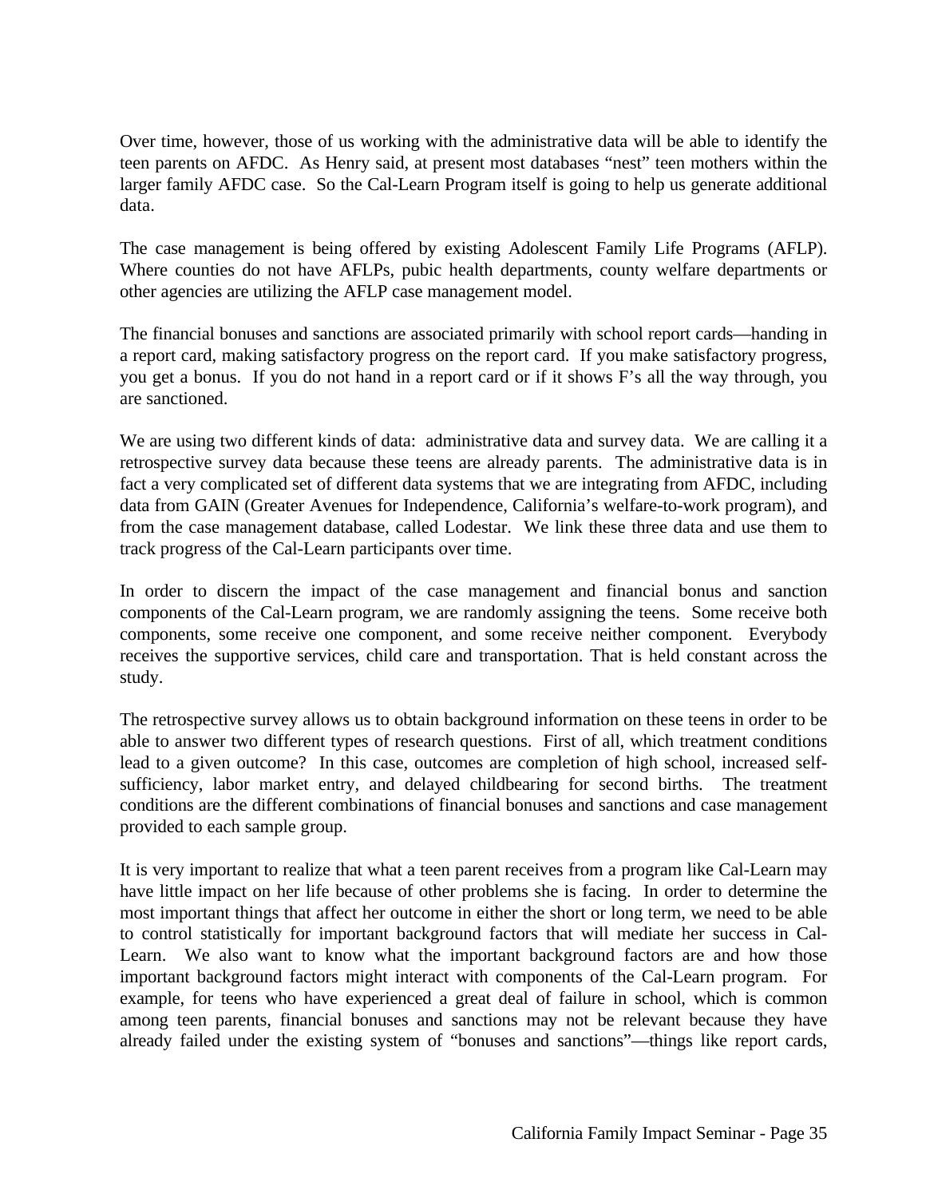Over time, however, those of us working with the administrative data will be able to identify the teen parents on AFDC. As Henry said, at present most databases "nest" teen mothers within the larger family AFDC case. So the Cal-Learn Program itself is going to help us generate additional data.

The case management is being offered by existing Adolescent Family Life Programs (AFLP). Where counties do not have AFLPs, pubic health departments, county welfare departments or other agencies are utilizing the AFLP case management model.

The financial bonuses and sanctions are associated primarily with school report cards—handing in a report card, making satisfactory progress on the report card. If you make satisfactory progress, you get a bonus. If you do not hand in a report card or if it shows F's all the way through, you are sanctioned.

We are using two different kinds of data: administrative data and survey data. We are calling it a retrospective survey data because these teens are already parents. The administrative data is in fact a very complicated set of different data systems that we are integrating from AFDC, including data from GAIN (Greater Avenues for Independence, California's welfare-to-work program), and from the case management database, called Lodestar. We link these three data and use them to track progress of the Cal-Learn participants over time.

In order to discern the impact of the case management and financial bonus and sanction components of the Cal-Learn program, we are randomly assigning the teens. Some receive both components, some receive one component, and some receive neither component. Everybody receives the supportive services, child care and transportation. That is held constant across the study.

The retrospective survey allows us to obtain background information on these teens in order to be able to answer two different types of research questions. First of all, which treatment conditions lead to a given outcome? In this case, outcomes are completion of high school, increased self-sufficiency, labor market entry, and delayed childbearing for second births. The treatment conditions are the different combinations of financial bonuses and sanctions and case management provided to each sample group.

It is very important to realize that what a teen parent receives from a program like Cal-Learn may have little impact on her life because of other problems she is facing. In order to determine the most important things that affect her outcome in either the short or long term, we need to be able to control statistically for important background factors that will mediate her success in Cal-Learn. We also want to know what the important background factors are and how those important background factors might interact with components of the Cal-Learn program. For example, for teens who have experienced a great deal of failure in school, which is common among teen parents, financial bonuses and sanctions may not be relevant because they have already failed under the existing system of "bonuses and sanctions"—things like report cards,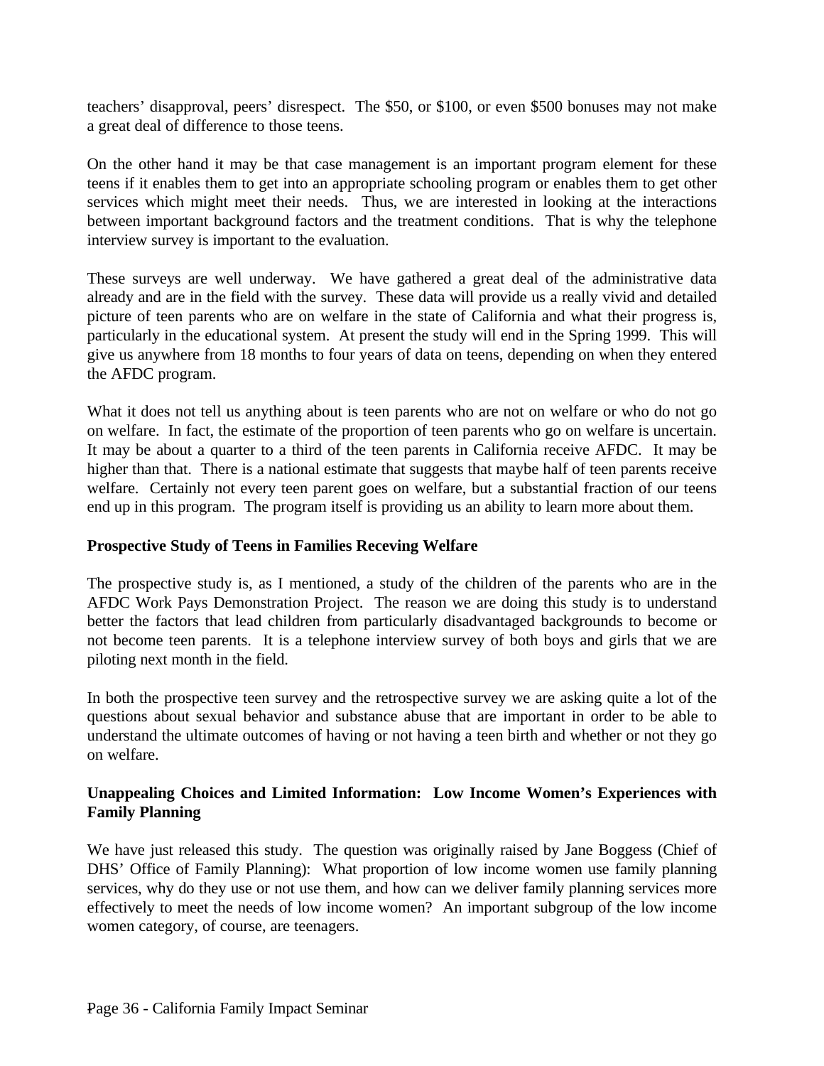teachers' disapproval, peers' disrespect. The $50, or $100, or even $500 bonuses may not make a great deal of difference to those teens.

On the other hand it may be that case management is an important program element for these teens if it enables them to get into an appropriate schooling program or enables them to get other services which might meet their needs. Thus, we are interested in looking at the interactions between important background factors and the treatment conditions. That is why the telephone interview survey is important to the evaluation.

These surveys are well underway. We have gathered a great deal of the administrative data already and are in the field with the survey. These data will provide us a really vivid and detailed picture of teen parents who are on welfare in the state of California and what their progress is, particularly in the educational system. At present the study will end in the Spring 1999. This will give us anywhere from 18 months to four years of data on teens, depending on when they entered the AFDC program.

What it does not tell us anything about is teen parents who are not on welfare or who do not go on welfare. In fact, the estimate of the proportion of teen parents who go on welfare is uncertain. It may be about a quarter to a third of the teen parents in California receive AFDC. It may be higher than that. There is a national estimate that suggests that maybe half of teen parents receive welfare. Certainly not every teen parent goes on welfare, but a substantial fraction of our teens end up in this program. The program itself is providing us an ability to learn more about them.

**Prospective Study of Teens in Families Receving Welfare**

The prospective study is, as I mentioned, a study of the children of the parents who are in the AFDC Work Pays Demonstration Project. The reason we are doing this study is to understand better the factors that lead children from particularly disadvantaged backgrounds to become or not become teen parents. It is a telephone interview survey of both boys and girls that we are piloting next month in the field.

In both the prospective teen survey and the retrospective survey we are asking quite a lot of the questions about sexual behavior and substance abuse that are important in order to be able to understand the ultimate outcomes of having or not having a teen birth and whether or not they go on welfare.

**Unappealing Choices and Limited Information: Low Income Women's Experiences with Family Planning**

We have just released this study. The question was originally raised by Jane Boggess (Chief of DHS' Office of Family Planning): What proportion of low income women use family planning services, why do they use or not use them, and how can we deliver family planning services more effectively to meet the needs of low income women? An important subgroup of the low income women category, of course, are teenagers.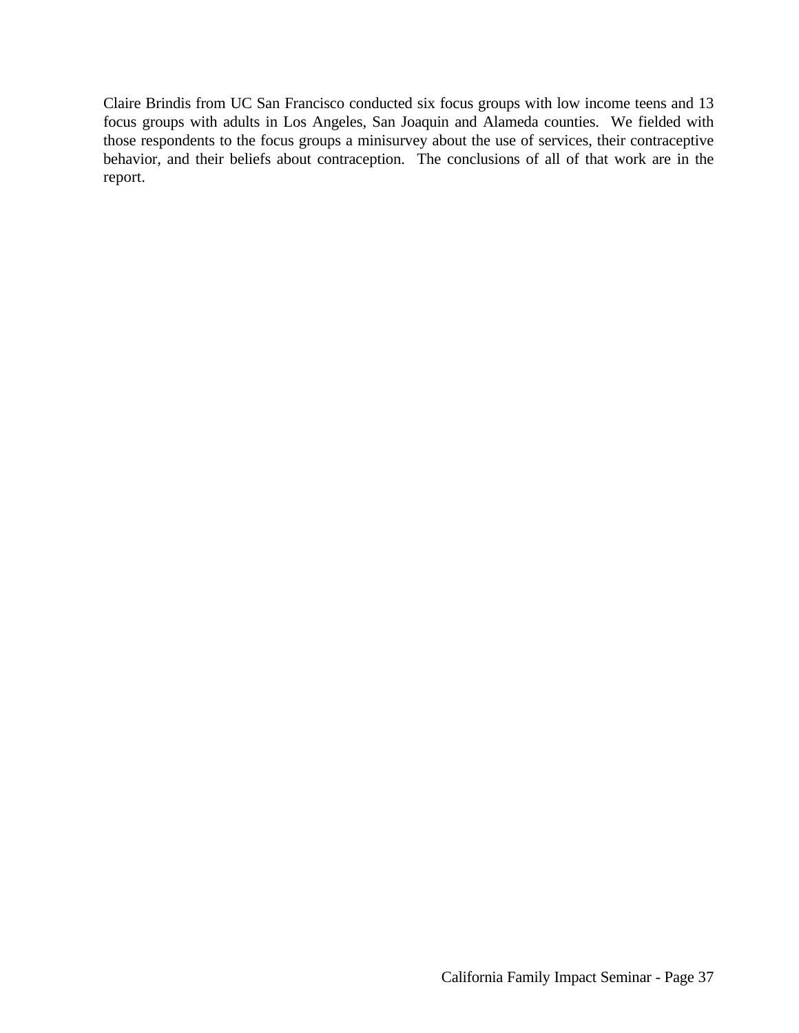Claire Brindis from UC San Francisco conducted six focus groups with low income teens and 13 focus groups with adults in Los Angeles, San Joaquin and Alameda counties. We fielded with those respondents to the focus groups a minisurvey about the use of services, their contraceptive behavior, and their beliefs about contraception. The conclusions of all of that work are in the report.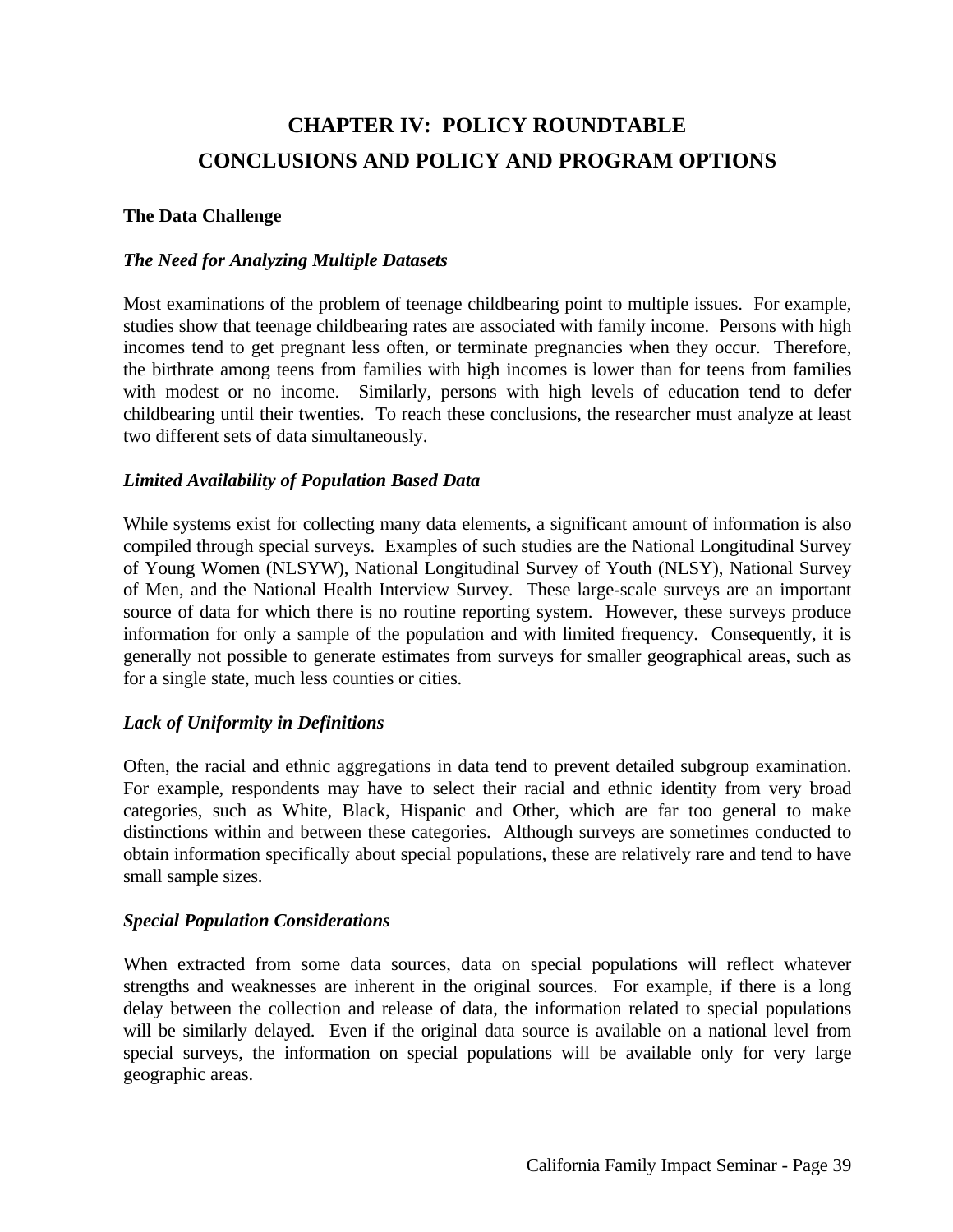# CHAPTER IV: POLICY ROUNDTABLE CONCLUSIONS AND POLICY AND PROGRAM OPTIONS

## The Data Challenge

### *The Need for Analyzing Multiple Datasets*

Most examinations of the problem of teenage childbearing point to multiple issues. For example, studies show that teenage childbearing rates are associated with family income. Persons with high incomes tend to get pregnant less often, or terminate pregnancies when they occur. Therefore, the birthrate among teens from families with high incomes is lower than for teens from families with modest or no income. Similarly, persons with high levels of education tend to defer childbearing until their twenties. To reach these conclusions, the researcher must analyze at least two different sets of data simultaneously.

### *Limited Availability of Population Based Data*

While systems exist for collecting many data elements, a significant amount of information is also compiled through special surveys. Examples of such studies are the National Longitudinal Survey of Young Women (NLSYW), National Longitudinal Survey of Youth (NLSY), National Survey of Men, and the National Health Interview Survey. These large-scale surveys are an important source of data for which there is no routine reporting system. However, these surveys produce information for only a sample of the population and with limited frequency. Consequently, it is generally not possible to generate estimates from surveys for smaller geographical areas, such as for a single state, much less counties or cities.

### *Lack of Uniformity in Definitions*

Often, the racial and ethnic aggregations in data tend to prevent detailed subgroup examination. For example, respondents may have to select their racial and ethnic identity from very broad categories, such as White, Black, Hispanic and Other, which are far too general to make distinctions within and between these categories. Although surveys are sometimes conducted to obtain information specifically about special populations, these are relatively rare and tend to have small sample sizes.

### *Special Population Considerations*

When extracted from some data sources, data on special populations will reflect whatever strengths and weaknesses are inherent in the original sources. For example, if there is a long delay between the collection and release of data, the information related to special populations will be similarly delayed. Even if the original data source is available on a national level from special surveys, the information on special populations will be available only for very large geographic areas.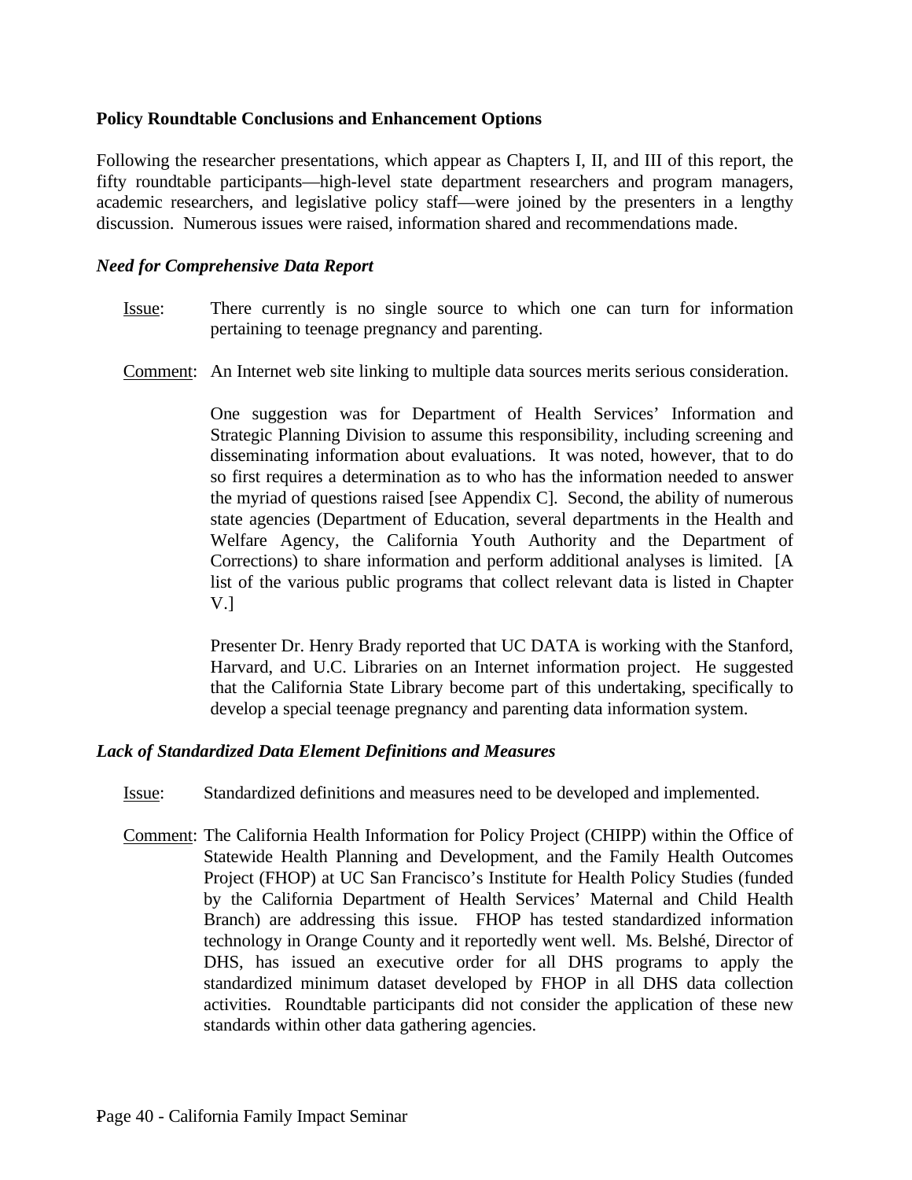**Policy Roundtable Conclusions and Enhancement Options**

Following the researcher presentations, which appear as Chapters I, II, and III of this report, the fifty roundtable participants—high-level state department researchers and program managers, academic researchers, and legislative policy staff—were joined by the presenters in a lengthy discussion. Numerous issues were raised, information shared and recommendations made.

***Need for Comprehensive Data Report***

Issue: There currently is no single source to which one can turn for information pertaining to teenage pregnancy and parenting.

Comment: An Internet web site linking to multiple data sources merits serious consideration.

One suggestion was for Department of Health Services' Information and Strategic Planning Division to assume this responsibility, including screening and disseminating information about evaluations. It was noted, however, that to do so first requires a determination as to who has the information needed to answer the myriad of questions raised [see Appendix C]. Second, the ability of numerous state agencies (Department of Education, several departments in the Health and Welfare Agency, the California Youth Authority and the Department of Corrections) to share information and perform additional analyses is limited. [A list of the various public programs that collect relevant data is listed in Chapter V.]

Presenter Dr. Henry Brady reported that UC DATA is working with the Stanford, Harvard, and U.C. Libraries on an Internet information project. He suggested that the California State Library become part of this undertaking, specifically to develop a special teenage pregnancy and parenting data information system.

***Lack of Standardized Data Element Definitions and Measures***

Issue: Standardized definitions and measures need to be developed and implemented.

Comment: The California Health Information for Policy Project (CHIPP) within the Office of Statewide Health Planning and Development, and the Family Health Outcomes Project (FHOP) at UC San Francisco's Institute for Health Policy Studies (funded by the California Department of Health Services' Maternal and Child Health Branch) are addressing this issue. FHOP has tested standardized information technology in Orange County and it reportedly went well. Ms. Belshé, Director of DHS, has issued an executive order for all DHS programs to apply the standardized minimum dataset developed by FHOP in all DHS data collection activities. Roundtable participants did not consider the application of these new standards within other data gathering agencies.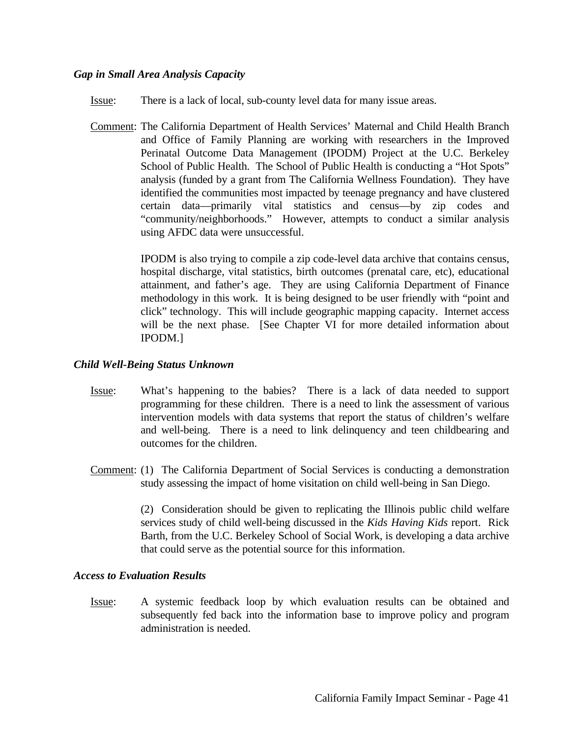### *Gap in Small Area Analysis Capacity*

Issue: There is a lack of local, sub-county level data for many issue areas.

Comment: The California Department of Health Services' Maternal and Child Health Branch and Office of Family Planning are working with researchers in the Improved Perinatal Outcome Data Management (IPODM) Project at the U.C. Berkeley School of Public Health. The School of Public Health is conducting a "Hot Spots" analysis (funded by a grant from The California Wellness Foundation). They have identified the communities most impacted by teenage pregnancy and have clustered certain data—primarily vital statistics and census—by zip codes and "community/neighborhoods." However, attempts to conduct a similar analysis using AFDC data were unsuccessful.

IPODM is also trying to compile a zip code-level data archive that contains census, hospital discharge, vital statistics, birth outcomes (prenatal care, etc), educational attainment, and father's age. They are using California Department of Finance methodology in this work. It is being designed to be user friendly with "point and click" technology. This will include geographic mapping capacity. Internet access will be the next phase. [See Chapter VI for more detailed information about IPODM.]

### *Child Well-Being Status Unknown*

Issue: What's happening to the babies? There is a lack of data needed to support programming for these children. There is a need to link the assessment of various intervention models with data systems that report the status of children's welfare and well-being. There is a need to link delinquency and teen childbearing and outcomes for the children.

Comment: (1) The California Department of Social Services is conducting a demonstration study assessing the impact of home visitation on child well-being in San Diego.

(2) Consideration should be given to replicating the Illinois public child welfare services study of child well-being discussed in the *Kids Having Kids* report. Rick Barth, from the U.C. Berkeley School of Social Work, is developing a data archive that could serve as the potential source for this information.

### *Access to Evaluation Results*

Issue: A systemic feedback loop by which evaluation results can be obtained and subsequently fed back into the information base to improve policy and program administration is needed.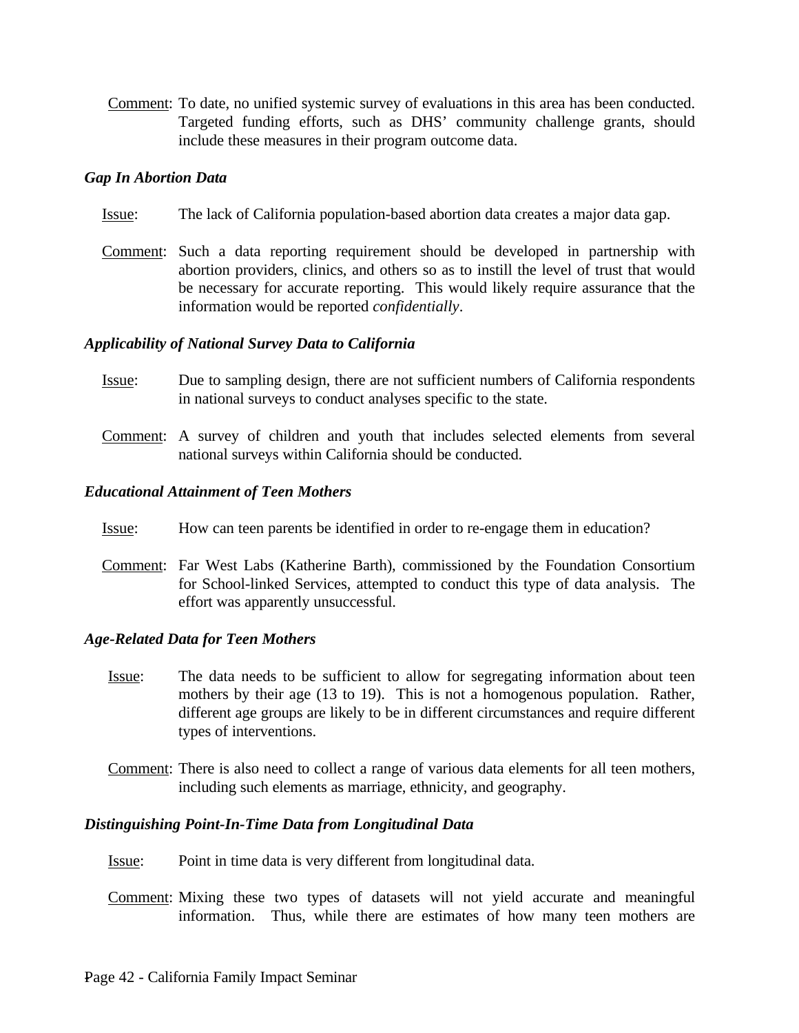Comment: To date, no unified systemic survey of evaluations in this area has been conducted. Targeted funding efforts, such as DHS' community challenge grants, should include these measures in their program outcome data.

***Gap In Abortion Data***

Issue: The lack of California population-based abortion data creates a major data gap.

Comment: Such a data reporting requirement should be developed in partnership with abortion providers, clinics, and others so as to instill the level of trust that would be necessary for accurate reporting. This would likely require assurance that the information would be reported *confidentially*.

***Applicability of National Survey Data to California***

Issue: Due to sampling design, there are not sufficient numbers of California respondents in national surveys to conduct analyses specific to the state.

Comment: A survey of children and youth that includes selected elements from several national surveys within California should be conducted.

***Educational Attainment of Teen Mothers***

Issue: How can teen parents be identified in order to re-engage them in education?

Comment: Far West Labs (Katherine Barth), commissioned by the Foundation Consortium for School-linked Services, attempted to conduct this type of data analysis. The effort was apparently unsuccessful.

***Age-Related Data for Teen Mothers***

Issue: The data needs to be sufficient to allow for segregating information about teen mothers by their age (13 to 19). This is not a homogenous population. Rather, different age groups are likely to be in different circumstances and require different types of interventions.

Comment: There is also need to collect a range of various data elements for all teen mothers, including such elements as marriage, ethnicity, and geography.

***Distinguishing Point-In-Time Data from Longitudinal Data***

Issue: Point in time data is very different from longitudinal data.

Comment: Mixing these two types of datasets will not yield accurate and meaningful information. Thus, while there are estimates of how many teen mothers are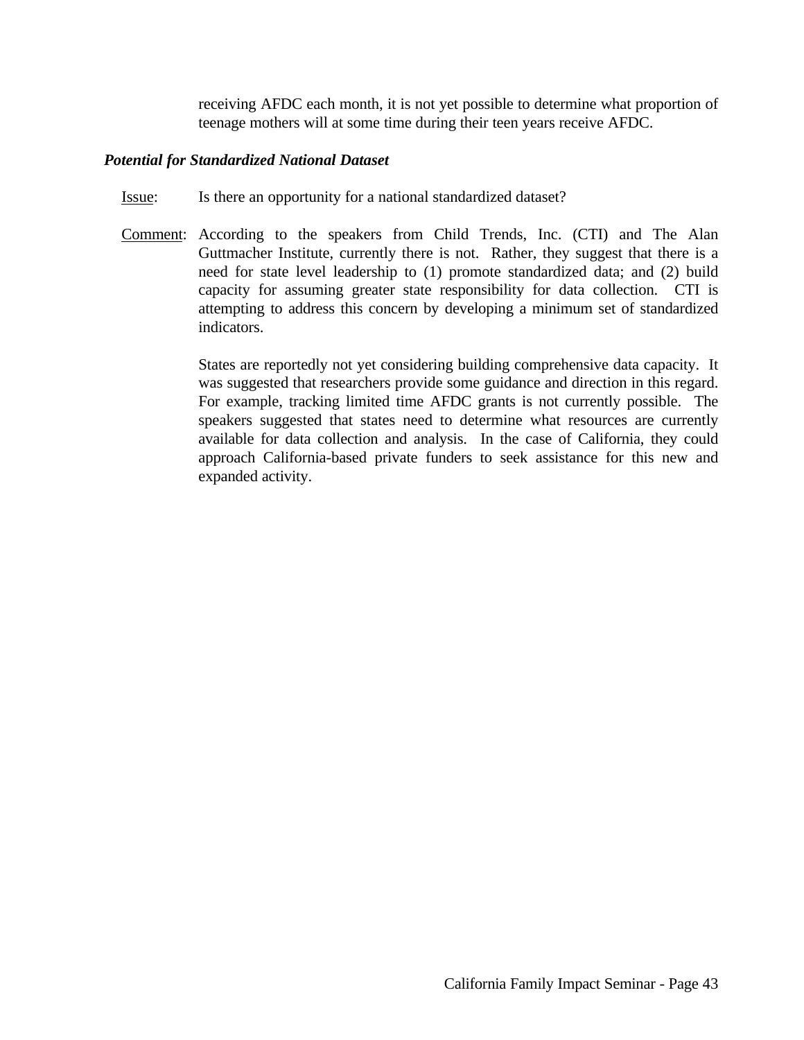receiving AFDC each month, it is not yet possible to determine what proportion of teenage mothers will at some time during their teen years receive AFDC.

***Potential for Standardized National Dataset***

Issue: Is there an opportunity for a national standardized dataset?

Comment: According to the speakers from Child Trends, Inc. (CTI) and The Alan Guttmacher Institute, currently there is not. Rather, they suggest that there is a need for state level leadership to (1) promote standardized data; and (2) build capacity for assuming greater state responsibility for data collection. CTI is attempting to address this concern by developing a minimum set of standardized indicators.

States are reportedly not yet considering building comprehensive data capacity. It was suggested that researchers provide some guidance and direction in this regard. For example, tracking limited time AFDC grants is not currently possible. The speakers suggested that states need to determine what resources are currently available for data collection and analysis. In the case of California, they could approach California-based private funders to seek assistance for this new and expanded activity.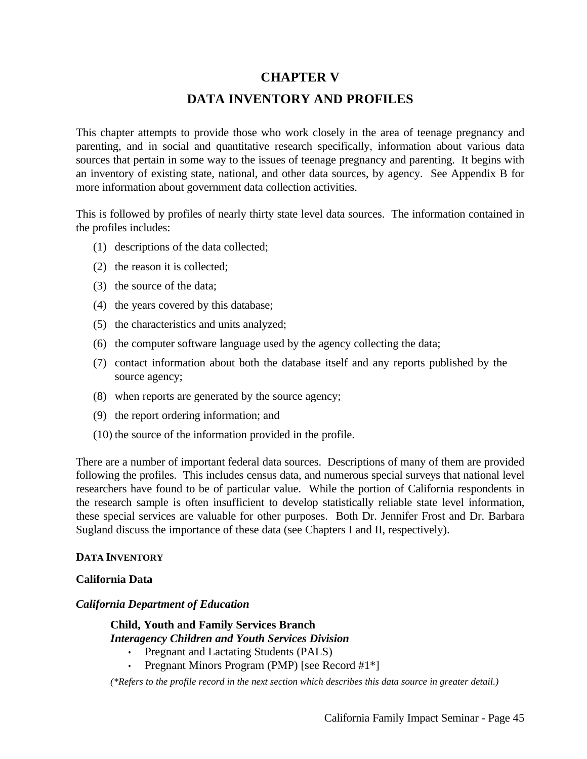# CHAPTER V

# DATA INVENTORY AND PROFILES

This chapter attempts to provide those who work closely in the area of teenage pregnancy and parenting, and in social and quantitative research specifically, information about various data sources that pertain in some way to the issues of teenage pregnancy and parenting. It begins with an inventory of existing state, national, and other data sources, by agency. See Appendix B for more information about government data collection activities.

This is followed by profiles of nearly thirty state level data sources. The information contained in the profiles includes:

(1) descriptions of the data collected;

(2) the reason it is collected;

(3) the source of the data;

(4) the years covered by this database;

(5) the characteristics and units analyzed;

(6) the computer software language used by the agency collecting the data;

(7) contact information about both the database itself and any reports published by the source agency;

(8) when reports are generated by the source agency;

(9) the report ordering information; and

(10) the source of the information provided in the profile.

There are a number of important federal data sources. Descriptions of many of them are provided following the profiles. This includes census data, and numerous special surveys that national level researchers have found to be of particular value. While the portion of California respondents in the research sample is often insufficient to develop statistically reliable state level information, these special services are valuable for other purposes. Both Dr. Jennifer Frost and Dr. Barbara Sugland discuss the importance of these data (see Chapters I and II, respectively).

## DATA INVENTORY

### California Data

#### *California Department of Education*

**Child, Youth and Family Services Branch**
***Interagency Children and Youth Services Division***

- Pregnant and Lactating Students (PALS)
- Pregnant Minors Program (PMP) [see Record #1*]

*(*Refers to the profile record in the next section which describes this data source in greater detail.)*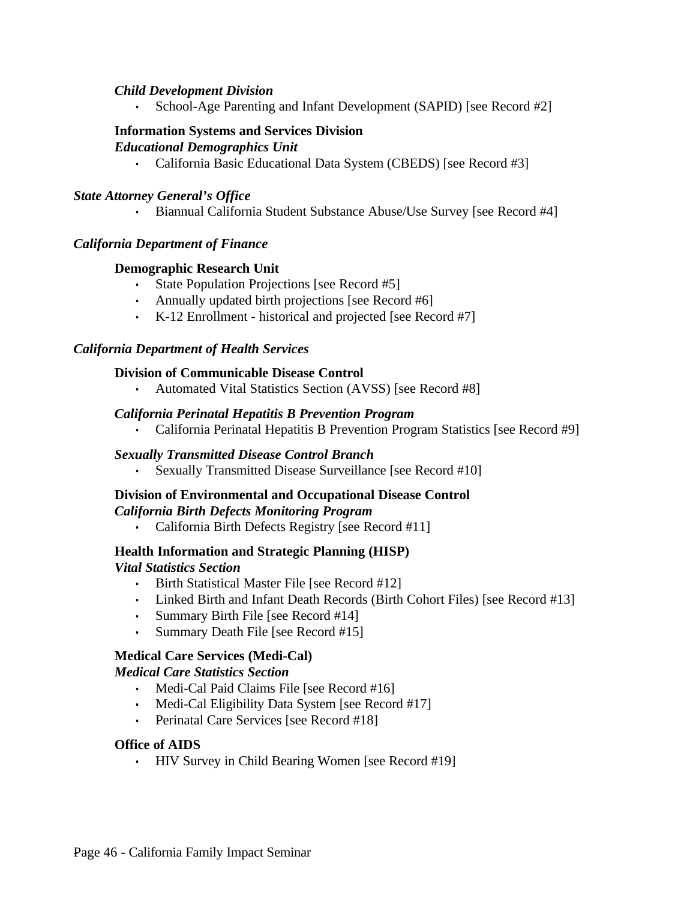***Child Development Division***

- School-Age Parenting and Infant Development (SAPID) [see Record #2]

**Information Systems and Services Division**
***Educational Demographics Unit***

- California Basic Educational Data System (CBEDS) [see Record #3]

***State Attorney General's Office***

- Biannual California Student Substance Abuse/Use Survey [see Record #4]

***California Department of Finance***

**Demographic Research Unit**

- State Population Projections [see Record #5]
- Annually updated birth projections [see Record #6]
- K-12 Enrollment - historical and projected [see Record #7]

***California Department of Health Services***

**Division of Communicable Disease Control**

- Automated Vital Statistics Section (AVSS) [see Record #8]

***California Perinatal Hepatitis B Prevention Program***

- California Perinatal Hepatitis B Prevention Program Statistics [see Record #9]

***Sexually Transmitted Disease Control Branch***

- Sexually Transmitted Disease Surveillance [see Record #10]

**Division of Environmental and Occupational Disease Control**
***California Birth Defects Monitoring Program***

- California Birth Defects Registry [see Record #11]

**Health Information and Strategic Planning (HISP)**
***Vital Statistics Section***

- Birth Statistical Master File [see Record #12]
- Linked Birth and Infant Death Records (Birth Cohort Files) [see Record #13]
- Summary Birth File [see Record #14]
- Summary Death File [see Record #15]

**Medical Care Services (Medi-Cal)**
***Medical Care Statistics Section***

- Medi-Cal Paid Claims File [see Record #16]
- Medi-Cal Eligibility Data System [see Record #17]
- Perinatal Care Services [see Record #18]

**Office of AIDS**

- HIV Survey in Child Bearing Women [see Record #19]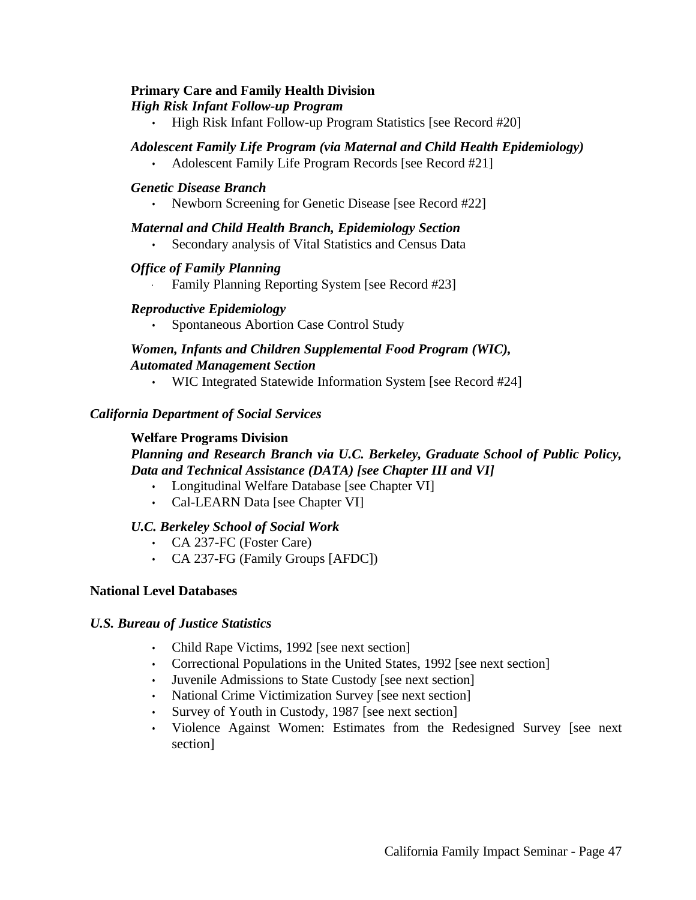**Primary Care and Family Health Division**

***High Risk Infant Follow-up Program***

- High Risk Infant Follow-up Program Statistics [see Record #20]

***Adolescent Family Life Program (via Maternal and Child Health Epidemiology)***

- Adolescent Family Life Program Records [see Record #21]

***Genetic Disease Branch***

- Newborn Screening for Genetic Disease [see Record #22]

***Maternal and Child Health Branch, Epidemiology Section***

- Secondary analysis of Vital Statistics and Census Data

***Office of Family Planning***

- Family Planning Reporting System [see Record #23]

***Reproductive Epidemiology***

- Spontaneous Abortion Case Control Study

***Women, Infants and Children Supplemental Food Program (WIC), Automated Management Section***

- WIC Integrated Statewide Information System [see Record #24]

*California Department of Social Services*

**Welfare Programs Division**

***Planning and Research Branch via U.C. Berkeley, Graduate School of Public Policy, Data and Technical Assistance (DATA) [see Chapter III and VI]***

- Longitudinal Welfare Database [see Chapter VI]
- Cal-LEARN Data [see Chapter VI]

***U.C. Berkeley School of Social Work***

- CA 237-FC (Foster Care)
- CA 237-FG (Family Groups [AFDC])

**National Level Databases**

***U.S. Bureau of Justice Statistics***

- Child Rape Victims, 1992 [see next section]
- Correctional Populations in the United States, 1992 [see next section]
- Juvenile Admissions to State Custody [see next section]
- National Crime Victimization Survey [see next section]
- Survey of Youth in Custody, 1987 [see next section]
- Violence Against Women: Estimates from the Redesigned Survey [see next section]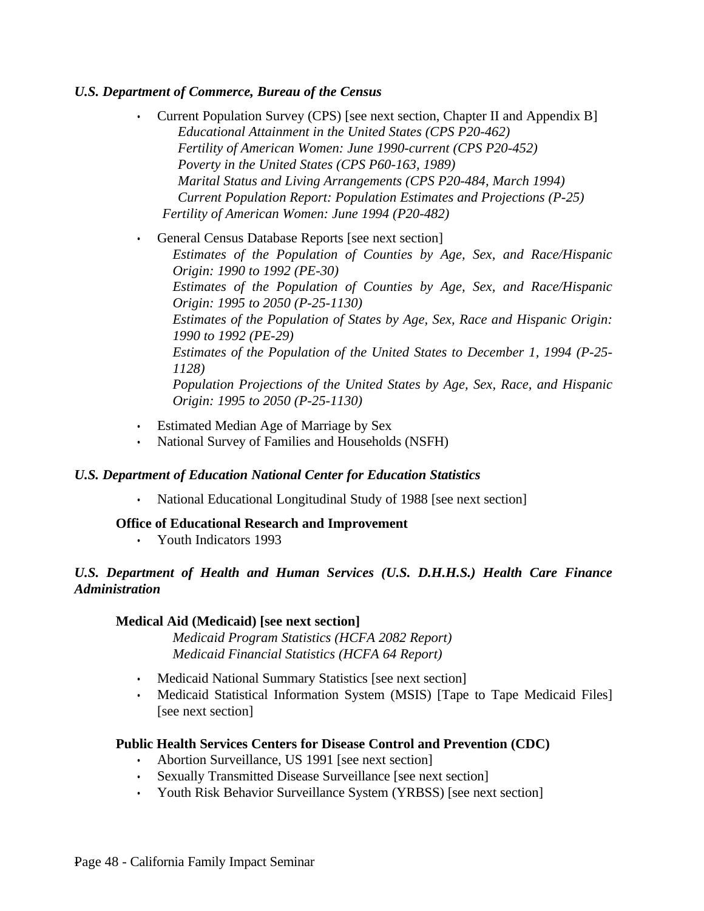***U.S. Department of Commerce, Bureau of the Census***

- Current Population Survey (CPS) [see next section, Chapter II and Appendix B]
  - *Educational Attainment in the United States (CPS P20-462)*
  - *Fertility of American Women: June 1990-current (CPS P20-452)*
  - *Poverty in the United States (CPS P60-163, 1989)*
  - *Marital Status and Living Arrangements (CPS P20-484, March 1994)*
  - *Current Population Report: Population Estimates and Projections (P-25)*
  - *Fertility of American Women: June 1994 (P20-482)*
- General Census Database Reports [see next section]
  - *Estimates of the Population of Counties by Age, Sex, and Race/Hispanic Origin: 1990 to 1992 (PE-30)*
  - *Estimates of the Population of Counties by Age, Sex, and Race/Hispanic Origin: 1995 to 2050 (P-25-1130)*
  - *Estimates of the Population of States by Age, Sex, Race and Hispanic Origin: 1990 to 1992 (PE-29)*
  - *Estimates of the Population of the United States to December 1, 1994 (P-25-1128)*
  - *Population Projections of the United States by Age, Sex, Race, and Hispanic Origin: 1995 to 2050 (P-25-1130)*
- Estimated Median Age of Marriage by Sex
- National Survey of Families and Households (NSFH)

***U.S. Department of Education National Center for Education Statistics***

- National Educational Longitudinal Study of 1988 [see next section]

**Office of Educational Research and Improvement**

- Youth Indicators 1993

***U.S. Department of Health and Human Services (U.S. D.H.H.S.) Health Care Finance Administration***

**Medical Aid (Medicaid) [see next section]**

*Medicaid Program Statistics (HCFA 2082 Report)*
*Medicaid Financial Statistics (HCFA 64 Report)*

- Medicaid National Summary Statistics [see next section]
- Medicaid Statistical Information System (MSIS) [Tape to Tape Medicaid Files] [see next section]

**Public Health Services Centers for Disease Control and Prevention (CDC)**

- Abortion Surveillance, US 1991 [see next section]
- Sexually Transmitted Disease Surveillance [see next section]
- Youth Risk Behavior Surveillance System (YRBSS) [see next section]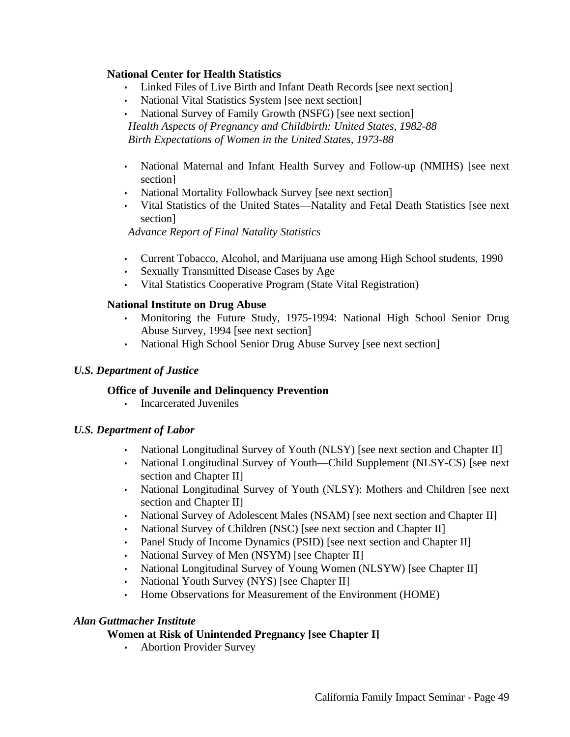**National Center for Health Statistics**

- Linked Files of Live Birth and Infant Death Records [see next section]
- National Vital Statistics System [see next section]
- National Survey of Family Growth (NSFG) [see next section]

  *Health Aspects of Pregnancy and Childbirth: United States, 1982-88*

  *Birth Expectations of Women in the United States, 1973-88*

- National Maternal and Infant Health Survey and Follow-up (NMIHS) [see next section]
- National Mortality Followback Survey [see next section]
- Vital Statistics of the United States—Natality and Fetal Death Statistics [see next section]

  *Advance Report of Final Natality Statistics*

- Current Tobacco, Alcohol, and Marijuana use among High School students, 1990
- Sexually Transmitted Disease Cases by Age
- Vital Statistics Cooperative Program (State Vital Registration)

**National Institute on Drug Abuse**

- Monitoring the Future Study, 1975-1994: National High School Senior Drug Abuse Survey, 1994 [see next section]
- National High School Senior Drug Abuse Survey [see next section]

***U.S. Department of Justice***

**Office of Juvenile and Delinquency Prevention**

- Incarcerated Juveniles

***U.S. Department of Labor***

- National Longitudinal Survey of Youth (NLSY) [see next section and Chapter II]
- National Longitudinal Survey of Youth—Child Supplement (NLSY-CS) [see next section and Chapter II]
- National Longitudinal Survey of Youth (NLSY): Mothers and Children [see next section and Chapter II]
- National Survey of Adolescent Males (NSAM) [see next section and Chapter II]
- National Survey of Children (NSC) [see next section and Chapter II]
- Panel Study of Income Dynamics (PSID) [see next section and Chapter II]
- National Survey of Men (NSYM) [see Chapter II]
- National Longitudinal Survey of Young Women (NLSYW) [see Chapter II]
- National Youth Survey (NYS) [see Chapter II]
- Home Observations for Measurement of the Environment (HOME)

***Alan Guttmacher Institute***

**Women at Risk of Unintended Pregnancy [see Chapter I]**

- Abortion Provider Survey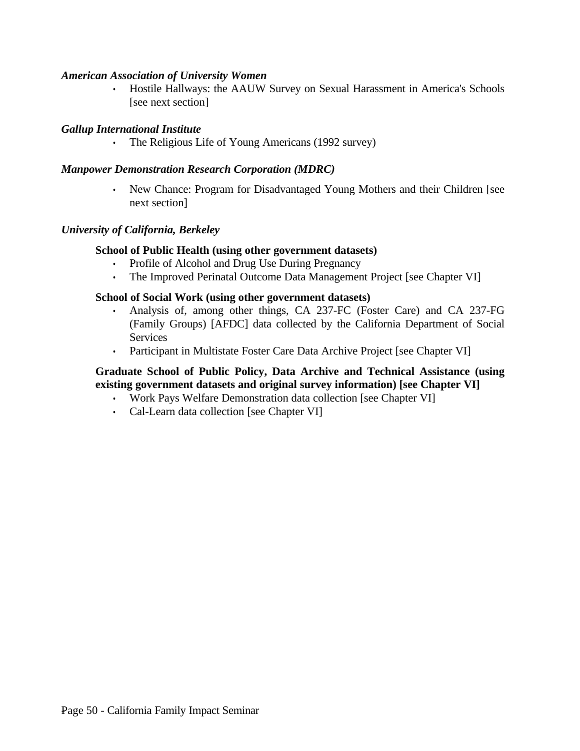***American Association of University Women***

- Hostile Hallways: the AAUW Survey on Sexual Harassment in America's Schools [see next section]

***Gallup International Institute***

- The Religious Life of Young Americans (1992 survey)

***Manpower Demonstration Research Corporation (MDRC)***

- New Chance: Program for Disadvantaged Young Mothers and their Children [see next section]

***University of California, Berkeley***

**School of Public Health (using other government datasets)**

- Profile of Alcohol and Drug Use During Pregnancy
- The Improved Perinatal Outcome Data Management Project [see Chapter VI]

**School of Social Work (using other government datasets)**

- Analysis of, among other things, CA 237-FC (Foster Care) and CA 237-FG (Family Groups) [AFDC] data collected by the California Department of Social Services
- Participant in Multistate Foster Care Data Archive Project [see Chapter VI]

**Graduate School of Public Policy, Data Archive and Technical Assistance (using existing government datasets and original survey information) [see Chapter VI]**

- Work Pays Welfare Demonstration data collection [see Chapter VI]
- Cal-Learn data collection [see Chapter VI]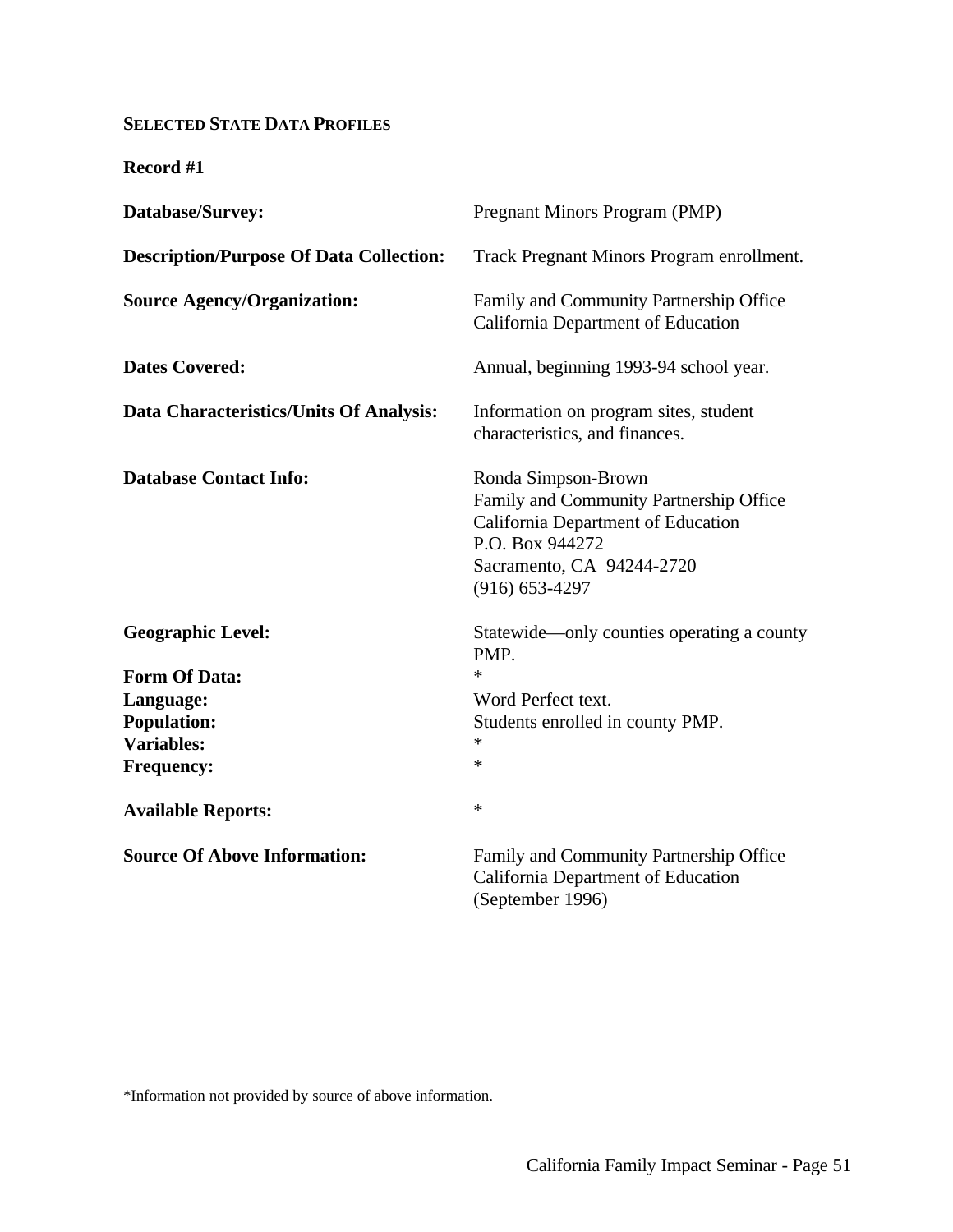**SELECTED STATE DATA PROFILES**

**Record #1**

| | |
|---|---|
| **Database/Survey:** | Pregnant Minors Program (PMP) |
| **Description/Purpose Of Data Collection:** | Track Pregnant Minors Program enrollment. |
| **Source Agency/Organization:** | Family and Community Partnership Office<br>California Department of Education |
| **Dates Covered:** | Annual, beginning 1993-94 school year. |
| **Data Characteristics/Units Of Analysis:** | Information on program sites, student characteristics, and finances. |
| **Database Contact Info:** | Ronda Simpson-Brown<br>Family and Community Partnership Office<br>California Department of Education<br>P.O. Box 944272<br>Sacramento, CA 94244-2720<br>(916) 653-4297 |
| **Geographic Level:** | Statewide—only counties operating a county PMP. |
| **Form Of Data:** | * |
| **Language:** | Word Perfect text. |
| **Population:** | Students enrolled in county PMP. |
| **Variables:** | * |
| **Frequency:** | * |
| **Available Reports:** | * |
| **Source Of Above Information:** | Family and Community Partnership Office<br>California Department of Education<br>(September 1996) |

*Information not provided by source of above information.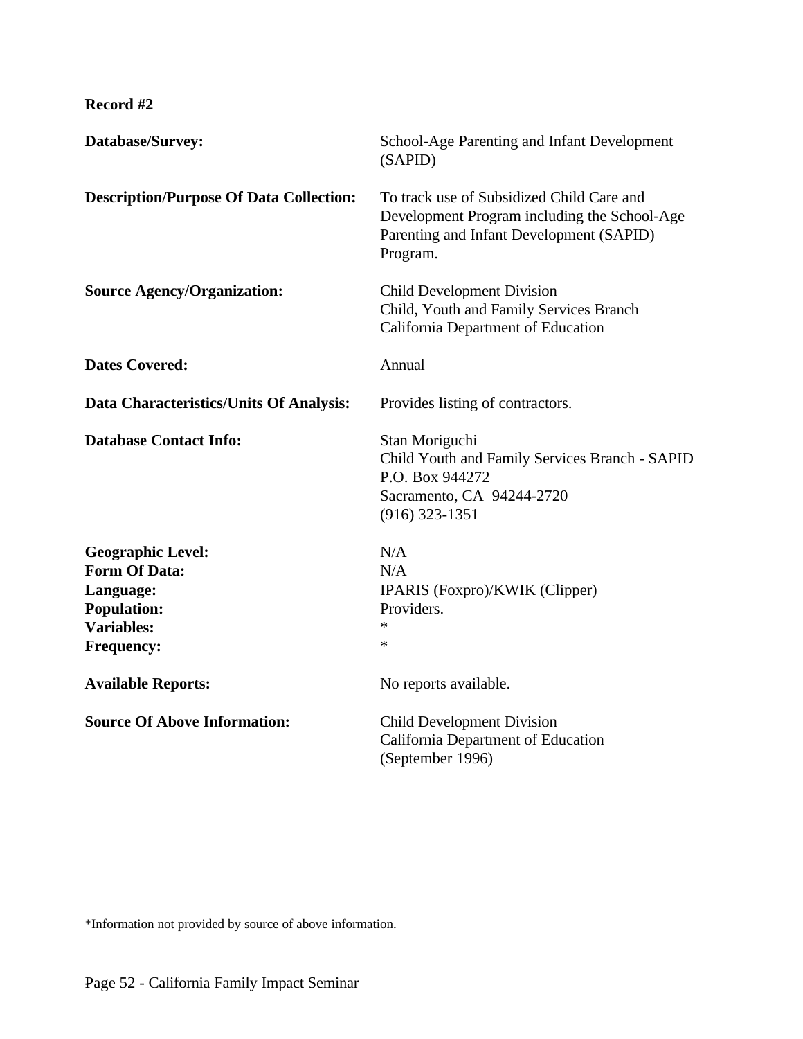**Record #2**

| | |
|---|---|
| **Database/Survey:** | School-Age Parenting and Infant Development (SAPID) |
| **Description/Purpose Of Data Collection:** | To track use of Subsidized Child Care and Development Program including the School-Age Parenting and Infant Development (SAPID) Program. |
| **Source Agency/Organization:** | Child Development Division<br>Child, Youth and Family Services Branch<br>California Department of Education |
| **Dates Covered:** | Annual |
| **Data Characteristics/Units Of Analysis:** | Provides listing of contractors. |
| **Database Contact Info:** | Stan Moriguchi<br>Child Youth and Family Services Branch - SAPID<br>P.O. Box 944272<br>Sacramento, CA 94244-2720<br>(916) 323-1351 |
| **Geographic Level:** | N/A |
| **Form Of Data:** | N/A |
| **Language:** | IPARIS (Foxpro)/KWIK (Clipper) |
| **Population:** | Providers. |
| **Variables:** | * |
| **Frequency:** | * |
| **Available Reports:** | No reports available. |
| **Source Of Above Information:** | Child Development Division<br>California Department of Education<br>(September 1996) |

*Information not provided by source of above information.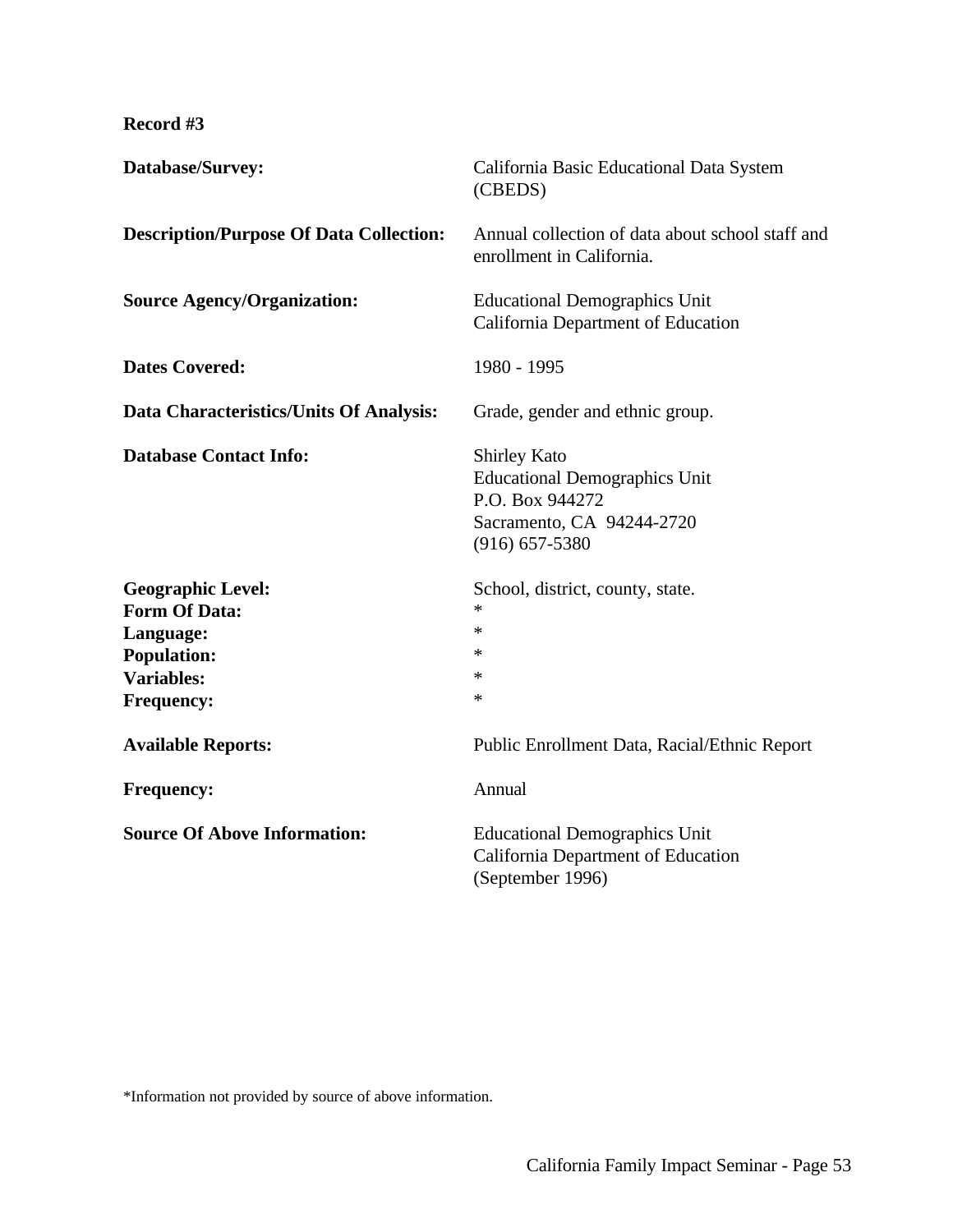**Record #3**

**Database/Survey:** California Basic Educational Data System (CBEDS)

**Description/Purpose Of Data Collection:** Annual collection of data about school staff and enrollment in California.

**Source Agency/Organization:** Educational Demographics Unit
California Department of Education

**Dates Covered:** 1980 - 1995

**Data Characteristics/Units Of Analysis:** Grade, gender and ethnic group.

**Database Contact Info:** Shirley Kato
Educational Demographics Unit
P.O. Box 944272
Sacramento, CA 94244-2720
(916) 657-5380

**Geographic Level:** School, district, county, state.
**Form Of Data:** *
**Language:** *
**Population:** *
**Variables:** *
**Frequency:** *

**Available Reports:** Public Enrollment Data, Racial/Ethnic Report

**Frequency:** Annual

**Source Of Above Information:** Educational Demographics Unit
California Department of Education
(September 1996)

*Information not provided by source of above information.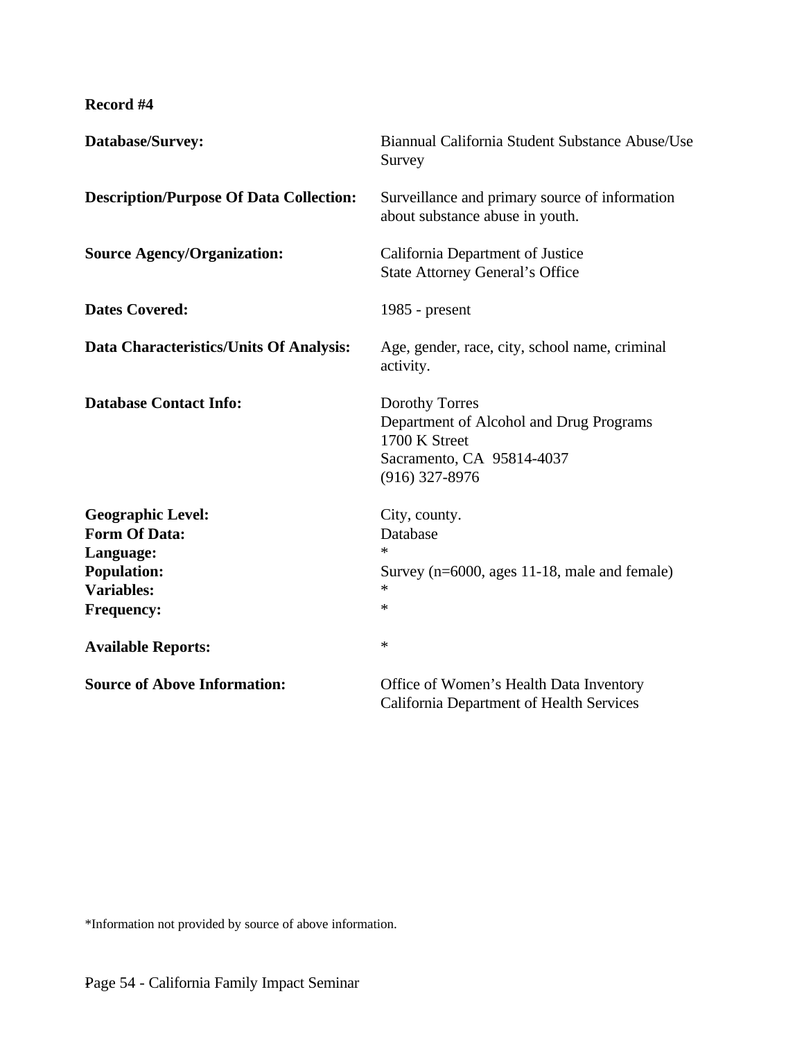**Record #4**

| | |
|---|---|
| **Database/Survey:** | Biannual California Student Substance Abuse/Use Survey |
| **Description/Purpose Of Data Collection:** | Surveillance and primary source of information about substance abuse in youth. |
| **Source Agency/Organization:** | California Department of Justice<br>State Attorney General's Office |
| **Dates Covered:** | 1985 - present |
| **Data Characteristics/Units Of Analysis:** | Age, gender, race, city, school name, criminal activity. |
| **Database Contact Info:** | Dorothy Torres<br>Department of Alcohol and Drug Programs<br>1700 K Street<br>Sacramento, CA 95814-4037<br>(916) 327-8976 |
| **Geographic Level:** | City, county. |
| **Form Of Data:** | Database |
| **Language:** | * |
| **Population:** | Survey (n=6000, ages 11-18, male and female) |
| **Variables:** | * |
| **Frequency:** | * |
| **Available Reports:** | * |
| **Source of Above Information:** | Office of Women's Health Data Inventory<br>California Department of Health Services |

*Information not provided by source of above information.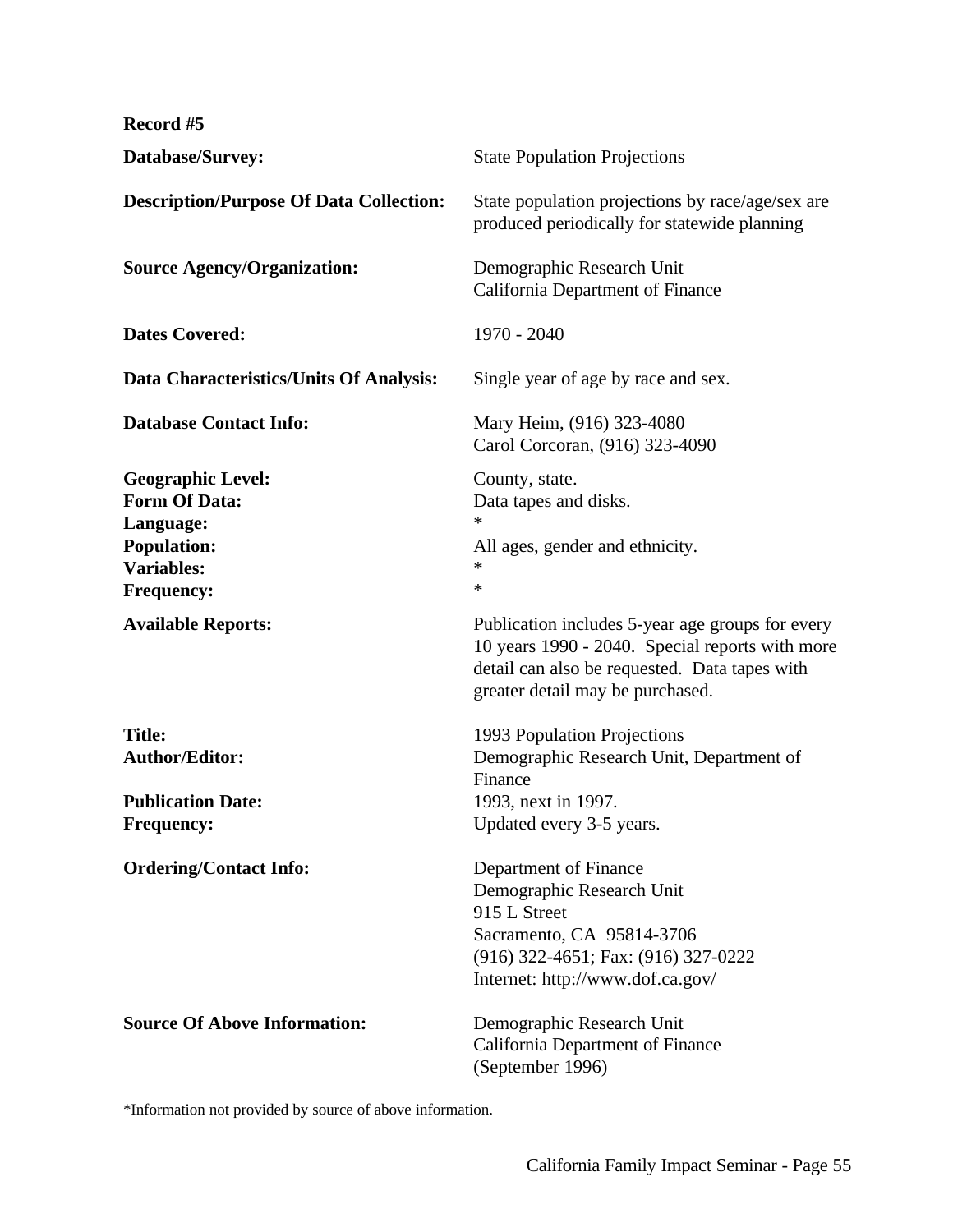**Record #5**

| | |
|---|---|
| **Database/Survey:** | State Population Projections |
| **Description/Purpose Of Data Collection:** | State population projections by race/age/sex are produced periodically for statewide planning |
| **Source Agency/Organization:** | Demographic Research Unit<br>California Department of Finance |
| **Dates Covered:** | 1970 - 2040 |
| **Data Characteristics/Units Of Analysis:** | Single year of age by race and sex. |
| **Database Contact Info:** | Mary Heim, (916) 323-4080<br>Carol Corcoran, (916) 323-4090 |
| **Geographic Level:** | County, state. |
| **Form Of Data:** | Data tapes and disks. |
| **Language:** | * |
| **Population:** | All ages, gender and ethnicity. |
| **Variables:** | * |
| **Frequency:** | * |
| **Available Reports:** | Publication includes 5-year age groups for every 10 years 1990 - 2040. Special reports with more detail can also be requested. Data tapes with greater detail may be purchased. |
| **Title:** | 1993 Population Projections |
| **Author/Editor:** | Demographic Research Unit, Department of Finance |
| **Publication Date:** | 1993, next in 1997. |
| **Frequency:** | Updated every 3-5 years. |
| **Ordering/Contact Info:** | Department of Finance<br>Demographic Research Unit<br>915 L Street<br>Sacramento, CA 95814-3706<br>(916) 322-4651; Fax: (916) 327-0222<br>Internet: http://www.dof.ca.gov/ |
| **Source Of Above Information:** | Demographic Research Unit<br>California Department of Finance<br>(September 1996) |

*Information not provided by source of above information.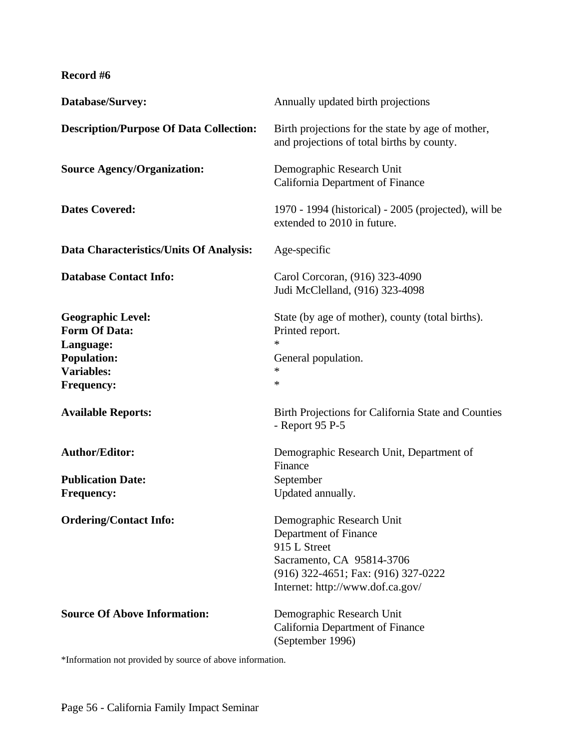**Record #6**

| | |
|---|---|
| **Database/Survey:** | Annually updated birth projections |
| **Description/Purpose Of Data Collection:** | Birth projections for the state by age of mother, and projections of total births by county. |
| **Source Agency/Organization:** | Demographic Research Unit<br>California Department of Finance |
| **Dates Covered:** | 1970 - 1994 (historical) - 2005 (projected), will be extended to 2010 in future. |
| **Data Characteristics/Units Of Analysis:** | Age-specific |
| **Database Contact Info:** | Carol Corcoran, (916) 323-4090<br>Judi McClelland, (916) 323-4098 |
| **Geographic Level:** | State (by age of mother), county (total births). |
| **Form Of Data:** | Printed report. |
| **Language:** | * |
| **Population:** | General population. |
| **Variables:** | * |
| **Frequency:** | * |
| **Available Reports:** | Birth Projections for California State and Counties - Report 95 P-5 |
| **Author/Editor:** | Demographic Research Unit, Department of Finance |
| **Publication Date:** | September |
| **Frequency:** | Updated annually. |
| **Ordering/Contact Info:** | Demographic Research Unit<br>Department of Finance<br>915 L Street<br>Sacramento, CA 95814-3706<br>(916) 322-4651; Fax: (916) 327-0222<br>Internet: http://www.dof.ca.gov/ |
| **Source Of Above Information:** | Demographic Research Unit<br>California Department of Finance<br>(September 1996) |

*Information not provided by source of above information.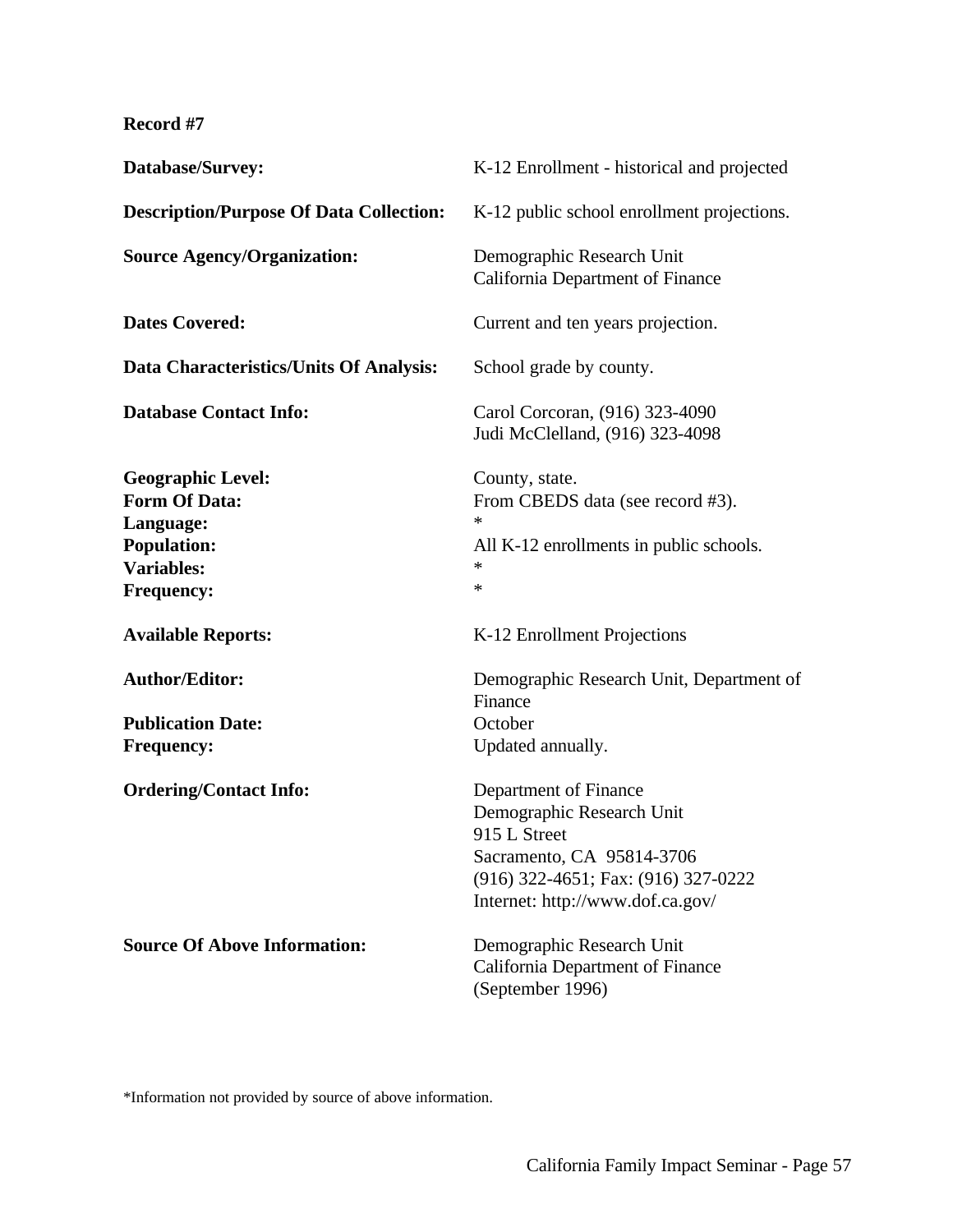**Record #7**

**Database/Survey:** K-12 Enrollment - historical and projected

**Description/Purpose Of Data Collection:** K-12 public school enrollment projections.

**Source Agency/Organization:** Demographic Research Unit
California Department of Finance

**Dates Covered:** Current and ten years projection.

**Data Characteristics/Units Of Analysis:** School grade by county.

**Database Contact Info:** Carol Corcoran, (916) 323-4090
Judi McClelland, (916) 323-4098

**Geographic Level:** County, state.
**Form Of Data:** From CBEDS data (see record #3).
**Language:** *
**Population:** All K-12 enrollments in public schools.
**Variables:** *
**Frequency:** *

**Available Reports:** K-12 Enrollment Projections

**Author/Editor:** Demographic Research Unit, Department of Finance

**Publication Date:** October
**Frequency:** Updated annually.

**Ordering/Contact Info:** Department of Finance
Demographic Research Unit
915 L Street
Sacramento, CA 95814-3706
(916) 322-4651; Fax: (916) 327-0222
Internet: http://www.dof.ca.gov/

**Source Of Above Information:** Demographic Research Unit
California Department of Finance
(September 1996)

*Information not provided by source of above information.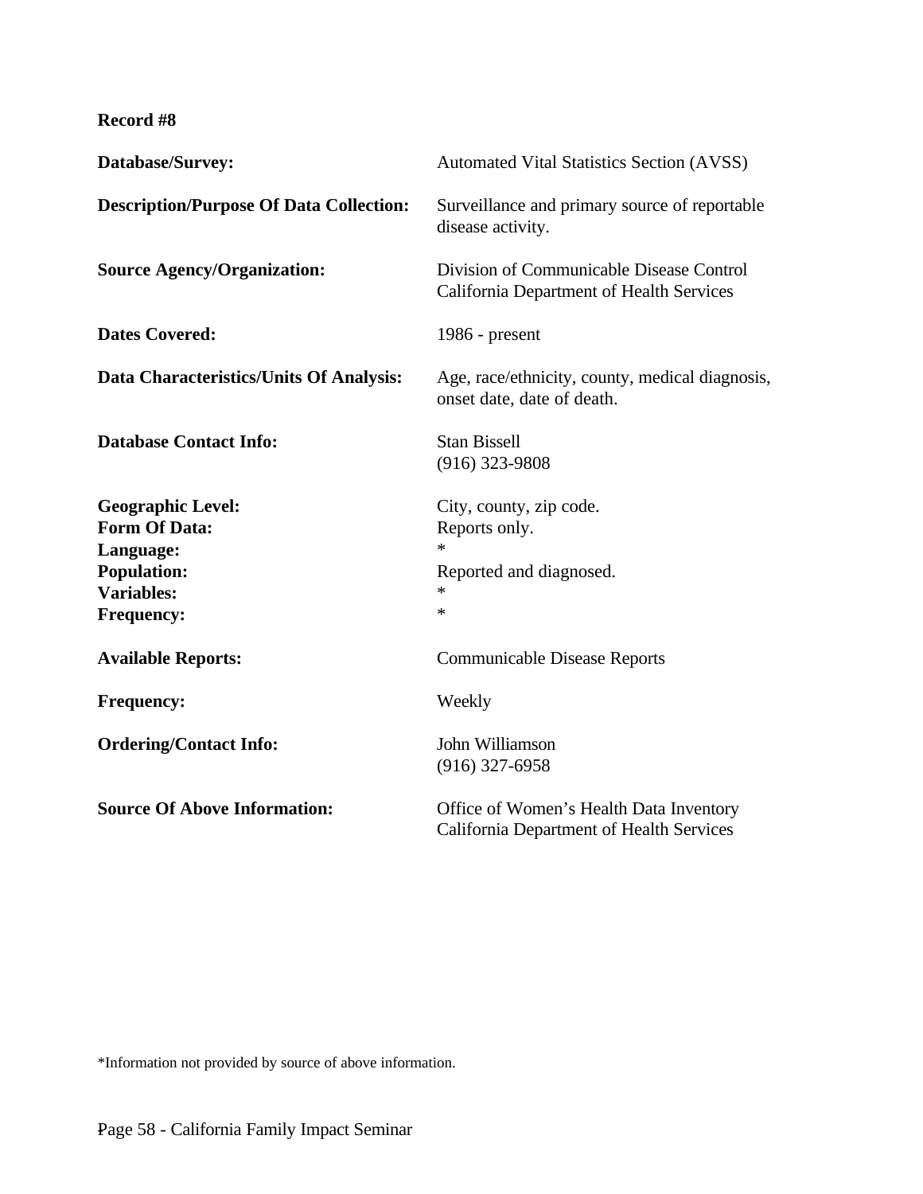**Record #8**

**Database/Survey:** Automated Vital Statistics Section (AVSS)

**Description/Purpose Of Data Collection:** Surveillance and primary source of reportable disease activity.

**Source Agency/Organization:** Division of Communicable Disease Control
California Department of Health Services

**Dates Covered:** 1986 - present

**Data Characteristics/Units Of Analysis:** Age, race/ethnicity, county, medical diagnosis, onset date, date of death.

**Database Contact Info:** Stan Bissell
(916) 323-9808

**Geographic Level:** City, county, zip code.
**Form Of Data:** Reports only.
**Language:** *
**Population:** Reported and diagnosed.
**Variables:** *
**Frequency:** *

**Available Reports:** Communicable Disease Reports

**Frequency:** Weekly

**Ordering/Contact Info:** John Williamson
(916) 327-6958

**Source Of Above Information:** Office of Women's Health Data Inventory
California Department of Health Services

*Information not provided by source of above information.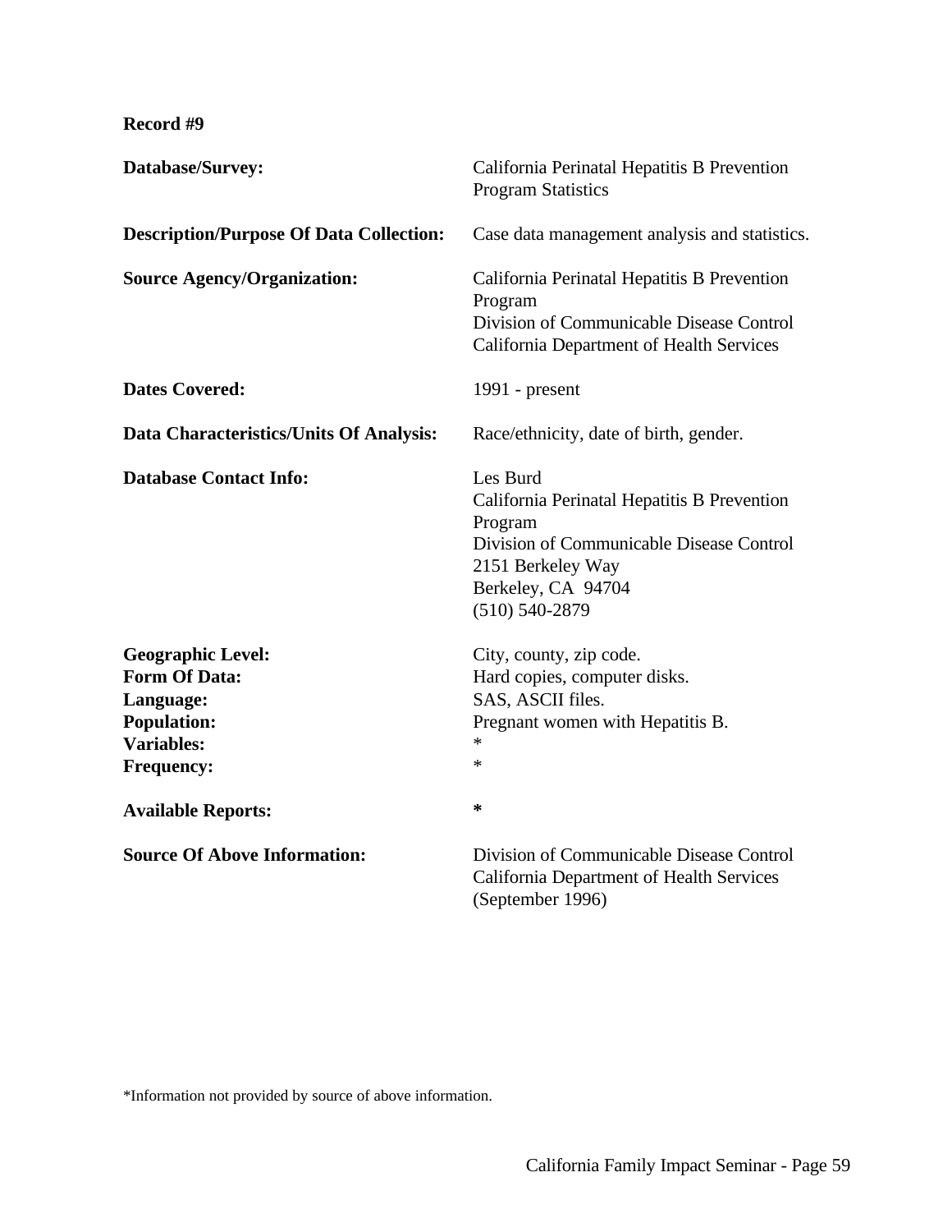**Record #9**

**Database/Survey:** California Perinatal Hepatitis B Prevention Program Statistics

**Description/Purpose Of Data Collection:** Case data management analysis and statistics.

**Source Agency/Organization:** California Perinatal Hepatitis B Prevention Program
Division of Communicable Disease Control
California Department of Health Services

**Dates Covered:** 1991 - present

**Data Characteristics/Units Of Analysis:** Race/ethnicity, date of birth, gender.

**Database Contact Info:** Les Burd
California Perinatal Hepatitis B Prevention Program
Division of Communicable Disease Control
2151 Berkeley Way
Berkeley, CA 94704
(510) 540-2879

**Geographic Level:** City, county, zip code.
**Form Of Data:** Hard copies, computer disks.
**Language:** SAS, ASCII files.
**Population:** Pregnant women with Hepatitis B.
**Variables:** *
**Frequency:** *

**Available Reports:** *

**Source Of Above Information:** Division of Communicable Disease Control
California Department of Health Services
(September 1996)

*Information not provided by source of above information.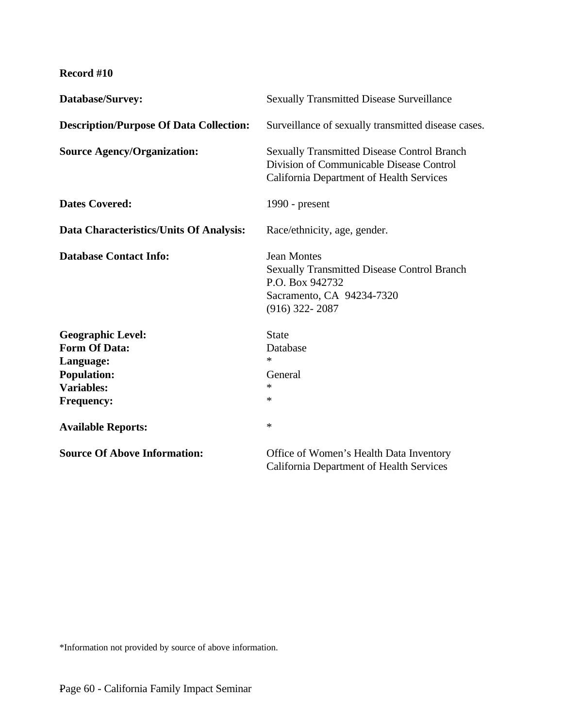**Record #10**

**Database/Survey:** Sexually Transmitted Disease Surveillance

**Description/Purpose Of Data Collection:** Surveillance of sexually transmitted disease cases.

**Source Agency/Organization:** Sexually Transmitted Disease Control Branch  
Division of Communicable Disease Control  
California Department of Health Services

**Dates Covered:** 1990 - present

**Data Characteristics/Units Of Analysis:** Race/ethnicity, age, gender.

**Database Contact Info:** Jean Montes  
Sexually Transmitted Disease Control Branch  
P.O. Box 942732  
Sacramento, CA 94234-7320  
(916) 322- 2087

**Geographic Level:** State  
**Form Of Data:** Database  
**Language:** *  
**Population:** General  
**Variables:** *  
**Frequency:** *

**Available Reports:** *

**Source Of Above Information:** Office of Women's Health Data Inventory  
California Department of Health Services

*Information not provided by source of above information.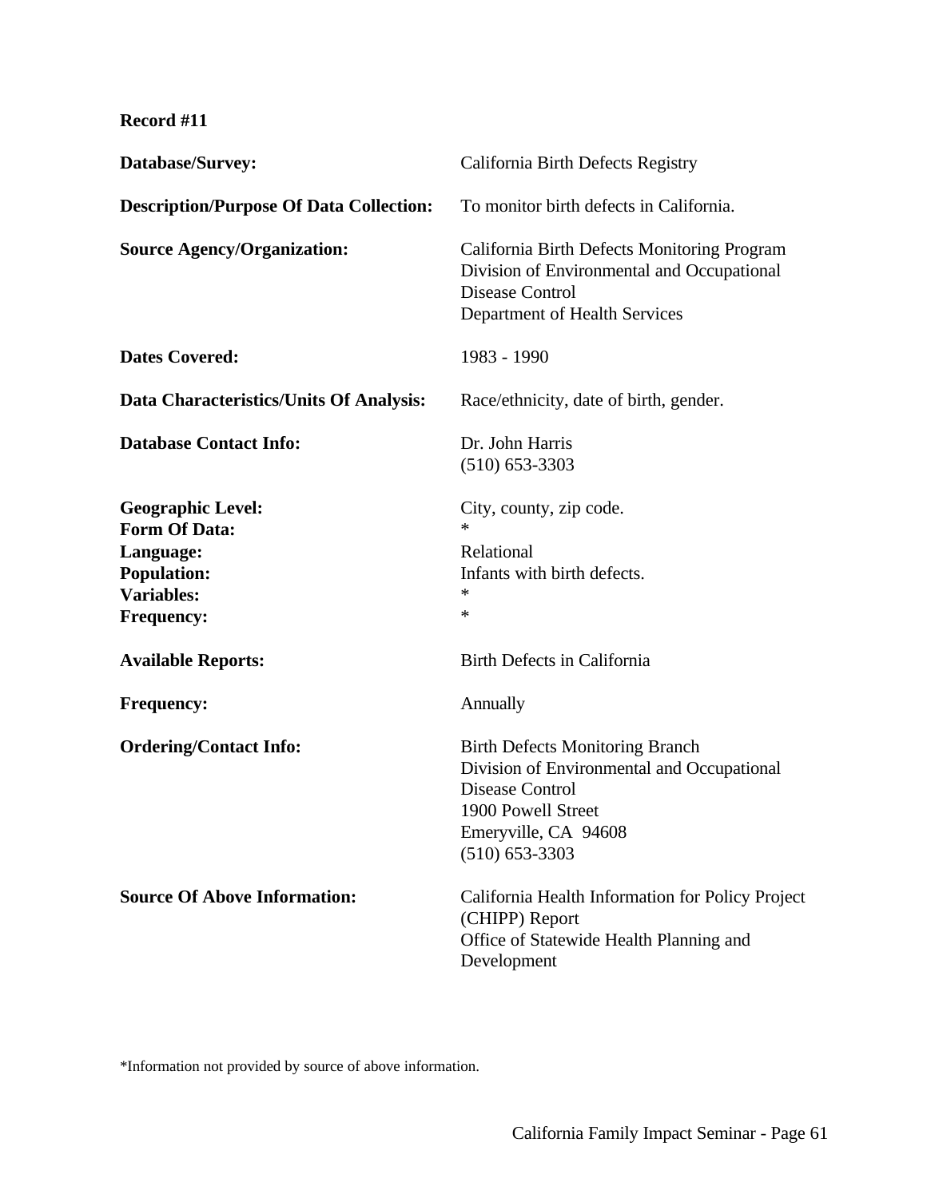**Record #11**

| | |
|---|---|
| **Database/Survey:** | California Birth Defects Registry |
| **Description/Purpose Of Data Collection:** | To monitor birth defects in California. |
| **Source Agency/Organization:** | California Birth Defects Monitoring Program<br>Division of Environmental and Occupational Disease Control<br>Department of Health Services |
| **Dates Covered:** | 1983 - 1990 |
| **Data Characteristics/Units Of Analysis:** | Race/ethnicity, date of birth, gender. |
| **Database Contact Info:** | Dr. John Harris<br>(510) 653-3303 |
| **Geographic Level:** | City, county, zip code. |
| **Form Of Data:** | * |
| **Language:** | Relational |
| **Population:** | Infants with birth defects. |
| **Variables:** | * |
| **Frequency:** | * |
| **Available Reports:** | Birth Defects in California |
| **Frequency:** | Annually |
| **Ordering/Contact Info:** | Birth Defects Monitoring Branch<br>Division of Environmental and Occupational Disease Control<br>1900 Powell Street<br>Emeryville, CA 94608<br>(510) 653-3303 |
| **Source Of Above Information:** | California Health Information for Policy Project (CHIPP) Report<br>Office of Statewide Health Planning and Development |

*Information not provided by source of above information.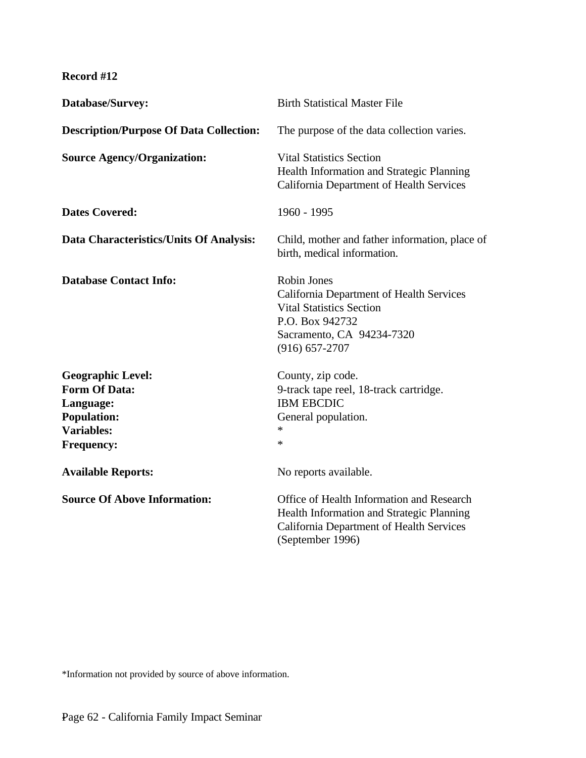**Record #12**

**Database/Survey:** Birth Statistical Master File

**Description/Purpose Of Data Collection:** The purpose of the data collection varies.

**Source Agency/Organization:** Vital Statistics Section
Health Information and Strategic Planning
California Department of Health Services

**Dates Covered:** 1960 - 1995

**Data Characteristics/Units Of Analysis:** Child, mother and father information, place of birth, medical information.

**Database Contact Info:** Robin Jones
California Department of Health Services
Vital Statistics Section
P.O. Box 942732
Sacramento, CA 94234-7320
(916) 657-2707

**Geographic Level:** County, zip code.
**Form Of Data:** 9-track tape reel, 18-track cartridge.
**Language:** IBM EBCDIC
**Population:** General population.
**Variables:** *
**Frequency:** *

**Available Reports:** No reports available.

**Source Of Above Information:** Office of Health Information and Research
Health Information and Strategic Planning
California Department of Health Services
(September 1996)

*Information not provided by source of above information.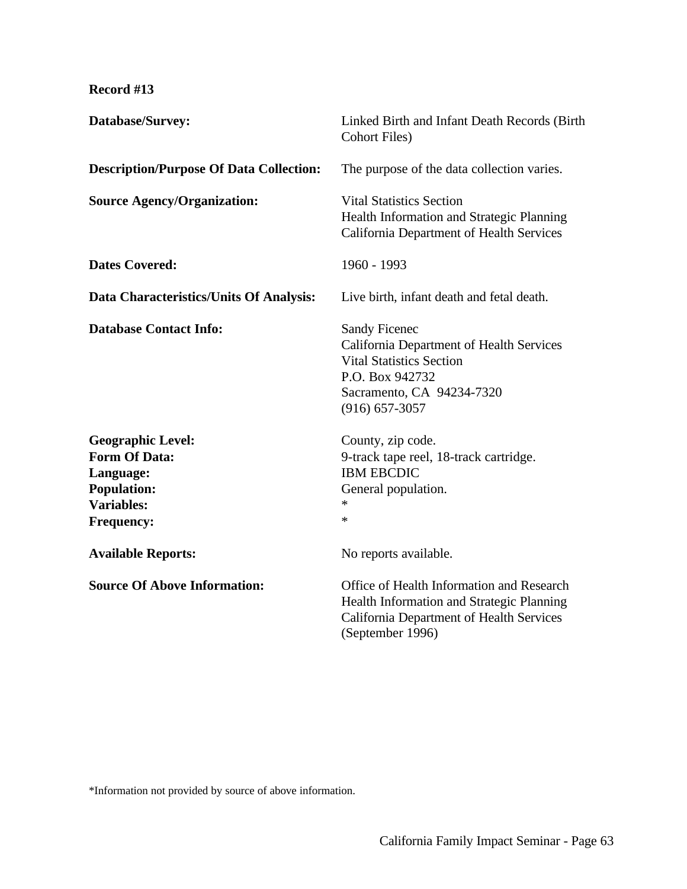**Record #13**

**Database/Survey:** Linked Birth and Infant Death Records (Birth Cohort Files)

**Description/Purpose Of Data Collection:** The purpose of the data collection varies.

**Source Agency/Organization:** Vital Statistics Section
Health Information and Strategic Planning
California Department of Health Services

**Dates Covered:** 1960 - 1993

**Data Characteristics/Units Of Analysis:** Live birth, infant death and fetal death.

**Database Contact Info:** Sandy Ficenec
California Department of Health Services
Vital Statistics Section
P.O. Box 942732
Sacramento, CA 94234-7320
(916) 657-3057

**Geographic Level:** County, zip code.
**Form Of Data:** 9-track tape reel, 18-track cartridge.
**Language:** IBM EBCDIC
**Population:** General population.
**Variables:** *
**Frequency:** *

**Available Reports:** No reports available.

**Source Of Above Information:** Office of Health Information and Research
Health Information and Strategic Planning
California Department of Health Services
(September 1996)

*Information not provided by source of above information.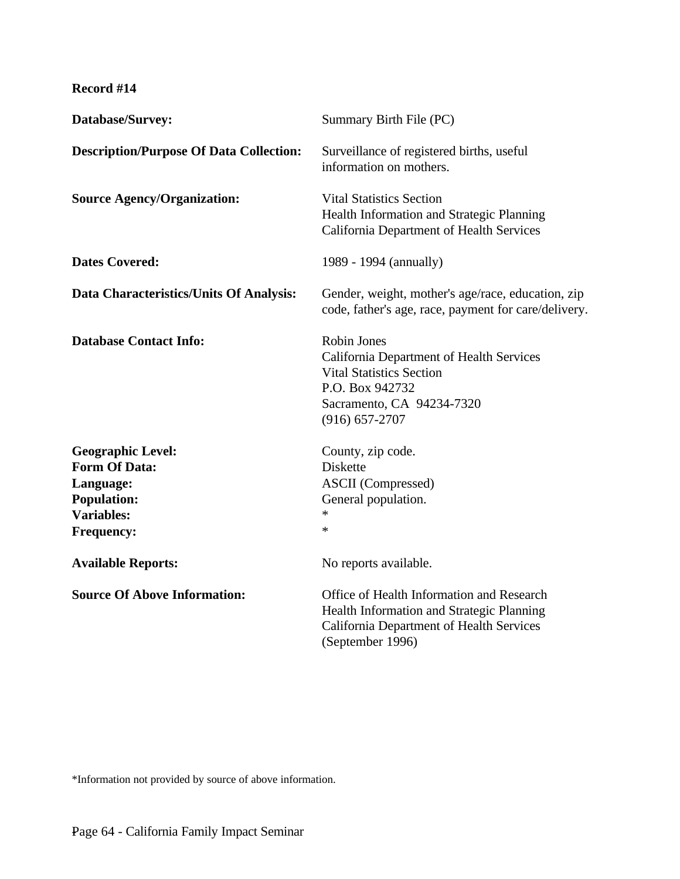**Record #14**

**Database/Survey:** Summary Birth File (PC)

**Description/Purpose Of Data Collection:** Surveillance of registered births, useful information on mothers.

**Source Agency/Organization:** Vital Statistics Section
Health Information and Strategic Planning
California Department of Health Services

**Dates Covered:** 1989 - 1994 (annually)

**Data Characteristics/Units Of Analysis:** Gender, weight, mother's age/race, education, zip code, father's age, race, payment for care/delivery.

**Database Contact Info:** Robin Jones
California Department of Health Services
Vital Statistics Section
P.O. Box 942732
Sacramento, CA 94234-7320
(916) 657-2707

**Geographic Level:** County, zip code.
**Form Of Data:** Diskette
**Language:** ASCII (Compressed)
**Population:** General population.
**Variables:** *
**Frequency:** *

**Available Reports:** No reports available.

**Source Of Above Information:** Office of Health Information and Research
Health Information and Strategic Planning
California Department of Health Services
(September 1996)

*Information not provided by source of above information.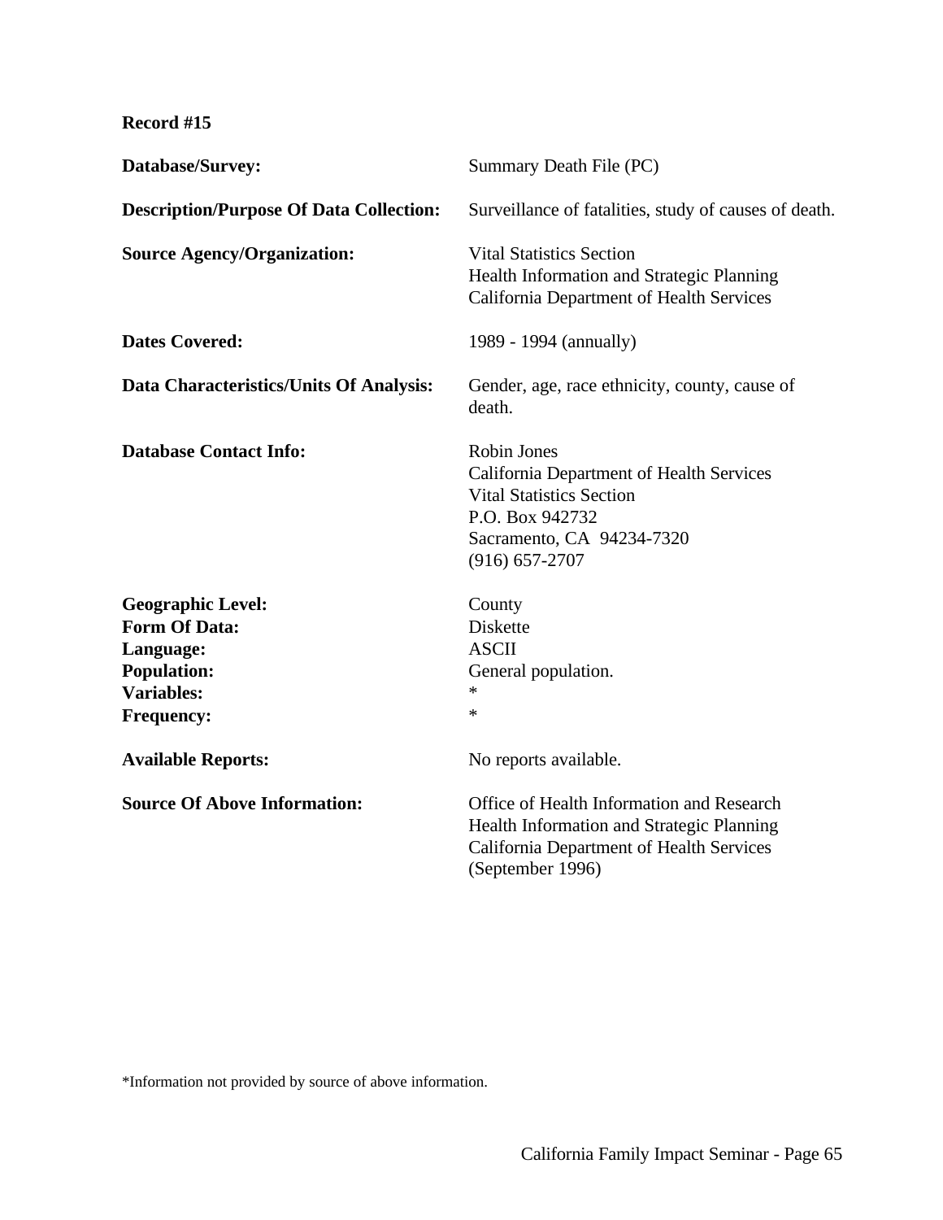**Record #15**

| | |
|---|---|
| **Database/Survey:** | Summary Death File (PC) |
| **Description/Purpose Of Data Collection:** | Surveillance of fatalities, study of causes of death. |
| **Source Agency/Organization:** | Vital Statistics Section<br>Health Information and Strategic Planning<br>California Department of Health Services |
| **Dates Covered:** | 1989 - 1994 (annually) |
| **Data Characteristics/Units Of Analysis:** | Gender, age, race ethnicity, county, cause of death. |
| **Database Contact Info:** | Robin Jones<br>California Department of Health Services<br>Vital Statistics Section<br>P.O. Box 942732<br>Sacramento, CA 94234-7320<br>(916) 657-2707 |
| **Geographic Level:** | County |
| **Form Of Data:** | Diskette |
| **Language:** | ASCII |
| **Population:** | General population. |
| **Variables:** | * |
| **Frequency:** | * |
| **Available Reports:** | No reports available. |
| **Source Of Above Information:** | Office of Health Information and Research<br>Health Information and Strategic Planning<br>California Department of Health Services<br>(September 1996) |

*Information not provided by source of above information.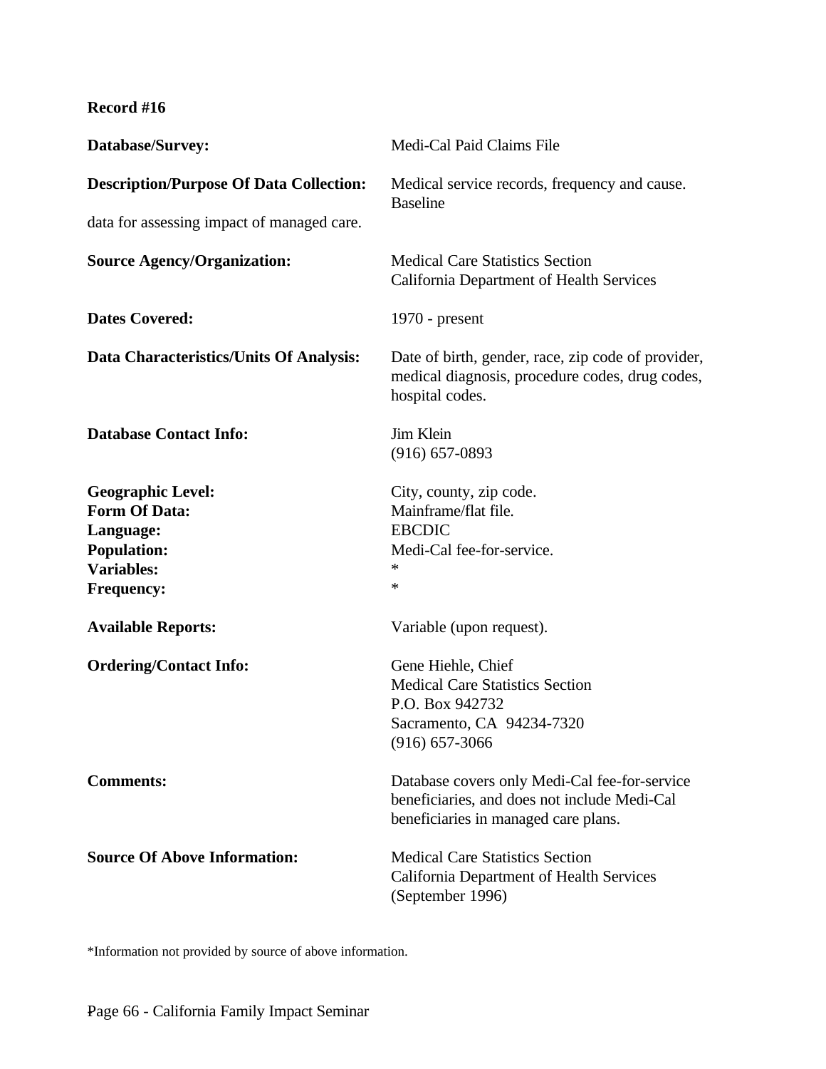**Record #16**

**Database/Survey:** Medi-Cal Paid Claims File

**Description/Purpose Of Data Collection:** Medical service records, frequency and cause. Baseline data for assessing impact of managed care.

**Source Agency/Organization:** Medical Care Statistics Section
California Department of Health Services

**Dates Covered:** 1970 - present

**Data Characteristics/Units Of Analysis:** Date of birth, gender, race, zip code of provider, medical diagnosis, procedure codes, drug codes, hospital codes.

**Database Contact Info:** Jim Klein
(916) 657-0893

**Geographic Level:** City, county, zip code.
**Form Of Data:** Mainframe/flat file.
**Language:** EBCDIC
**Population:** Medi-Cal fee-for-service.
**Variables:** *
**Frequency:** *

**Available Reports:** Variable (upon request).

**Ordering/Contact Info:** Gene Hiehle, Chief
Medical Care Statistics Section
P.O. Box 942732
Sacramento, CA 94234-7320
(916) 657-3066

**Comments:** Database covers only Medi-Cal fee-for-service beneficiaries, and does not include Medi-Cal beneficiaries in managed care plans.

**Source Of Above Information:** Medical Care Statistics Section
California Department of Health Services
(September 1996)

*Information not provided by source of above information.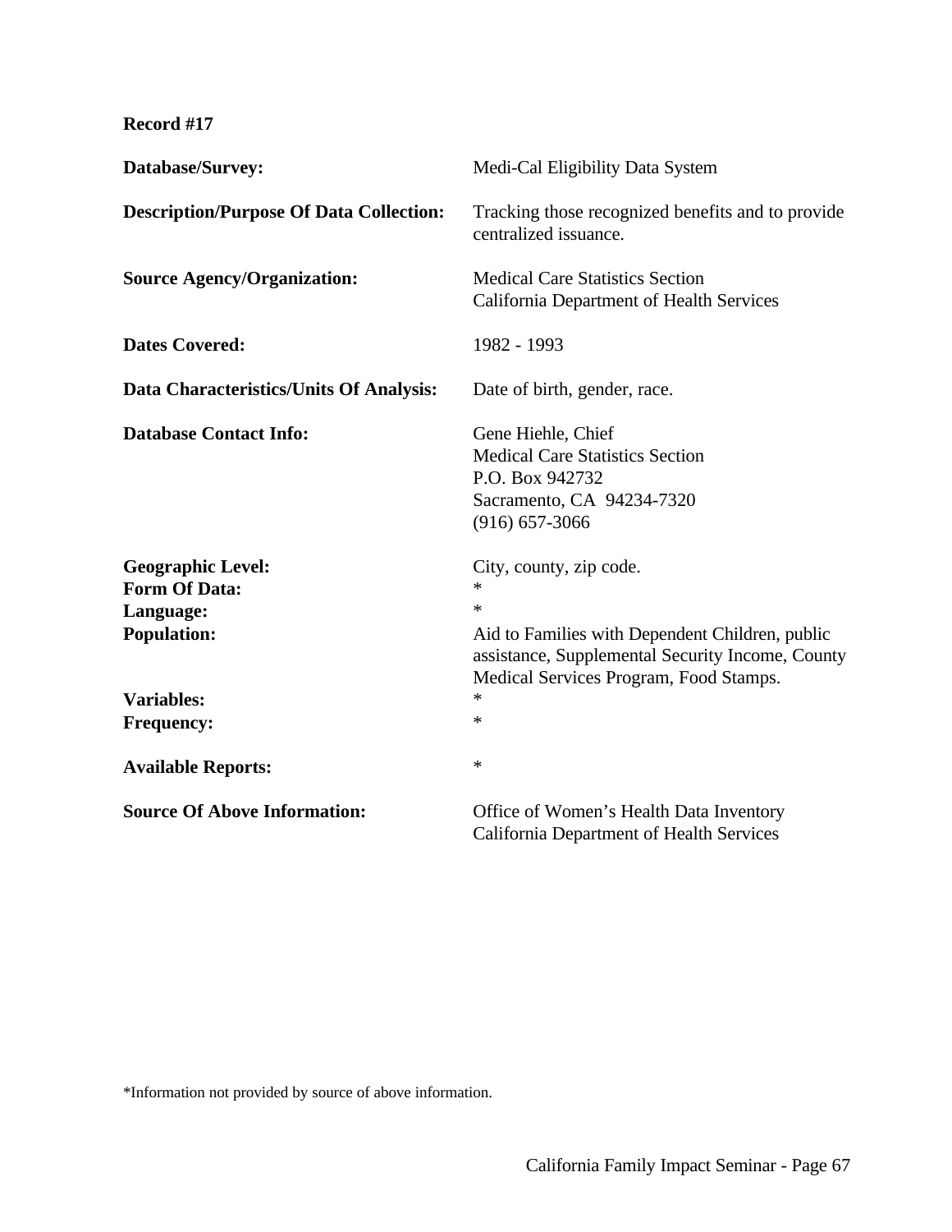**Record #17**

| | |
|---|---|
| **Database/Survey:** | Medi-Cal Eligibility Data System |
| **Description/Purpose Of Data Collection:** | Tracking those recognized benefits and to provide centralized issuance. |
| **Source Agency/Organization:** | Medical Care Statistics Section<br>California Department of Health Services |
| **Dates Covered:** | 1982 - 1993 |
| **Data Characteristics/Units Of Analysis:** | Date of birth, gender, race. |
| **Database Contact Info:** | Gene Hiehle, Chief<br>Medical Care Statistics Section<br>P.O. Box 942732<br>Sacramento, CA 94234-7320<br>(916) 657-3066 |
| **Geographic Level:** | City, county, zip code. |
| **Form Of Data:** | * |
| **Language:** | * |
| **Population:** | Aid to Families with Dependent Children, public assistance, Supplemental Security Income, County Medical Services Program, Food Stamps. |
| **Variables:** | * |
| **Frequency:** | * |
| **Available Reports:** | * |
| **Source Of Above Information:** | Office of Women's Health Data Inventory<br>California Department of Health Services |

*Information not provided by source of above information.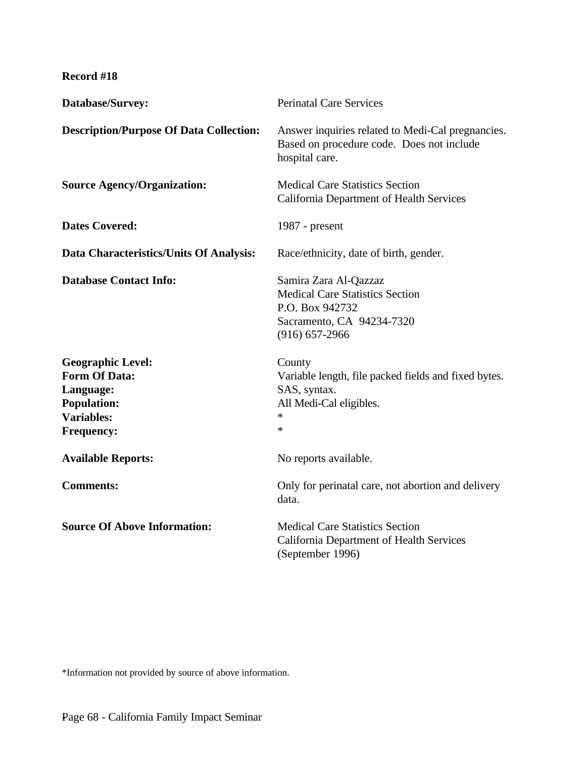**Record #18**

**Database/Survey:** Perinatal Care Services

**Description/Purpose Of Data Collection:** Answer inquiries related to Medi-Cal pregnancies. Based on procedure code. Does not include hospital care.

**Source Agency/Organization:** Medical Care Statistics Section
California Department of Health Services

**Dates Covered:** 1987 - present

**Data Characteristics/Units Of Analysis:** Race/ethnicity, date of birth, gender.

**Database Contact Info:** Samira Zara Al-Qazzaz
Medical Care Statistics Section
P.O. Box 942732
Sacramento, CA 94234-7320
(916) 657-2966

**Geographic Level:** County
**Form Of Data:** Variable length, file packed fields and fixed bytes.
**Language:** SAS, syntax.
**Population:** All Medi-Cal eligibles.
**Variables:** *
**Frequency:** *

**Available Reports:** No reports available.

**Comments:** Only for perinatal care, not abortion and delivery data.

**Source Of Above Information:** Medical Care Statistics Section
California Department of Health Services
(September 1996)

*Information not provided by source of above information.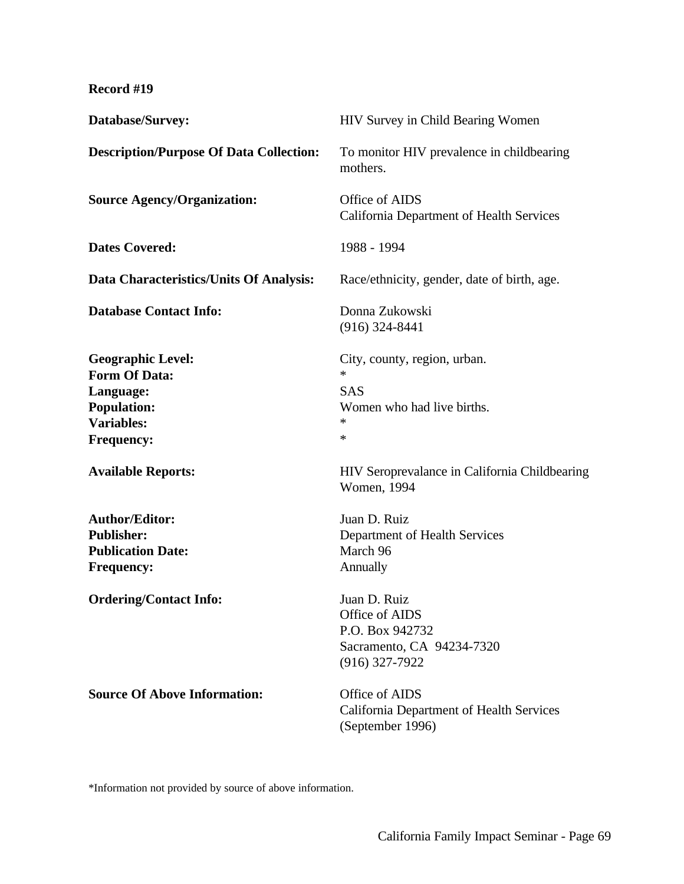**Record #19**

**Database/Survey:** HIV Survey in Child Bearing Women

**Description/Purpose Of Data Collection:** To monitor HIV prevalence in childbearing mothers.

**Source Agency/Organization:** Office of AIDS
California Department of Health Services

**Dates Covered:** 1988 - 1994

**Data Characteristics/Units Of Analysis:** Race/ethnicity, gender, date of birth, age.

**Database Contact Info:** Donna Zukowski
(916) 324-8441

**Geographic Level:** City, county, region, urban.
**Form Of Data:** *
**Language:** SAS
**Population:** Women who had live births.
**Variables:** *
**Frequency:** *

**Available Reports:** HIV Seroprevalance in California Childbearing Women, 1994

**Author/Editor:** Juan D. Ruiz
**Publisher:** Department of Health Services
**Publication Date:** March 96
**Frequency:** Annually

**Ordering/Contact Info:** Juan D. Ruiz
Office of AIDS
P.O. Box 942732
Sacramento, CA 94234-7320
(916) 327-7922

**Source Of Above Information:** Office of AIDS
California Department of Health Services
(September 1996)

*Information not provided by source of above information.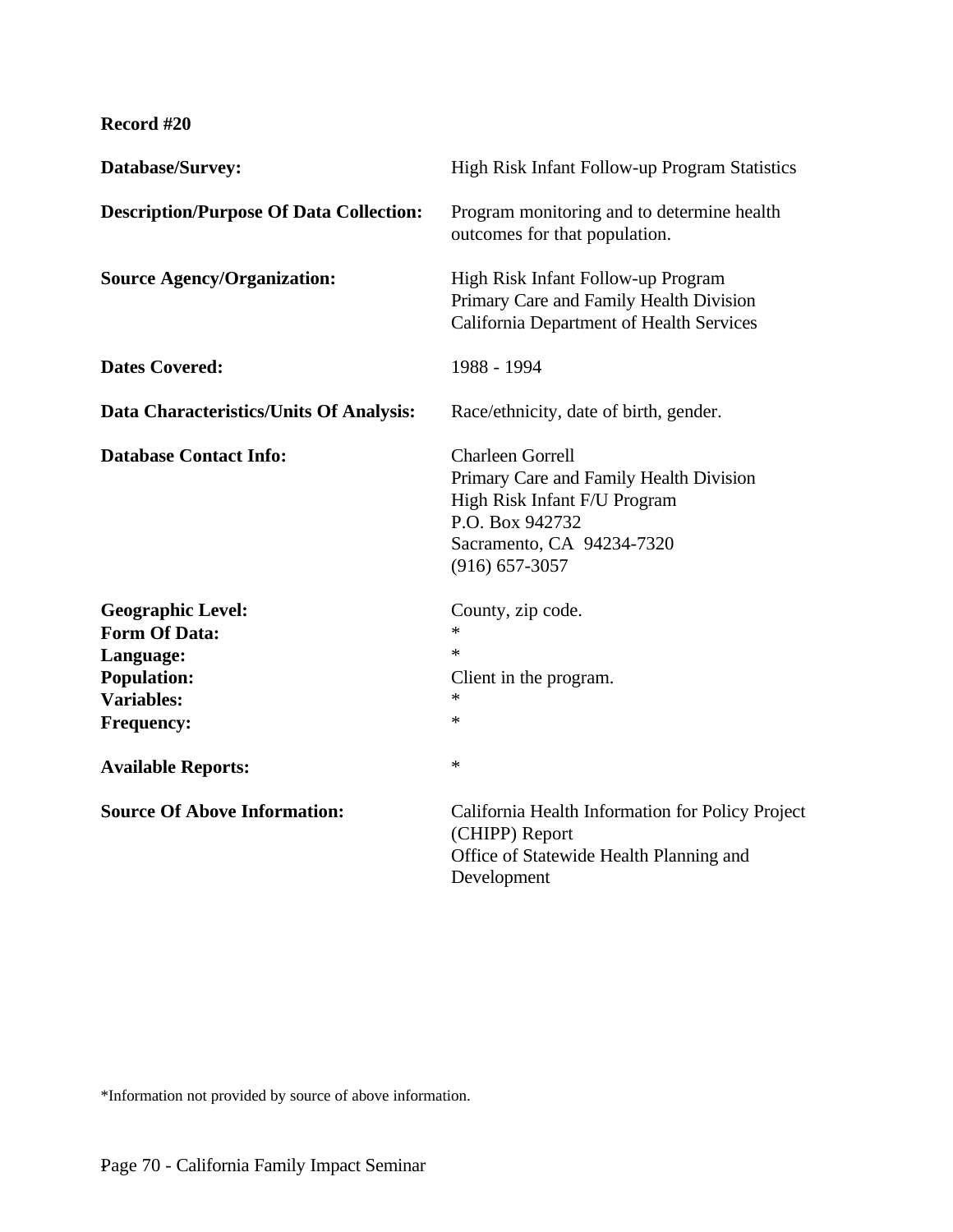**Record #20**

**Database/Survey:** High Risk Infant Follow-up Program Statistics

**Description/Purpose Of Data Collection:** Program monitoring and to determine health outcomes for that population.

**Source Agency/Organization:** High Risk Infant Follow-up Program
Primary Care and Family Health Division
California Department of Health Services

**Dates Covered:** 1988 - 1994

**Data Characteristics/Units Of Analysis:** Race/ethnicity, date of birth, gender.

**Database Contact Info:** Charleen Gorrell
Primary Care and Family Health Division
High Risk Infant F/U Program
P.O. Box 942732
Sacramento, CA 94234-7320
(916) 657-3057

**Geographic Level:** County, zip code.
**Form Of Data:** *
**Language:** *
**Population:** Client in the program.
**Variables:** *
**Frequency:** *

**Available Reports:** *

**Source Of Above Information:** California Health Information for Policy Project (CHIPP) Report
Office of Statewide Health Planning and Development

*Information not provided by source of above information.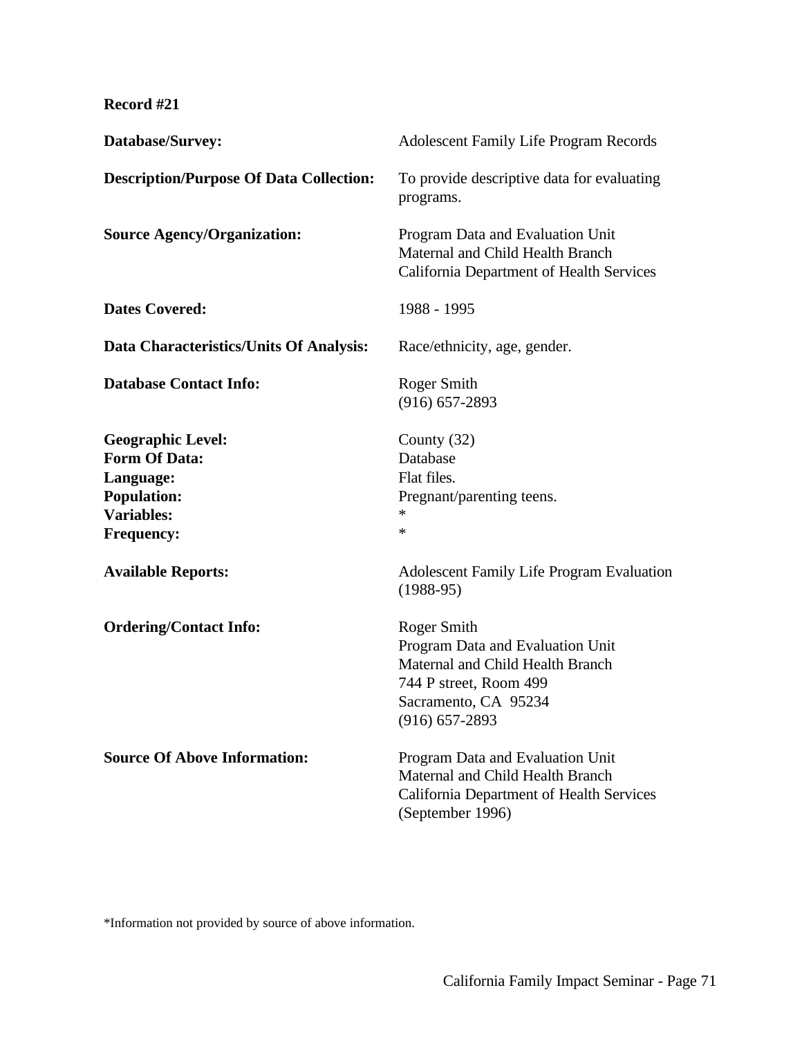**Record #21**

| | |
|---|---|
| **Database/Survey:** | Adolescent Family Life Program Records |
| **Description/Purpose Of Data Collection:** | To provide descriptive data for evaluating programs. |
| **Source Agency/Organization:** | Program Data and Evaluation Unit<br>Maternal and Child Health Branch<br>California Department of Health Services |
| **Dates Covered:** | 1988 - 1995 |
| **Data Characteristics/Units Of Analysis:** | Race/ethnicity, age, gender. |
| **Database Contact Info:** | Roger Smith<br>(916) 657-2893 |
| **Geographic Level:** | County (32) |
| **Form Of Data:** | Database |
| **Language:** | Flat files. |
| **Population:** | Pregnant/parenting teens. |
| **Variables:** | * |
| **Frequency:** | * |
| **Available Reports:** | Adolescent Family Life Program Evaluation (1988-95) |
| **Ordering/Contact Info:** | Roger Smith<br>Program Data and Evaluation Unit<br>Maternal and Child Health Branch<br>744 P street, Room 499<br>Sacramento, CA 95234<br>(916) 657-2893 |
| **Source Of Above Information:** | Program Data and Evaluation Unit<br>Maternal and Child Health Branch<br>California Department of Health Services<br>(September 1996) |

*Information not provided by source of above information.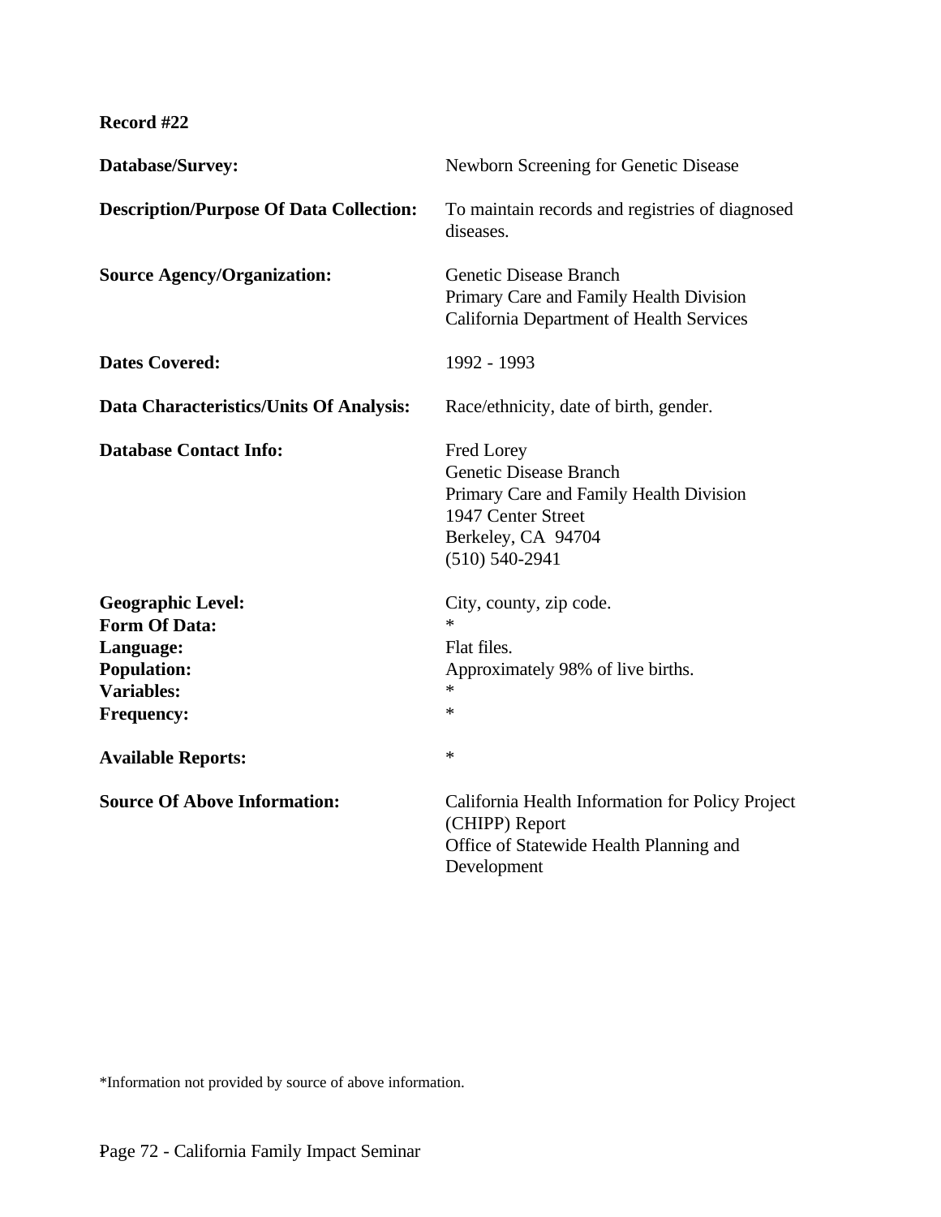**Record #22**

**Database/Survey:** Newborn Screening for Genetic Disease

**Description/Purpose Of Data Collection:** To maintain records and registries of diagnosed diseases.

**Source Agency/Organization:** Genetic Disease Branch
Primary Care and Family Health Division
California Department of Health Services

**Dates Covered:** 1992 - 1993

**Data Characteristics/Units Of Analysis:** Race/ethnicity, date of birth, gender.

**Database Contact Info:** Fred Lorey
Genetic Disease Branch
Primary Care and Family Health Division
1947 Center Street
Berkeley, CA 94704
(510) 540-2941

**Geographic Level:** City, county, zip code.
**Form Of Data:** *
**Language:** Flat files.
**Population:** Approximately 98% of live births.
**Variables:** *
**Frequency:** *

**Available Reports:** *

**Source Of Above Information:** California Health Information for Policy Project (CHIPP) Report
Office of Statewide Health Planning and Development

*Information not provided by source of above information.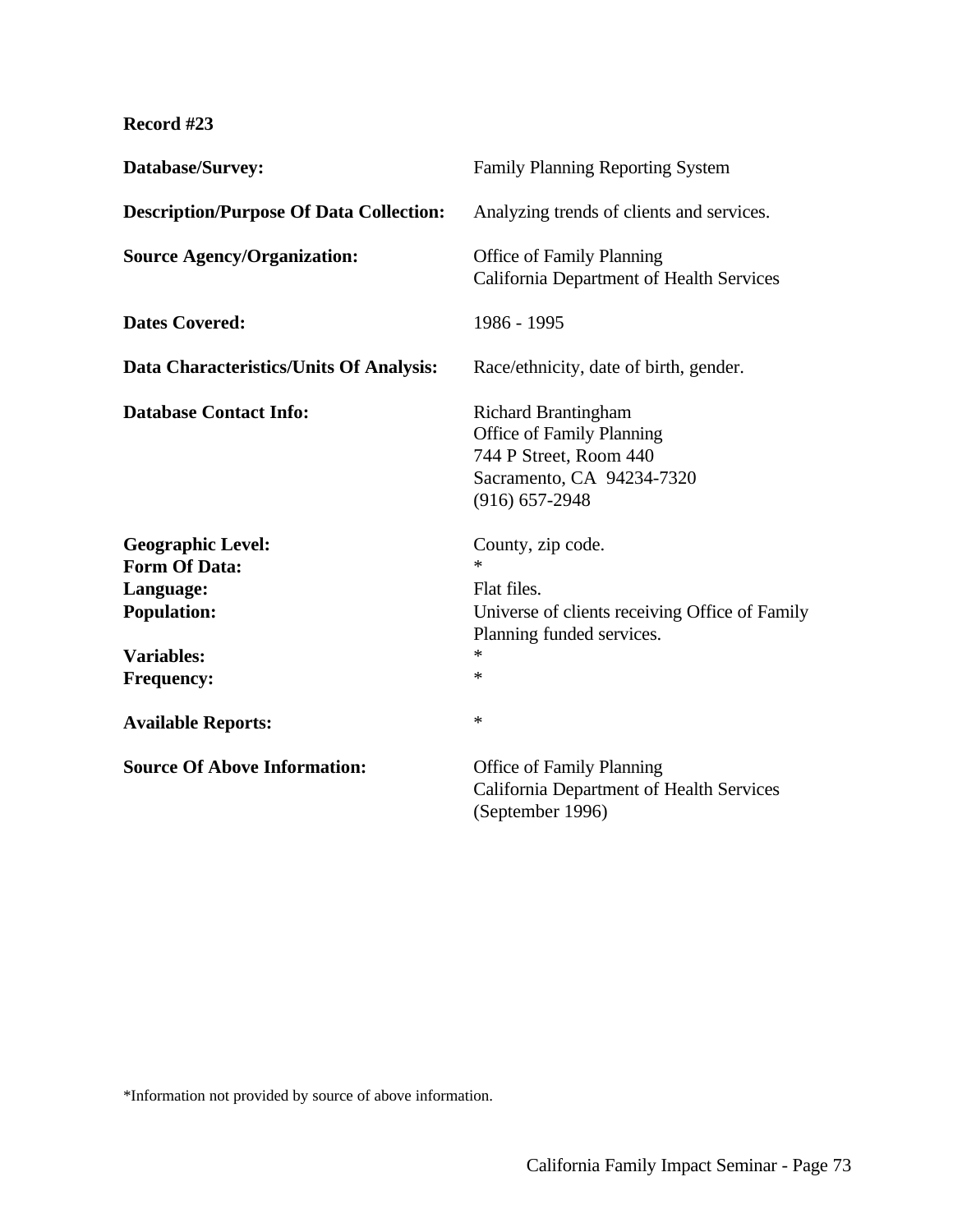**Record #23**

**Database/Survey:** Family Planning Reporting System

**Description/Purpose Of Data Collection:** Analyzing trends of clients and services.

**Source Agency/Organization:** Office of Family Planning
California Department of Health Services

**Dates Covered:** 1986 - 1995

**Data Characteristics/Units Of Analysis:** Race/ethnicity, date of birth, gender.

**Database Contact Info:** Richard Brantingham
Office of Family Planning
744 P Street, Room 440
Sacramento, CA 94234-7320
(916) 657-2948

**Geographic Level:** County, zip code.
**Form Of Data:** *
**Language:** Flat files.
**Population:** Universe of clients receiving Office of Family Planning funded services.
**Variables:** *
**Frequency:** *

**Available Reports:** *

**Source Of Above Information:** Office of Family Planning
California Department of Health Services
(September 1996)

*Information not provided by source of above information.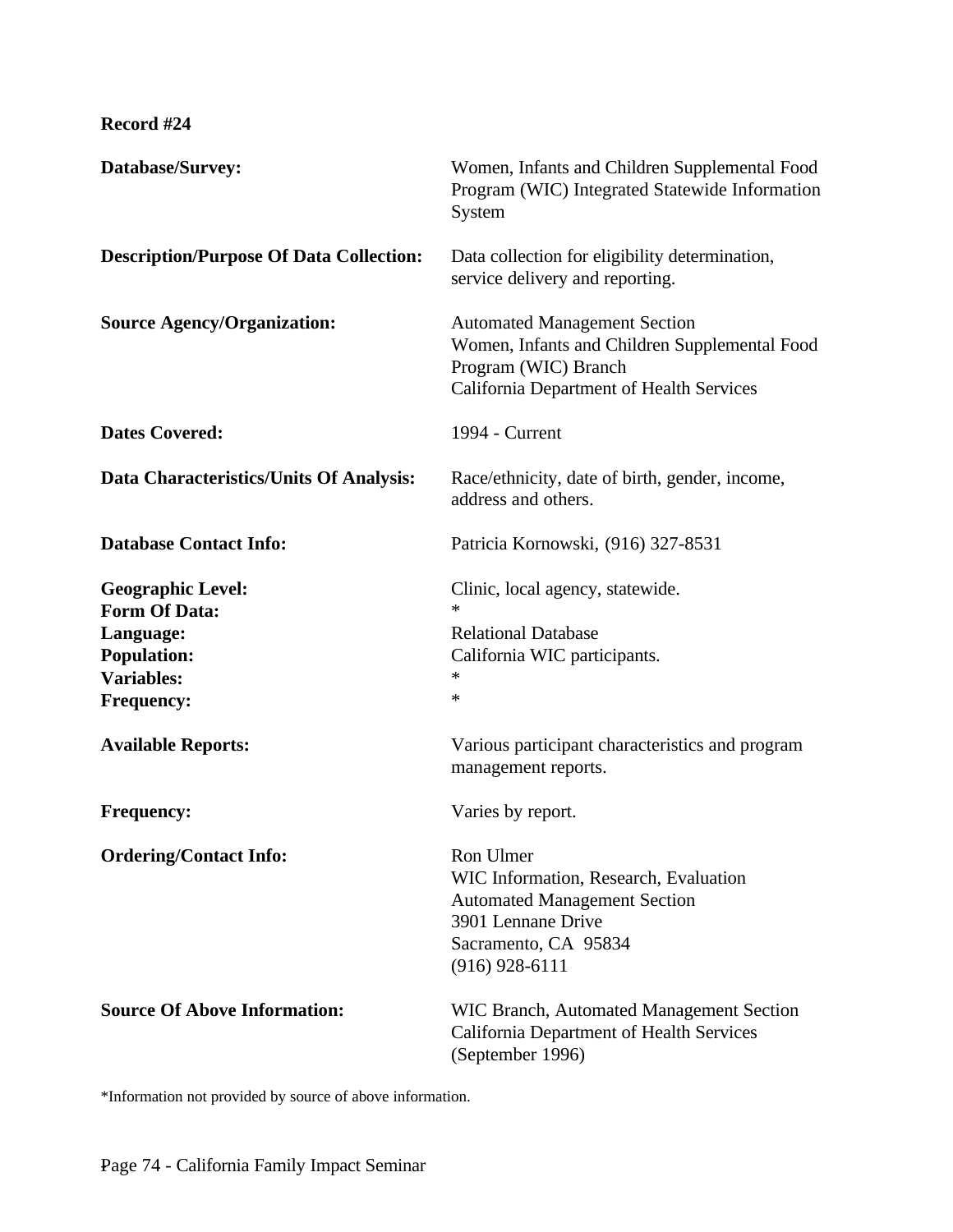**Record #24**

| | |
|---|---|
| **Database/Survey:** | Women, Infants and Children Supplemental Food Program (WIC) Integrated Statewide Information System |
| **Description/Purpose Of Data Collection:** | Data collection for eligibility determination, service delivery and reporting. |
| **Source Agency/Organization:** | Automated Management Section<br>Women, Infants and Children Supplemental Food Program (WIC) Branch<br>California Department of Health Services |
| **Dates Covered:** | 1994 - Current |
| **Data Characteristics/Units Of Analysis:** | Race/ethnicity, date of birth, gender, income, address and others. |
| **Database Contact Info:** | Patricia Kornowski, (916) 327-8531 |
| **Geographic Level:** | Clinic, local agency, statewide. |
| **Form Of Data:** | * |
| **Language:** | Relational Database |
| **Population:** | California WIC participants. |
| **Variables:** | * |
| **Frequency:** | * |
| **Available Reports:** | Various participant characteristics and program management reports. |
| **Frequency:** | Varies by report. |
| **Ordering/Contact Info:** | Ron Ulmer<br>WIC Information, Research, Evaluation<br>Automated Management Section<br>3901 Lennane Drive<br>Sacramento, CA 95834<br>(916) 928-6111 |
| **Source Of Above Information:** | WIC Branch, Automated Management Section<br>California Department of Health Services<br>(September 1996) |

*Information not provided by source of above information.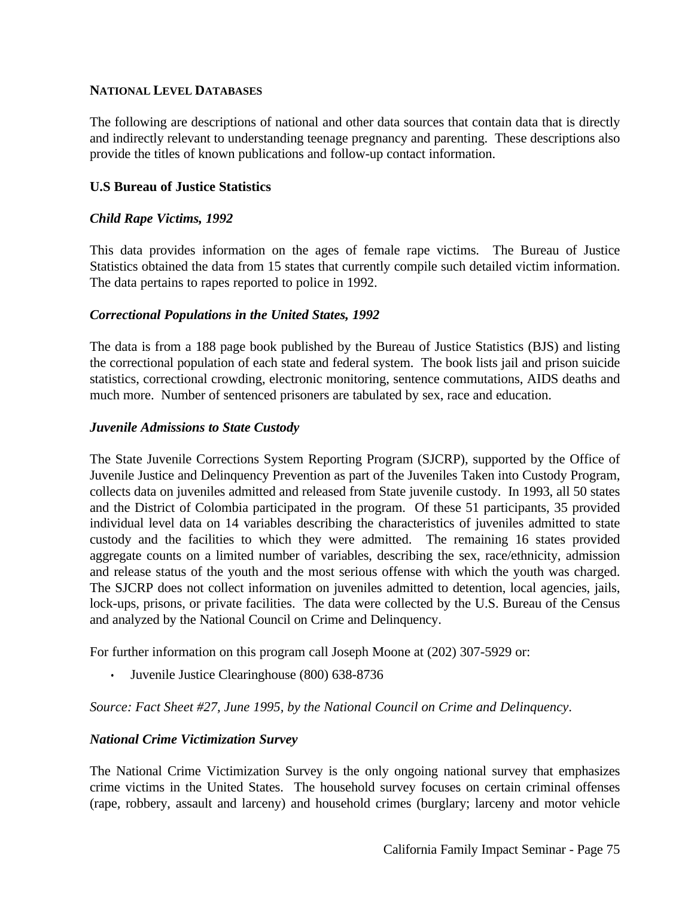## NATIONAL LEVEL DATABASES

The following are descriptions of national and other data sources that contain data that is directly and indirectly relevant to understanding teenage pregnancy and parenting. These descriptions also provide the titles of known publications and follow-up contact information.

### U.S Bureau of Justice Statistics

#### *Child Rape Victims, 1992*

This data provides information on the ages of female rape victims. The Bureau of Justice Statistics obtained the data from 15 states that currently compile such detailed victim information. The data pertains to rapes reported to police in 1992.

#### *Correctional Populations in the United States, 1992*

The data is from a 188 page book published by the Bureau of Justice Statistics (BJS) and listing the correctional population of each state and federal system. The book lists jail and prison suicide statistics, correctional crowding, electronic monitoring, sentence commutations, AIDS deaths and much more. Number of sentenced prisoners are tabulated by sex, race and education.

#### *Juvenile Admissions to State Custody*

The State Juvenile Corrections System Reporting Program (SJCRP), supported by the Office of Juvenile Justice and Delinquency Prevention as part of the Juveniles Taken into Custody Program, collects data on juveniles admitted and released from State juvenile custody. In 1993, all 50 states and the District of Colombia participated in the program. Of these 51 participants, 35 provided individual level data on 14 variables describing the characteristics of juveniles admitted to state custody and the facilities to which they were admitted. The remaining 16 states provided aggregate counts on a limited number of variables, describing the sex, race/ethnicity, admission and release status of the youth and the most serious offense with which the youth was charged. The SJCRP does not collect information on juveniles admitted to detention, local agencies, jails, lock-ups, prisons, or private facilities. The data were collected by the U.S. Bureau of the Census and analyzed by the National Council on Crime and Delinquency.

For further information on this program call Joseph Moone at (202) 307-5929 or:

- Juvenile Justice Clearinghouse (800) 638-8736

*Source: Fact Sheet #27, June 1995, by the National Council on Crime and Delinquency.*

#### *National Crime Victimization Survey*

The National Crime Victimization Survey is the only ongoing national survey that emphasizes crime victims in the United States. The household survey focuses on certain criminal offenses (rape, robbery, assault and larceny) and household crimes (burglary; larceny and motor vehicle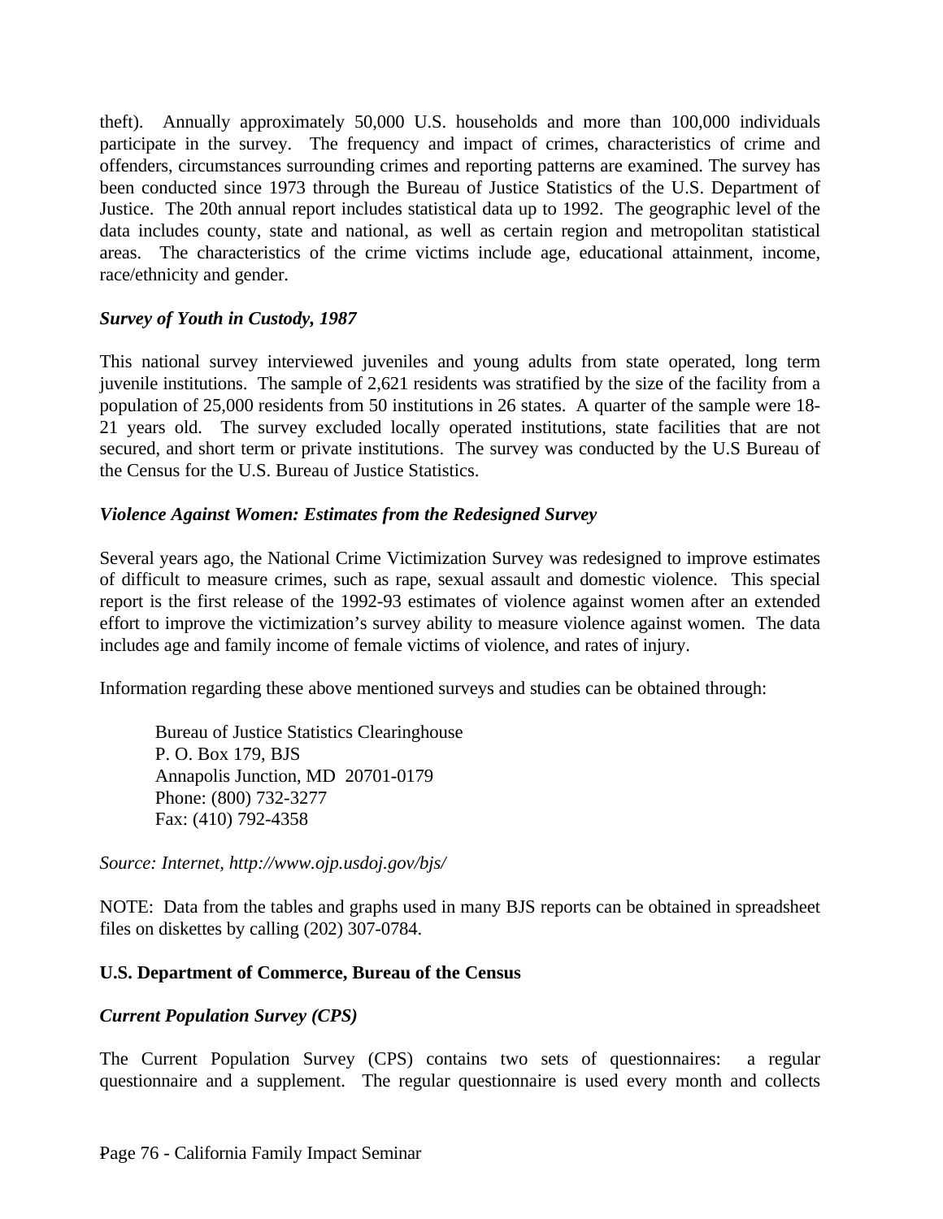theft). Annually approximately 50,000 U.S. households and more than 100,000 individuals participate in the survey. The frequency and impact of crimes, characteristics of crime and offenders, circumstances surrounding crimes and reporting patterns are examined. The survey has been conducted since 1973 through the Bureau of Justice Statistics of the U.S. Department of Justice. The 20th annual report includes statistical data up to 1992. The geographic level of the data includes county, state and national, as well as certain region and metropolitan statistical areas. The characteristics of the crime victims include age, educational attainment, income, race/ethnicity and gender.

***Survey of Youth in Custody, 1987***

This national survey interviewed juveniles and young adults from state operated, long term juvenile institutions. The sample of 2,621 residents was stratified by the size of the facility from a population of 25,000 residents from 50 institutions in 26 states. A quarter of the sample were 18-21 years old. The survey excluded locally operated institutions, state facilities that are not secured, and short term or private institutions. The survey was conducted by the U.S Bureau of the Census for the U.S. Bureau of Justice Statistics.

***Violence Against Women: Estimates from the Redesigned Survey***

Several years ago, the National Crime Victimization Survey was redesigned to improve estimates of difficult to measure crimes, such as rape, sexual assault and domestic violence. This special report is the first release of the 1992-93 estimates of violence against women after an extended effort to improve the victimization's survey ability to measure violence against women. The data includes age and family income of female victims of violence, and rates of injury.

Information regarding these above mentioned surveys and studies can be obtained through:

Bureau of Justice Statistics Clearinghouse
P. O. Box 179, BJS
Annapolis Junction, MD 20701-0179
Phone: (800) 732-3277
Fax: (410) 792-4358

*Source: Internet, http://www.ojp.usdoj.gov/bjs/*

NOTE: Data from the tables and graphs used in many BJS reports can be obtained in spreadsheet files on diskettes by calling (202) 307-0784.

**U.S. Department of Commerce, Bureau of the Census**

***Current Population Survey (CPS)***

The Current Population Survey (CPS) contains two sets of questionnaires: a regular questionnaire and a supplement. The regular questionnaire is used every month and collects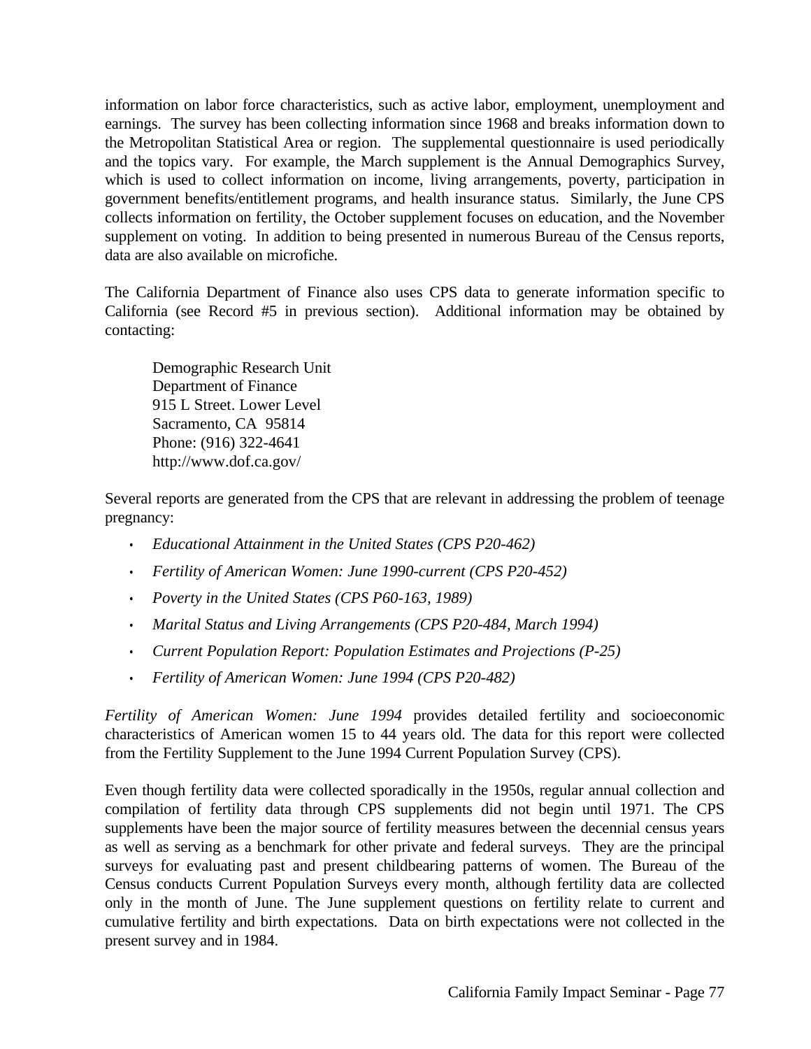information on labor force characteristics, such as active labor, employment, unemployment and earnings. The survey has been collecting information since 1968 and breaks information down to the Metropolitan Statistical Area or region. The supplemental questionnaire is used periodically and the topics vary. For example, the March supplement is the Annual Demographics Survey, which is used to collect information on income, living arrangements, poverty, participation in government benefits/entitlement programs, and health insurance status. Similarly, the June CPS collects information on fertility, the October supplement focuses on education, and the November supplement on voting. In addition to being presented in numerous Bureau of the Census reports, data are also available on microfiche.

The California Department of Finance also uses CPS data to generate information specific to California (see Record #5 in previous section). Additional information may be obtained by contacting:

Demographic Research Unit
Department of Finance
915 L Street. Lower Level
Sacramento, CA 95814
Phone: (916) 322-4641
http://www.dof.ca.gov/

Several reports are generated from the CPS that are relevant in addressing the problem of teenage pregnancy:

- *Educational Attainment in the United States (CPS P20-462)*
- *Fertility of American Women: June 1990-current (CPS P20-452)*
- *Poverty in the United States (CPS P60-163, 1989)*
- *Marital Status and Living Arrangements (CPS P20-484, March 1994)*
- *Current Population Report: Population Estimates and Projections (P-25)*
- *Fertility of American Women: June 1994 (CPS P20-482)*

*Fertility of American Women: June 1994* provides detailed fertility and socioeconomic characteristics of American women 15 to 44 years old. The data for this report were collected from the Fertility Supplement to the June 1994 Current Population Survey (CPS).

Even though fertility data were collected sporadically in the 1950s, regular annual collection and compilation of fertility data through CPS supplements did not begin until 1971. The CPS supplements have been the major source of fertility measures between the decennial census years as well as serving as a benchmark for other private and federal surveys. They are the principal surveys for evaluating past and present childbearing patterns of women. The Bureau of the Census conducts Current Population Surveys every month, although fertility data are collected only in the month of June. The June supplement questions on fertility relate to current and cumulative fertility and birth expectations. Data on birth expectations were not collected in the present survey and in 1984.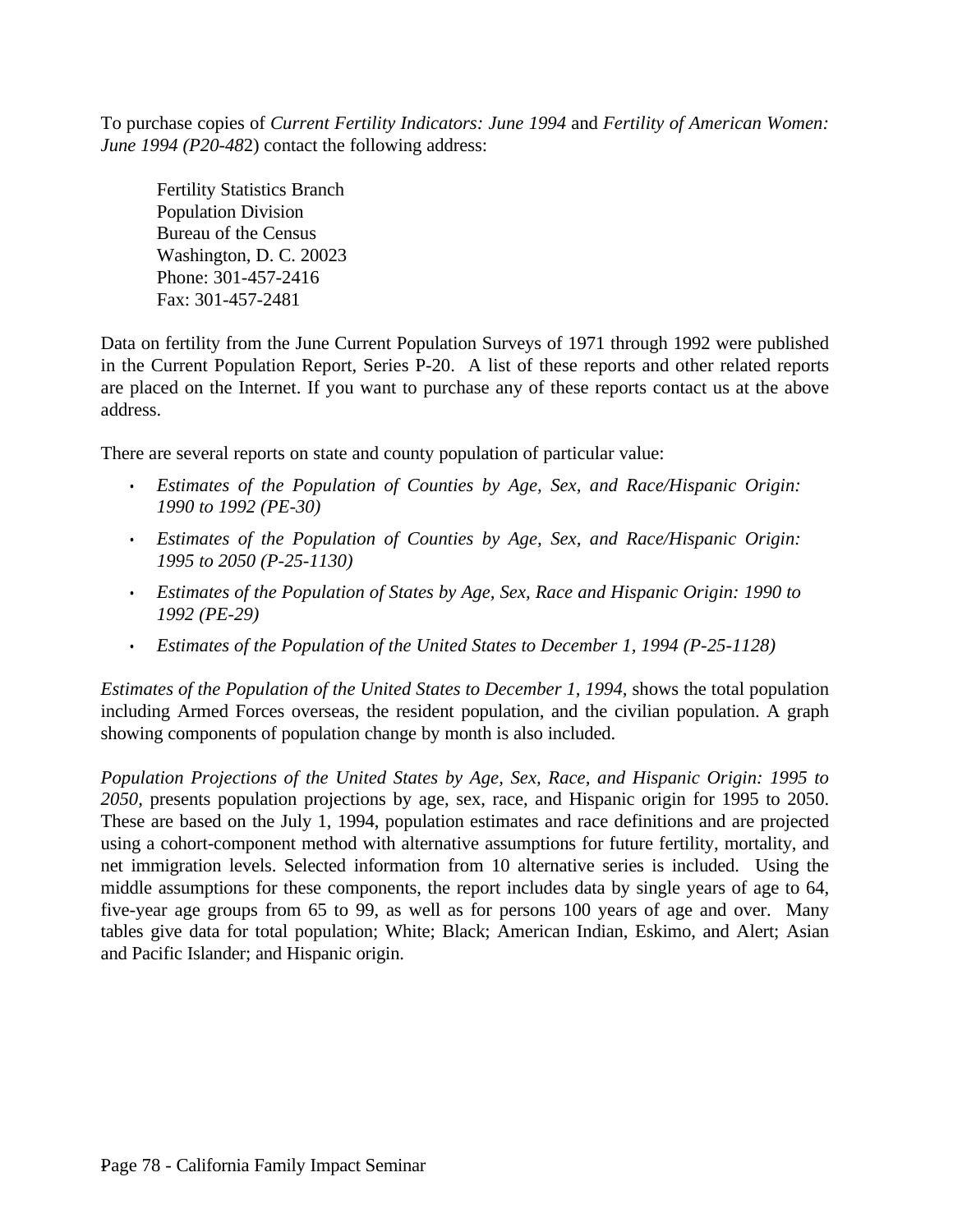To purchase copies of *Current Fertility Indicators: June 1994* and *Fertility of American Women: June 1994 (P20-48*2) contact the following address:

Fertility Statistics Branch
Population Division
Bureau of the Census
Washington, D. C. 20023
Phone: 301-457-2416
Fax: 301-457-2481

Data on fertility from the June Current Population Surveys of 1971 through 1992 were published in the Current Population Report, Series P-20. A list of these reports and other related reports are placed on the Internet. If you want to purchase any of these reports contact us at the above address.

There are several reports on state and county population of particular value:

- *Estimates of the Population of Counties by Age, Sex, and Race/Hispanic Origin: 1990 to 1992 (PE-30)*
- *Estimates of the Population of Counties by Age, Sex, and Race/Hispanic Origin: 1995 to 2050 (P-25-1130)*
- *Estimates of the Population of States by Age, Sex, Race and Hispanic Origin: 1990 to 1992 (PE-29)*
- *Estimates of the Population of the United States to December 1, 1994 (P-25-1128)*

*Estimates of the Population of the United States to December 1, 1994,* shows the total population including Armed Forces overseas, the resident population, and the civilian population. A graph showing components of population change by month is also included.

*Population Projections of the United States by Age, Sex, Race, and Hispanic Origin: 1995 to 2050,* presents population projections by age, sex, race, and Hispanic origin for 1995 to 2050. These are based on the July 1, 1994, population estimates and race definitions and are projected using a cohort-component method with alternative assumptions for future fertility, mortality, and net immigration levels. Selected information from 10 alternative series is included. Using the middle assumptions for these components, the report includes data by single years of age to 64, five-year age groups from 65 to 99, as well as for persons 100 years of age and over. Many tables give data for total population; White; Black; American Indian, Eskimo, and Alert; Asian and Pacific Islander; and Hispanic origin.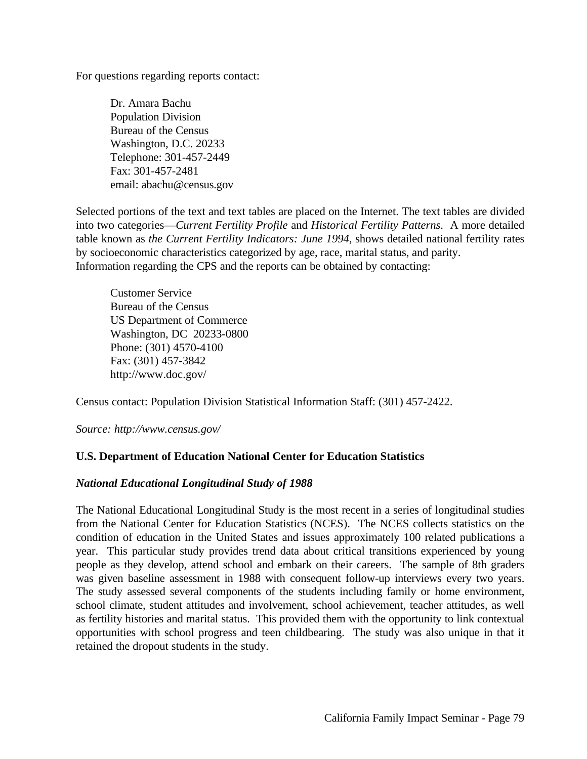For questions regarding reports contact:

Dr. Amara Bachu  
Population Division  
Bureau of the Census  
Washington, D.C. 20233  
Telephone: 301-457-2449  
Fax: 301-457-2481  
email: abachu@census.gov

Selected portions of the text and text tables are placed on the Internet. The text tables are divided into two categories—*Current Fertility Profile* and *Historical Fertility Patterns*. A more detailed table known as *the Current Fertility Indicators: June 1994*, shows detailed national fertility rates by socioeconomic characteristics categorized by age, race, marital status, and parity.
Information regarding the CPS and the reports can be obtained by contacting:

Customer Service  
Bureau of the Census  
US Department of Commerce  
Washington, DC 20233-0800  
Phone: (301) 4570-4100  
Fax: (301) 457-3842  
http://www.doc.gov/

Census contact: Population Division Statistical Information Staff: (301) 457-2422.

*Source: http://www.census.gov/*

**U.S. Department of Education National Center for Education Statistics**

***National Educational Longitudinal Study of 1988***

The National Educational Longitudinal Study is the most recent in a series of longitudinal studies from the National Center for Education Statistics (NCES). The NCES collects statistics on the condition of education in the United States and issues approximately 100 related publications a year. This particular study provides trend data about critical transitions experienced by young people as they develop, attend school and embark on their careers. The sample of 8th graders was given baseline assessment in 1988 with consequent follow-up interviews every two years. The study assessed several components of the students including family or home environment, school climate, student attitudes and involvement, school achievement, teacher attitudes, as well as fertility histories and marital status. This provided them with the opportunity to link contextual opportunities with school progress and teen childbearing. The study was also unique in that it retained the dropout students in the study.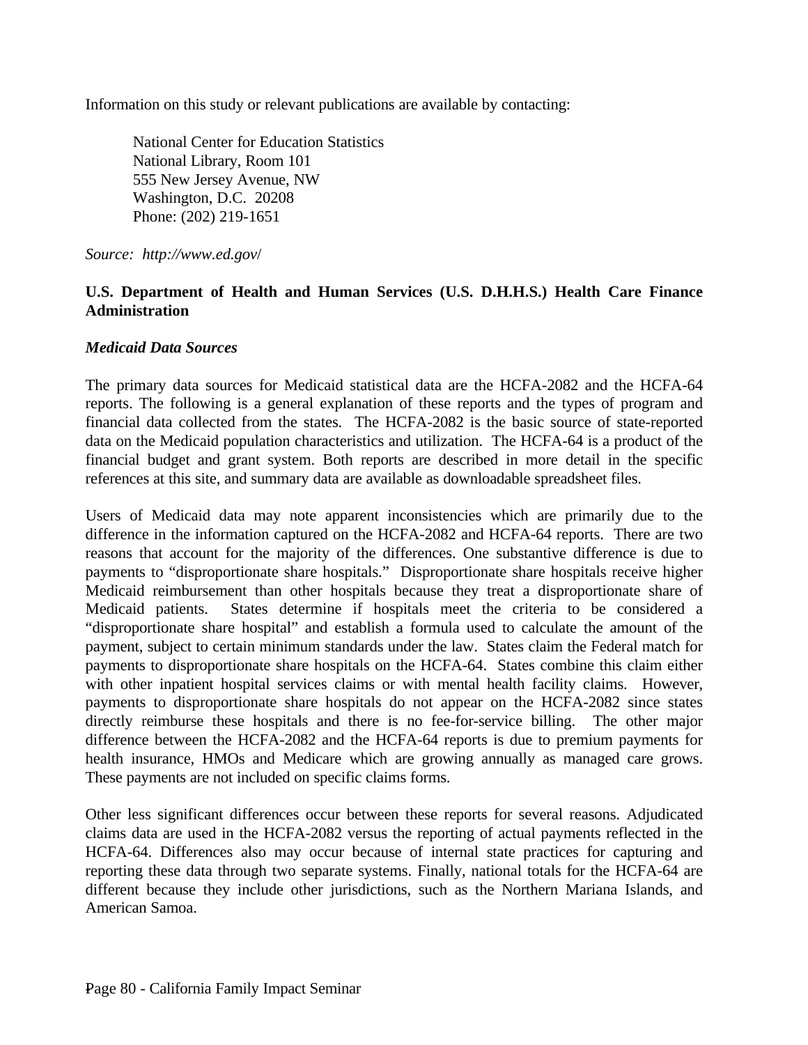Information on this study or relevant publications are available by contacting:

National Center for Education Statistics
National Library, Room 101
555 New Jersey Avenue, NW
Washington, D.C.  20208
Phone: (202) 219-1651

*Source: http://www.ed.gov/*

**U.S. Department of Health and Human Services (U.S. D.H.H.S.) Health Care Finance Administration**

***Medicaid Data Sources***

The primary data sources for Medicaid statistical data are the HCFA-2082 and the HCFA-64 reports. The following is a general explanation of these reports and the types of program and financial data collected from the states. The HCFA-2082 is the basic source of state-reported data on the Medicaid population characteristics and utilization. The HCFA-64 is a product of the financial budget and grant system. Both reports are described in more detail in the specific references at this site, and summary data are available as downloadable spreadsheet files.

Users of Medicaid data may note apparent inconsistencies which are primarily due to the difference in the information captured on the HCFA-2082 and HCFA-64 reports. There are two reasons that account for the majority of the differences. One substantive difference is due to payments to "disproportionate share hospitals." Disproportionate share hospitals receive higher Medicaid reimbursement than other hospitals because they treat a disproportionate share of Medicaid patients. States determine if hospitals meet the criteria to be considered a "disproportionate share hospital" and establish a formula used to calculate the amount of the payment, subject to certain minimum standards under the law. States claim the Federal match for payments to disproportionate share hospitals on the HCFA-64. States combine this claim either with other inpatient hospital services claims or with mental health facility claims. However, payments to disproportionate share hospitals do not appear on the HCFA-2082 since states directly reimburse these hospitals and there is no fee-for-service billing. The other major difference between the HCFA-2082 and the HCFA-64 reports is due to premium payments for health insurance, HMOs and Medicare which are growing annually as managed care grows. These payments are not included on specific claims forms.

Other less significant differences occur between these reports for several reasons. Adjudicated claims data are used in the HCFA-2082 versus the reporting of actual payments reflected in the HCFA-64. Differences also may occur because of internal state practices for capturing and reporting these data through two separate systems. Finally, national totals for the HCFA-64 are different because they include other jurisdictions, such as the Northern Mariana Islands, and American Samoa.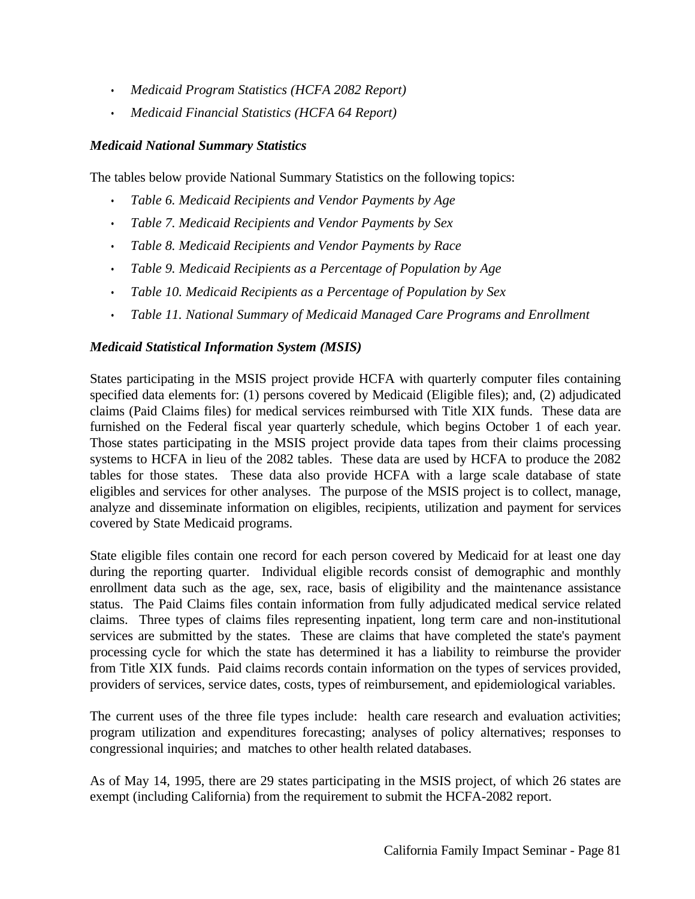- *Medicaid Program Statistics (HCFA 2082 Report)*
- *Medicaid Financial Statistics (HCFA 64 Report)*

***Medicaid National Summary Statistics***

The tables below provide National Summary Statistics on the following topics:

- *Table 6. Medicaid Recipients and Vendor Payments by Age*
- *Table 7. Medicaid Recipients and Vendor Payments by Sex*
- *Table 8. Medicaid Recipients and Vendor Payments by Race*
- *Table 9. Medicaid Recipients as a Percentage of Population by Age*
- *Table 10. Medicaid Recipients as a Percentage of Population by Sex*
- *Table 11. National Summary of Medicaid Managed Care Programs and Enrollment*

***Medicaid Statistical Information System (MSIS)***

States participating in the MSIS project provide HCFA with quarterly computer files containing specified data elements for: (1) persons covered by Medicaid (Eligible files); and, (2) adjudicated claims (Paid Claims files) for medical services reimbursed with Title XIX funds. These data are furnished on the Federal fiscal year quarterly schedule, which begins October 1 of each year. Those states participating in the MSIS project provide data tapes from their claims processing systems to HCFA in lieu of the 2082 tables. These data are used by HCFA to produce the 2082 tables for those states. These data also provide HCFA with a large scale database of state eligibles and services for other analyses. The purpose of the MSIS project is to collect, manage, analyze and disseminate information on eligibles, recipients, utilization and payment for services covered by State Medicaid programs.

State eligible files contain one record for each person covered by Medicaid for at least one day during the reporting quarter. Individual eligible records consist of demographic and monthly enrollment data such as the age, sex, race, basis of eligibility and the maintenance assistance status. The Paid Claims files contain information from fully adjudicated medical service related claims. Three types of claims files representing inpatient, long term care and non-institutional services are submitted by the states. These are claims that have completed the state's payment processing cycle for which the state has determined it has a liability to reimburse the provider from Title XIX funds. Paid claims records contain information on the types of services provided, providers of services, service dates, costs, types of reimbursement, and epidemiological variables.

The current uses of the three file types include: health care research and evaluation activities; program utilization and expenditures forecasting; analyses of policy alternatives; responses to congressional inquiries; and matches to other health related databases.

As of May 14, 1995, there are 29 states participating in the MSIS project, of which 26 states are exempt (including California) from the requirement to submit the HCFA-2082 report.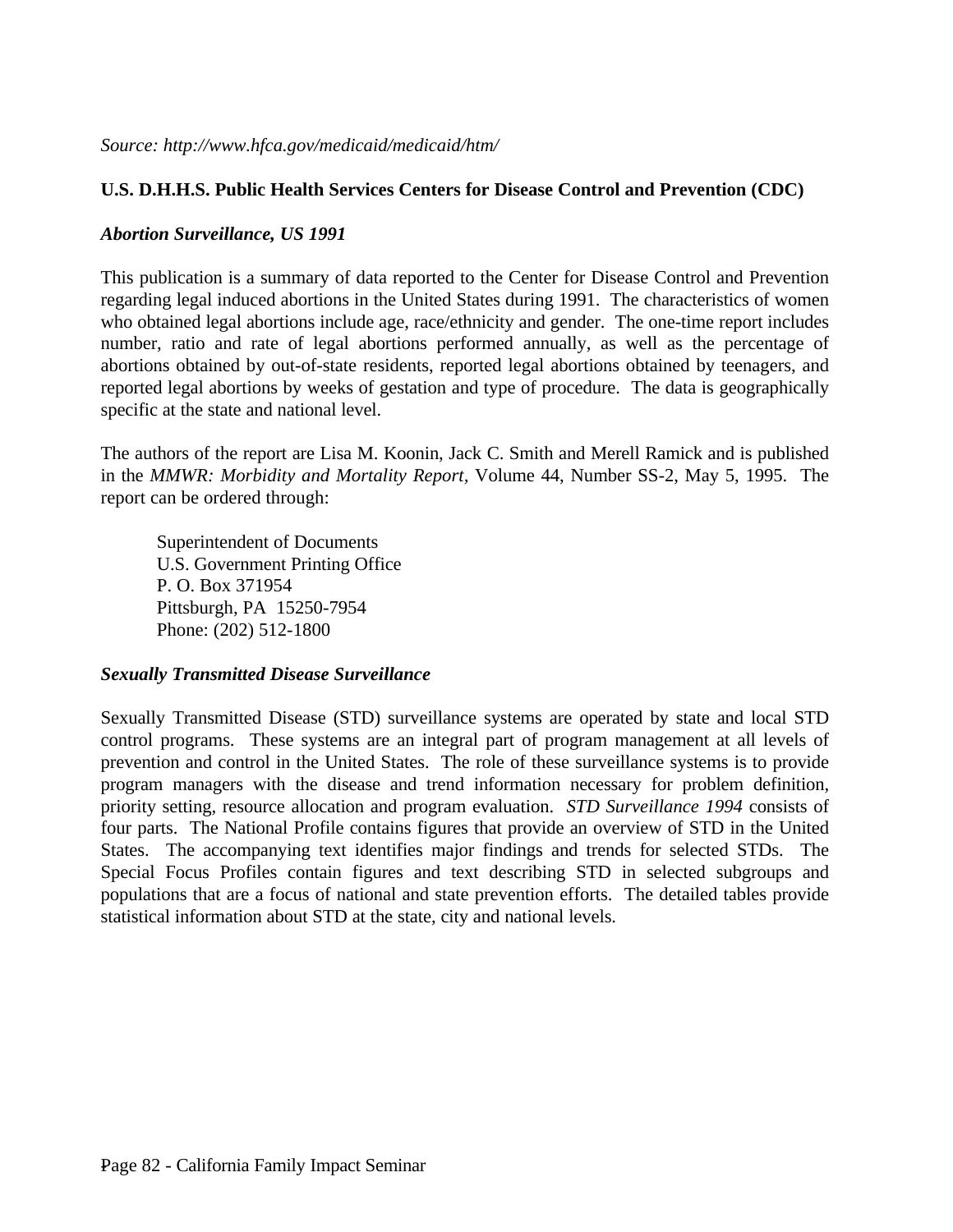*Source: http://www.hfca.gov/medicaid/medicaid/htm/*

**U.S. D.H.H.S. Public Health Services Centers for Disease Control and Prevention (CDC)**

***Abortion Surveillance, US 1991***

This publication is a summary of data reported to the Center for Disease Control and Prevention regarding legal induced abortions in the United States during 1991. The characteristics of women who obtained legal abortions include age, race/ethnicity and gender. The one-time report includes number, ratio and rate of legal abortions performed annually, as well as the percentage of abortions obtained by out-of-state residents, reported legal abortions obtained by teenagers, and reported legal abortions by weeks of gestation and type of procedure. The data is geographically specific at the state and national level.

The authors of the report are Lisa M. Koonin, Jack C. Smith and Merell Ramick and is published in the *MMWR: Morbidity and Mortality Report*, Volume 44, Number SS-2, May 5, 1995. The report can be ordered through:

> Superintendent of Documents
> U.S. Government Printing Office
> P. O. Box 371954
> Pittsburgh, PA 15250-7954
> Phone: (202) 512-1800

***Sexually Transmitted Disease Surveillance***

Sexually Transmitted Disease (STD) surveillance systems are operated by state and local STD control programs. These systems are an integral part of program management at all levels of prevention and control in the United States. The role of these surveillance systems is to provide program managers with the disease and trend information necessary for problem definition, priority setting, resource allocation and program evaluation. *STD Surveillance 1994* consists of four parts. The National Profile contains figures that provide an overview of STD in the United States. The accompanying text identifies major findings and trends for selected STDs. The Special Focus Profiles contain figures and text describing STD in selected subgroups and populations that are a focus of national and state prevention efforts. The detailed tables provide statistical information about STD at the state, city and national levels.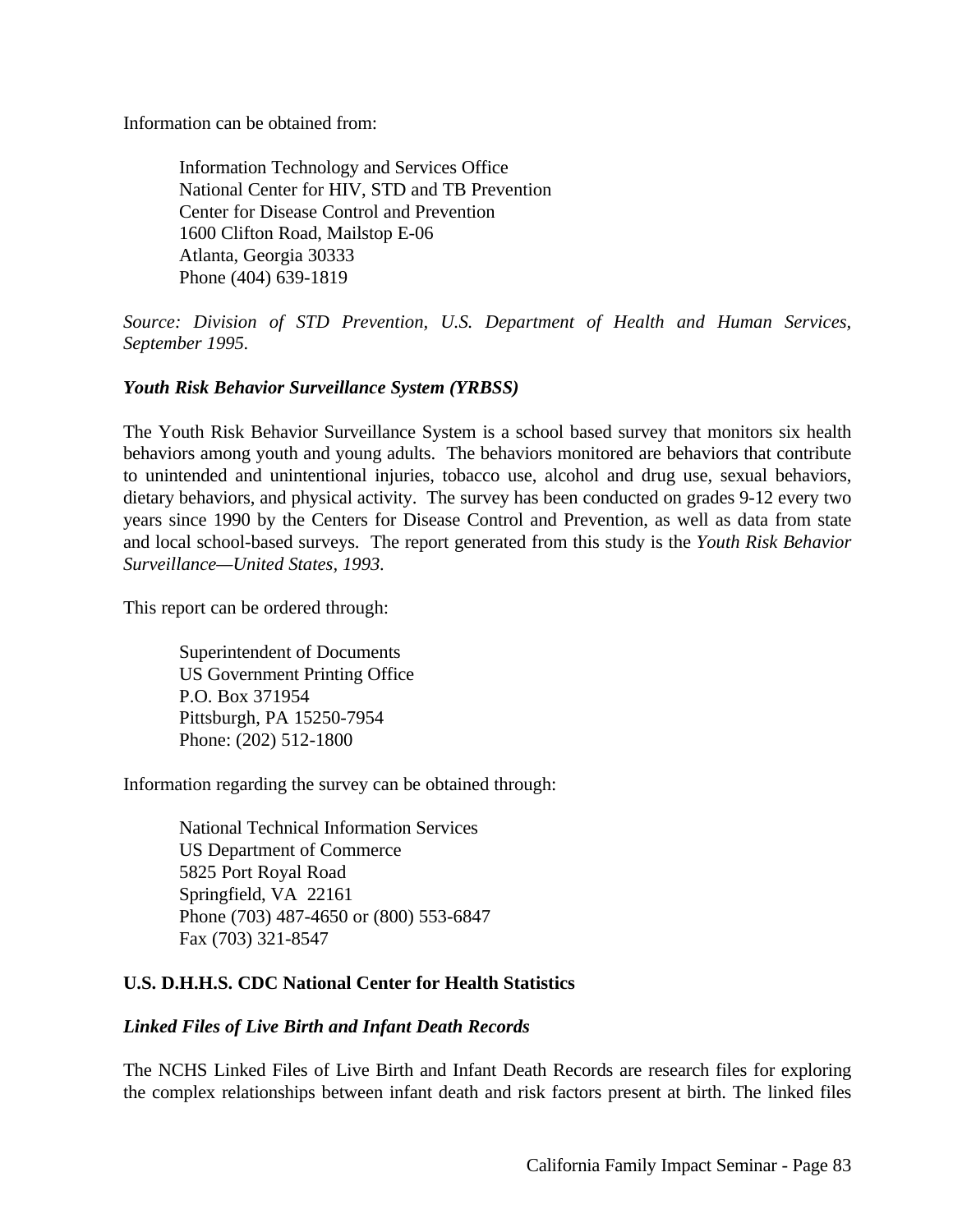Information can be obtained from:

> Information Technology and Services Office
> National Center for HIV, STD and TB Prevention
> Center for Disease Control and Prevention
> 1600 Clifton Road, Mailstop E-06
> Atlanta, Georgia 30333
> Phone (404) 639-1819

*Source: Division of STD Prevention, U.S. Department of Health and Human Services, September 1995.*

### *Youth Risk Behavior Surveillance System (YRBSS)*

The Youth Risk Behavior Surveillance System is a school based survey that monitors six health behaviors among youth and young adults. The behaviors monitored are behaviors that contribute to unintended and unintentional injuries, tobacco use, alcohol and drug use, sexual behaviors, dietary behaviors, and physical activity. The survey has been conducted on grades 9-12 every two years since 1990 by the Centers for Disease Control and Prevention, as well as data from state and local school-based surveys. The report generated from this study is the *Youth Risk Behavior Surveillance—United States, 1993.*

This report can be ordered through:

> Superintendent of Documents
> US Government Printing Office
> P.O. Box 371954
> Pittsburgh, PA 15250-7954
> Phone: (202) 512-1800

Information regarding the survey can be obtained through:

> National Technical Information Services
> US Department of Commerce
> 5825 Port Royal Road
> Springfield, VA 22161
> Phone (703) 487-4650 or (800) 553-6847
> Fax (703) 321-8547

## U.S. D.H.H.S. CDC National Center for Health Statistics

### *Linked Files of Live Birth and Infant Death Records*

The NCHS Linked Files of Live Birth and Infant Death Records are research files for exploring the complex relationships between infant death and risk factors present at birth. The linked files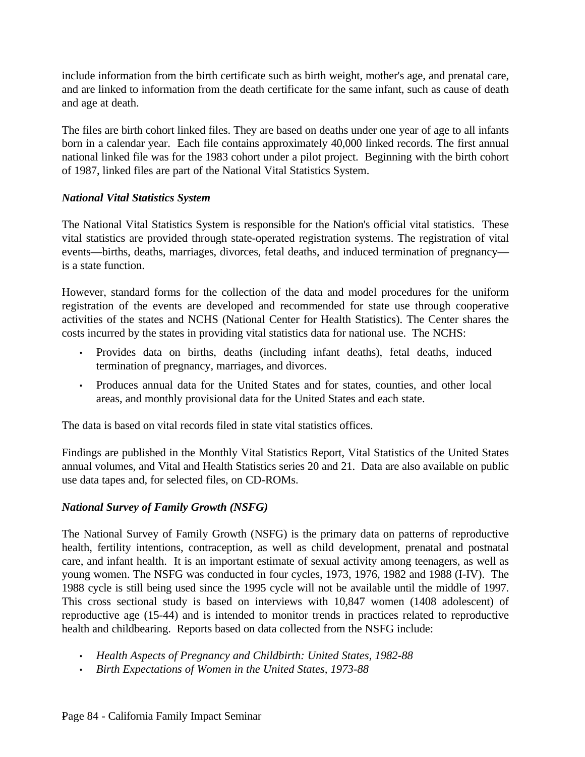include information from the birth certificate such as birth weight, mother's age, and prenatal care, and are linked to information from the death certificate for the same infant, such as cause of death and age at death.

The files are birth cohort linked files. They are based on deaths under one year of age to all infants born in a calendar year. Each file contains approximately 40,000 linked records. The first annual national linked file was for the 1983 cohort under a pilot project. Beginning with the birth cohort of 1987, linked files are part of the National Vital Statistics System.

### *National Vital Statistics System*

The National Vital Statistics System is responsible for the Nation's official vital statistics. These vital statistics are provided through state-operated registration systems. The registration of vital events—births, deaths, marriages, divorces, fetal deaths, and induced termination of pregnancy—is a state function.

However, standard forms for the collection of the data and model procedures for the uniform registration of the events are developed and recommended for state use through cooperative activities of the states and NCHS (National Center for Health Statistics). The Center shares the costs incurred by the states in providing vital statistics data for national use. The NCHS:

- Provides data on births, deaths (including infant deaths), fetal deaths, induced termination of pregnancy, marriages, and divorces.
- Produces annual data for the United States and for states, counties, and other local areas, and monthly provisional data for the United States and each state.

The data is based on vital records filed in state vital statistics offices.

Findings are published in the Monthly Vital Statistics Report, Vital Statistics of the United States annual volumes, and Vital and Health Statistics series 20 and 21. Data are also available on public use data tapes and, for selected files, on CD-ROMs.

### *National Survey of Family Growth (NSFG)*

The National Survey of Family Growth (NSFG) is the primary data on patterns of reproductive health, fertility intentions, contraception, as well as child development, prenatal and postnatal care, and infant health. It is an important estimate of sexual activity among teenagers, as well as young women. The NSFG was conducted in four cycles, 1973, 1976, 1982 and 1988 (I-IV). The 1988 cycle is still being used since the 1995 cycle will not be available until the middle of 1997. This cross sectional study is based on interviews with 10,847 women (1408 adolescent) of reproductive age (15-44) and is intended to monitor trends in practices related to reproductive health and childbearing. Reports based on data collected from the NSFG include:

- *Health Aspects of Pregnancy and Childbirth: United States, 1982-88*
- *Birth Expectations of Women in the United States, 1973-88*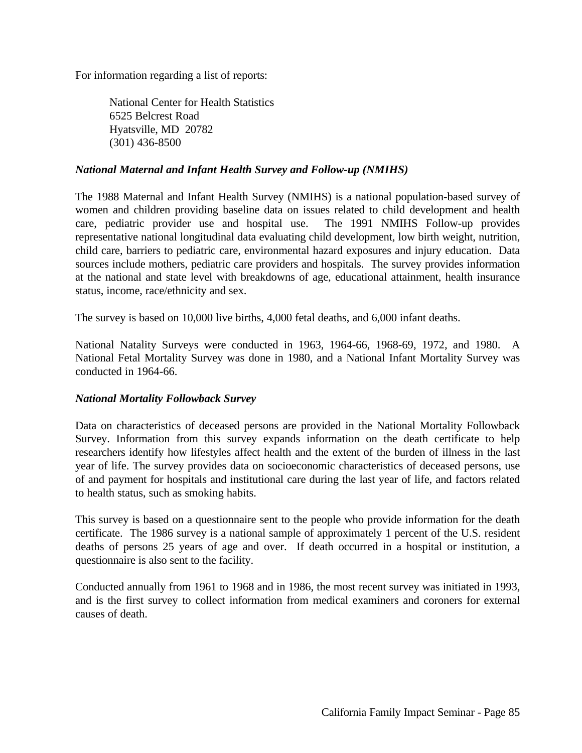For information regarding a list of reports:

National Center for Health Statistics
6525 Belcrest Road
Hyatsville, MD 20782
(301) 436-8500

***National Maternal and Infant Health Survey and Follow-up (NMIHS)***

The 1988 Maternal and Infant Health Survey (NMIHS) is a national population-based survey of women and children providing baseline data on issues related to child development and health care, pediatric provider use and hospital use. The 1991 NMIHS Follow-up provides representative national longitudinal data evaluating child development, low birth weight, nutrition, child care, barriers to pediatric care, environmental hazard exposures and injury education. Data sources include mothers, pediatric care providers and hospitals. The survey provides information at the national and state level with breakdowns of age, educational attainment, health insurance status, income, race/ethnicity and sex.

The survey is based on 10,000 live births, 4,000 fetal deaths, and 6,000 infant deaths.

National Natality Surveys were conducted in 1963, 1964-66, 1968-69, 1972, and 1980. A National Fetal Mortality Survey was done in 1980, and a National Infant Mortality Survey was conducted in 1964-66.

***National Mortality Followback Survey***

Data on characteristics of deceased persons are provided in the National Mortality Followback Survey. Information from this survey expands information on the death certificate to help researchers identify how lifestyles affect health and the extent of the burden of illness in the last year of life. The survey provides data on socioeconomic characteristics of deceased persons, use of and payment for hospitals and institutional care during the last year of life, and factors related to health status, such as smoking habits.

This survey is based on a questionnaire sent to the people who provide information for the death certificate. The 1986 survey is a national sample of approximately 1 percent of the U.S. resident deaths of persons 25 years of age and over. If death occurred in a hospital or institution, a questionnaire is also sent to the facility.

Conducted annually from 1961 to 1968 and in 1986, the most recent survey was initiated in 1993, and is the first survey to collect information from medical examiners and coroners for external causes of death.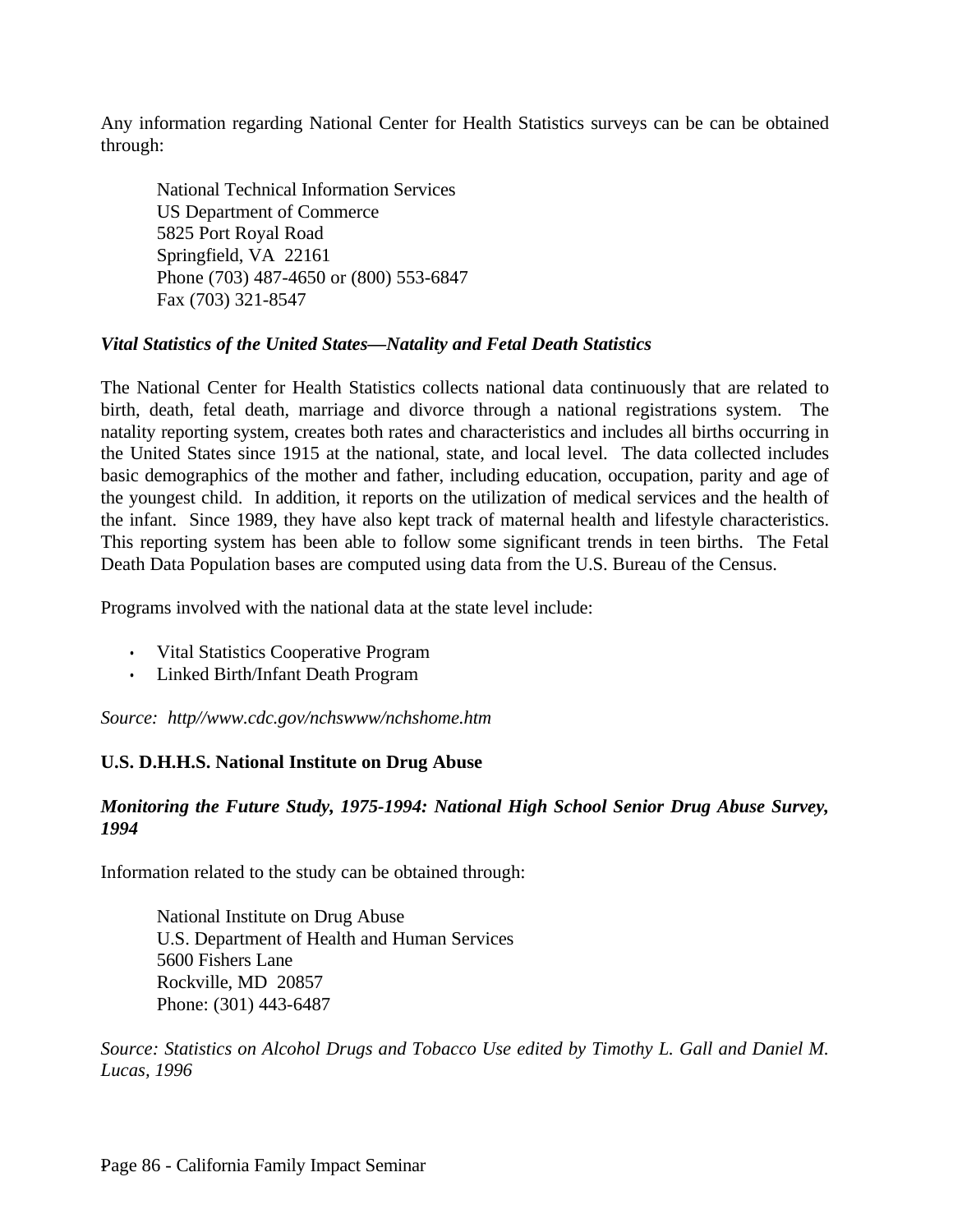Any information regarding National Center for Health Statistics surveys can be can be obtained through:

National Technical Information Services  
US Department of Commerce  
5825 Port Royal Road  
Springfield, VA 22161  
Phone (703) 487-4650 or (800) 553-6847  
Fax (703) 321-8547

***Vital Statistics of the United States—Natality and Fetal Death Statistics***

The National Center for Health Statistics collects national data continuously that are related to birth, death, fetal death, marriage and divorce through a national registrations system. The natality reporting system, creates both rates and characteristics and includes all births occurring in the United States since 1915 at the national, state, and local level. The data collected includes basic demographics of the mother and father, including education, occupation, parity and age of the youngest child. In addition, it reports on the utilization of medical services and the health of the infant. Since 1989, they have also kept track of maternal health and lifestyle characteristics. This reporting system has been able to follow some significant trends in teen births. The Fetal Death Data Population bases are computed using data from the U.S. Bureau of the Census.

Programs involved with the national data at the state level include:

- Vital Statistics Cooperative Program
- Linked Birth/Infant Death Program

*Source: http//www.cdc.gov/nchswww/nchshome.htm*

**U.S. D.H.H.S. National Institute on Drug Abuse**

***Monitoring the Future Study, 1975-1994: National High School Senior Drug Abuse Survey, 1994***

Information related to the study can be obtained through:

National Institute on Drug Abuse  
U.S. Department of Health and Human Services  
5600 Fishers Lane  
Rockville, MD 20857  
Phone: (301) 443-6487

*Source: Statistics on Alcohol Drugs and Tobacco Use edited by Timothy L. Gall and Daniel M. Lucas, 1996*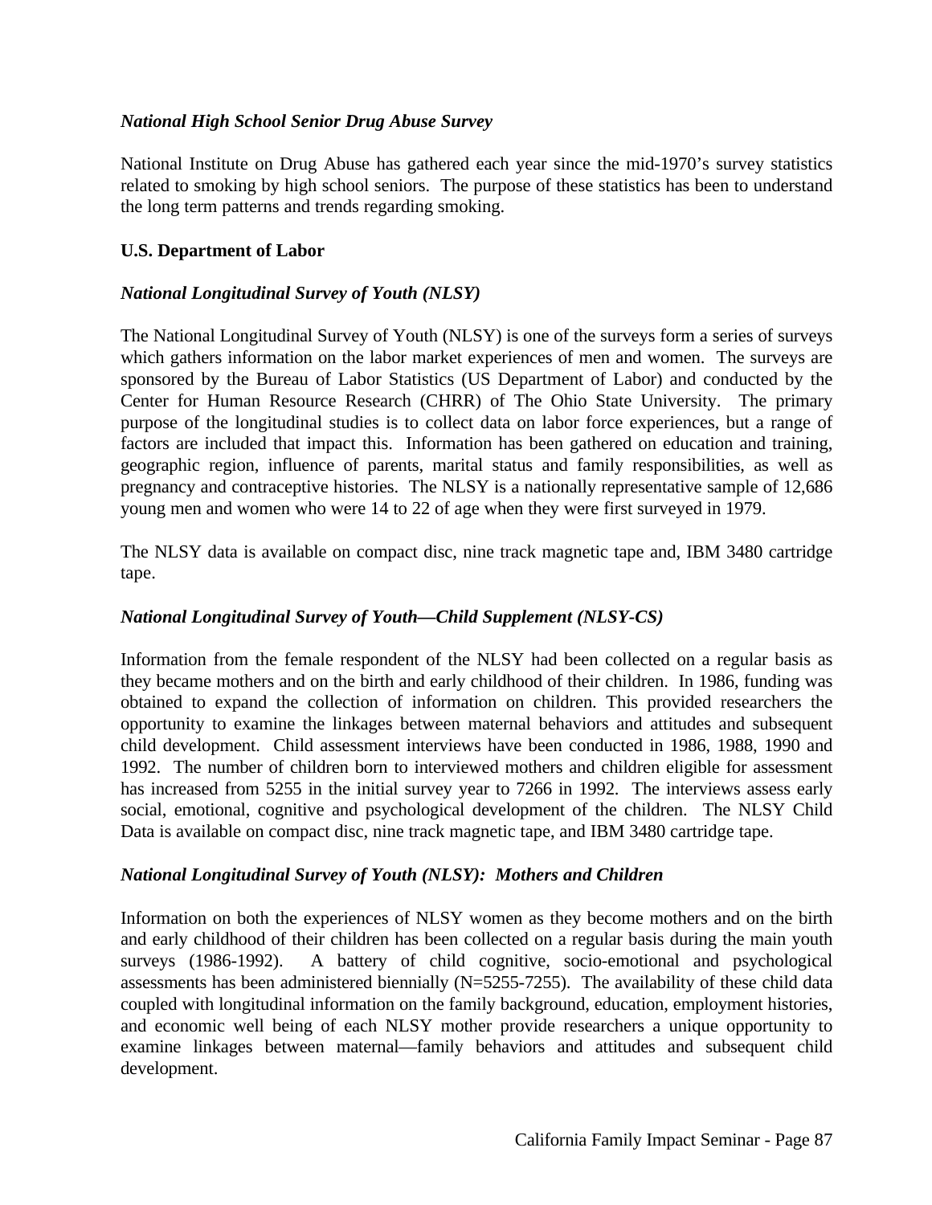***National High School Senior Drug Abuse Survey***

National Institute on Drug Abuse has gathered each year since the mid-1970's survey statistics related to smoking by high school seniors. The purpose of these statistics has been to understand the long term patterns and trends regarding smoking.

**U.S. Department of Labor**

***National Longitudinal Survey of Youth (NLSY)***

The National Longitudinal Survey of Youth (NLSY) is one of the surveys form a series of surveys which gathers information on the labor market experiences of men and women. The surveys are sponsored by the Bureau of Labor Statistics (US Department of Labor) and conducted by the Center for Human Resource Research (CHRR) of The Ohio State University. The primary purpose of the longitudinal studies is to collect data on labor force experiences, but a range of factors are included that impact this. Information has been gathered on education and training, geographic region, influence of parents, marital status and family responsibilities, as well as pregnancy and contraceptive histories. The NLSY is a nationally representative sample of 12,686 young men and women who were 14 to 22 of age when they were first surveyed in 1979.

The NLSY data is available on compact disc, nine track magnetic tape and, IBM 3480 cartridge tape.

***National Longitudinal Survey of Youth—Child Supplement (NLSY-CS)***

Information from the female respondent of the NLSY had been collected on a regular basis as they became mothers and on the birth and early childhood of their children. In 1986, funding was obtained to expand the collection of information on children. This provided researchers the opportunity to examine the linkages between maternal behaviors and attitudes and subsequent child development. Child assessment interviews have been conducted in 1986, 1988, 1990 and 1992. The number of children born to interviewed mothers and children eligible for assessment has increased from 5255 in the initial survey year to 7266 in 1992. The interviews assess early social, emotional, cognitive and psychological development of the children. The NLSY Child Data is available on compact disc, nine track magnetic tape, and IBM 3480 cartridge tape.

***National Longitudinal Survey of Youth (NLSY): Mothers and Children***

Information on both the experiences of NLSY women as they become mothers and on the birth and early childhood of their children has been collected on a regular basis during the main youth surveys (1986-1992). A battery of child cognitive, socio-emotional and psychological assessments has been administered biennially (N=5255-7255). The availability of these child data coupled with longitudinal information on the family background, education, employment histories, and economic well being of each NLSY mother provide researchers a unique opportunity to examine linkages between maternal—family behaviors and attitudes and subsequent child development.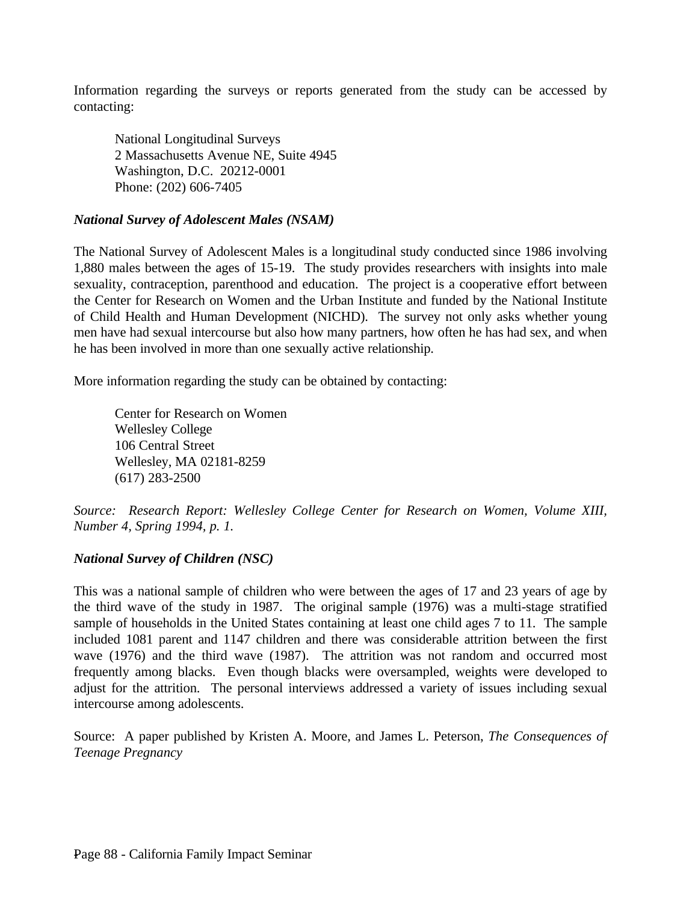Information regarding the surveys or reports generated from the study can be accessed by contacting:

> National Longitudinal Surveys
> 2 Massachusetts Avenue NE, Suite 4945
> Washington, D.C. 20212-0001
> Phone: (202) 606-7405

***National Survey of Adolescent Males (NSAM)***

The National Survey of Adolescent Males is a longitudinal study conducted since 1986 involving 1,880 males between the ages of 15-19. The study provides researchers with insights into male sexuality, contraception, parenthood and education. The project is a cooperative effort between the Center for Research on Women and the Urban Institute and funded by the National Institute of Child Health and Human Development (NICHD). The survey not only asks whether young men have had sexual intercourse but also how many partners, how often he has had sex, and when he has been involved in more than one sexually active relationship.

More information regarding the study can be obtained by contacting:

> Center for Research on Women
> Wellesley College
> 106 Central Street
> Wellesley, MA 02181-8259
> (617) 283-2500

*Source: Research Report: Wellesley College Center for Research on Women, Volume XIII, Number 4, Spring 1994, p. 1.*

***National Survey of Children (NSC)***

This was a national sample of children who were between the ages of 17 and 23 years of age by the third wave of the study in 1987. The original sample (1976) was a multi-stage stratified sample of households in the United States containing at least one child ages 7 to 11. The sample included 1081 parent and 1147 children and there was considerable attrition between the first wave (1976) and the third wave (1987). The attrition was not random and occurred most frequently among blacks. Even though blacks were oversampled, weights were developed to adjust for the attrition. The personal interviews addressed a variety of issues including sexual intercourse among adolescents.

Source: A paper published by Kristen A. Moore, and James L. Peterson, *The Consequences of Teenage Pregnancy*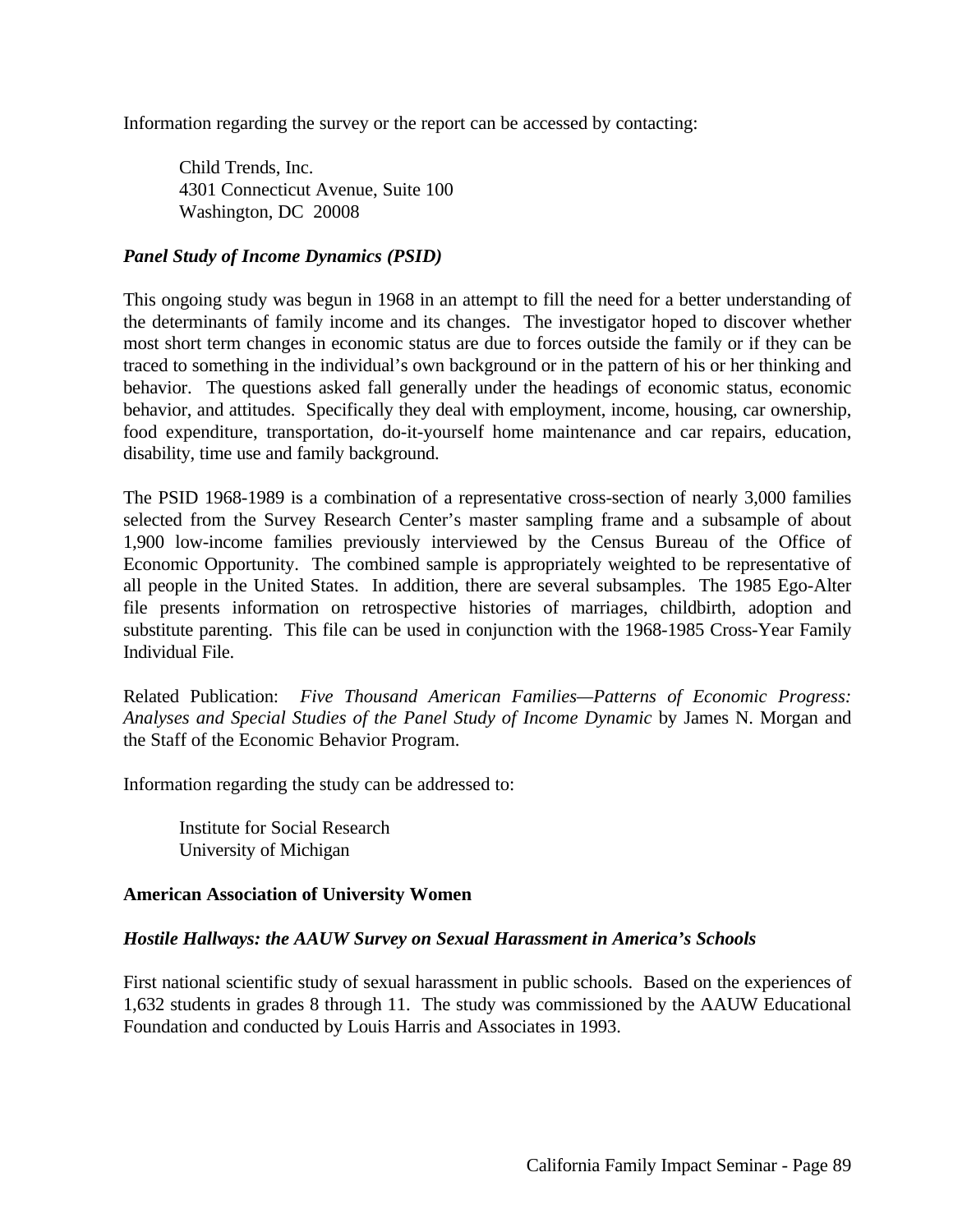Information regarding the survey or the report can be accessed by contacting:

> Child Trends, Inc.
> 4301 Connecticut Avenue, Suite 100
> Washington, DC 20008

### *Panel Study of Income Dynamics (PSID)*

This ongoing study was begun in 1968 in an attempt to fill the need for a better understanding of the determinants of family income and its changes. The investigator hoped to discover whether most short term changes in economic status are due to forces outside the family or if they can be traced to something in the individual's own background or in the pattern of his or her thinking and behavior. The questions asked fall generally under the headings of economic status, economic behavior, and attitudes. Specifically they deal with employment, income, housing, car ownership, food expenditure, transportation, do-it-yourself home maintenance and car repairs, education, disability, time use and family background.

The PSID 1968-1989 is a combination of a representative cross-section of nearly 3,000 families selected from the Survey Research Center's master sampling frame and a subsample of about 1,900 low-income families previously interviewed by the Census Bureau of the Office of Economic Opportunity. The combined sample is appropriately weighted to be representative of all people in the United States. In addition, there are several subsamples. The 1985 Ego-Alter file presents information on retrospective histories of marriages, childbirth, adoption and substitute parenting. This file can be used in conjunction with the 1968-1985 Cross-Year Family Individual File.

Related Publication: *Five Thousand American Families—Patterns of Economic Progress: Analyses and Special Studies of the Panel Study of Income Dynamic* by James N. Morgan and the Staff of the Economic Behavior Program.

Information regarding the study can be addressed to:

> Institute for Social Research
> University of Michigan

## **American Association of University Women**

### *Hostile Hallways: the AAUW Survey on Sexual Harassment in America's Schools*

First national scientific study of sexual harassment in public schools. Based on the experiences of 1,632 students in grades 8 through 11. The study was commissioned by the AAUW Educational Foundation and conducted by Louis Harris and Associates in 1993.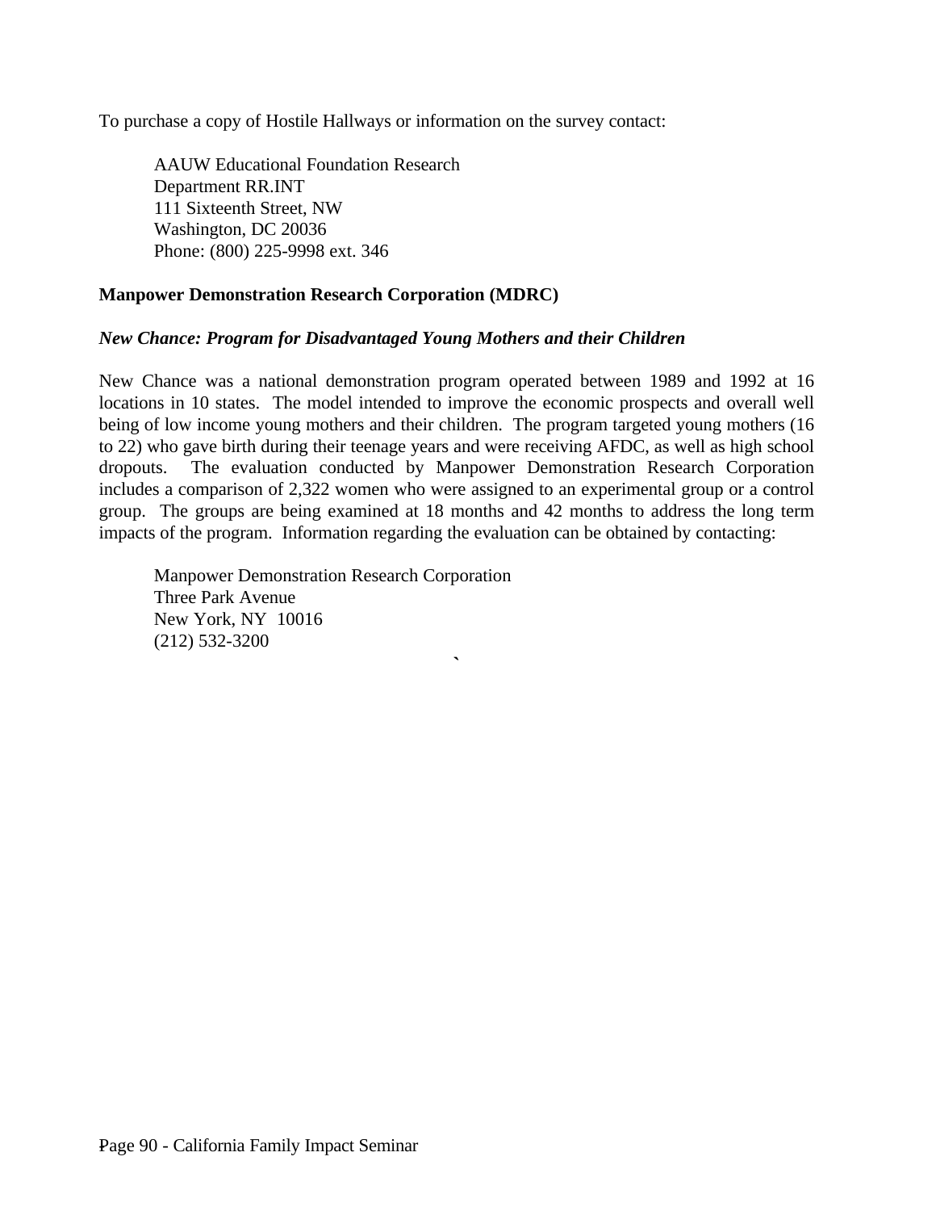To purchase a copy of Hostile Hallways or information on the survey contact:

AAUW Educational Foundation Research  
Department RR.INT  
111 Sixteenth Street, NW  
Washington, DC 20036  
Phone: (800) 225-9998 ext. 346

**Manpower Demonstration Research Corporation (MDRC)**

***New Chance: Program for Disadvantaged Young Mothers and their Children***

New Chance was a national demonstration program operated between 1989 and 1992 at 16 locations in 10 states. The model intended to improve the economic prospects and overall well being of low income young mothers and their children. The program targeted young mothers (16 to 22) who gave birth during their teenage years and were receiving AFDC, as well as high school dropouts. The evaluation conducted by Manpower Demonstration Research Corporation includes a comparison of 2,322 women who were assigned to an experimental group or a control group. The groups are being examined at 18 months and 42 months to address the long term impacts of the program. Information regarding the evaluation can be obtained by contacting:

Manpower Demonstration Research Corporation  
Three Park Avenue  
New York, NY 10016  
(212) 532-3200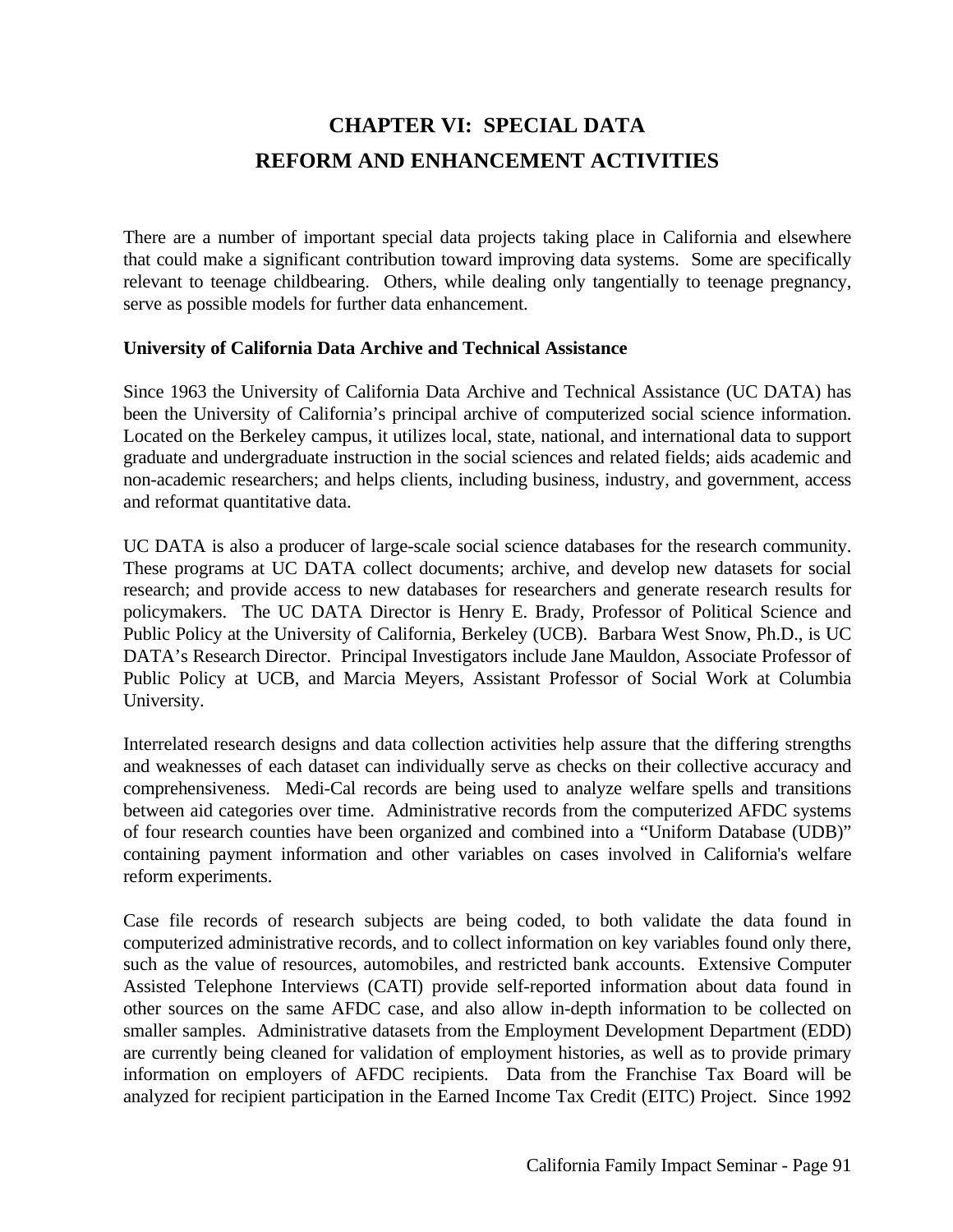# CHAPTER VI: SPECIAL DATA REFORM AND ENHANCEMENT ACTIVITIES

There are a number of important special data projects taking place in California and elsewhere that could make a significant contribution toward improving data systems. Some are specifically relevant to teenage childbearing. Others, while dealing only tangentially to teenage pregnancy, serve as possible models for further data enhancement.

**University of California Data Archive and Technical Assistance**

Since 1963 the University of California Data Archive and Technical Assistance (UC DATA) has been the University of California's principal archive of computerized social science information. Located on the Berkeley campus, it utilizes local, state, national, and international data to support graduate and undergraduate instruction in the social sciences and related fields; aids academic and non-academic researchers; and helps clients, including business, industry, and government, access and reformat quantitative data.

UC DATA is also a producer of large-scale social science databases for the research community. These programs at UC DATA collect documents; archive, and develop new datasets for social research; and provide access to new databases for researchers and generate research results for policymakers. The UC DATA Director is Henry E. Brady, Professor of Political Science and Public Policy at the University of California, Berkeley (UCB). Barbara West Snow, Ph.D., is UC DATA's Research Director. Principal Investigators include Jane Mauldon, Associate Professor of Public Policy at UCB, and Marcia Meyers, Assistant Professor of Social Work at Columbia University.

Interrelated research designs and data collection activities help assure that the differing strengths and weaknesses of each dataset can individually serve as checks on their collective accuracy and comprehensiveness. Medi-Cal records are being used to analyze welfare spells and transitions between aid categories over time. Administrative records from the computerized AFDC systems of four research counties have been organized and combined into a "Uniform Database (UDB)" containing payment information and other variables on cases involved in California's welfare reform experiments.

Case file records of research subjects are being coded, to both validate the data found in computerized administrative records, and to collect information on key variables found only there, such as the value of resources, automobiles, and restricted bank accounts. Extensive Computer Assisted Telephone Interviews (CATI) provide self-reported information about data found in other sources on the same AFDC case, and also allow in-depth information to be collected on smaller samples. Administrative datasets from the Employment Development Department (EDD) are currently being cleaned for validation of employment histories, as well as to provide primary information on employers of AFDC recipients. Data from the Franchise Tax Board will be analyzed for recipient participation in the Earned Income Tax Credit (EITC) Project. Since 1992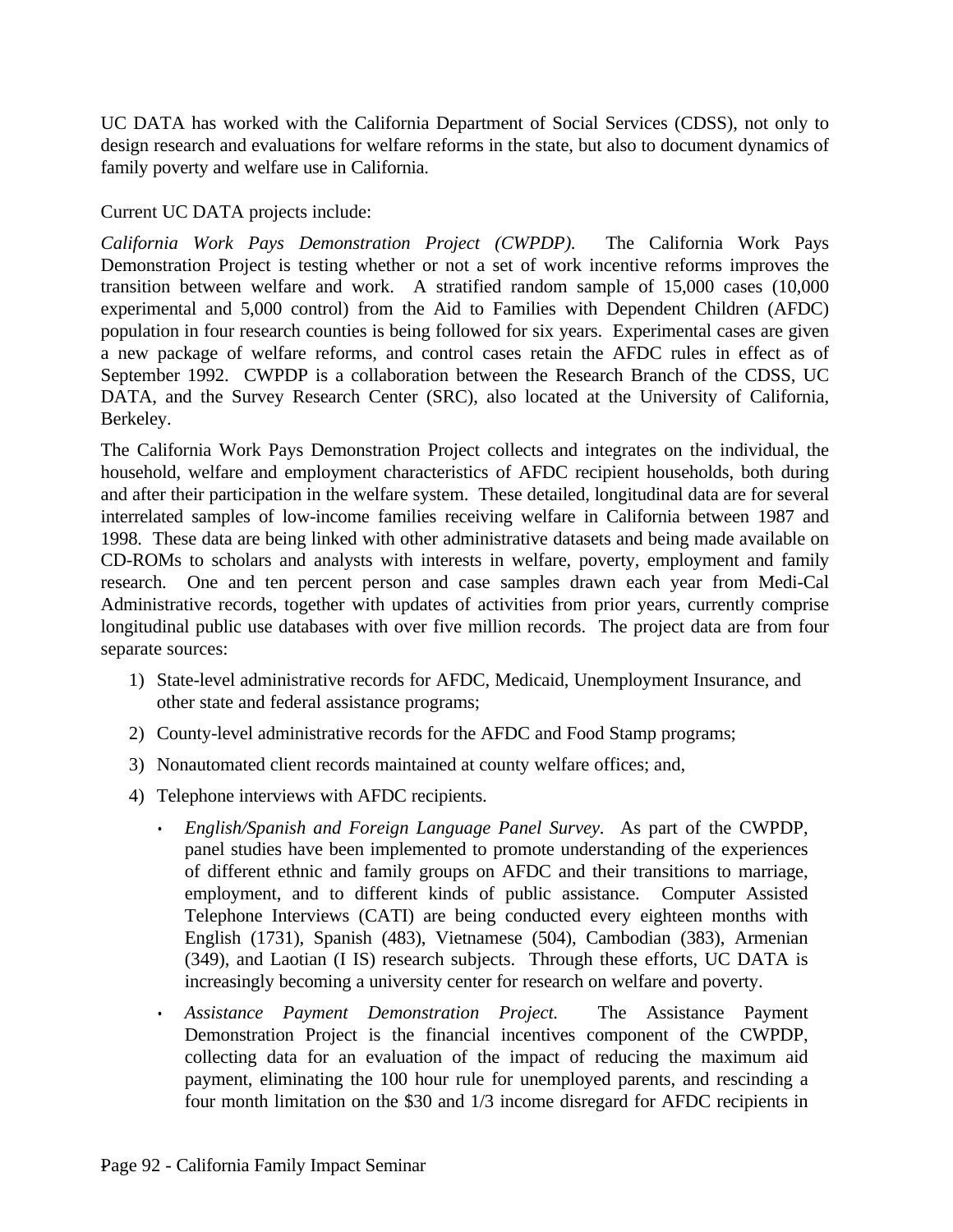UC DATA has worked with the California Department of Social Services (CDSS), not only to design research and evaluations for welfare reforms in the state, but also to document dynamics of family poverty and welfare use in California.

Current UC DATA projects include:

*California Work Pays Demonstration Project (CWPDP).* The California Work Pays Demonstration Project is testing whether or not a set of work incentive reforms improves the transition between welfare and work. A stratified random sample of 15,000 cases (10,000 experimental and 5,000 control) from the Aid to Families with Dependent Children (AFDC) population in four research counties is being followed for six years. Experimental cases are given a new package of welfare reforms, and control cases retain the AFDC rules in effect as of September 1992. CWPDP is a collaboration between the Research Branch of the CDSS, UC DATA, and the Survey Research Center (SRC), also located at the University of California, Berkeley.

The California Work Pays Demonstration Project collects and integrates on the individual, the household, welfare and employment characteristics of AFDC recipient households, both during and after their participation in the welfare system. These detailed, longitudinal data are for several interrelated samples of low-income families receiving welfare in California between 1987 and 1998. These data are being linked with other administrative datasets and being made available on CD-ROMs to scholars and analysts with interests in welfare, poverty, employment and family research. One and ten percent person and case samples drawn each year from Medi-Cal Administrative records, together with updates of activities from prior years, currently comprise longitudinal public use databases with over five million records. The project data are from four separate sources:

1) State-level administrative records for AFDC, Medicaid, Unemployment Insurance, and other state and federal assistance programs;
2) County-level administrative records for the AFDC and Food Stamp programs;
3) Nonautomated client records maintained at county welfare offices; and,
4) Telephone interviews with AFDC recipients.

- *English/Spanish and Foreign Language Panel Survey.* As part of the CWPDP, panel studies have been implemented to promote understanding of the experiences of different ethnic and family groups on AFDC and their transitions to marriage, employment, and to different kinds of public assistance. Computer Assisted Telephone Interviews (CATI) are being conducted every eighteen months with English (1731), Spanish (483), Vietnamese (504), Cambodian (383), Armenian (349), and Laotian (I IS) research subjects. Through these efforts, UC DATA is increasingly becoming a university center for research on welfare and poverty.
- *Assistance Payment Demonstration Project.* The Assistance Payment Demonstration Project is the financial incentives component of the CWPDP, collecting data for an evaluation of the impact of reducing the maximum aid payment, eliminating the 100 hour rule for unemployed parents, and rescinding a four month limitation on the $30 and 1/3 income disregard for AFDC recipients in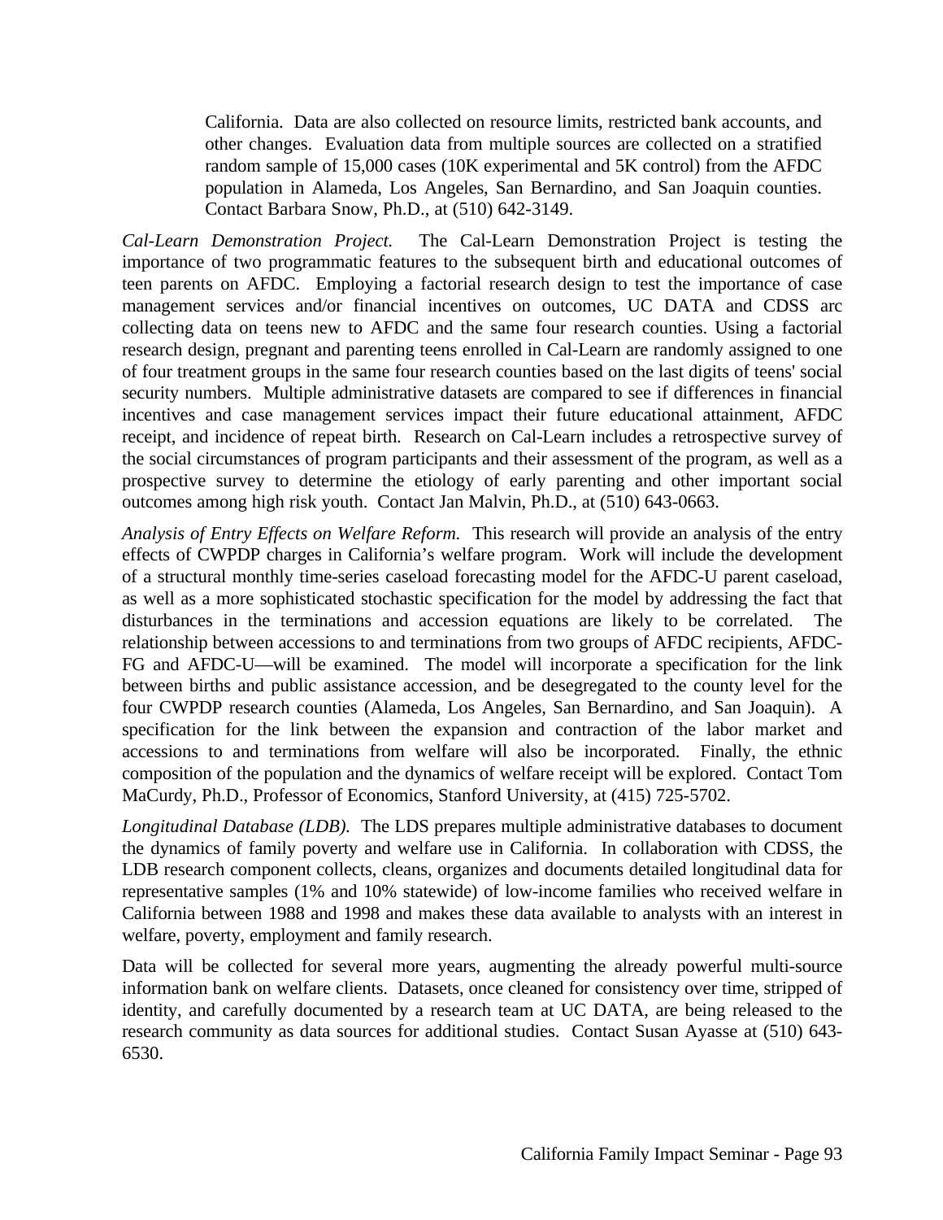California. Data are also collected on resource limits, restricted bank accounts, and other changes. Evaluation data from multiple sources are collected on a stratified random sample of 15,000 cases (10K experimental and 5K control) from the AFDC population in Alameda, Los Angeles, San Bernardino, and San Joaquin counties. Contact Barbara Snow, Ph.D., at (510) 642-3149.

*Cal-Learn Demonstration Project.* The Cal-Learn Demonstration Project is testing the importance of two programmatic features to the subsequent birth and educational outcomes of teen parents on AFDC. Employing a factorial research design to test the importance of case management services and/or financial incentives on outcomes, UC DATA and CDSS arc collecting data on teens new to AFDC and the same four research counties. Using a factorial research design, pregnant and parenting teens enrolled in Cal-Learn are randomly assigned to one of four treatment groups in the same four research counties based on the last digits of teens' social security numbers. Multiple administrative datasets are compared to see if differences in financial incentives and case management services impact their future educational attainment, AFDC receipt, and incidence of repeat birth. Research on Cal-Learn includes a retrospective survey of the social circumstances of program participants and their assessment of the program, as well as a prospective survey to determine the etiology of early parenting and other important social outcomes among high risk youth. Contact Jan Malvin, Ph.D., at (510) 643-0663.

*Analysis of Entry Effects on Welfare Reform.* This research will provide an analysis of the entry effects of CWPDP charges in California's welfare program. Work will include the development of a structural monthly time-series caseload forecasting model for the AFDC-U parent caseload, as well as a more sophisticated stochastic specification for the model by addressing the fact that disturbances in the terminations and accession equations are likely to be correlated. The relationship between accessions to and terminations from two groups of AFDC recipients, AFDC-FG and AFDC-U—will be examined. The model will incorporate a specification for the link between births and public assistance accession, and be desegregated to the county level for the four CWPDP research counties (Alameda, Los Angeles, San Bernardino, and San Joaquin). A specification for the link between the expansion and contraction of the labor market and accessions to and terminations from welfare will also be incorporated. Finally, the ethnic composition of the population and the dynamics of welfare receipt will be explored. Contact Tom MaCurdy, Ph.D., Professor of Economics, Stanford University, at (415) 725-5702.

*Longitudinal Database (LDB).* The LDS prepares multiple administrative databases to document the dynamics of family poverty and welfare use in California. In collaboration with CDSS, the LDB research component collects, cleans, organizes and documents detailed longitudinal data for representative samples (1% and 10% statewide) of low-income families who received welfare in California between 1988 and 1998 and makes these data available to analysts with an interest in welfare, poverty, employment and family research.

Data will be collected for several more years, augmenting the already powerful multi-source information bank on welfare clients. Datasets, once cleaned for consistency over time, stripped of identity, and carefully documented by a research team at UC DATA, are being released to the research community as data sources for additional studies. Contact Susan Ayasse at (510) 643-6530.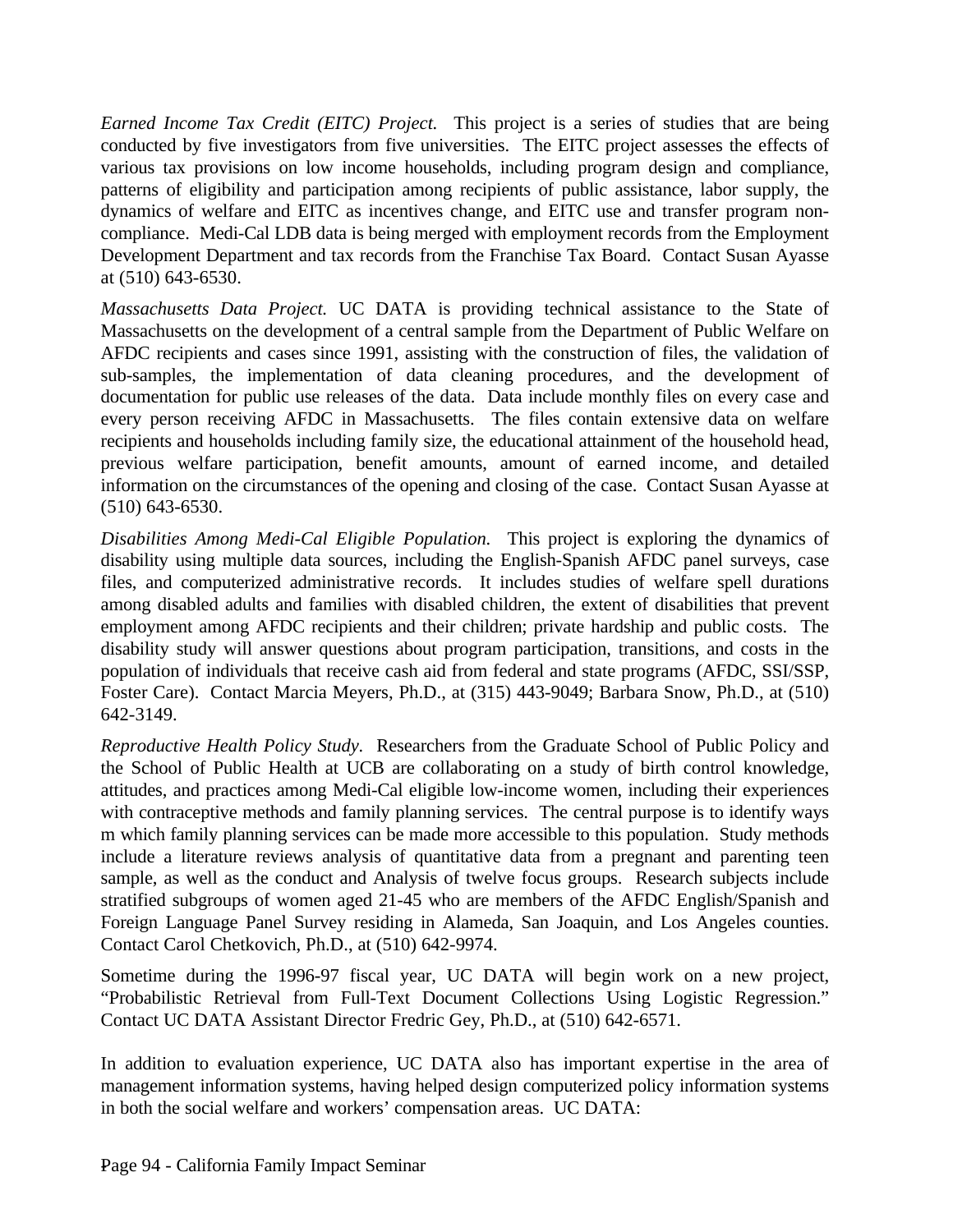*Earned Income Tax Credit (EITC) Project.* This project is a series of studies that are being conducted by five investigators from five universities. The EITC project assesses the effects of various tax provisions on low income households, including program design and compliance, patterns of eligibility and participation among recipients of public assistance, labor supply, the dynamics of welfare and EITC as incentives change, and EITC use and transfer program non-compliance. Medi-Cal LDB data is being merged with employment records from the Employment Development Department and tax records from the Franchise Tax Board. Contact Susan Ayasse at (510) 643-6530.

*Massachusetts Data Project.* UC DATA is providing technical assistance to the State of Massachusetts on the development of a central sample from the Department of Public Welfare on AFDC recipients and cases since 1991, assisting with the construction of files, the validation of sub-samples, the implementation of data cleaning procedures, and the development of documentation for public use releases of the data. Data include monthly files on every case and every person receiving AFDC in Massachusetts. The files contain extensive data on welfare recipients and households including family size, the educational attainment of the household head, previous welfare participation, benefit amounts, amount of earned income, and detailed information on the circumstances of the opening and closing of the case. Contact Susan Ayasse at (510) 643-6530.

*Disabilities Among Medi-Cal Eligible Population.* This project is exploring the dynamics of disability using multiple data sources, including the English-Spanish AFDC panel surveys, case files, and computerized administrative records. It includes studies of welfare spell durations among disabled adults and families with disabled children, the extent of disabilities that prevent employment among AFDC recipients and their children; private hardship and public costs. The disability study will answer questions about program participation, transitions, and costs in the population of individuals that receive cash aid from federal and state programs (AFDC, SSI/SSP, Foster Care). Contact Marcia Meyers, Ph.D., at (315) 443-9049; Barbara Snow, Ph.D., at (510) 642-3149.

*Reproductive Health Policy Study.* Researchers from the Graduate School of Public Policy and the School of Public Health at UCB are collaborating on a study of birth control knowledge, attitudes, and practices among Medi-Cal eligible low-income women, including their experiences with contraceptive methods and family planning services. The central purpose is to identify ways m which family planning services can be made more accessible to this population. Study methods include a literature reviews analysis of quantitative data from a pregnant and parenting teen sample, as well as the conduct and Analysis of twelve focus groups. Research subjects include stratified subgroups of women aged 21-45 who are members of the AFDC English/Spanish and Foreign Language Panel Survey residing in Alameda, San Joaquin, and Los Angeles counties. Contact Carol Chetkovich, Ph.D., at (510) 642-9974.

Sometime during the 1996-97 fiscal year, UC DATA will begin work on a new project, "Probabilistic Retrieval from Full-Text Document Collections Using Logistic Regression." Contact UC DATA Assistant Director Fredric Gey, Ph.D., at (510) 642-6571.

In addition to evaluation experience, UC DATA also has important expertise in the area of management information systems, having helped design computerized policy information systems in both the social welfare and workers' compensation areas. UC DATA: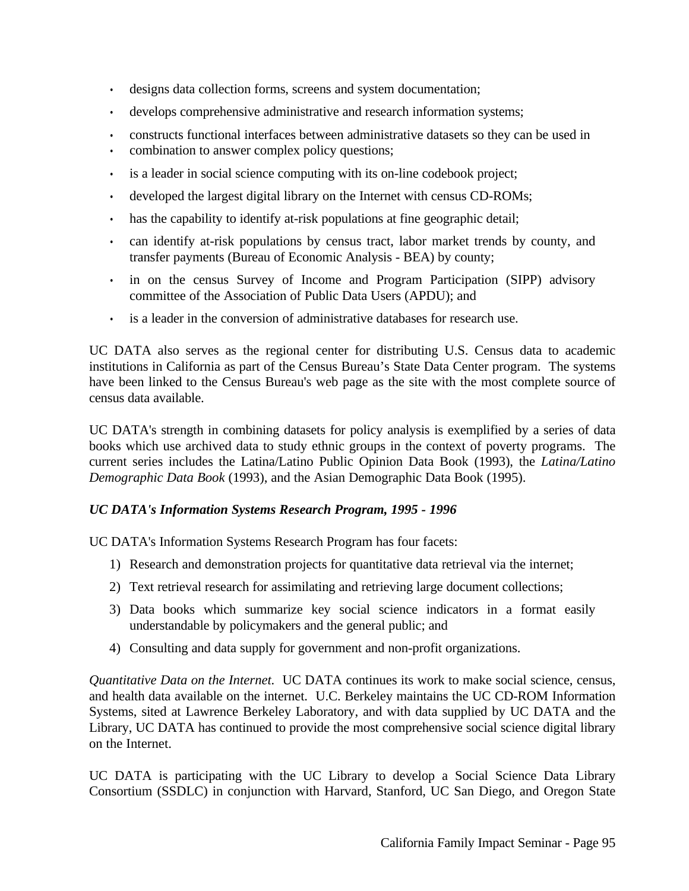- designs data collection forms, screens and system documentation;
- develops comprehensive administrative and research information systems;
- constructs functional interfaces between administrative datasets so they can be used in
- combination to answer complex policy questions;
- is a leader in social science computing with its on-line codebook project;
- developed the largest digital library on the Internet with census CD-ROMs;
- has the capability to identify at-risk populations at fine geographic detail;
- can identify at-risk populations by census tract, labor market trends by county, and transfer payments (Bureau of Economic Analysis - BEA) by county;
- in on the census Survey of Income and Program Participation (SIPP) advisory committee of the Association of Public Data Users (APDU); and
- is a leader in the conversion of administrative databases for research use.

UC DATA also serves as the regional center for distributing U.S. Census data to academic institutions in California as part of the Census Bureau's State Data Center program. The systems have been linked to the Census Bureau's web page as the site with the most complete source of census data available.

UC DATA's strength in combining datasets for policy analysis is exemplified by a series of data books which use archived data to study ethnic groups in the context of poverty programs. The current series includes the Latina/Latino Public Opinion Data Book (1993), the *Latina/Latino Demographic Data Book* (1993), and the Asian Demographic Data Book (1995).

***UC DATA's Information Systems Research Program, 1995 - 1996***

UC DATA's Information Systems Research Program has four facets:

1) Research and demonstration projects for quantitative data retrieval via the internet;
2) Text retrieval research for assimilating and retrieving large document collections;
3) Data books which summarize key social science indicators in a format easily understandable by policymakers and the general public; and
4) Consulting and data supply for government and non-profit organizations.

*Quantitative Data on the Internet.* UC DATA continues its work to make social science, census, and health data available on the internet. U.C. Berkeley maintains the UC CD-ROM Information Systems, sited at Lawrence Berkeley Laboratory, and with data supplied by UC DATA and the Library, UC DATA has continued to provide the most comprehensive social science digital library on the Internet.

UC DATA is participating with the UC Library to develop a Social Science Data Library Consortium (SSDLC) in conjunction with Harvard, Stanford, UC San Diego, and Oregon State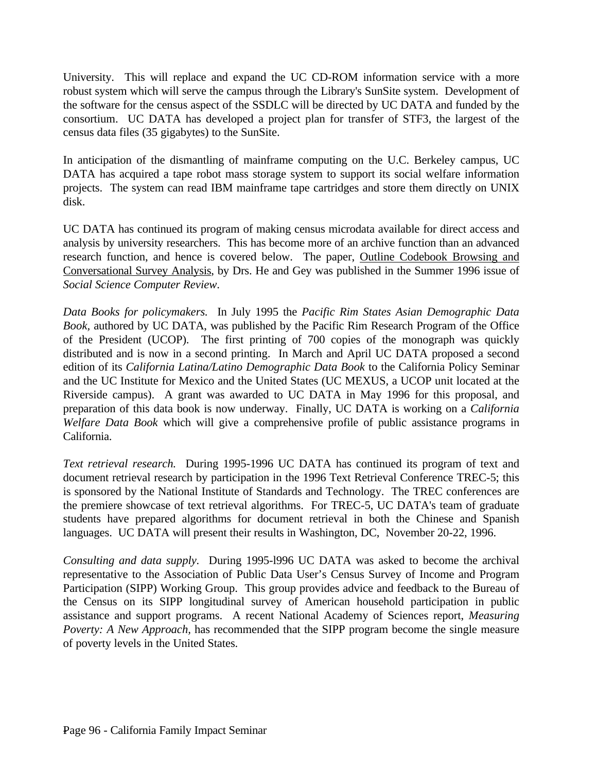University. This will replace and expand the UC CD-ROM information service with a more robust system which will serve the campus through the Library's SunSite system. Development of the software for the census aspect of the SSDLC will be directed by UC DATA and funded by the consortium. UC DATA has developed a project plan for transfer of STF3, the largest of the census data files (35 gigabytes) to the SunSite.

In anticipation of the dismantling of mainframe computing on the U.C. Berkeley campus, UC DATA has acquired a tape robot mass storage system to support its social welfare information projects. The system can read IBM mainframe tape cartridges and store them directly on UNIX disk.

UC DATA has continued its program of making census microdata available for direct access and analysis by university researchers. This has become more of an archive function than an advanced research function, and hence is covered below. The paper, <u>Outline Codebook Browsing and Conversational Survey Analysis</u>, by Drs. He and Gey was published in the Summer 1996 issue of *Social Science Computer Review*.

*Data Books for policymakers.* In July 1995 the *Pacific Rim States Asian Demographic Data Book*, authored by UC DATA, was published by the Pacific Rim Research Program of the Office of the President (UCOP). The first printing of 700 copies of the monograph was quickly distributed and is now in a second printing. In March and April UC DATA proposed a second edition of its *California Latina/Latino Demographic Data Book* to the California Policy Seminar and the UC Institute for Mexico and the United States (UC MEXUS, a UCOP unit located at the Riverside campus). A grant was awarded to UC DATA in May 1996 for this proposal, and preparation of this data book is now underway. Finally, UC DATA is working on a *California Welfare Data Book* which will give a comprehensive profile of public assistance programs in California.

*Text retrieval research.* During 1995-1996 UC DATA has continued its program of text and document retrieval research by participation in the 1996 Text Retrieval Conference TREC-5; this is sponsored by the National Institute of Standards and Technology. The TREC conferences are the premiere showcase of text retrieval algorithms. For TREC-5, UC DATA's team of graduate students have prepared algorithms for document retrieval in both the Chinese and Spanish languages. UC DATA will present their results in Washington, DC, November 20-22, 1996.

*Consulting and data supply.* During 1995-l996 UC DATA was asked to become the archival representative to the Association of Public Data User's Census Survey of Income and Program Participation (SIPP) Working Group. This group provides advice and feedback to the Bureau of the Census on its SIPP longitudinal survey of American household participation in public assistance and support programs. A recent National Academy of Sciences report, *Measuring Poverty: A New Approach*, has recommended that the SIPP program become the single measure of poverty levels in the United States.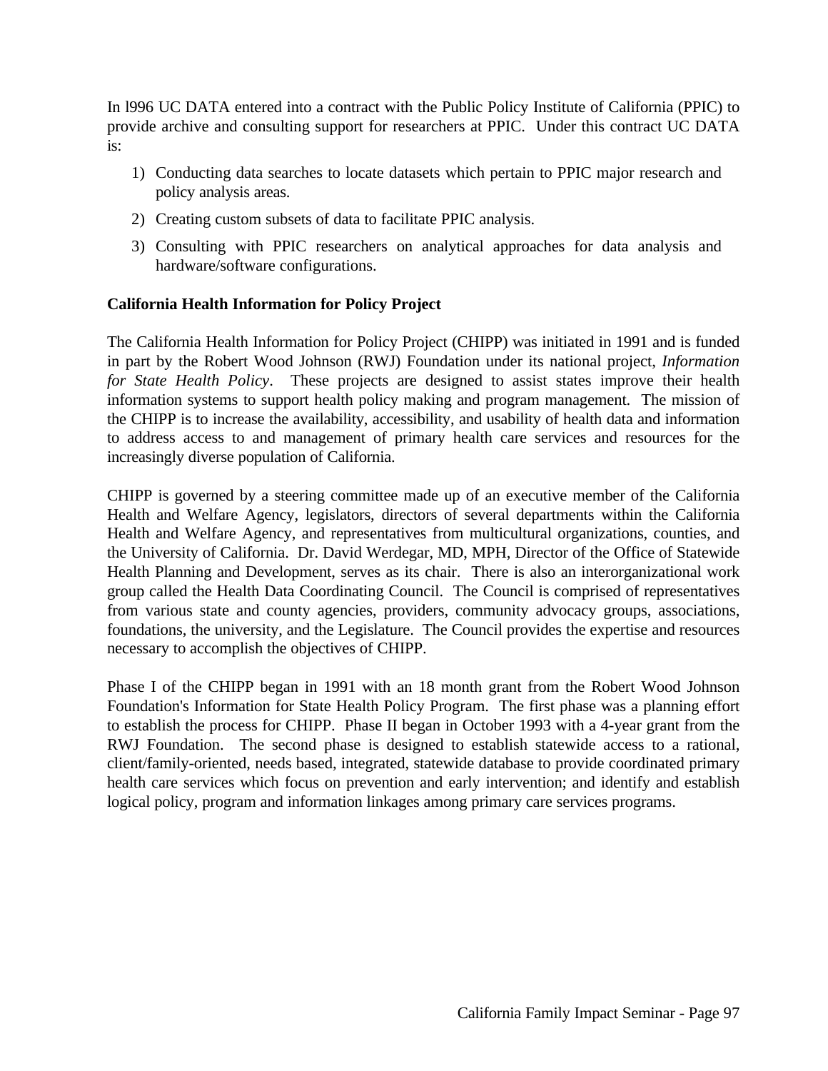In l996 UC DATA entered into a contract with the Public Policy Institute of California (PPIC) to provide archive and consulting support for researchers at PPIC. Under this contract UC DATA is:

1) Conducting data searches to locate datasets which pertain to PPIC major research and policy analysis areas.
2) Creating custom subsets of data to facilitate PPIC analysis.
3) Consulting with PPIC researchers on analytical approaches for data analysis and hardware/software configurations.

**California Health Information for Policy Project**

The California Health Information for Policy Project (CHIPP) was initiated in 1991 and is funded in part by the Robert Wood Johnson (RWJ) Foundation under its national project, *Information for State Health Policy*. These projects are designed to assist states improve their health information systems to support health policy making and program management. The mission of the CHIPP is to increase the availability, accessibility, and usability of health data and information to address access to and management of primary health care services and resources for the increasingly diverse population of California.

CHIPP is governed by a steering committee made up of an executive member of the California Health and Welfare Agency, legislators, directors of several departments within the California Health and Welfare Agency, and representatives from multicultural organizations, counties, and the University of California. Dr. David Werdegar, MD, MPH, Director of the Office of Statewide Health Planning and Development, serves as its chair. There is also an interorganizational work group called the Health Data Coordinating Council. The Council is comprised of representatives from various state and county agencies, providers, community advocacy groups, associations, foundations, the university, and the Legislature. The Council provides the expertise and resources necessary to accomplish the objectives of CHIPP.

Phase I of the CHIPP began in 1991 with an 18 month grant from the Robert Wood Johnson Foundation's Information for State Health Policy Program. The first phase was a planning effort to establish the process for CHIPP. Phase II began in October 1993 with a 4-year grant from the RWJ Foundation. The second phase is designed to establish statewide access to a rational, client/family-oriented, needs based, integrated, statewide database to provide coordinated primary health care services which focus on prevention and early intervention; and identify and establish logical policy, program and information linkages among primary care services programs.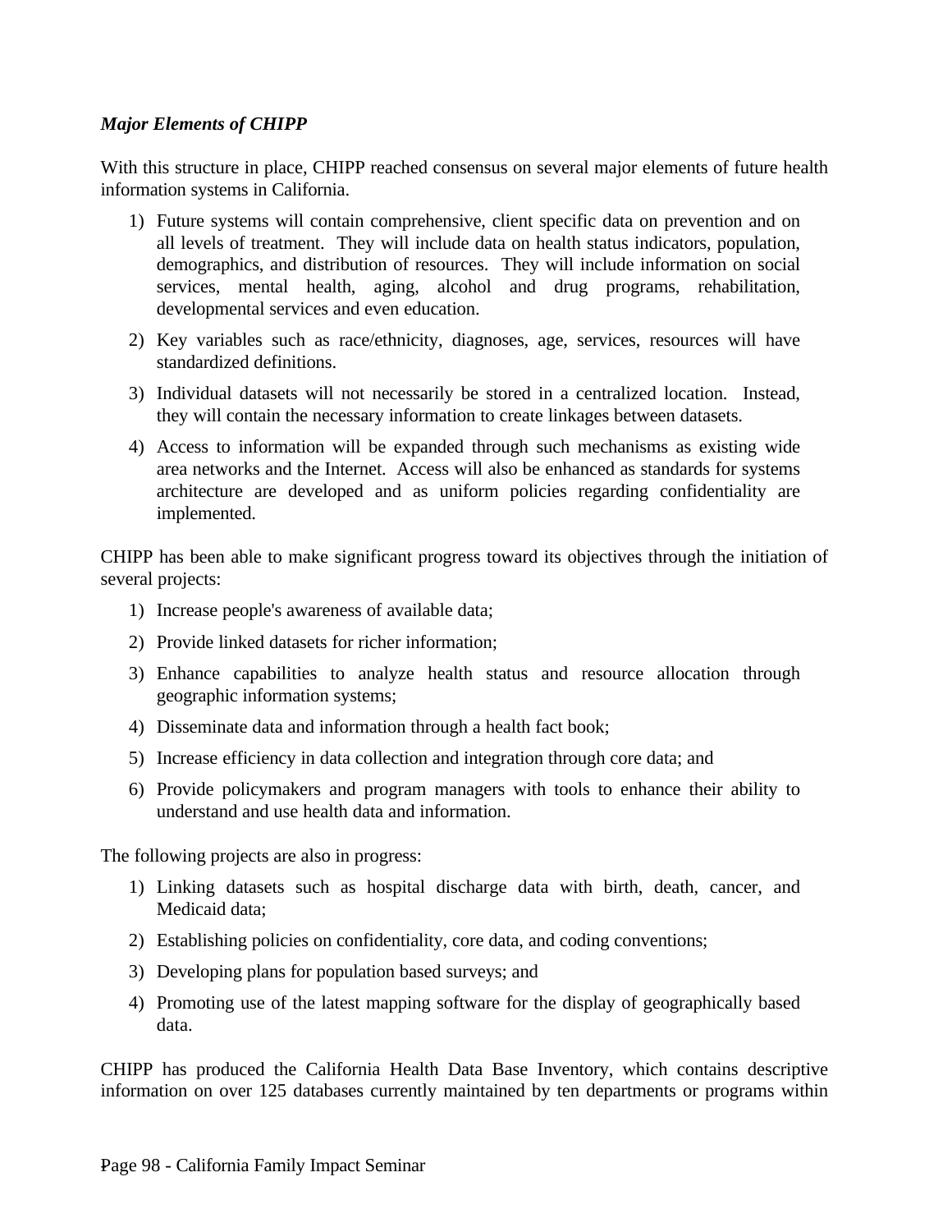***Major Elements of CHIPP***

With this structure in place, CHIPP reached consensus on several major elements of future health information systems in California.

1) Future systems will contain comprehensive, client specific data on prevention and on all levels of treatment. They will include data on health status indicators, population, demographics, and distribution of resources. They will include information on social services, mental health, aging, alcohol and drug programs, rehabilitation, developmental services and even education.
2) Key variables such as race/ethnicity, diagnoses, age, services, resources will have standardized definitions.
3) Individual datasets will not necessarily be stored in a centralized location. Instead, they will contain the necessary information to create linkages between datasets.
4) Access to information will be expanded through such mechanisms as existing wide area networks and the Internet. Access will also be enhanced as standards for systems architecture are developed and as uniform policies regarding confidentiality are implemented.

CHIPP has been able to make significant progress toward its objectives through the initiation of several projects:

1) Increase people's awareness of available data;
2) Provide linked datasets for richer information;
3) Enhance capabilities to analyze health status and resource allocation through geographic information systems;
4) Disseminate data and information through a health fact book;
5) Increase efficiency in data collection and integration through core data; and
6) Provide policymakers and program managers with tools to enhance their ability to understand and use health data and information.

The following projects are also in progress:

1) Linking datasets such as hospital discharge data with birth, death, cancer, and Medicaid data;
2) Establishing policies on confidentiality, core data, and coding conventions;
3) Developing plans for population based surveys; and
4) Promoting use of the latest mapping software for the display of geographically based data.

CHIPP has produced the California Health Data Base Inventory, which contains descriptive information on over 125 databases currently maintained by ten departments or programs within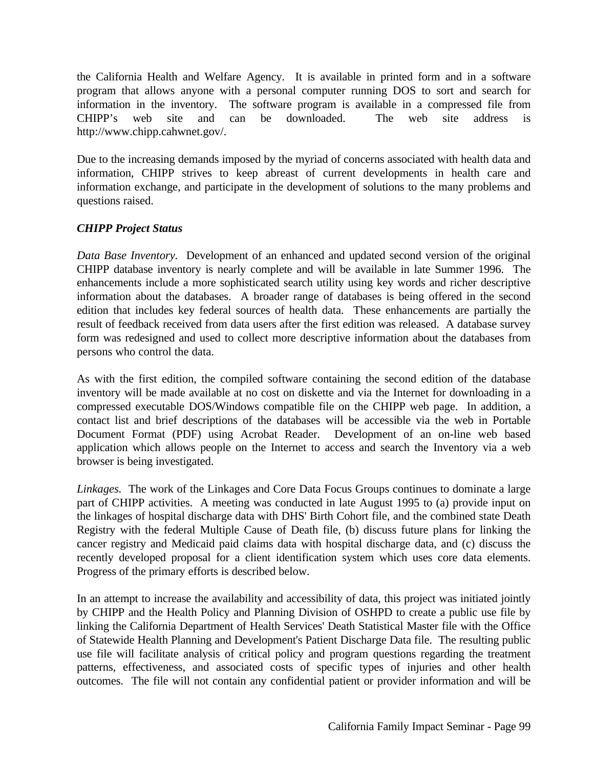the California Health and Welfare Agency. It is available in printed form and in a software program that allows anyone with a personal computer running DOS to sort and search for information in the inventory. The software program is available in a compressed file from CHIPP's web site and can be downloaded. The web site address is http://www.chipp.cahwnet.gov/.

Due to the increasing demands imposed by the myriad of concerns associated with health data and information, CHIPP strives to keep abreast of current developments in health care and information exchange, and participate in the development of solutions to the many problems and questions raised.

***CHIPP Project Status***

*Data Base Inventory.* Development of an enhanced and updated second version of the original CHIPP database inventory is nearly complete and will be available in late Summer 1996. The enhancements include a more sophisticated search utility using key words and richer descriptive information about the databases. A broader range of databases is being offered in the second edition that includes key federal sources of health data. These enhancements are partially the result of feedback received from data users after the first edition was released. A database survey form was redesigned and used to collect more descriptive information about the databases from persons who control the data.

As with the first edition, the compiled software containing the second edition of the database inventory will be made available at no cost on diskette and via the Internet for downloading in a compressed executable DOS/Windows compatible file on the CHIPP web page. In addition, a contact list and brief descriptions of the databases will be accessible via the web in Portable Document Format (PDF) using Acrobat Reader. Development of an on-line web based application which allows people on the Internet to access and search the Inventory via a web browser is being investigated.

*Linkages.* The work of the Linkages and Core Data Focus Groups continues to dominate a large part of CHIPP activities. A meeting was conducted in late August 1995 to (a) provide input on the linkages of hospital discharge data with DHS' Birth Cohort file, and the combined state Death Registry with the federal Multiple Cause of Death file, (b) discuss future plans for linking the cancer registry and Medicaid paid claims data with hospital discharge data, and (c) discuss the recently developed proposal for a client identification system which uses core data elements. Progress of the primary efforts is described below.

In an attempt to increase the availability and accessibility of data, this project was initiated jointly by CHIPP and the Health Policy and Planning Division of OSHPD to create a public use file by linking the California Department of Health Services' Death Statistical Master file with the Office of Statewide Health Planning and Development's Patient Discharge Data file. The resulting public use file will facilitate analysis of critical policy and program questions regarding the treatment patterns, effectiveness, and associated costs of specific types of injuries and other health outcomes. The file will not contain any confidential patient or provider information and will be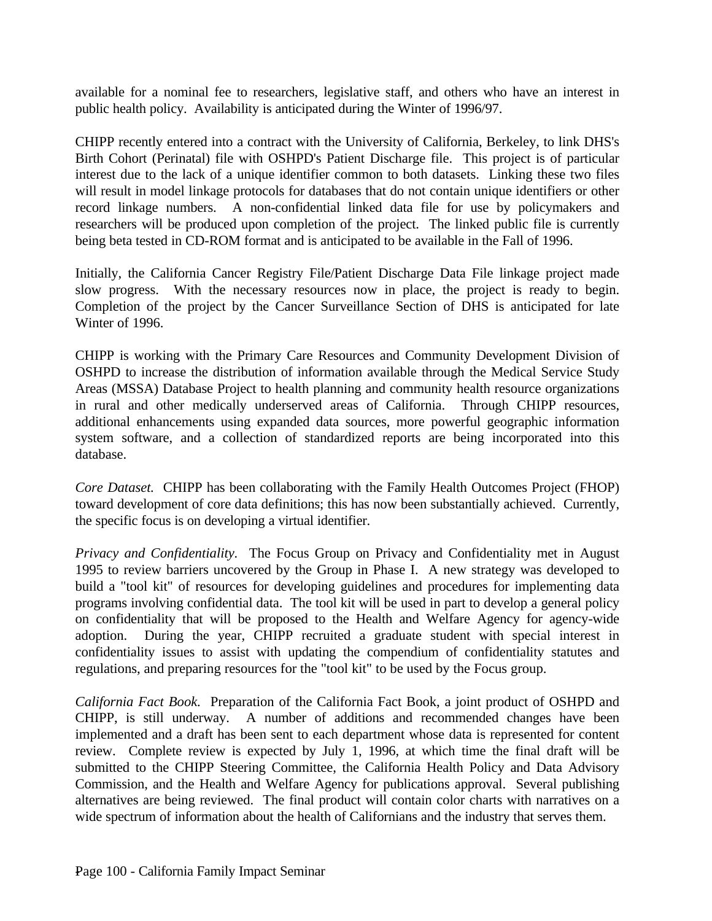available for a nominal fee to researchers, legislative staff, and others who have an interest in public health policy. Availability is anticipated during the Winter of 1996/97.

CHIPP recently entered into a contract with the University of California, Berkeley, to link DHS's Birth Cohort (Perinatal) file with OSHPD's Patient Discharge file. This project is of particular interest due to the lack of a unique identifier common to both datasets. Linking these two files will result in model linkage protocols for databases that do not contain unique identifiers or other record linkage numbers. A non-confidential linked data file for use by policymakers and researchers will be produced upon completion of the project. The linked public file is currently being beta tested in CD-ROM format and is anticipated to be available in the Fall of 1996.

Initially, the California Cancer Registry File/Patient Discharge Data File linkage project made slow progress. With the necessary resources now in place, the project is ready to begin. Completion of the project by the Cancer Surveillance Section of DHS is anticipated for late Winter of 1996.

CHIPP is working with the Primary Care Resources and Community Development Division of OSHPD to increase the distribution of information available through the Medical Service Study Areas (MSSA) Database Project to health planning and community health resource organizations in rural and other medically underserved areas of California. Through CHIPP resources, additional enhancements using expanded data sources, more powerful geographic information system software, and a collection of standardized reports are being incorporated into this database.

*Core Dataset.* CHIPP has been collaborating with the Family Health Outcomes Project (FHOP) toward development of core data definitions; this has now been substantially achieved. Currently, the specific focus is on developing a virtual identifier.

*Privacy and Confidentiality.* The Focus Group on Privacy and Confidentiality met in August 1995 to review barriers uncovered by the Group in Phase I. A new strategy was developed to build a "tool kit" of resources for developing guidelines and procedures for implementing data programs involving confidential data. The tool kit will be used in part to develop a general policy on confidentiality that will be proposed to the Health and Welfare Agency for agency-wide adoption. During the year, CHIPP recruited a graduate student with special interest in confidentiality issues to assist with updating the compendium of confidentiality statutes and regulations, and preparing resources for the "tool kit" to be used by the Focus group.

*California Fact Book.* Preparation of the California Fact Book, a joint product of OSHPD and CHIPP, is still underway. A number of additions and recommended changes have been implemented and a draft has been sent to each department whose data is represented for content review. Complete review is expected by July 1, 1996, at which time the final draft will be submitted to the CHIPP Steering Committee, the California Health Policy and Data Advisory Commission, and the Health and Welfare Agency for publications approval. Several publishing alternatives are being reviewed. The final product will contain color charts with narratives on a wide spectrum of information about the health of Californians and the industry that serves them.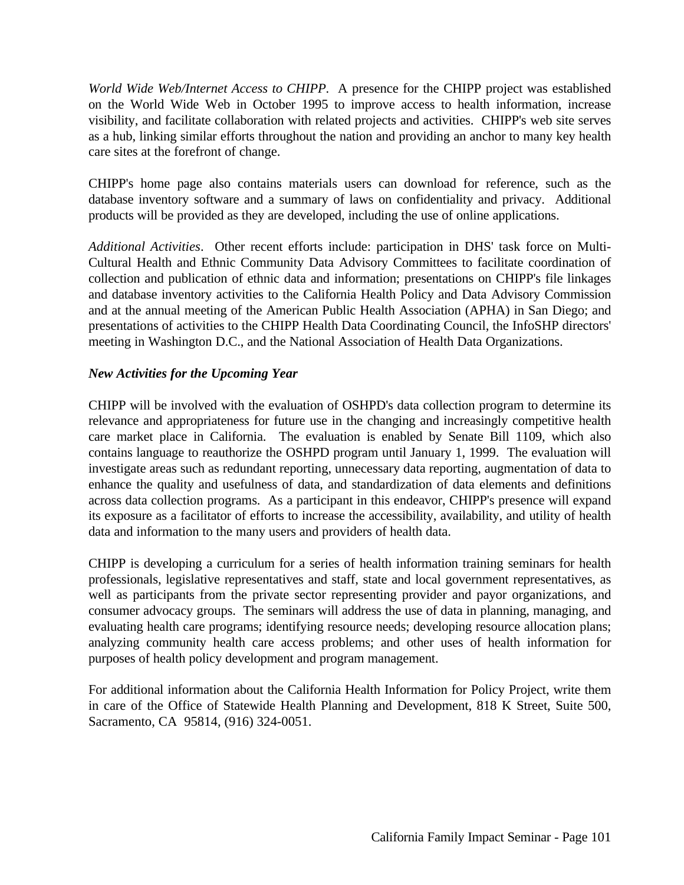*World Wide Web/Internet Access to CHIPP*. A presence for the CHIPP project was established on the World Wide Web in October 1995 to improve access to health information, increase visibility, and facilitate collaboration with related projects and activities. CHIPP's web site serves as a hub, linking similar efforts throughout the nation and providing an anchor to many key health care sites at the forefront of change.

CHIPP's home page also contains materials users can download for reference, such as the database inventory software and a summary of laws on confidentiality and privacy. Additional products will be provided as they are developed, including the use of online applications.

*Additional Activities*. Other recent efforts include: participation in DHS' task force on Multi-Cultural Health and Ethnic Community Data Advisory Committees to facilitate coordination of collection and publication of ethnic data and information; presentations on CHIPP's file linkages and database inventory activities to the California Health Policy and Data Advisory Commission and at the annual meeting of the American Public Health Association (APHA) in San Diego; and presentations of activities to the CHIPP Health Data Coordinating Council, the InfoSHP directors' meeting in Washington D.C., and the National Association of Health Data Organizations.

***New Activities for the Upcoming Year***

CHIPP will be involved with the evaluation of OSHPD's data collection program to determine its relevance and appropriateness for future use in the changing and increasingly competitive health care market place in California. The evaluation is enabled by Senate Bill 1109, which also contains language to reauthorize the OSHPD program until January 1, 1999. The evaluation will investigate areas such as redundant reporting, unnecessary data reporting, augmentation of data to enhance the quality and usefulness of data, and standardization of data elements and definitions across data collection programs. As a participant in this endeavor, CHIPP's presence will expand its exposure as a facilitator of efforts to increase the accessibility, availability, and utility of health data and information to the many users and providers of health data.

CHIPP is developing a curriculum for a series of health information training seminars for health professionals, legislative representatives and staff, state and local government representatives, as well as participants from the private sector representing provider and payor organizations, and consumer advocacy groups. The seminars will address the use of data in planning, managing, and evaluating health care programs; identifying resource needs; developing resource allocation plans; analyzing community health care access problems; and other uses of health information for purposes of health policy development and program management.

For additional information about the California Health Information for Policy Project, write them in care of the Office of Statewide Health Planning and Development, 818 K Street, Suite 500, Sacramento, CA 95814, (916) 324-0051.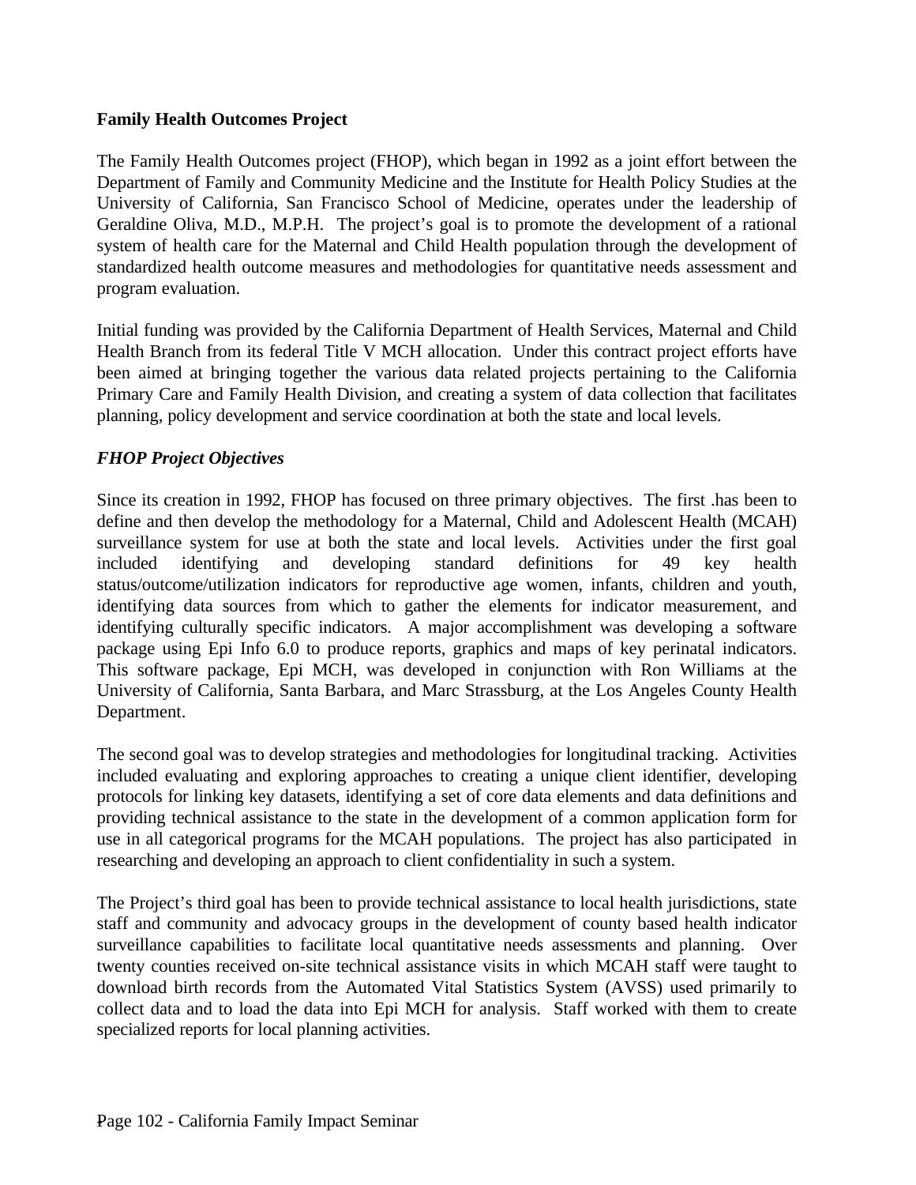**Family Health Outcomes Project**

The Family Health Outcomes project (FHOP), which began in 1992 as a joint effort between the Department of Family and Community Medicine and the Institute for Health Policy Studies at the University of California, San Francisco School of Medicine, operates under the leadership of Geraldine Oliva, M.D., M.P.H.  The project's goal is to promote the development of a rational system of health care for the Maternal and Child Health population through the development of standardized health outcome measures and methodologies for quantitative needs assessment and program evaluation.

Initial funding was provided by the California Department of Health Services, Maternal and Child Health Branch from its federal Title V MCH allocation.  Under this contract project efforts have been aimed at bringing together the various data related projects pertaining to the California Primary Care and Family Health Division, and creating a system of data collection that facilitates planning, policy development and service coordination at both the state and local levels.

***FHOP Project Objectives***

Since its creation in 1992, FHOP has focused on three primary objectives.  The first .has been to define and then develop the methodology for a Maternal, Child and Adolescent Health (MCAH) surveillance system for use at both the state and local levels.  Activities under the first goal included identifying and developing standard definitions for 49 key health status/outcome/utilization indicators for reproductive age women, infants, children and youth, identifying data sources from which to gather the elements for indicator measurement, and identifying culturally specific indicators.  A major accomplishment was developing a software package using Epi Info 6.0 to produce reports, graphics and maps of key perinatal indicators. This software package, Epi MCH, was developed in conjunction with Ron Williams at the University of California, Santa Barbara, and Marc Strassburg, at the Los Angeles County Health Department.

The second goal was to develop strategies and methodologies for longitudinal tracking.  Activities included evaluating and exploring approaches to creating a unique client identifier, developing protocols for linking key datasets, identifying a set of core data elements and data definitions and providing technical assistance to the state in the development of a common application form for use in all categorical programs for the MCAH populations.  The project has also participated  in researching and developing an approach to client confidentiality in such a system.

The Project's third goal has been to provide technical assistance to local health jurisdictions, state staff and community and advocacy groups in the development of county based health indicator surveillance capabilities to facilitate local quantitative needs assessments and planning.  Over twenty counties received on-site technical assistance visits in which MCAH staff were taught to download birth records from the Automated Vital Statistics System (AVSS) used primarily to collect data and to load the data into Epi MCH for analysis.  Staff worked with them to create specialized reports for local planning activities.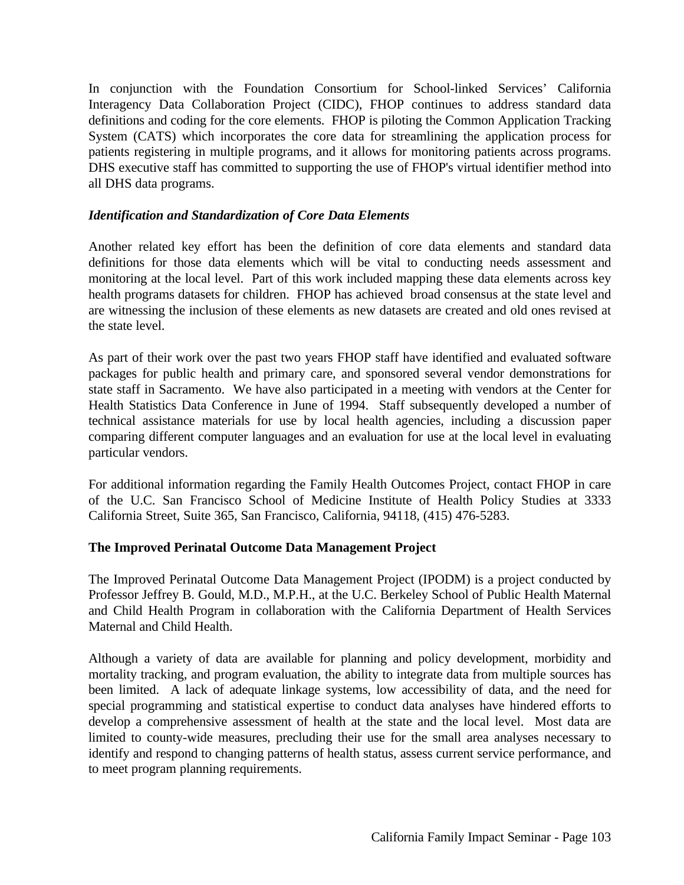In conjunction with the Foundation Consortium for School-linked Services' California Interagency Data Collaboration Project (CIDC), FHOP continues to address standard data definitions and coding for the core elements. FHOP is piloting the Common Application Tracking System (CATS) which incorporates the core data for streamlining the application process for patients registering in multiple programs, and it allows for monitoring patients across programs. DHS executive staff has committed to supporting the use of FHOP's virtual identifier method into all DHS data programs.

***Identification and Standardization of Core Data Elements***

Another related key effort has been the definition of core data elements and standard data definitions for those data elements which will be vital to conducting needs assessment and monitoring at the local level. Part of this work included mapping these data elements across key health programs datasets for children. FHOP has achieved broad consensus at the state level and are witnessing the inclusion of these elements as new datasets are created and old ones revised at the state level.

As part of their work over the past two years FHOP staff have identified and evaluated software packages for public health and primary care, and sponsored several vendor demonstrations for state staff in Sacramento. We have also participated in a meeting with vendors at the Center for Health Statistics Data Conference in June of 1994. Staff subsequently developed a number of technical assistance materials for use by local health agencies, including a discussion paper comparing different computer languages and an evaluation for use at the local level in evaluating particular vendors.

For additional information regarding the Family Health Outcomes Project, contact FHOP in care of the U.C. San Francisco School of Medicine Institute of Health Policy Studies at 3333 California Street, Suite 365, San Francisco, California, 94118, (415) 476-5283.

**The Improved Perinatal Outcome Data Management Project**

The Improved Perinatal Outcome Data Management Project (IPODM) is a project conducted by Professor Jeffrey B. Gould, M.D., M.P.H., at the U.C. Berkeley School of Public Health Maternal and Child Health Program in collaboration with the California Department of Health Services Maternal and Child Health.

Although a variety of data are available for planning and policy development, morbidity and mortality tracking, and program evaluation, the ability to integrate data from multiple sources has been limited. A lack of adequate linkage systems, low accessibility of data, and the need for special programming and statistical expertise to conduct data analyses have hindered efforts to develop a comprehensive assessment of health at the state and the local level. Most data are limited to county-wide measures, precluding their use for the small area analyses necessary to identify and respond to changing patterns of health status, assess current service performance, and to meet program planning requirements.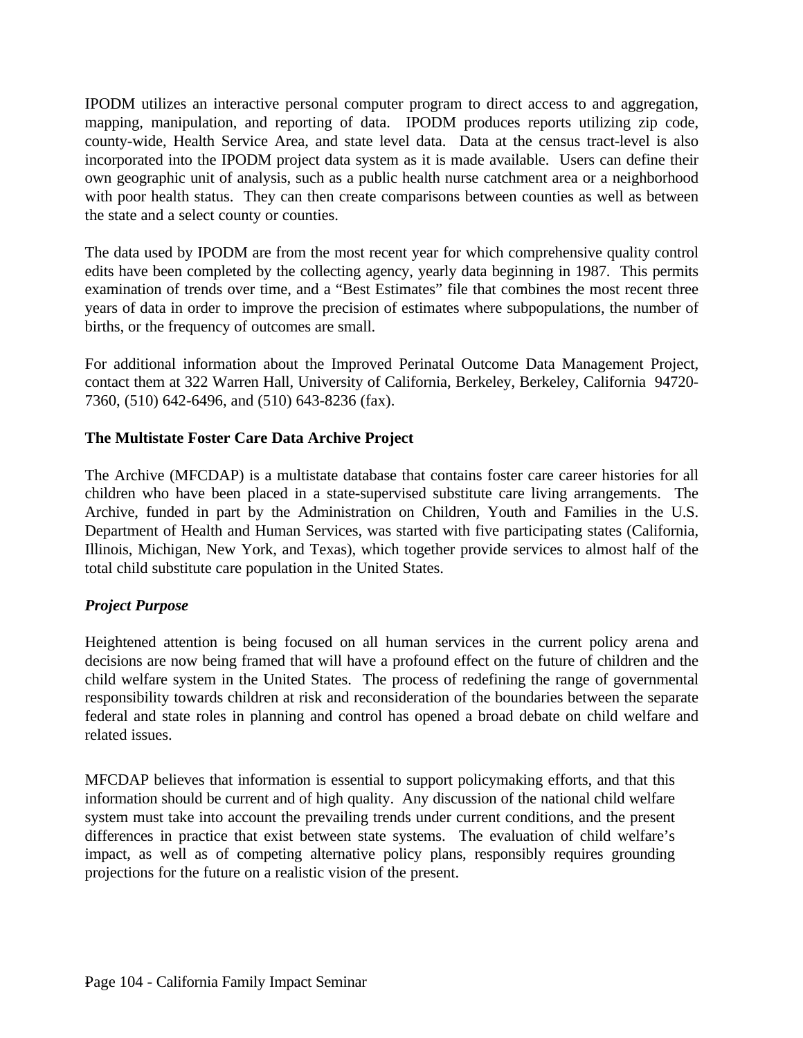IPODM utilizes an interactive personal computer program to direct access to and aggregation, mapping, manipulation, and reporting of data. IPODM produces reports utilizing zip code, county-wide, Health Service Area, and state level data. Data at the census tract-level is also incorporated into the IPODM project data system as it is made available. Users can define their own geographic unit of analysis, such as a public health nurse catchment area or a neighborhood with poor health status. They can then create comparisons between counties as well as between the state and a select county or counties.

The data used by IPODM are from the most recent year for which comprehensive quality control edits have been completed by the collecting agency, yearly data beginning in 1987. This permits examination of trends over time, and a "Best Estimates" file that combines the most recent three years of data in order to improve the precision of estimates where subpopulations, the number of births, or the frequency of outcomes are small.

For additional information about the Improved Perinatal Outcome Data Management Project, contact them at 322 Warren Hall, University of California, Berkeley, Berkeley, California 94720-7360, (510) 642-6496, and (510) 643-8236 (fax).

**The Multistate Foster Care Data Archive Project**

The Archive (MFCDAP) is a multistate database that contains foster care career histories for all children who have been placed in a state-supervised substitute care living arrangements. The Archive, funded in part by the Administration on Children, Youth and Families in the U.S. Department of Health and Human Services, was started with five participating states (California, Illinois, Michigan, New York, and Texas), which together provide services to almost half of the total child substitute care population in the United States.

***Project Purpose***

Heightened attention is being focused on all human services in the current policy arena and decisions are now being framed that will have a profound effect on the future of children and the child welfare system in the United States. The process of redefining the range of governmental responsibility towards children at risk and reconsideration of the boundaries between the separate federal and state roles in planning and control has opened a broad debate on child welfare and related issues.

MFCDAP believes that information is essential to support policymaking efforts, and that this information should be current and of high quality. Any discussion of the national child welfare system must take into account the prevailing trends under current conditions, and the present differences in practice that exist between state systems. The evaluation of child welfare's impact, as well as of competing alternative policy plans, responsibly requires grounding projections for the future on a realistic vision of the present.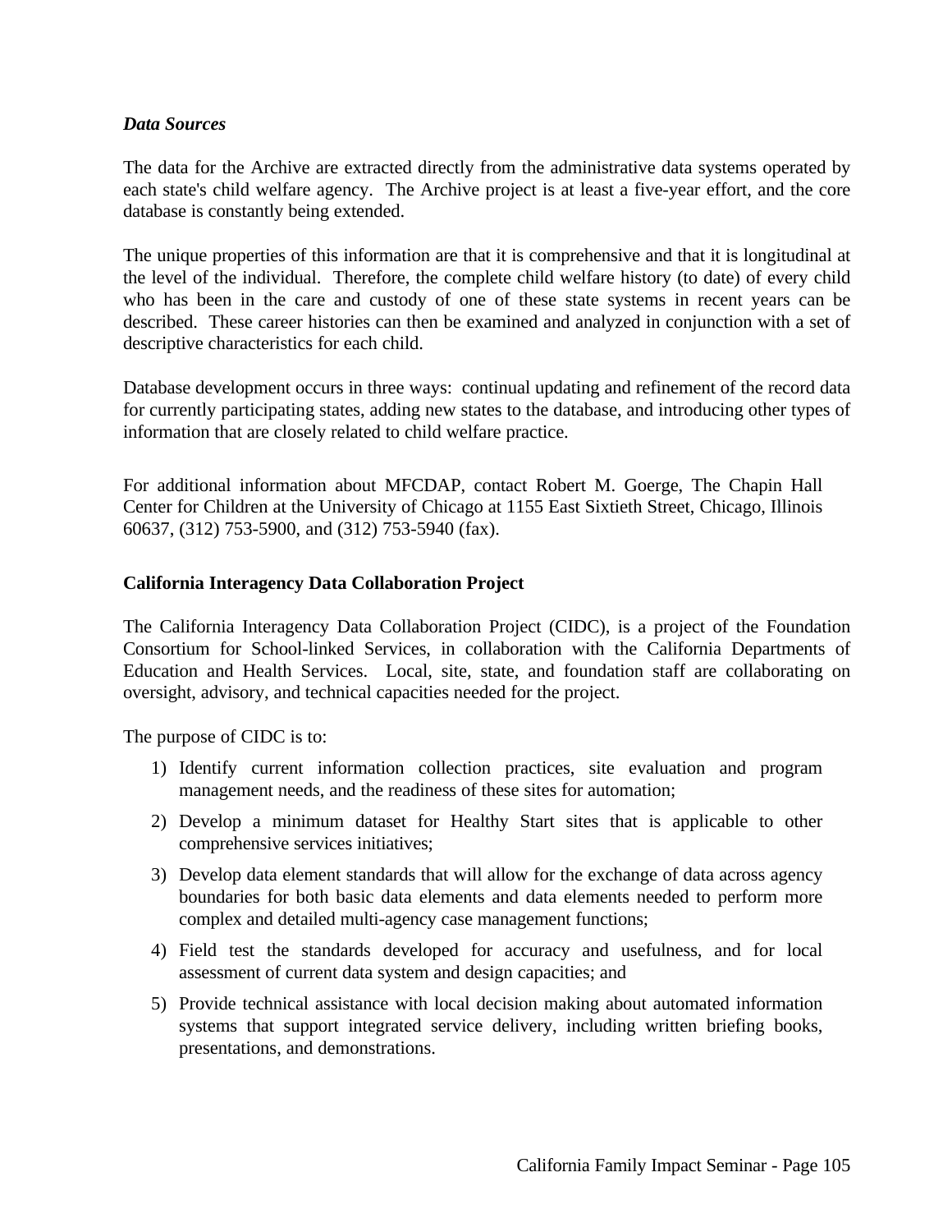### *Data Sources*

The data for the Archive are extracted directly from the administrative data systems operated by each state's child welfare agency. The Archive project is at least a five-year effort, and the core database is constantly being extended.

The unique properties of this information are that it is comprehensive and that it is longitudinal at the level of the individual. Therefore, the complete child welfare history (to date) of every child who has been in the care and custody of one of these state systems in recent years can be described. These career histories can then be examined and analyzed in conjunction with a set of descriptive characteristics for each child.

Database development occurs in three ways: continual updating and refinement of the record data for currently participating states, adding new states to the database, and introducing other types of information that are closely related to child welfare practice.

For additional information about MFCDAP, contact Robert M. Goerge, The Chapin Hall Center for Children at the University of Chicago at 1155 East Sixtieth Street, Chicago, Illinois 60637, (312) 753-5900, and (312) 753-5940 (fax).

### **California Interagency Data Collaboration Project**

The California Interagency Data Collaboration Project (CIDC), is a project of the Foundation Consortium for School-linked Services, in collaboration with the California Departments of Education and Health Services. Local, site, state, and foundation staff are collaborating on oversight, advisory, and technical capacities needed for the project.

The purpose of CIDC is to:

1) Identify current information collection practices, site evaluation and program management needs, and the readiness of these sites for automation;
2) Develop a minimum dataset for Healthy Start sites that is applicable to other comprehensive services initiatives;
3) Develop data element standards that will allow for the exchange of data across agency boundaries for both basic data elements and data elements needed to perform more complex and detailed multi-agency case management functions;
4) Field test the standards developed for accuracy and usefulness, and for local assessment of current data system and design capacities; and
5) Provide technical assistance with local decision making about automated information systems that support integrated service delivery, including written briefing books, presentations, and demonstrations.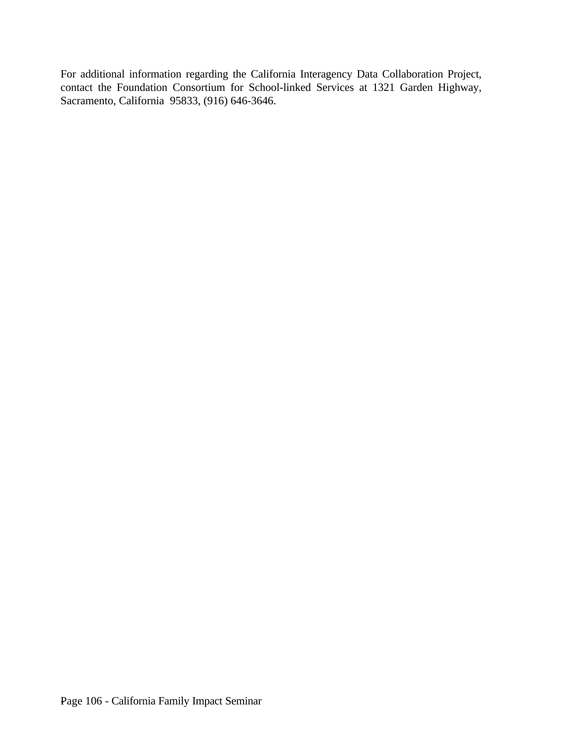For additional information regarding the California Interagency Data Collaboration Project, contact the Foundation Consortium for School-linked Services at 1321 Garden Highway, Sacramento, California 95833, (916) 646-3646.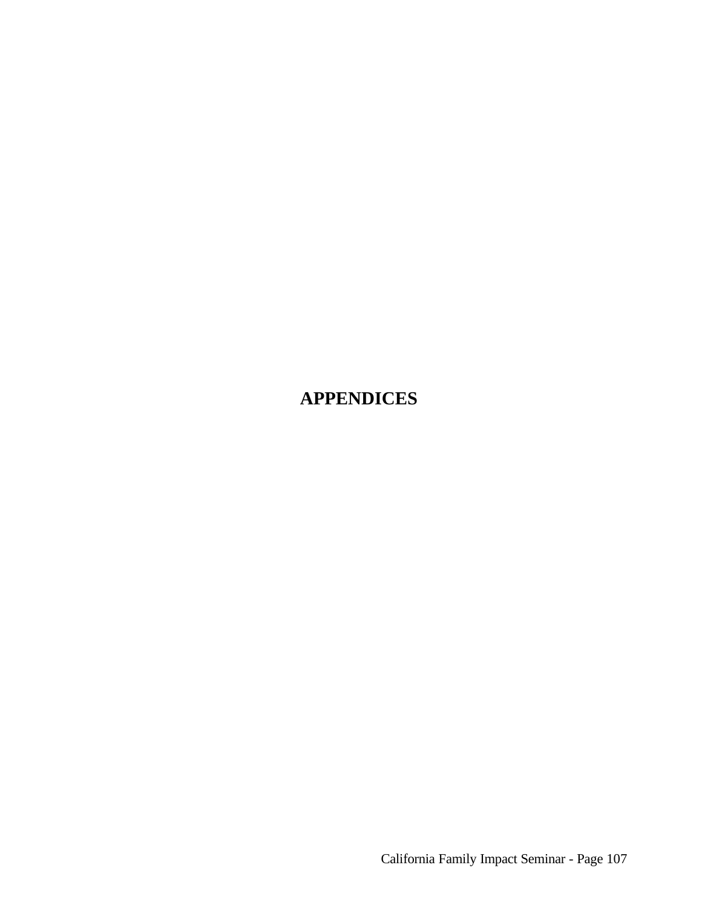# APPENDICES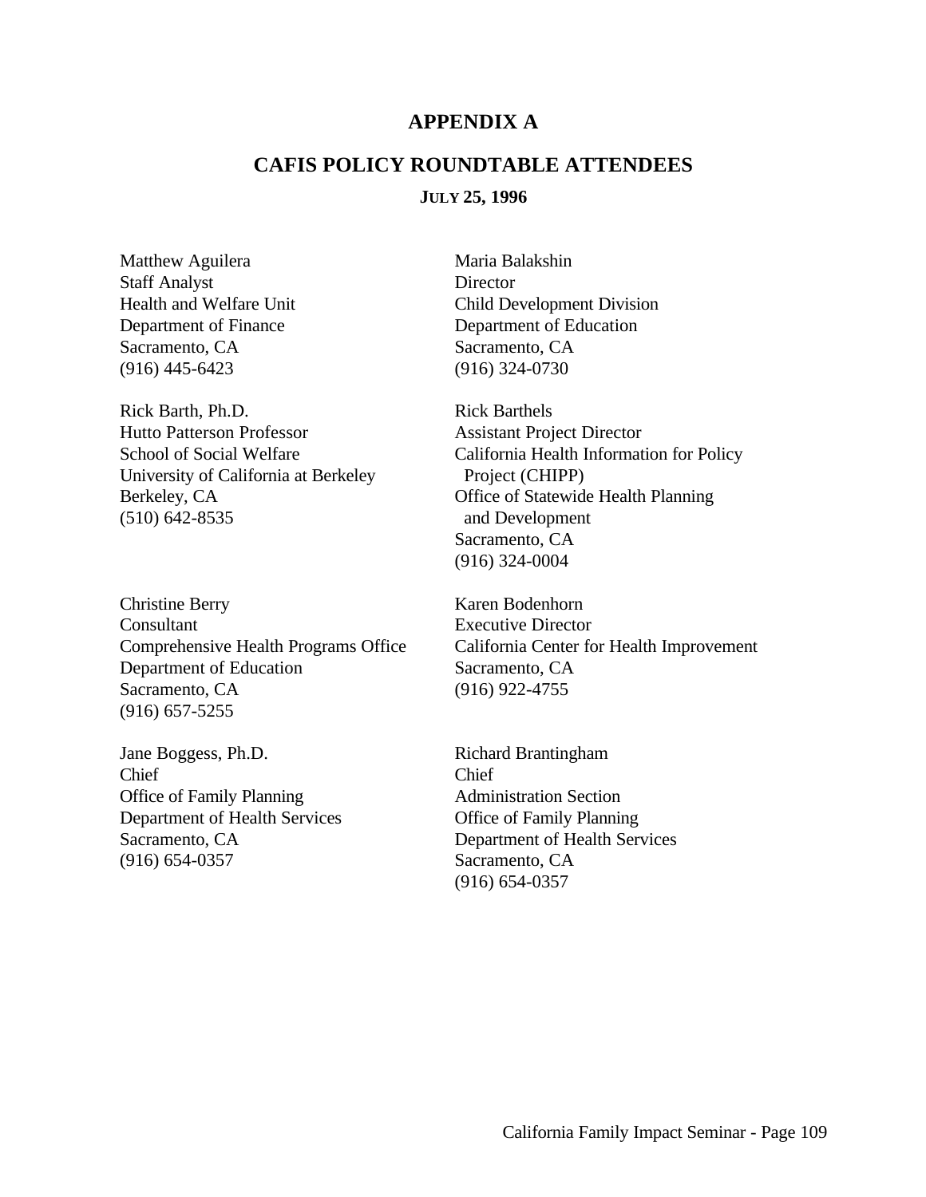# APPENDIX A

## CAFIS POLICY ROUNDTABLE ATTENDEES

### JULY 25, 1996

Matthew Aguilera
Staff Analyst
Health and Welfare Unit
Department of Finance
Sacramento, CA
(916) 445-6423

Maria Balakshin
Director
Child Development Division
Department of Education
Sacramento, CA
(916) 324-0730

Rick Barth, Ph.D.
Hutto Patterson Professor
School of Social Welfare
University of California at Berkeley
Berkeley, CA
(510) 642-8535

Rick Barthels
Assistant Project Director
California Health Information for Policy Project (CHIPP)
Office of Statewide Health Planning and Development
Sacramento, CA
(916) 324-0004

Christine Berry
Consultant
Comprehensive Health Programs Office
Department of Education
Sacramento, CA
(916) 657-5255

Karen Bodenhorn
Executive Director
California Center for Health Improvement
Sacramento, CA
(916) 922-4755

Jane Boggess, Ph.D.
Chief
Office of Family Planning
Department of Health Services
Sacramento, CA
(916) 654-0357

Richard Brantingham
Chief
Administration Section
Office of Family Planning
Department of Health Services
Sacramento, CA
(916) 654-0357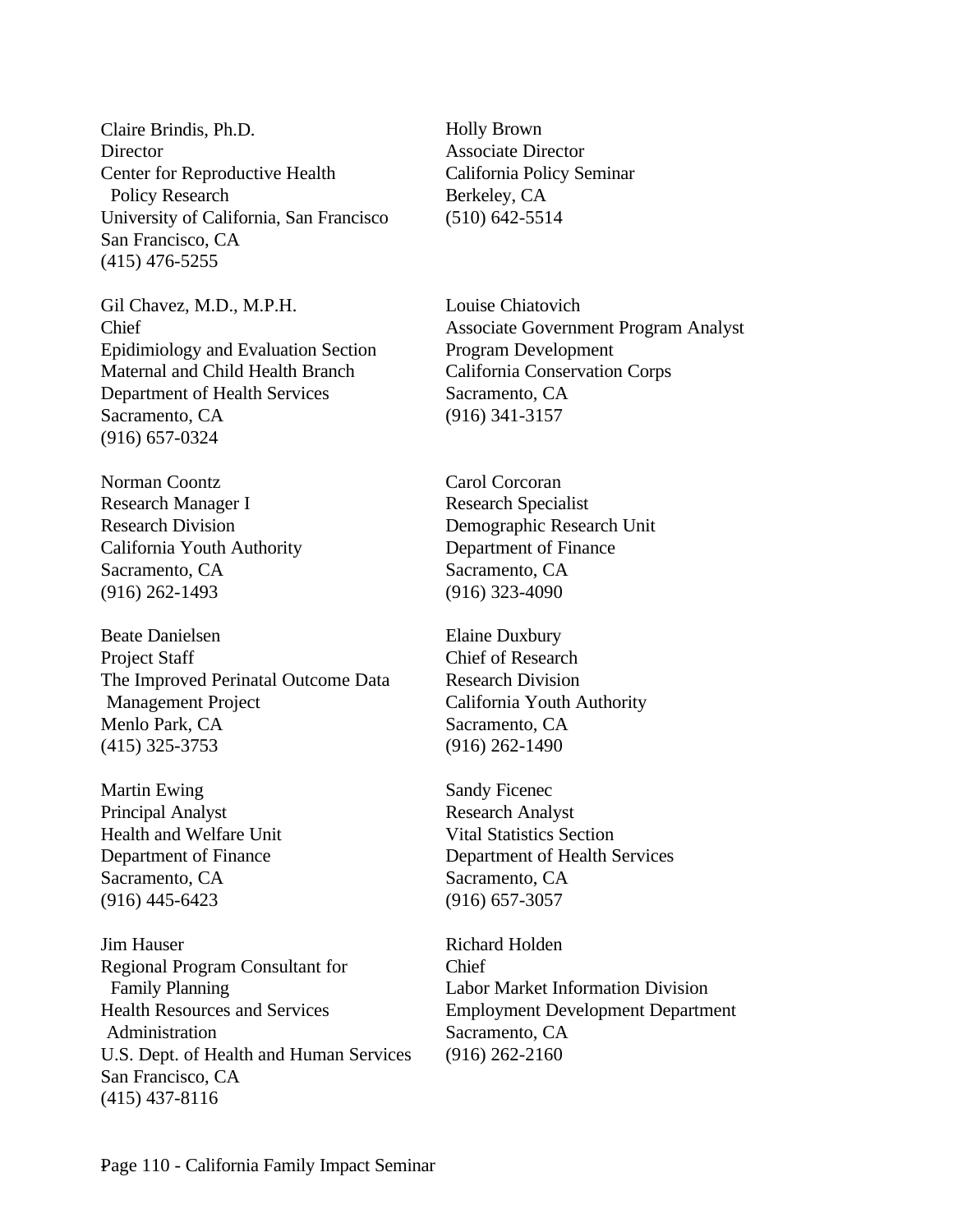Claire Brindis, Ph.D.
Director
Center for Reproductive Health Policy Research
University of California, San Francisco
San Francisco, CA
(415) 476-5255

Holly Brown
Associate Director
California Policy Seminar
Berkeley, CA
(510) 642-5514

Gil Chavez, M.D., M.P.H.
Chief
Epidimiology and Evaluation Section
Maternal and Child Health Branch
Department of Health Services
Sacramento, CA
(916) 657-0324

Louise Chiatovich
Associate Government Program Analyst
Program Development
California Conservation Corps
Sacramento, CA
(916) 341-3157

Norman Coontz
Research Manager I
Research Division
California Youth Authority
Sacramento, CA
(916) 262-1493

Carol Corcoran
Research Specialist
Demographic Research Unit
Department of Finance
Sacramento, CA
(916) 323-4090

Beate Danielsen
Project Staff
The Improved Perinatal Outcome Data Management Project
Menlo Park, CA
(415) 325-3753

Elaine Duxbury
Chief of Research
Research Division
California Youth Authority
Sacramento, CA
(916) 262-1490

Martin Ewing
Principal Analyst
Health and Welfare Unit
Department of Finance
Sacramento, CA
(916) 445-6423

Sandy Ficenec
Research Analyst
Vital Statistics Section
Department of Health Services
Sacramento, CA
(916) 657-3057

Jim Hauser
Regional Program Consultant for Family Planning
Health Resources and Services Administration
U.S. Dept. of Health and Human Services
San Francisco, CA
(415) 437-8116

Richard Holden
Chief
Labor Market Information Division
Employment Development Department
Sacramento, CA
(916) 262-2160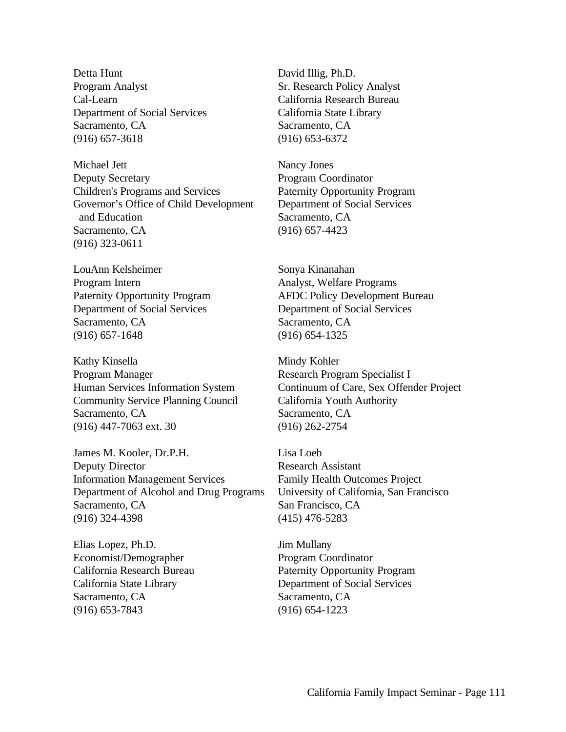Detta Hunt
Program Analyst
Cal-Learn
Department of Social Services
Sacramento, CA
(916) 657-3618

David Illig, Ph.D.
Sr. Research Policy Analyst
California Research Bureau
California State Library
Sacramento, CA
(916) 653-6372

Michael Jett
Deputy Secretary
Children's Programs and Services
Governor's Office of Child Development and Education
Sacramento, CA
(916) 323-0611

Nancy Jones
Program Coordinator
Paternity Opportunity Program
Department of Social Services
Sacramento, CA
(916) 657-4423

LouAnn Kelsheimer
Program Intern
Paternity Opportunity Program
Department of Social Services
Sacramento, CA
(916) 657-1648

Sonya Kinanahan
Analyst, Welfare Programs
AFDC Policy Development Bureau
Department of Social Services
Sacramento, CA
(916) 654-1325

Kathy Kinsella
Program Manager
Human Services Information System
Community Service Planning Council
Sacramento, CA
(916) 447-7063 ext. 30

Mindy Kohler
Research Program Specialist I
Continuum of Care, Sex Offender Project
California Youth Authority
Sacramento, CA
(916) 262-2754

James M. Kooler, Dr.P.H.
Deputy Director
Information Management Services
Department of Alcohol and Drug Programs
Sacramento, CA
(916) 324-4398

Lisa Loeb
Research Assistant
Family Health Outcomes Project
University of California, San Francisco
San Francisco, CA
(415) 476-5283

Elias Lopez, Ph.D.
Economist/Demographer
California Research Bureau
California State Library
Sacramento, CA
(916) 653-7843

Jim Mullany
Program Coordinator
Paternity Opportunity Program
Department of Social Services
Sacramento, CA
(916) 654-1223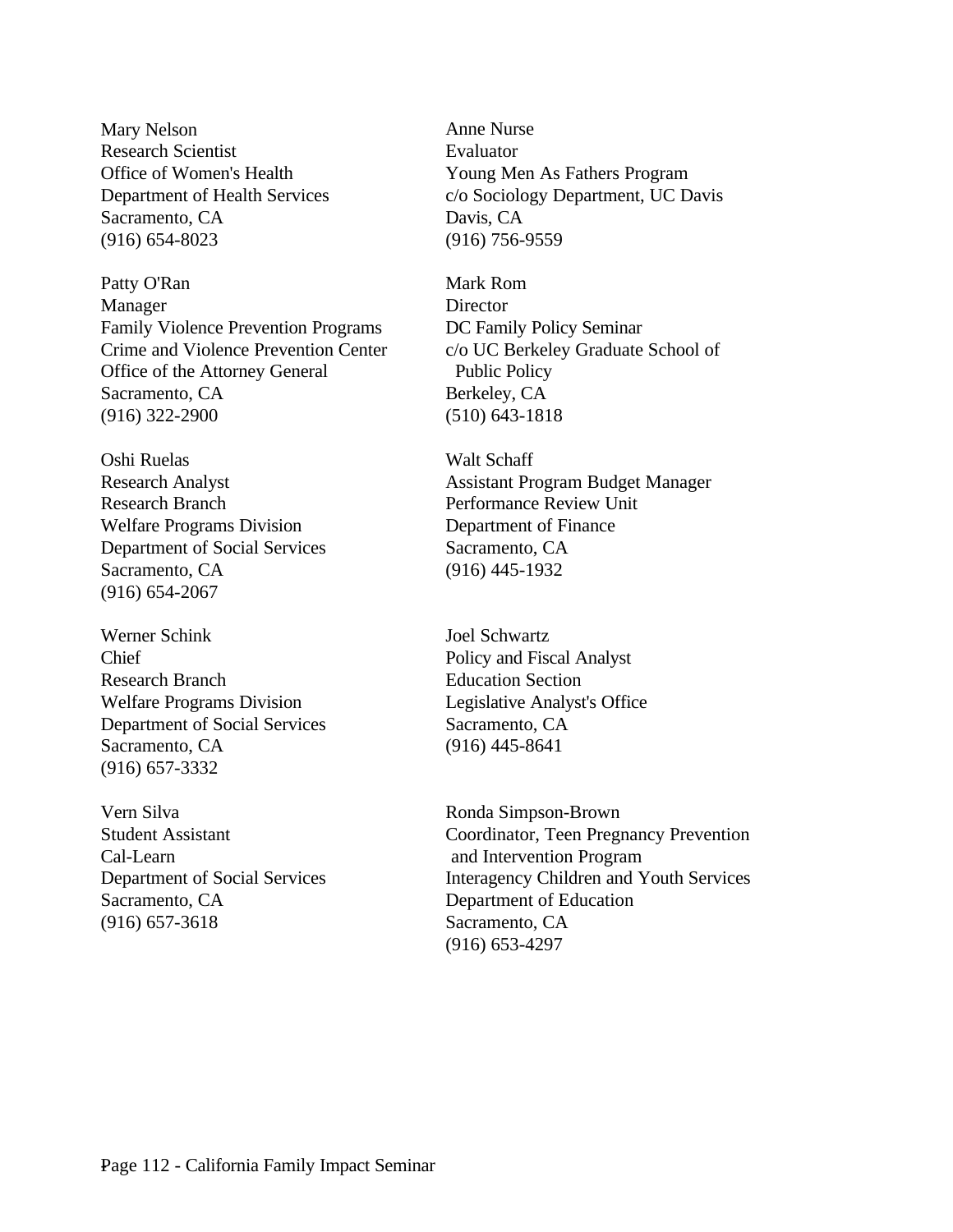Mary Nelson
Research Scientist
Office of Women's Health
Department of Health Services
Sacramento, CA
(916) 654-8023

Anne Nurse
Evaluator
Young Men As Fathers Program
c/o Sociology Department, UC Davis
Davis, CA
(916) 756-9559

Patty O'Ran
Manager
Family Violence Prevention Programs
Crime and Violence Prevention Center
Office of the Attorney General
Sacramento, CA
(916) 322-2900

Mark Rom
Director
DC Family Policy Seminar
c/o UC Berkeley Graduate School of Public Policy
Berkeley, CA
(510) 643-1818

Oshi Ruelas
Research Analyst
Research Branch
Welfare Programs Division
Department of Social Services
Sacramento, CA
(916) 654-2067

Walt Schaff
Assistant Program Budget Manager
Performance Review Unit
Department of Finance
Sacramento, CA
(916) 445-1932

Werner Schink
Chief
Research Branch
Welfare Programs Division
Department of Social Services
Sacramento, CA
(916) 657-3332

Joel Schwartz
Policy and Fiscal Analyst
Education Section
Legislative Analyst's Office
Sacramento, CA
(916) 445-8641

Vern Silva
Student Assistant
Cal-Learn
Department of Social Services
Sacramento, CA
(916) 657-3618

Ronda Simpson-Brown
Coordinator, Teen Pregnancy Prevention and Intervention Program
Interagency Children and Youth Services
Department of Education
Sacramento, CA
(916) 653-4297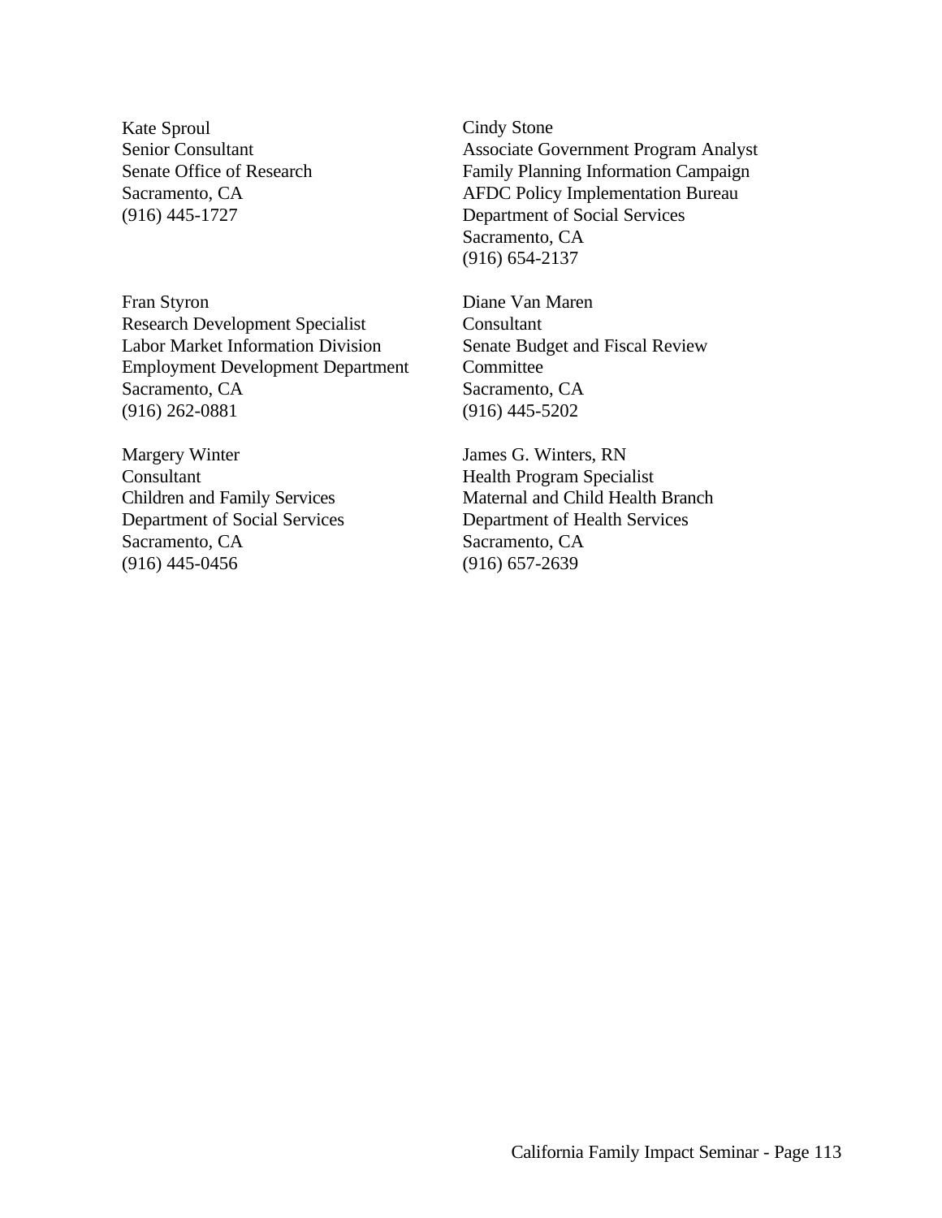Kate Sproul
Senior Consultant
Senate Office of Research
Sacramento, CA
(916) 445-1727

Cindy Stone
Associate Government Program Analyst
Family Planning Information Campaign
AFDC Policy Implementation Bureau
Department of Social Services
Sacramento, CA
(916) 654-2137

Fran Styron
Research Development Specialist
Labor Market Information Division
Employment Development Department
Sacramento, CA
(916) 262-0881

Diane Van Maren
Consultant
Senate Budget and Fiscal Review Committee
Sacramento, CA
(916) 445-5202

Margery Winter
Consultant
Children and Family Services
Department of Social Services
Sacramento, CA
(916) 445-0456

James G. Winters, RN
Health Program Specialist
Maternal and Child Health Branch
Department of Health Services
Sacramento, CA
(916) 657-2639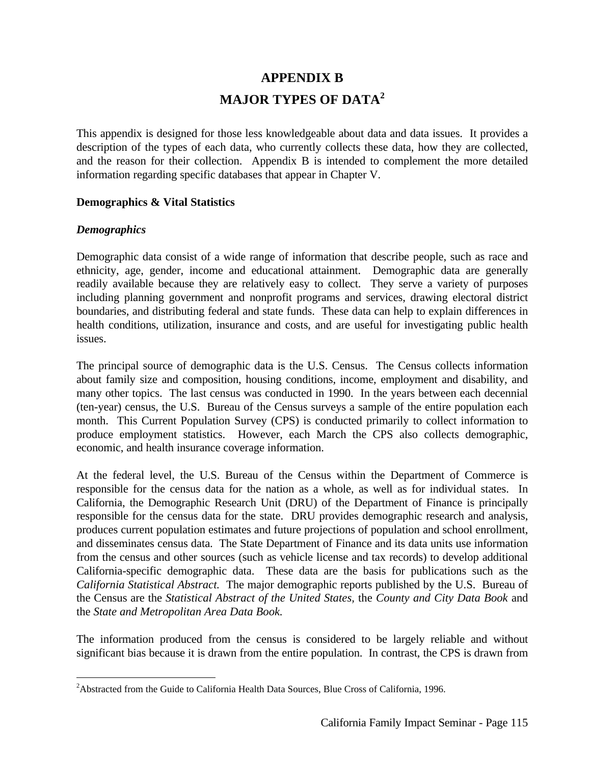# APPENDIX B

# MAJOR TYPES OF DATA[2]

This appendix is designed for those less knowledgeable about data and data issues. It provides a description of the types of each data, who currently collects these data, how they are collected, and the reason for their collection. Appendix B is intended to complement the more detailed information regarding specific databases that appear in Chapter V.

**Demographics & Vital Statistics**

***Demographics***

Demographic data consist of a wide range of information that describe people, such as race and ethnicity, age, gender, income and educational attainment. Demographic data are generally readily available because they are relatively easy to collect. They serve a variety of purposes including planning government and nonprofit programs and services, drawing electoral district boundaries, and distributing federal and state funds. These data can help to explain differences in health conditions, utilization, insurance and costs, and are useful for investigating public health issues.

The principal source of demographic data is the U.S. Census. The Census collects information about family size and composition, housing conditions, income, employment and disability, and many other topics. The last census was conducted in 1990. In the years between each decennial (ten-year) census, the U.S. Bureau of the Census surveys a sample of the entire population each month. This Current Population Survey (CPS) is conducted primarily to collect information to produce employment statistics. However, each March the CPS also collects demographic, economic, and health insurance coverage information.

At the federal level, the U.S. Bureau of the Census within the Department of Commerce is responsible for the census data for the nation as a whole, as well as for individual states. In California, the Demographic Research Unit (DRU) of the Department of Finance is principally responsible for the census data for the state. DRU provides demographic research and analysis, produces current population estimates and future projections of population and school enrollment, and disseminates census data. The State Department of Finance and its data units use information from the census and other sources (such as vehicle license and tax records) to develop additional California-specific demographic data. These data are the basis for publications such as the *California Statistical Abstract.* The major demographic reports published by the U.S. Bureau of the Census are the *Statistical Abstract of the United States,* the *County and City Data Book* and the *State and Metropolitan Area Data Book.*

The information produced from the census is considered to be largely reliable and without significant bias because it is drawn from the entire population. In contrast, the CPS is drawn from

[2] Abstracted from the Guide to California Health Data Sources, Blue Cross of California, 1996.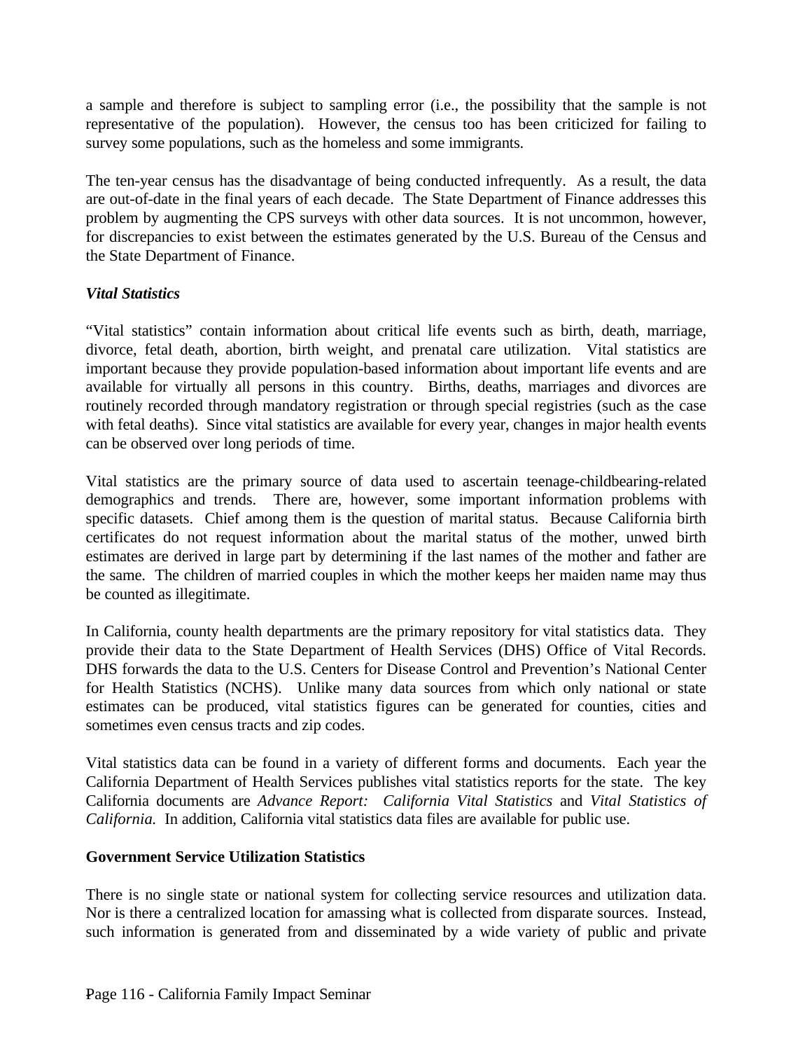a sample and therefore is subject to sampling error (i.e., the possibility that the sample is not representative of the population). However, the census too has been criticized for failing to survey some populations, such as the homeless and some immigrants.

The ten-year census has the disadvantage of being conducted infrequently. As a result, the data are out-of-date in the final years of each decade. The State Department of Finance addresses this problem by augmenting the CPS surveys with other data sources. It is not uncommon, however, for discrepancies to exist between the estimates generated by the U.S. Bureau of the Census and the State Department of Finance.

### *Vital Statistics*

"Vital statistics" contain information about critical life events such as birth, death, marriage, divorce, fetal death, abortion, birth weight, and prenatal care utilization. Vital statistics are important because they provide population-based information about important life events and are available for virtually all persons in this country. Births, deaths, marriages and divorces are routinely recorded through mandatory registration or through special registries (such as the case with fetal deaths). Since vital statistics are available for every year, changes in major health events can be observed over long periods of time.

Vital statistics are the primary source of data used to ascertain teenage-childbearing-related demographics and trends. There are, however, some important information problems with specific datasets. Chief among them is the question of marital status. Because California birth certificates do not request information about the marital status of the mother, unwed birth estimates are derived in large part by determining if the last names of the mother and father are the same. The children of married couples in which the mother keeps her maiden name may thus be counted as illegitimate.

In California, county health departments are the primary repository for vital statistics data. They provide their data to the State Department of Health Services (DHS) Office of Vital Records. DHS forwards the data to the U.S. Centers for Disease Control and Prevention's National Center for Health Statistics (NCHS). Unlike many data sources from which only national or state estimates can be produced, vital statistics figures can be generated for counties, cities and sometimes even census tracts and zip codes.

Vital statistics data can be found in a variety of different forms and documents. Each year the California Department of Health Services publishes vital statistics reports for the state. The key California documents are *Advance Report: California Vital Statistics* and *Vital Statistics of California.* In addition, California vital statistics data files are available for public use.

### **Government Service Utilization Statistics**

There is no single state or national system for collecting service resources and utilization data. Nor is there a centralized location for amassing what is collected from disparate sources. Instead, such information is generated from and disseminated by a wide variety of public and private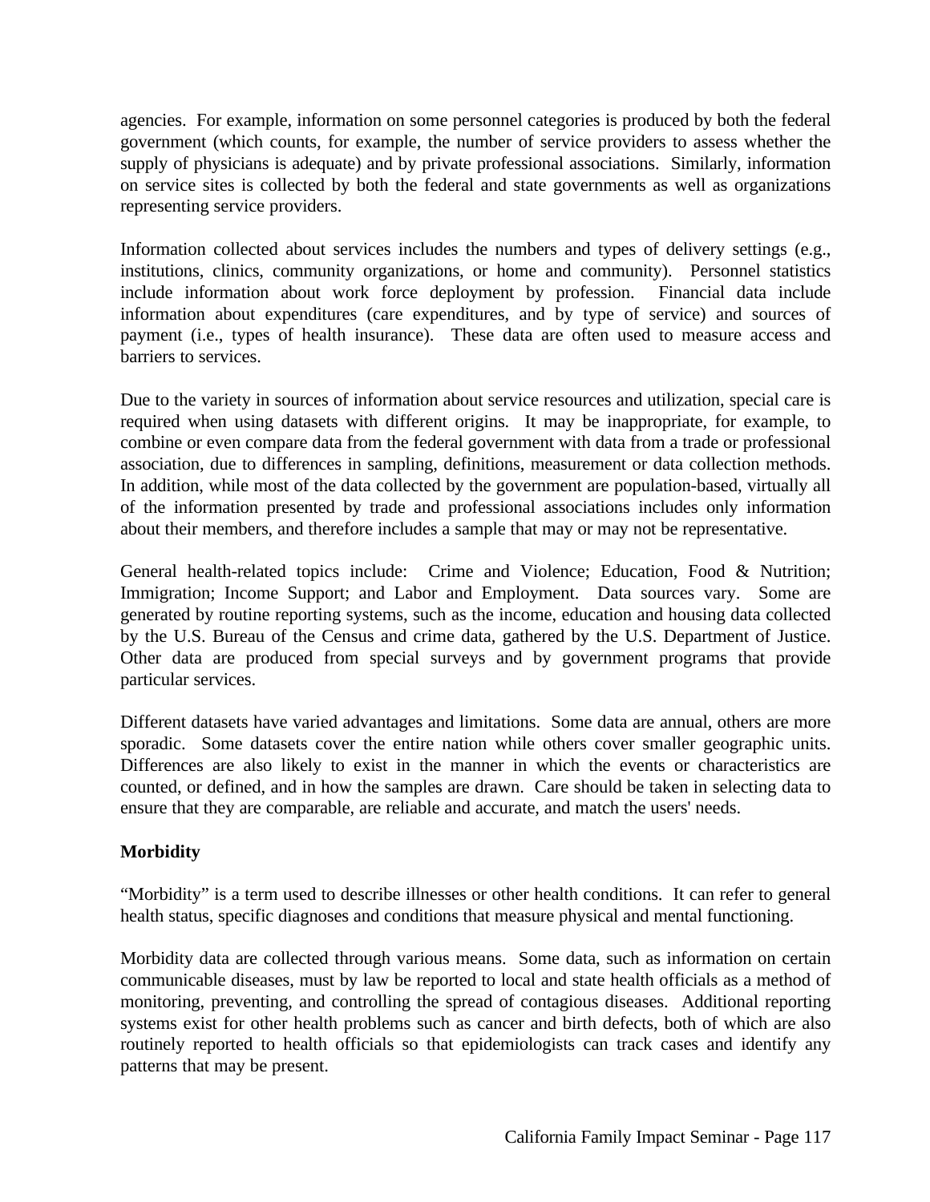agencies.  For example, information on some personnel categories is produced by both the federal government (which counts, for example, the number of service providers to assess whether the supply of physicians is adequate) and by private professional associations.  Similarly, information on service sites is collected by both the federal and state governments as well as organizations representing service providers.

Information collected about services includes the numbers and types of delivery settings (e.g., institutions, clinics, community organizations, or home and community).  Personnel statistics include information about work force deployment by profession.  Financial data include information about expenditures (care expenditures, and by type of service) and sources of payment (i.e., types of health insurance).  These data are often used to measure access and barriers to services.

Due to the variety in sources of information about service resources and utilization, special care is required when using datasets with different origins.  It may be inappropriate, for example, to combine or even compare data from the federal government with data from a trade or professional association, due to differences in sampling, definitions, measurement or data collection methods.  In addition, while most of the data collected by the government are population-based, virtually all of the information presented by trade and professional associations includes only information about their members, and therefore includes a sample that may or may not be representative.

General health-related topics include:  Crime and Violence; Education, Food & Nutrition; Immigration; Income Support; and Labor and Employment.  Data sources vary.  Some are generated by routine reporting systems, such as the income, education and housing data collected by the U.S. Bureau of the Census and crime data, gathered by the U.S. Department of Justice. Other data are produced from special surveys and by government programs that provide particular services.

Different datasets have varied advantages and limitations.  Some data are annual, others are more sporadic.  Some datasets cover the entire nation while others cover smaller geographic units. Differences are also likely to exist in the manner in which the events or characteristics are counted, or defined, and in how the samples are drawn.  Care should be taken in selecting data to ensure that they are comparable, are reliable and accurate, and match the users' needs.

**Morbidity**

“Morbidity” is a term used to describe illnesses or other health conditions.  It can refer to general health status, specific diagnoses and conditions that measure physical and mental functioning.

Morbidity data are collected through various means.  Some data, such as information on certain communicable diseases, must by law be reported to local and state health officials as a method of monitoring, preventing, and controlling the spread of contagious diseases.  Additional reporting systems exist for other health problems such as cancer and birth defects, both of which are also routinely reported to health officials so that epidemiologists can track cases and identify any patterns that may be present.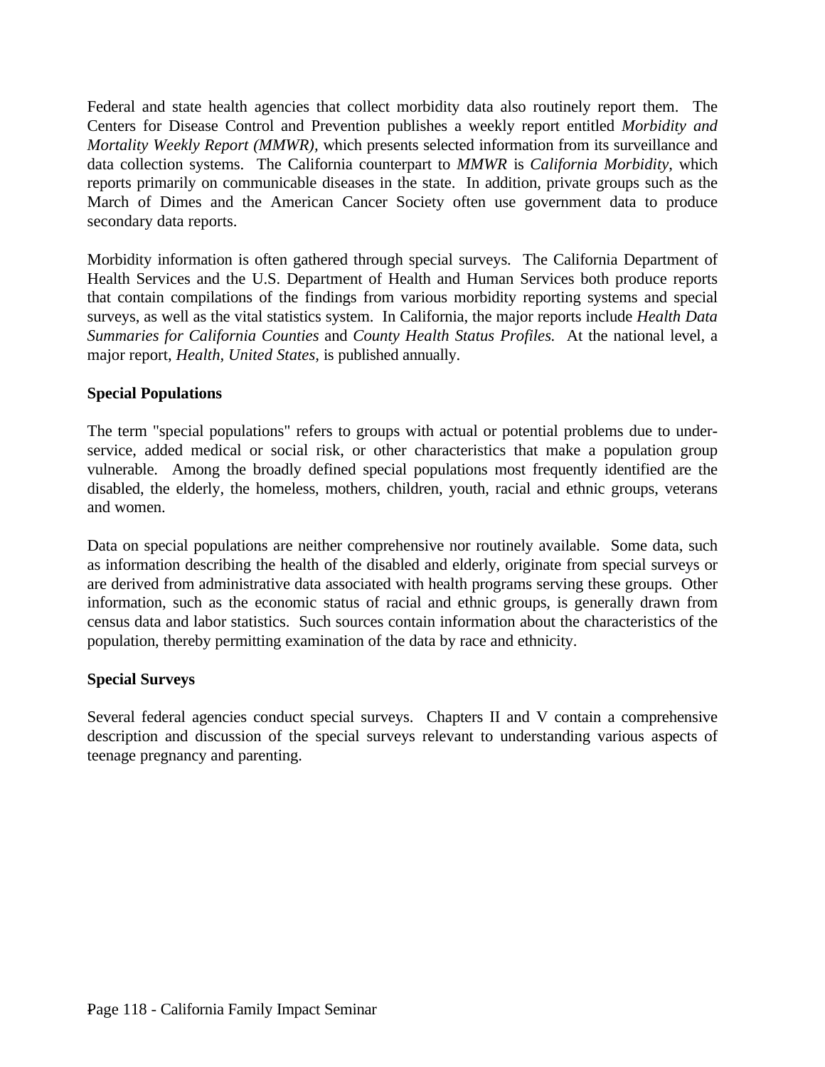Federal and state health agencies that collect morbidity data also routinely report them. The Centers for Disease Control and Prevention publishes a weekly report entitled *Morbidity and Mortality Weekly Report (MMWR)*, which presents selected information from its surveillance and data collection systems. The California counterpart to *MMWR* is *California Morbidity*, which reports primarily on communicable diseases in the state. In addition, private groups such as the March of Dimes and the American Cancer Society often use government data to produce secondary data reports.

Morbidity information is often gathered through special surveys. The California Department of Health Services and the U.S. Department of Health and Human Services both produce reports that contain compilations of the findings from various morbidity reporting systems and special surveys, as well as the vital statistics system. In California, the major reports include *Health Data Summaries for California Counties* and *County Health Status Profiles.* At the national level, a major report, *Health, United States*, is published annually.

**Special Populations**

The term "special populations" refers to groups with actual or potential problems due to under-service, added medical or social risk, or other characteristics that make a population group vulnerable. Among the broadly defined special populations most frequently identified are the disabled, the elderly, the homeless, mothers, children, youth, racial and ethnic groups, veterans and women.

Data on special populations are neither comprehensive nor routinely available. Some data, such as information describing the health of the disabled and elderly, originate from special surveys or are derived from administrative data associated with health programs serving these groups. Other information, such as the economic status of racial and ethnic groups, is generally drawn from census data and labor statistics. Such sources contain information about the characteristics of the population, thereby permitting examination of the data by race and ethnicity.

**Special Surveys**

Several federal agencies conduct special surveys. Chapters II and V contain a comprehensive description and discussion of the special surveys relevant to understanding various aspects of teenage pregnancy and parenting.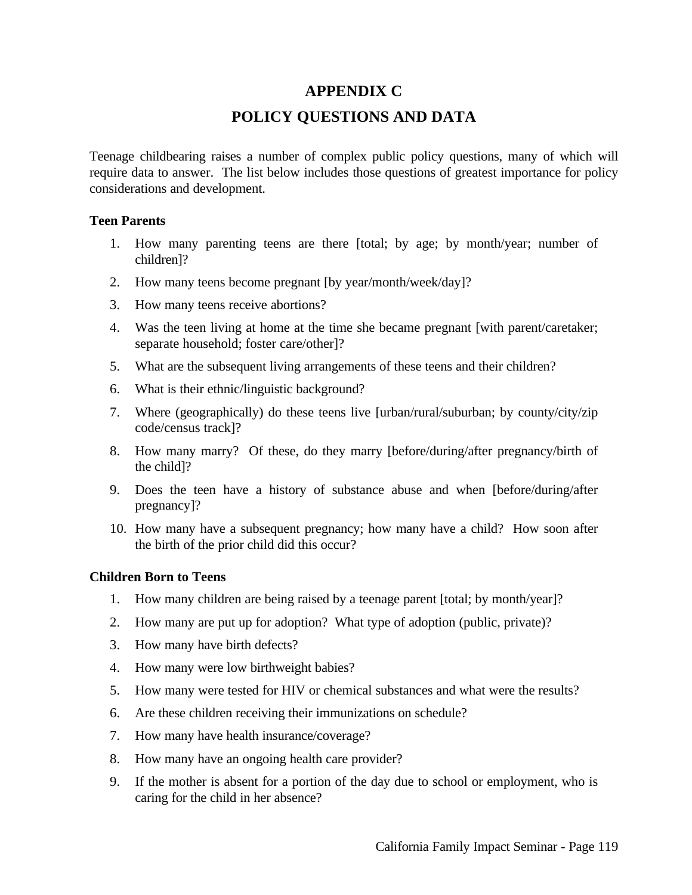# APPENDIX C

# POLICY QUESTIONS AND DATA

Teenage childbearing raises a number of complex public policy questions, many of which will require data to answer. The list below includes those questions of greatest importance for policy considerations and development.

**Teen Parents**

1. How many parenting teens are there [total; by age; by month/year; number of children]?
2. How many teens become pregnant [by year/month/week/day]?
3. How many teens receive abortions?
4. Was the teen living at home at the time she became pregnant [with parent/caretaker; separate household; foster care/other]?
5. What are the subsequent living arrangements of these teens and their children?
6. What is their ethnic/linguistic background?
7. Where (geographically) do these teens live [urban/rural/suburban; by county/city/zip code/census track]?
8. How many marry? Of these, do they marry [before/during/after pregnancy/birth of the child]?
9. Does the teen have a history of substance abuse and when [before/during/after pregnancy]?
10. How many have a subsequent pregnancy; how many have a child? How soon after the birth of the prior child did this occur?

**Children Born to Teens**

1. How many children are being raised by a teenage parent [total; by month/year]?
2. How many are put up for adoption? What type of adoption (public, private)?
3. How many have birth defects?
4. How many were low birthweight babies?
5. How many were tested for HIV or chemical substances and what were the results?
6. Are these children receiving their immunizations on schedule?
7. How many have health insurance/coverage?
8. How many have an ongoing health care provider?
9. If the mother is absent for a portion of the day due to school or employment, who is caring for the child in her absence?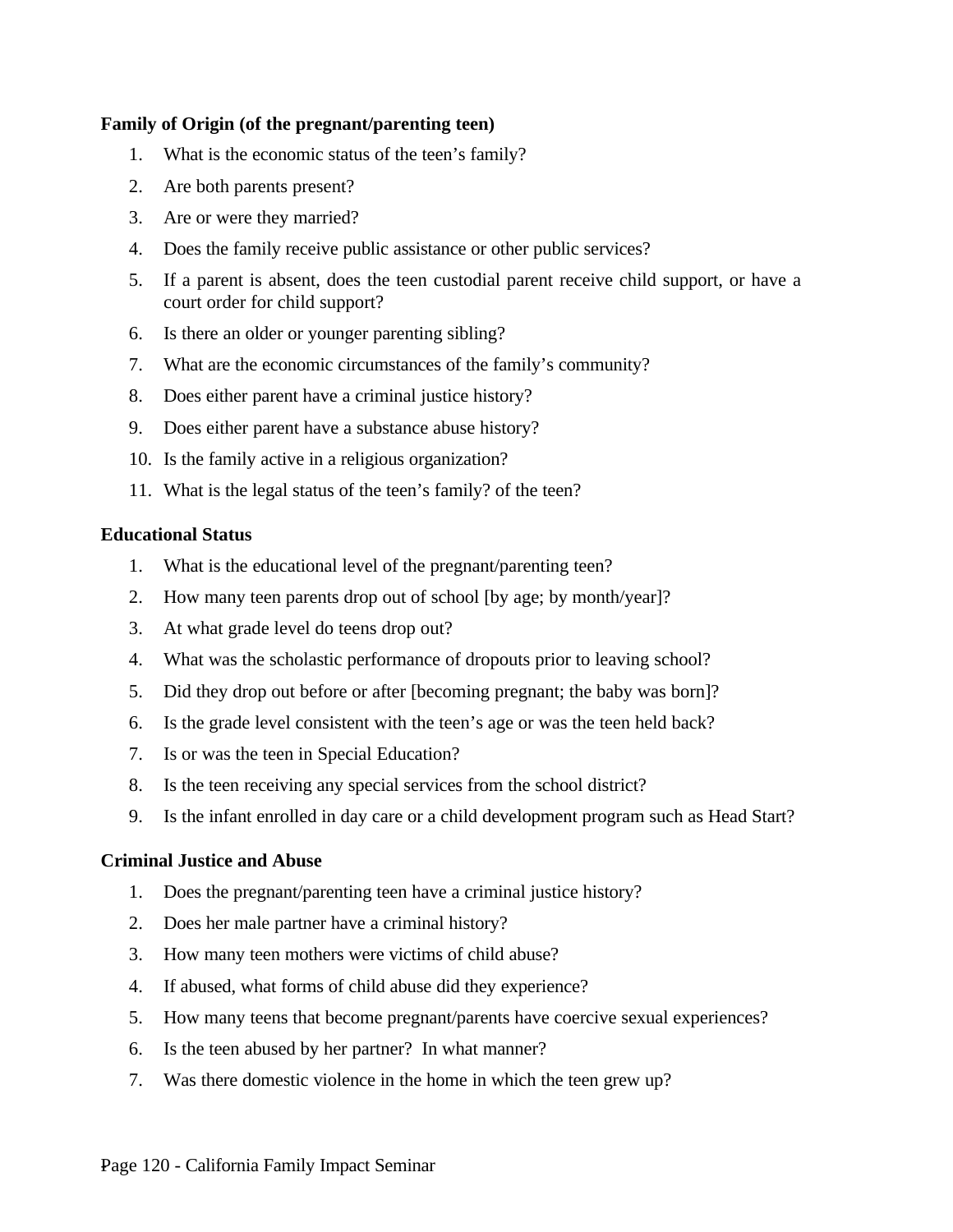**Family of Origin (of the pregnant/parenting teen)**

1. What is the economic status of the teen's family?
2. Are both parents present?
3. Are or were they married?
4. Does the family receive public assistance or other public services?
5. If a parent is absent, does the teen custodial parent receive child support, or have a court order for child support?
6. Is there an older or younger parenting sibling?
7. What are the economic circumstances of the family's community?
8. Does either parent have a criminal justice history?
9. Does either parent have a substance abuse history?
10. Is the family active in a religious organization?
11. What is the legal status of the teen's family? of the teen?

**Educational Status**

1. What is the educational level of the pregnant/parenting teen?
2. How many teen parents drop out of school [by age; by month/year]?
3. At what grade level do teens drop out?
4. What was the scholastic performance of dropouts prior to leaving school?
5. Did they drop out before or after [becoming pregnant; the baby was born]?
6. Is the grade level consistent with the teen's age or was the teen held back?
7. Is or was the teen in Special Education?
8. Is the teen receiving any special services from the school district?
9. Is the infant enrolled in day care or a child development program such as Head Start?

**Criminal Justice and Abuse**

1. Does the pregnant/parenting teen have a criminal justice history?
2. Does her male partner have a criminal history?
3. How many teen mothers were victims of child abuse?
4. If abused, what forms of child abuse did they experience?
5. How many teens that become pregnant/parents have coercive sexual experiences?
6. Is the teen abused by her partner? In what manner?
7. Was there domestic violence in the home in which the teen grew up?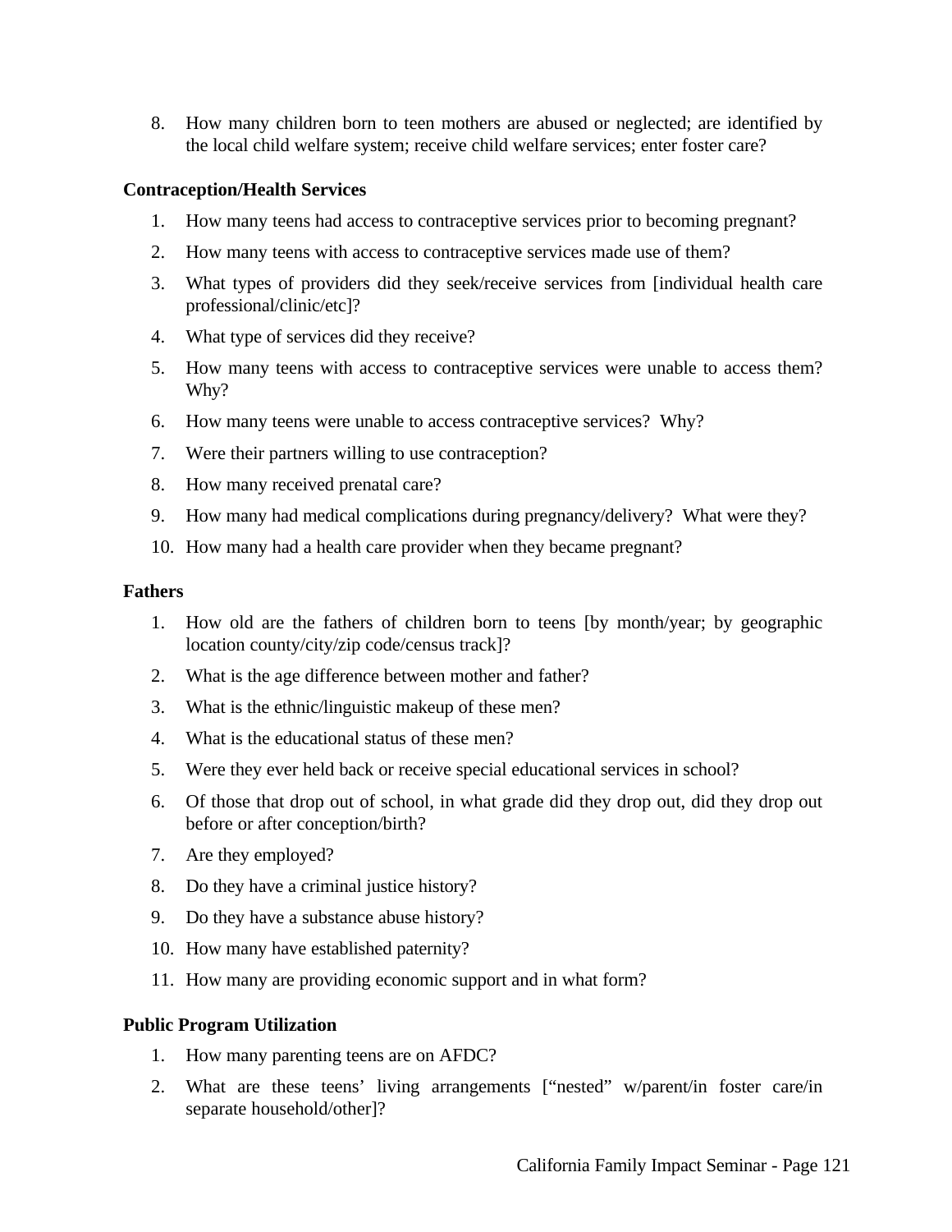8. How many children born to teen mothers are abused or neglected; are identified by the local child welfare system; receive child welfare services; enter foster care?

**Contraception/Health Services**

1. How many teens had access to contraceptive services prior to becoming pregnant?
2. How many teens with access to contraceptive services made use of them?
3. What types of providers did they seek/receive services from [individual health care professional/clinic/etc]?
4. What type of services did they receive?
5. How many teens with access to contraceptive services were unable to access them? Why?
6. How many teens were unable to access contraceptive services? Why?
7. Were their partners willing to use contraception?
8. How many received prenatal care?
9. How many had medical complications during pregnancy/delivery? What were they?
10. How many had a health care provider when they became pregnant?

**Fathers**

1. How old are the fathers of children born to teens [by month/year; by geographic location county/city/zip code/census track]?
2. What is the age difference between mother and father?
3. What is the ethnic/linguistic makeup of these men?
4. What is the educational status of these men?
5. Were they ever held back or receive special educational services in school?
6. Of those that drop out of school, in what grade did they drop out, did they drop out before or after conception/birth?
7. Are they employed?
8. Do they have a criminal justice history?
9. Do they have a substance abuse history?
10. How many have established paternity?
11. How many are providing economic support and in what form?

**Public Program Utilization**

1. How many parenting teens are on AFDC?
2. What are these teens' living arrangements ["nested" w/parent/in foster care/in separate household/other]?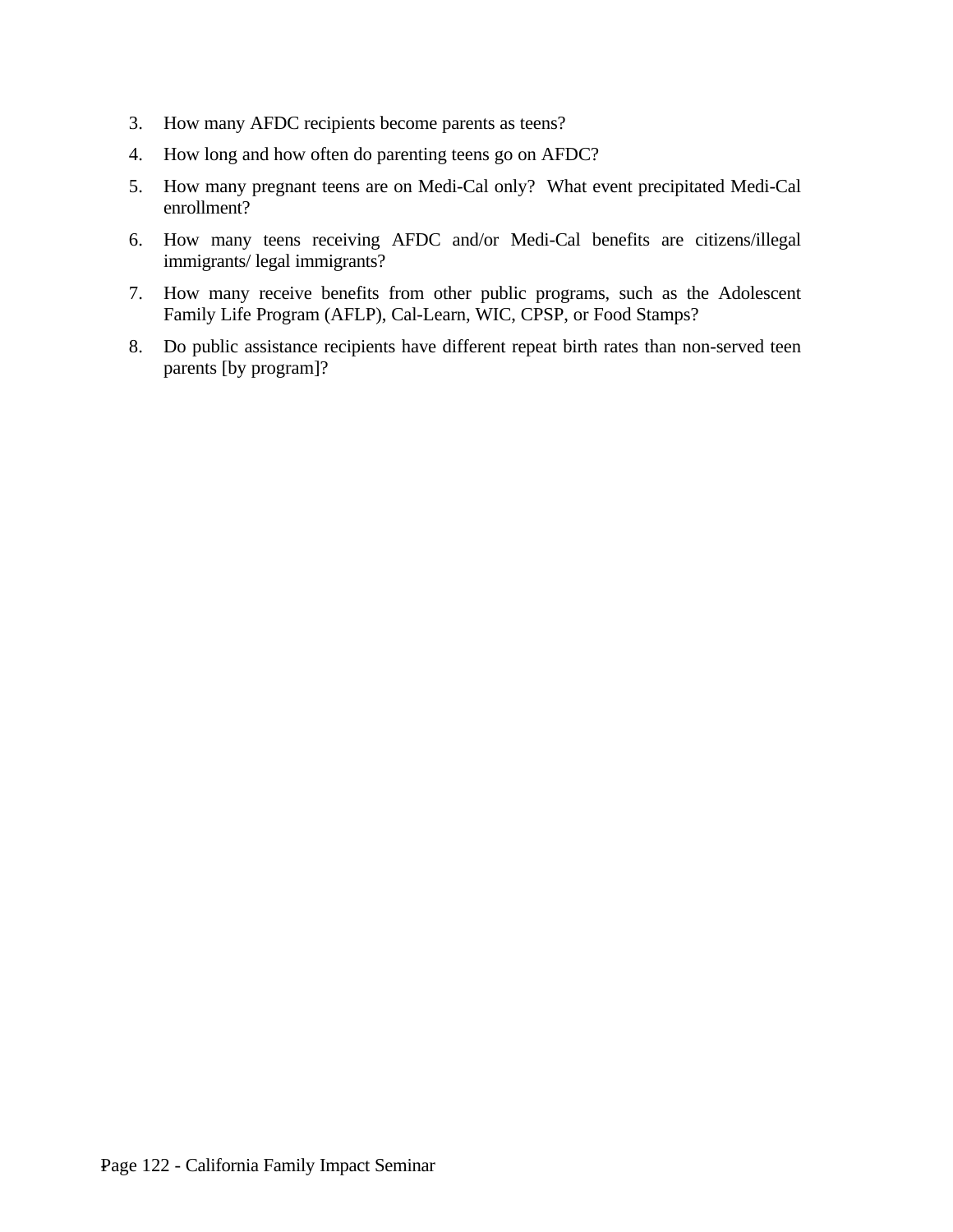3. How many AFDC recipients become parents as teens?
4. How long and how often do parenting teens go on AFDC?
5. How many pregnant teens are on Medi-Cal only? What event precipitated Medi-Cal enrollment?
6. How many teens receiving AFDC and/or Medi-Cal benefits are citizens/illegal immigrants/ legal immigrants?
7. How many receive benefits from other public programs, such as the Adolescent Family Life Program (AFLP), Cal-Learn, WIC, CPSP, or Food Stamps?
8. Do public assistance recipients have different repeat birth rates than non-served teen parents [by program]?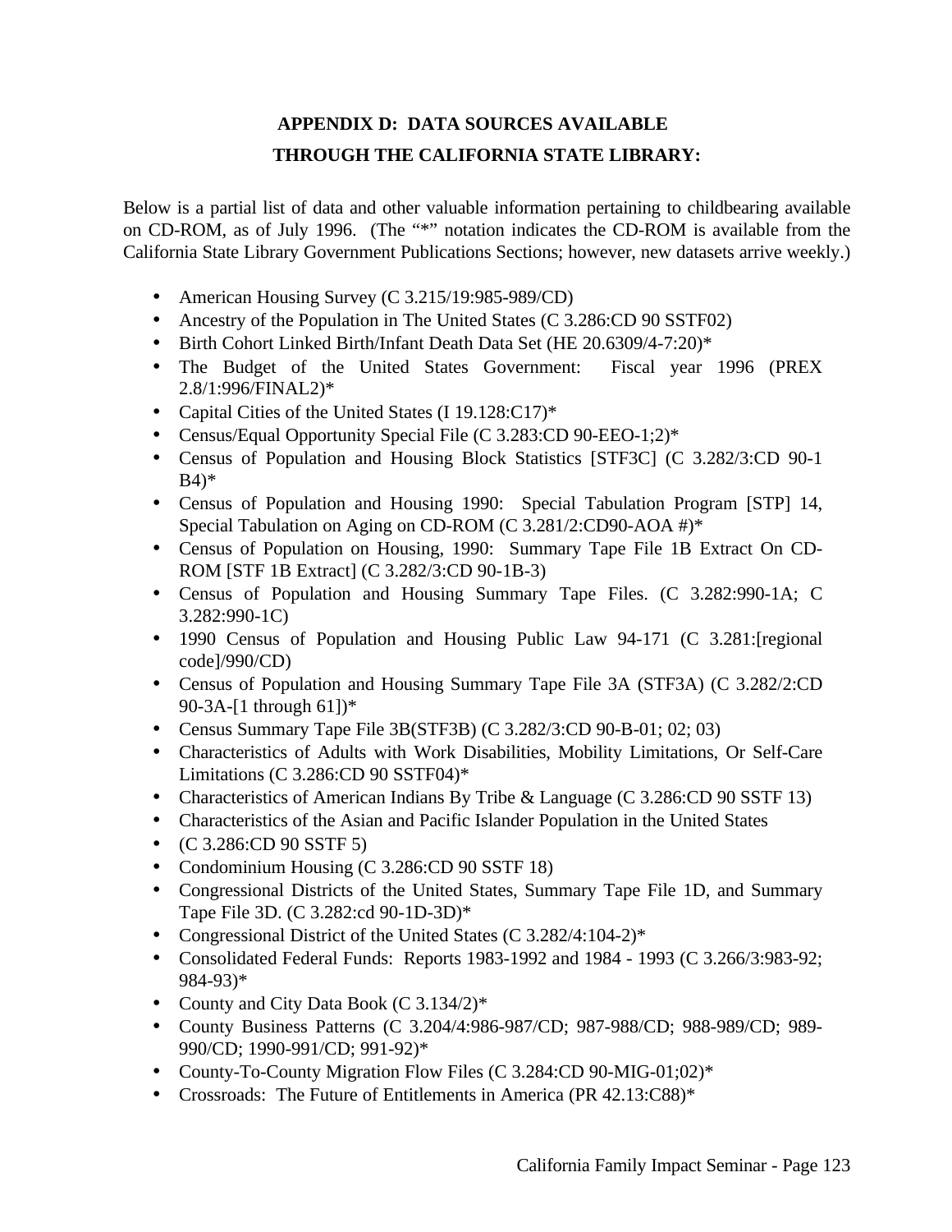## APPENDIX D: DATA SOURCES AVAILABLE THROUGH THE CALIFORNIA STATE LIBRARY:

Below is a partial list of data and other valuable information pertaining to childbearing available on CD-ROM, as of July 1996. (The "*" notation indicates the CD-ROM is available from the California State Library Government Publications Sections; however, new datasets arrive weekly.)

- American Housing Survey (C 3.215/19:985-989/CD)
- Ancestry of the Population in The United States (C 3.286:CD 90 SSTF02)
- Birth Cohort Linked Birth/Infant Death Data Set (HE 20.6309/4-7:20)*
- The Budget of the United States Government: Fiscal year 1996 (PREX 2.8/1:996/FINAL2)*
- Capital Cities of the United States (I 19.128:C17)*
- Census/Equal Opportunity Special File (C 3.283:CD 90-EEO-1;2)*
- Census of Population and Housing Block Statistics [STF3C] (C 3.282/3:CD 90-1 B4)*
- Census of Population and Housing 1990: Special Tabulation Program [STP] 14, Special Tabulation on Aging on CD-ROM (C 3.281/2:CD90-AOA #)*
- Census of Population on Housing, 1990: Summary Tape File 1B Extract On CD-ROM [STF 1B Extract] (C 3.282/3:CD 90-1B-3)
- Census of Population and Housing Summary Tape Files. (C 3.282:990-1A; C 3.282:990-1C)
- 1990 Census of Population and Housing Public Law 94-171 (C 3.281:[regional code]/990/CD)
- Census of Population and Housing Summary Tape File 3A (STF3A) (C 3.282/2:CD 90-3A-[1 through 61])*
- Census Summary Tape File 3B(STF3B) (C 3.282/3:CD 90-B-01; 02; 03)
- Characteristics of Adults with Work Disabilities, Mobility Limitations, Or Self-Care Limitations (C 3.286:CD 90 SSTF04)*
- Characteristics of American Indians By Tribe & Language (C 3.286:CD 90 SSTF 13)
- Characteristics of the Asian and Pacific Islander Population in the United States
- (C 3.286:CD 90 SSTF 5)
- Condominium Housing (C 3.286:CD 90 SSTF 18)
- Congressional Districts of the United States, Summary Tape File 1D, and Summary Tape File 3D. (C 3.282:cd 90-1D-3D)*
- Congressional District of the United States (C 3.282/4:104-2)*
- Consolidated Federal Funds: Reports 1983-1992 and 1984 - 1993 (C 3.266/3:983-92; 984-93)*
- County and City Data Book (C 3.134/2)*
- County Business Patterns (C 3.204/4:986-987/CD; 987-988/CD; 988-989/CD; 989-990/CD; 1990-991/CD; 991-92)*
- County-To-County Migration Flow Files (C 3.284:CD 90-MIG-01;02)*
- Crossroads: The Future of Entitlements in America (PR 42.13:C88)*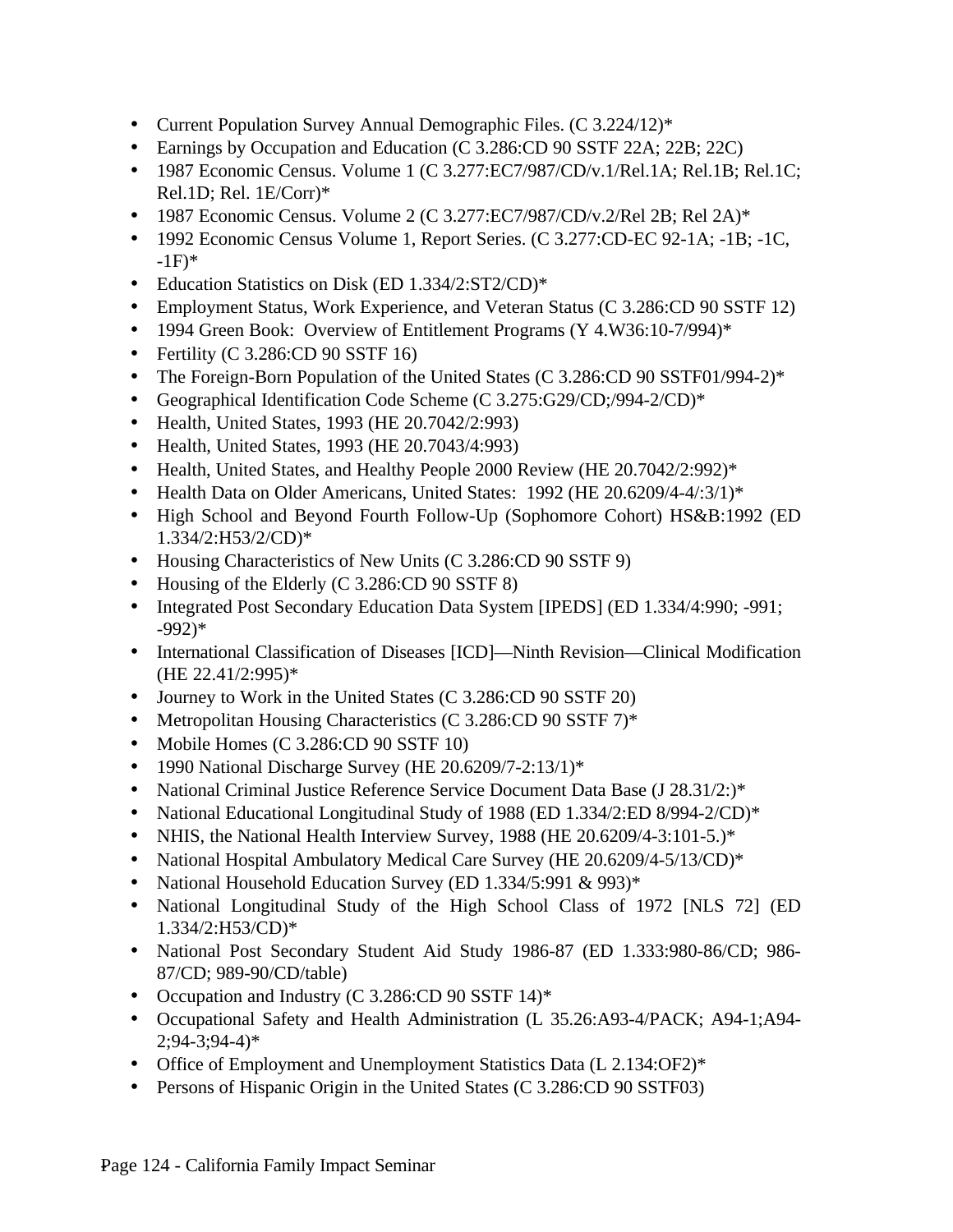- Current Population Survey Annual Demographic Files. (C 3.224/12)*
- Earnings by Occupation and Education (C 3.286:CD 90 SSTF 22A; 22B; 22C)
- 1987 Economic Census. Volume 1 (C 3.277:EC7/987/CD/v.1/Rel.1A; Rel.1B; Rel.1C; Rel.1D; Rel. 1E/Corr)*
- 1987 Economic Census. Volume 2 (C 3.277:EC7/987/CD/v.2/Rel 2B; Rel 2A)*
- 1992 Economic Census Volume 1, Report Series. (C 3.277:CD-EC 92-1A; -1B; -1C, -1F)*
- Education Statistics on Disk (ED 1.334/2:ST2/CD)*
- Employment Status, Work Experience, and Veteran Status (C 3.286:CD 90 SSTF 12)
- 1994 Green Book: Overview of Entitlement Programs (Y 4.W36:10-7/994)*
- Fertility (C 3.286:CD 90 SSTF 16)
- The Foreign-Born Population of the United States (C 3.286:CD 90 SSTF01/994-2)*
- Geographical Identification Code Scheme (C 3.275:G29/CD;/994-2/CD)*
- Health, United States, 1993 (HE 20.7042/2:993)
- Health, United States, 1993 (HE 20.7043/4:993)
- Health, United States, and Healthy People 2000 Review (HE 20.7042/2:992)*
- Health Data on Older Americans, United States: 1992 (HE 20.6209/4-4/:3/1)*
- High School and Beyond Fourth Follow-Up (Sophomore Cohort) HS&B:1992 (ED 1.334/2:H53/2/CD)*
- Housing Characteristics of New Units (C 3.286:CD 90 SSTF 9)
- Housing of the Elderly (C 3.286:CD 90 SSTF 8)
- Integrated Post Secondary Education Data System [IPEDS] (ED 1.334/4:990; -991; -992)*
- International Classification of Diseases [ICD]—Ninth Revision—Clinical Modification (HE 22.41/2:995)*
- Journey to Work in the United States (C 3.286:CD 90 SSTF 20)
- Metropolitan Housing Characteristics (C 3.286:CD 90 SSTF 7)*
- Mobile Homes (C 3.286:CD 90 SSTF 10)
- 1990 National Discharge Survey (HE 20.6209/7-2:13/1)*
- National Criminal Justice Reference Service Document Data Base (J 28.31/2:)*
- National Educational Longitudinal Study of 1988 (ED 1.334/2:ED 8/994-2/CD)*
- NHIS, the National Health Interview Survey, 1988 (HE 20.6209/4-3:101-5.)*
- National Hospital Ambulatory Medical Care Survey (HE 20.6209/4-5/13/CD)*
- National Household Education Survey (ED 1.334/5:991 & 993)*
- National Longitudinal Study of the High School Class of 1972 [NLS 72] (ED 1.334/2:H53/CD)*
- National Post Secondary Student Aid Study 1986-87 (ED 1.333:980-86/CD; 986-87/CD; 989-90/CD/table)
- Occupation and Industry (C 3.286:CD 90 SSTF 14)*
- Occupational Safety and Health Administration (L 35.26:A93-4/PACK; A94-1;A94-2;94-3;94-4)*
- Office of Employment and Unemployment Statistics Data (L 2.134:OF2)*
- Persons of Hispanic Origin in the United States (C 3.286:CD 90 SSTF03)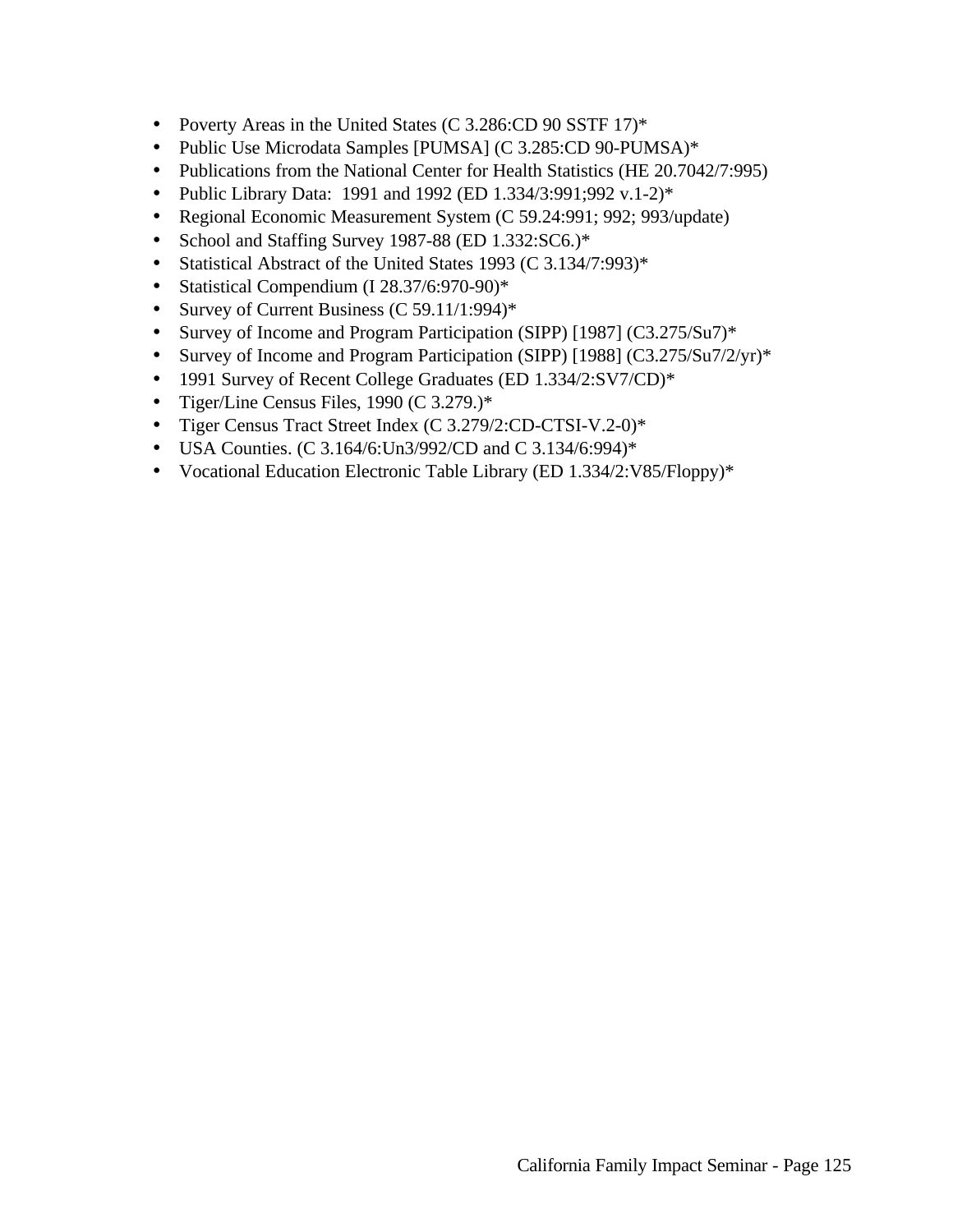- Poverty Areas in the United States (C 3.286:CD 90 SSTF 17)*
- Public Use Microdata Samples [PUMSA] (C 3.285:CD 90-PUMSA)*
- Publications from the National Center for Health Statistics (HE 20.7042/7:995)
- Public Library Data:  1991 and 1992 (ED 1.334/3:991;992 v.1-2)*
- Regional Economic Measurement System (C 59.24:991; 992; 993/update)
- School and Staffing Survey 1987-88 (ED 1.332:SC6.)*
- Statistical Abstract of the United States 1993 (C 3.134/7:993)*
- Statistical Compendium (I 28.37/6:970-90)*
- Survey of Current Business (C 59.11/1:994)*
- Survey of Income and Program Participation (SIPP) [1987] (C3.275/Su7)*
- Survey of Income and Program Participation (SIPP) [1988] (C3.275/Su7/2/yr)*
- 1991 Survey of Recent College Graduates (ED 1.334/2:SV7/CD)*
- Tiger/Line Census Files, 1990 (C 3.279.)*
- Tiger Census Tract Street Index (C 3.279/2:CD-CTSI-V.2-0)*
- USA Counties. (C 3.164/6:Un3/992/CD and C 3.134/6:994)*
- Vocational Education Electronic Table Library (ED 1.334/2:V85/Floppy)*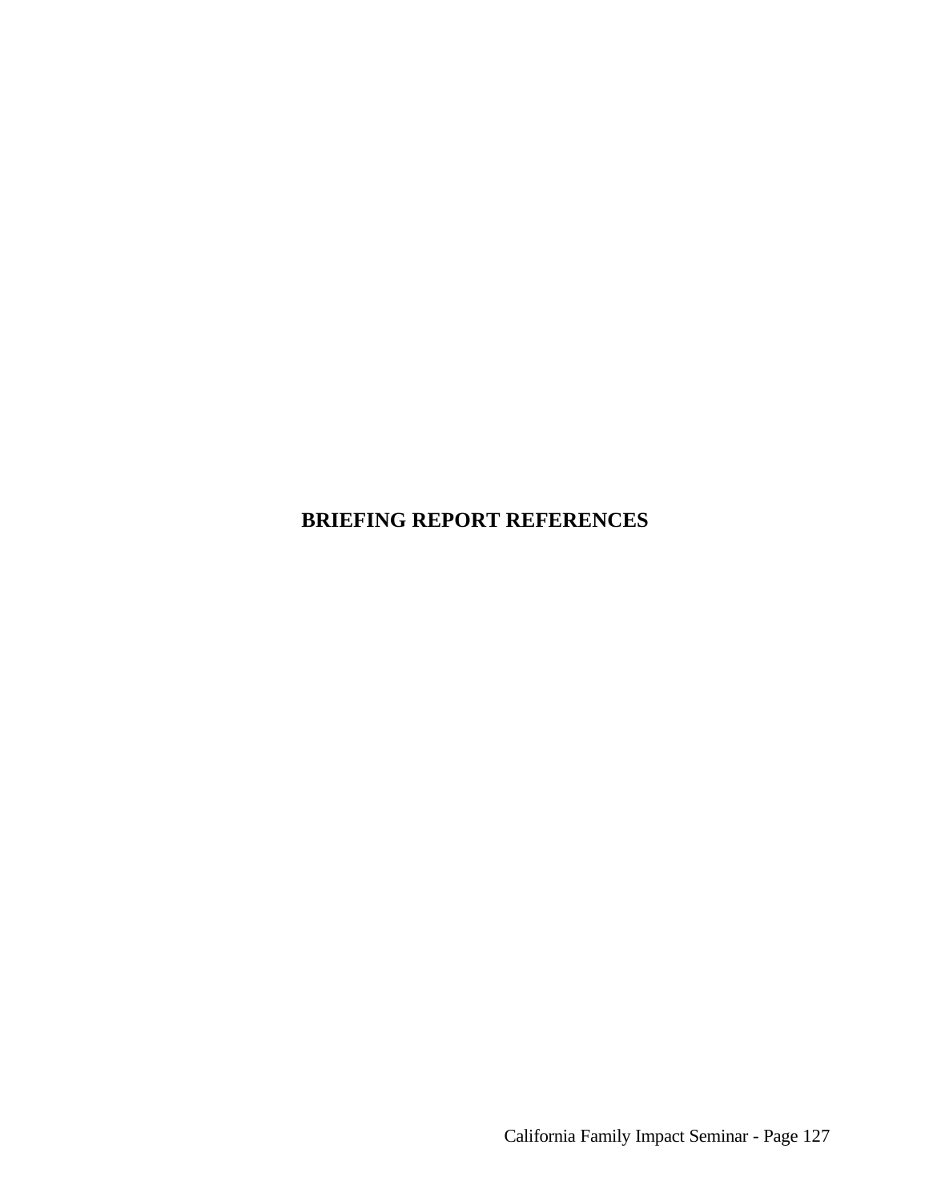# BRIEFING REPORT REFERENCES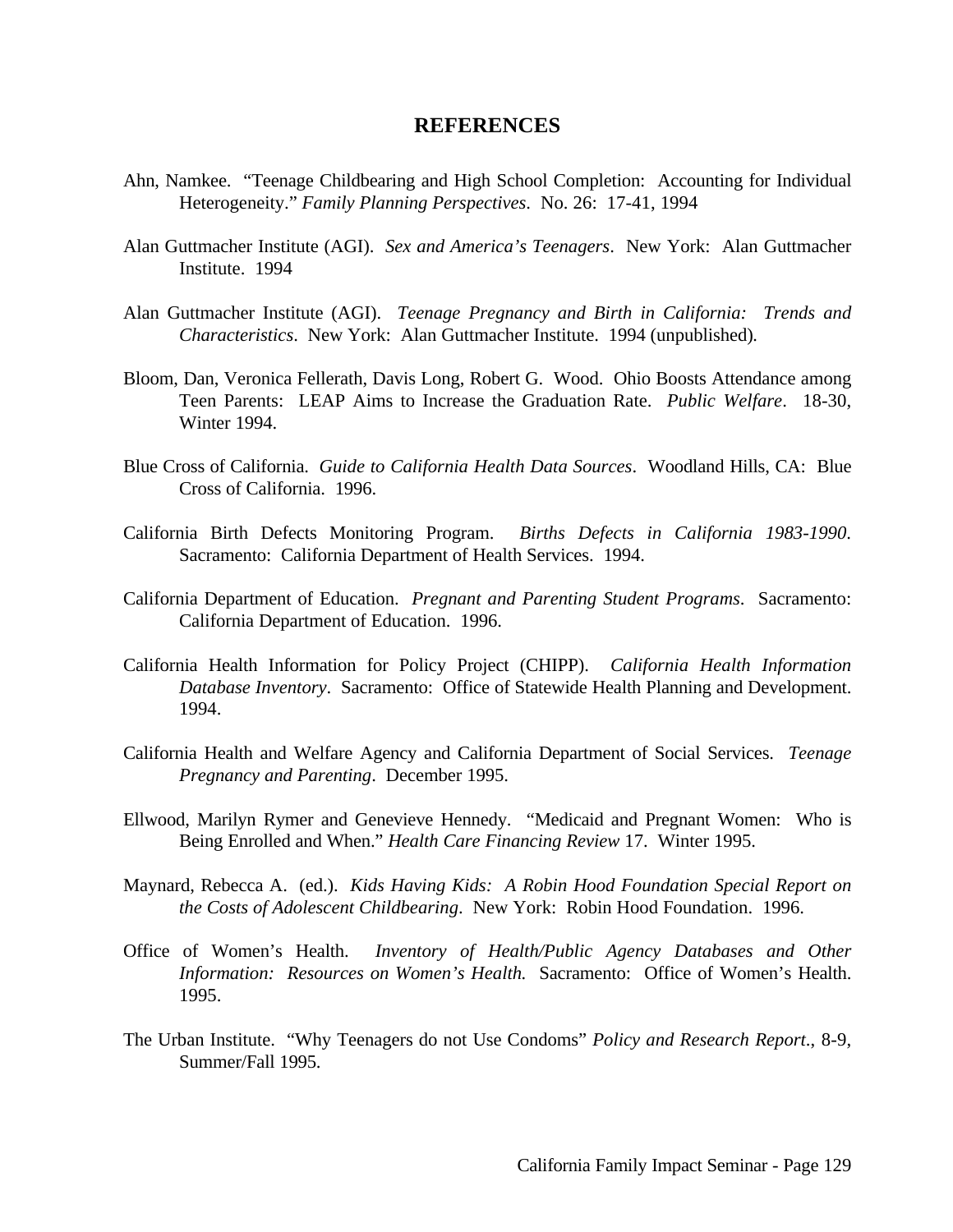## REFERENCES

Ahn, Namkee. "Teenage Childbearing and High School Completion: Accounting for Individual Heterogeneity." *Family Planning Perspectives*. No. 26: 17-41, 1994

Alan Guttmacher Institute (AGI). *Sex and America's Teenagers*. New York: Alan Guttmacher Institute. 1994

Alan Guttmacher Institute (AGI). *Teenage Pregnancy and Birth in California: Trends and Characteristics*. New York: Alan Guttmacher Institute. 1994 (unpublished).

Bloom, Dan, Veronica Fellerath, Davis Long, Robert G. Wood. Ohio Boosts Attendance among Teen Parents: LEAP Aims to Increase the Graduation Rate. *Public Welfare*. 18-30, Winter 1994.

Blue Cross of California. *Guide to California Health Data Sources*. Woodland Hills, CA: Blue Cross of California. 1996.

California Birth Defects Monitoring Program. *Births Defects in California 1983-1990*. Sacramento: California Department of Health Services. 1994.

California Department of Education. *Pregnant and Parenting Student Programs*. Sacramento: California Department of Education. 1996.

California Health Information for Policy Project (CHIPP). *California Health Information Database Inventory*. Sacramento: Office of Statewide Health Planning and Development. 1994.

California Health and Welfare Agency and California Department of Social Services. *Teenage Pregnancy and Parenting*. December 1995.

Ellwood, Marilyn Rymer and Genevieve Hennedy. "Medicaid and Pregnant Women: Who is Being Enrolled and When." *Health Care Financing Review* 17. Winter 1995.

Maynard, Rebecca A. (ed.). *Kids Having Kids: A Robin Hood Foundation Special Report on the Costs of Adolescent Childbearing*. New York: Robin Hood Foundation. 1996.

Office of Women's Health. *Inventory of Health/Public Agency Databases and Other Information: Resources on Women's Health.* Sacramento: Office of Women's Health. 1995.

The Urban Institute. "Why Teenagers do not Use Condoms" *Policy and Research Report*., 8-9, Summer/Fall 1995.